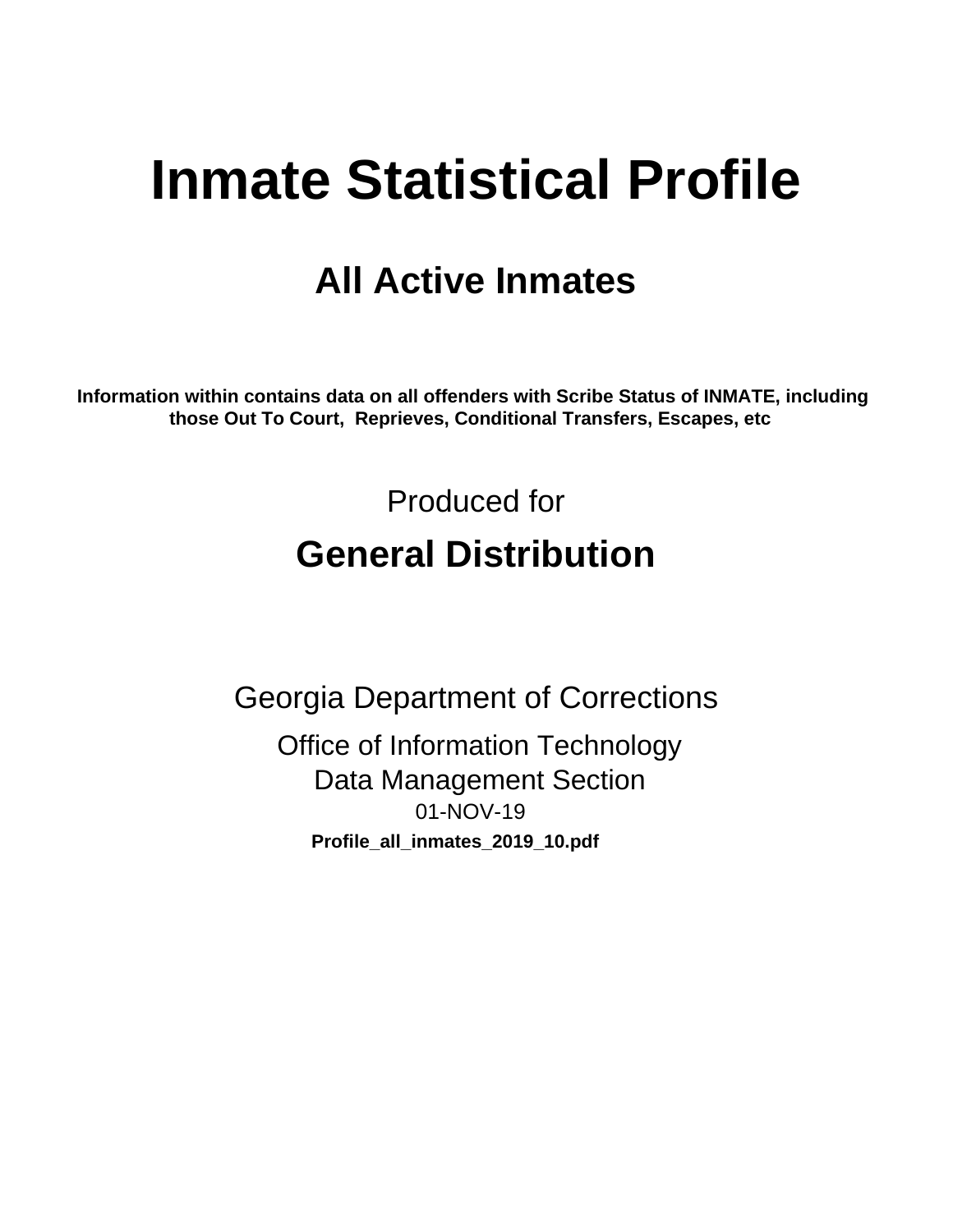# Inmate Statistical Profile

## All Active Inmates

**Information within contains data on all offenders with Scribe Status of INMATE, including those Out To Court, Reprieves, Conditional Transfers, Escapes, etc**

Produced for

## General Distribution

Georgia Department of Corrections

Office of Information Technology

Data Management Section

01-NOV-19

**Profile_all_inmates_2019_10.pdf**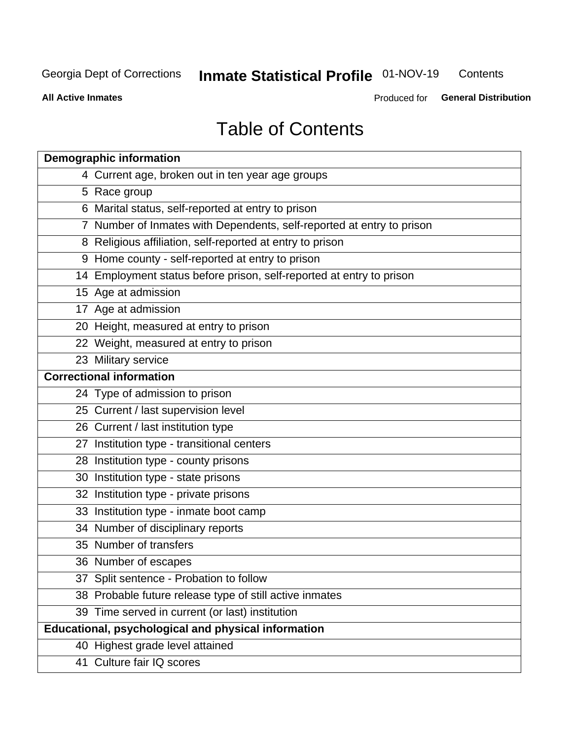Georgia Dept of Corrections **Inmate Statistical Profile** 01-NOV-19 Contents

**All Active Inmates** Produced for **General Distribution**

# Table of Contents

| **Demographic information** | |
|---|---|
| 4 | Current age, broken out in ten year age groups |
| 5 | Race group |
| 6 | Marital status, self-reported at entry to prison |
| 7 | Number of Inmates with Dependents, self-reported at entry to prison |
| 8 | Religious affiliation, self-reported at entry to prison |
| 9 | Home county - self-reported at entry to prison |
| 14 | Employment status before prison, self-reported at entry to prison |
| 15 | Age at admission |
| 17 | Age at admission |
| 20 | Height, measured at entry to prison |
| 22 | Weight, measured at entry to prison |
| 23 | Military service |
| **Correctional information** | |
| 24 | Type of admission to prison |
| 25 | Current / last supervision level |
| 26 | Current / last institution type |
| 27 | Institution type - transitional centers |
| 28 | Institution type - county prisons |
| 30 | Institution type - state prisons |
| 32 | Institution type - private prisons |
| 33 | Institution type - inmate boot camp |
| 34 | Number of disciplinary reports |
| 35 | Number of transfers |
| 36 | Number of escapes |
| 37 | Split sentence - Probation to follow |
| 38 | Probable future release type of still active inmates |
| 39 | Time served in current (or last) institution |
| **Educational, psychological and physical information** | |
| 40 | Highest grade level attained |
| 41 | Culture fair IQ scores |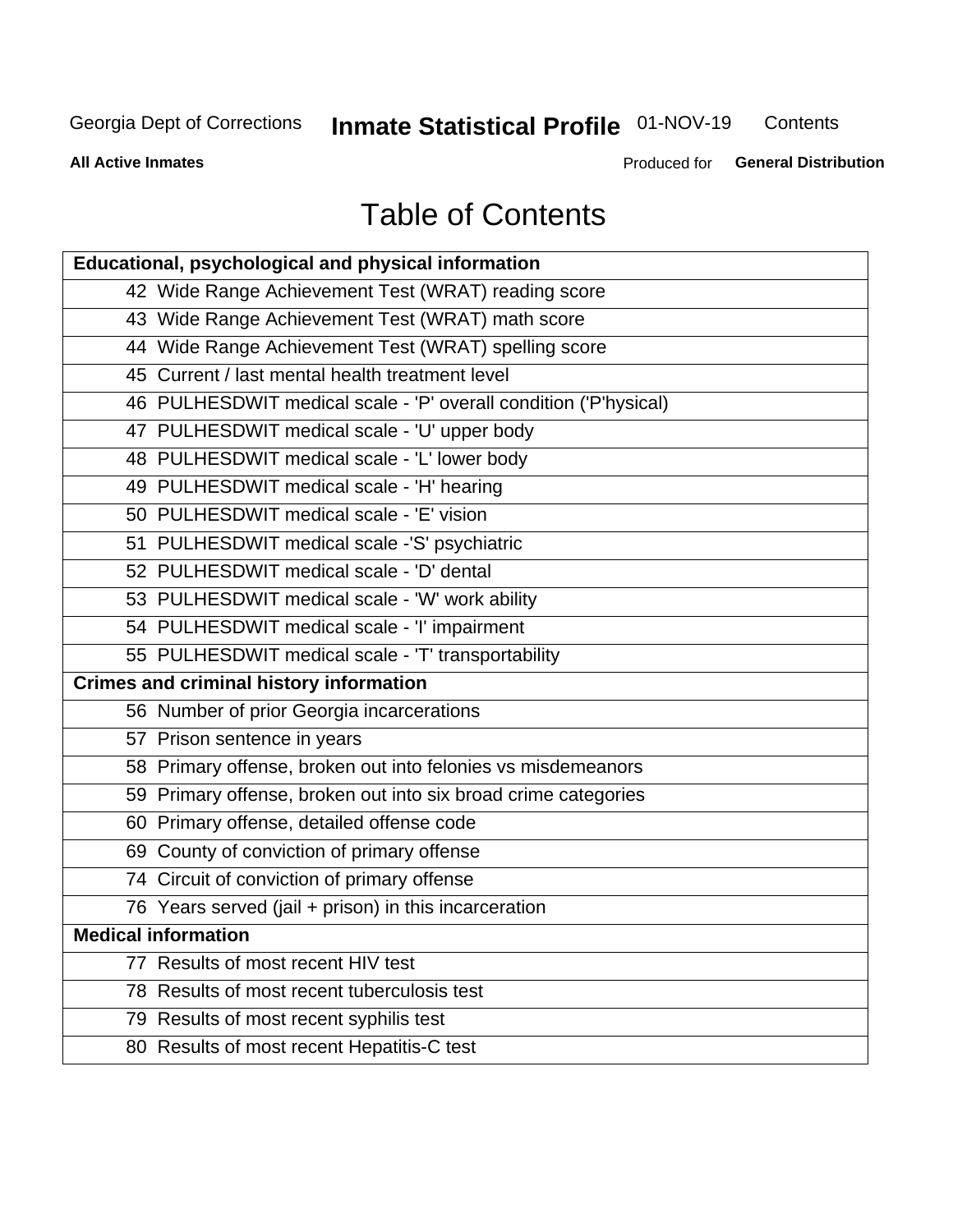# Table of Contents

| Educational, psychological and physical information |
|---|
| 42 Wide Range Achievement Test (WRAT) reading score |
| 43 Wide Range Achievement Test (WRAT) math score |
| 44 Wide Range Achievement Test (WRAT) spelling score |
| 45 Current / last mental health treatment level |
| 46 PULHESDWIT medical scale - 'P' overall condition ('P'hysical) |
| 47 PULHESDWIT medical scale - 'U' upper body |
| 48 PULHESDWIT medical scale - 'L' lower body |
| 49 PULHESDWIT medical scale - 'H' hearing |
| 50 PULHESDWIT medical scale - 'E' vision |
| 51 PULHESDWIT medical scale -'S' psychiatric |
| 52 PULHESDWIT medical scale - 'D' dental |
| 53 PULHESDWIT medical scale - 'W' work ability |
| 54 PULHESDWIT medical scale - 'I' impairment |
| 55 PULHESDWIT medical scale - 'T' transportability |
| **Crimes and criminal history information** |
| 56 Number of prior Georgia incarcerations |
| 57 Prison sentence in years |
| 58 Primary offense, broken out into felonies vs misdemeanors |
| 59 Primary offense, broken out into six broad crime categories |
| 60 Primary offense, detailed offense code |
| 69 County of conviction of primary offense |
| 74 Circuit of conviction of primary offense |
| 76 Years served (jail + prison) in this incarceration |
| **Medical information** |
| 77 Results of most recent HIV test |
| 78 Results of most recent tuberculosis test |
| 79 Results of most recent syphilis test |
| 80 Results of most recent Hepatitis-C test |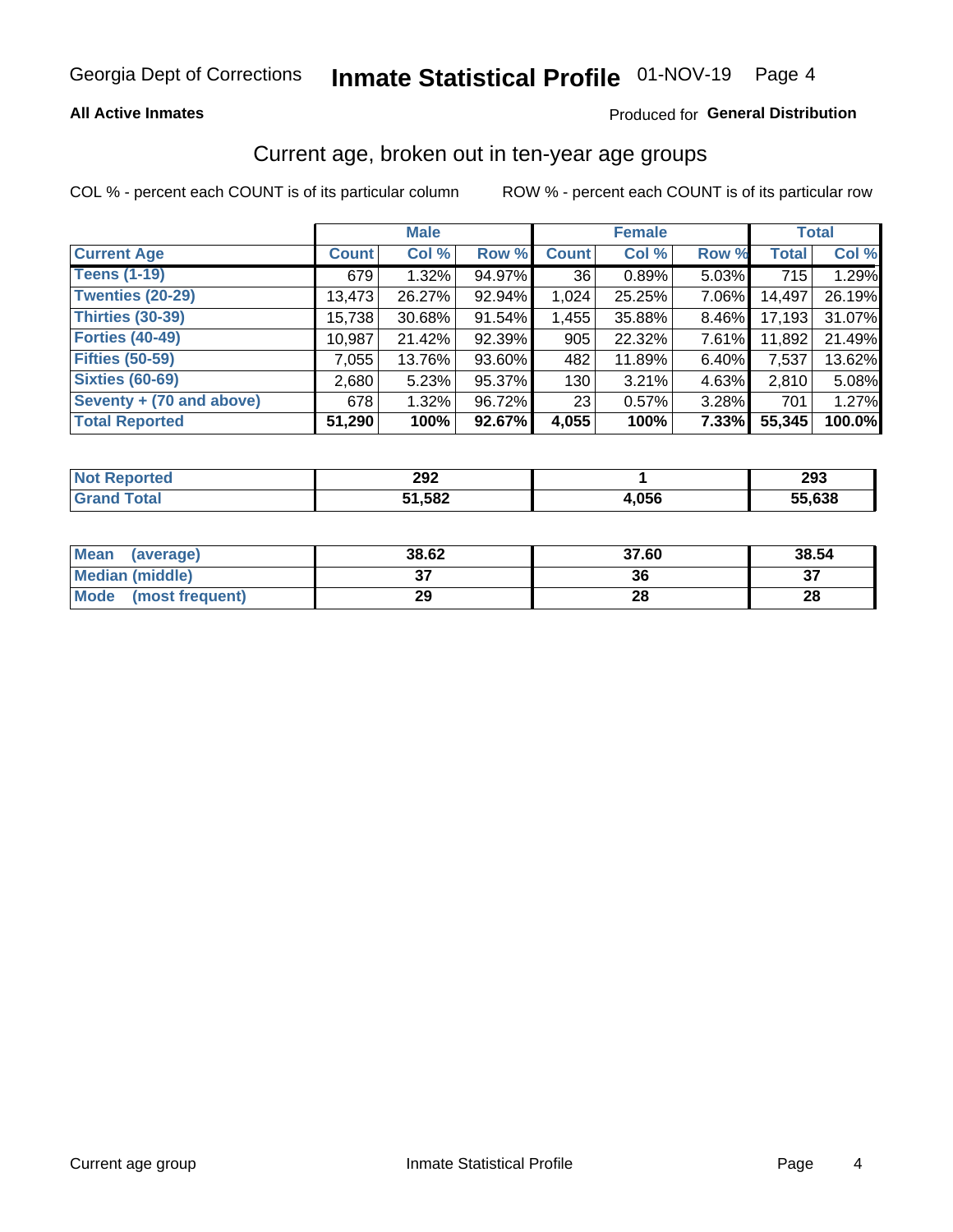Georgia Dept of Corrections **Inmate Statistical Profile** 01-NOV-19

**All Active Inmates**

Produced for **General Distribution**

## Current age, broken out in ten-year age groups

COL % - percent each COUNT is of its particular column  ROW % - percent each COUNT is of its particular row

| | Male | | | Female | | | Total | |
|---|---|---|---|---|---|---|---|---|
| **Current Age** | **Count** | **Col %** | **Row %** | **Count** | **Col %** | **Row %** | **Total** | **Col %** |
| **Teens (1-19)** | 679 | 1.32% | 94.97% | 36 | 0.89% | 5.03% | 715 | 1.29% |
| **Twenties (20-29)** | 13,473 | 26.27% | 92.94% | 1,024 | 25.25% | 7.06% | 14,497 | 26.19% |
| **Thirties (30-39)** | 15,738 | 30.68% | 91.54% | 1,455 | 35.88% | 8.46% | 17,193 | 31.07% |
| **Forties (40-49)** | 10,987 | 21.42% | 92.39% | 905 | 22.32% | 7.61% | 11,892 | 21.49% |
| **Fifties (50-59)** | 7,055 | 13.76% | 93.60% | 482 | 11.89% | 6.40% | 7,537 | 13.62% |
| **Sixties (60-69)** | 2,680 | 5.23% | 95.37% | 130 | 3.21% | 4.63% | 2,810 | 5.08% |
| **Seventy + (70 and above)** | 678 | 1.32% | 96.72% | 23 | 0.57% | 3.28% | 701 | 1.27% |
| **Total Reported** | **51,290** | **100%** | **92.67%** | **4,055** | **100%** | **7.33%** | **55,345** | **100.0%** |

| | Male | Female | Total |
|---|---|---|---|
| **Not Reported** | **292** | **1** | **293** |
| **Grand Total** | **51,582** | **4,056** | **55,638** |

| | Male | Female | Total |
|---|---|---|---|
| **Mean (average)** | **38.62** | **37.60** | **38.54** |
| **Median (middle)** | **37** | **36** | **37** |
| **Mode (most frequent)** | **29** | **28** | **28** |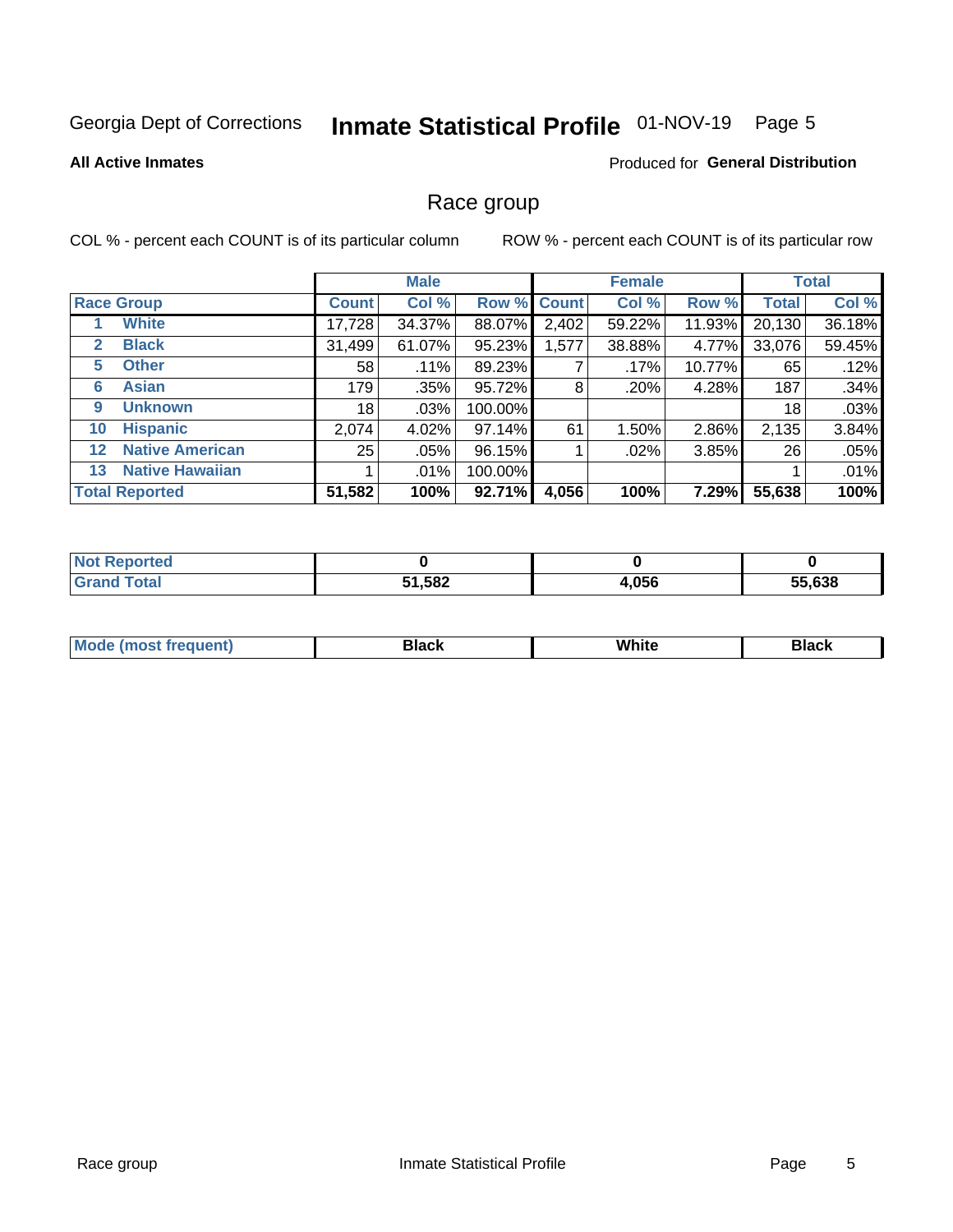Georgia Dept of Corrections **Inmate Statistical Profile** 01-NOV-19 Page 5

**All Active Inmates**

Produced for **General Distribution**

## Race group

COL % - percent each COUNT is of its particular column

ROW % - percent each COUNT is of its particular row

| | | Male | | | Female | | | Total | |
|---|---|---|---|---|---|---|---|---|---|
| Race Group | | Count | Col % | Row % | Count | Col % | Row % | Total | Col % |
| 1 | White | 17,728 | 34.37% | 88.07% | 2,402 | 59.22% | 11.93% | 20,130 | 36.18% |
| 2 | Black | 31,499 | 61.07% | 95.23% | 1,577 | 38.88% | 4.77% | 33,076 | 59.45% |
| 5 | Other | 58 | .11% | 89.23% | 7 | .17% | 10.77% | 65 | .12% |
| 6 | Asian | 179 | .35% | 95.72% | 8 | .20% | 4.28% | 187 | .34% |
| 9 | Unknown | 18 | .03% | 100.00% | | | | 18 | .03% |
| 10 | Hispanic | 2,074 | 4.02% | 97.14% | 61 | 1.50% | 2.86% | 2,135 | 3.84% |
| 12 | Native American | 25 | .05% | 96.15% | 1 | .02% | 3.85% | 26 | .05% |
| 13 | Native Hawaiian | 1 | .01% | 100.00% | | | | 1 | .01% |
| Total Reported | | **51,582** | **100%** | **92.71%** | **4,056** | **100%** | **7.29%** | **55,638** | **100%** |

| | Male | Female | Total |
|---|---|---|---|
| Not Reported | **0** | **0** | **0** |
| Grand Total | **51,582** | **4,056** | **55,638** |

| | Male | Female | Total |
|---|---|---|---|
| Mode (most frequent) | **Black** | **White** | **Black** |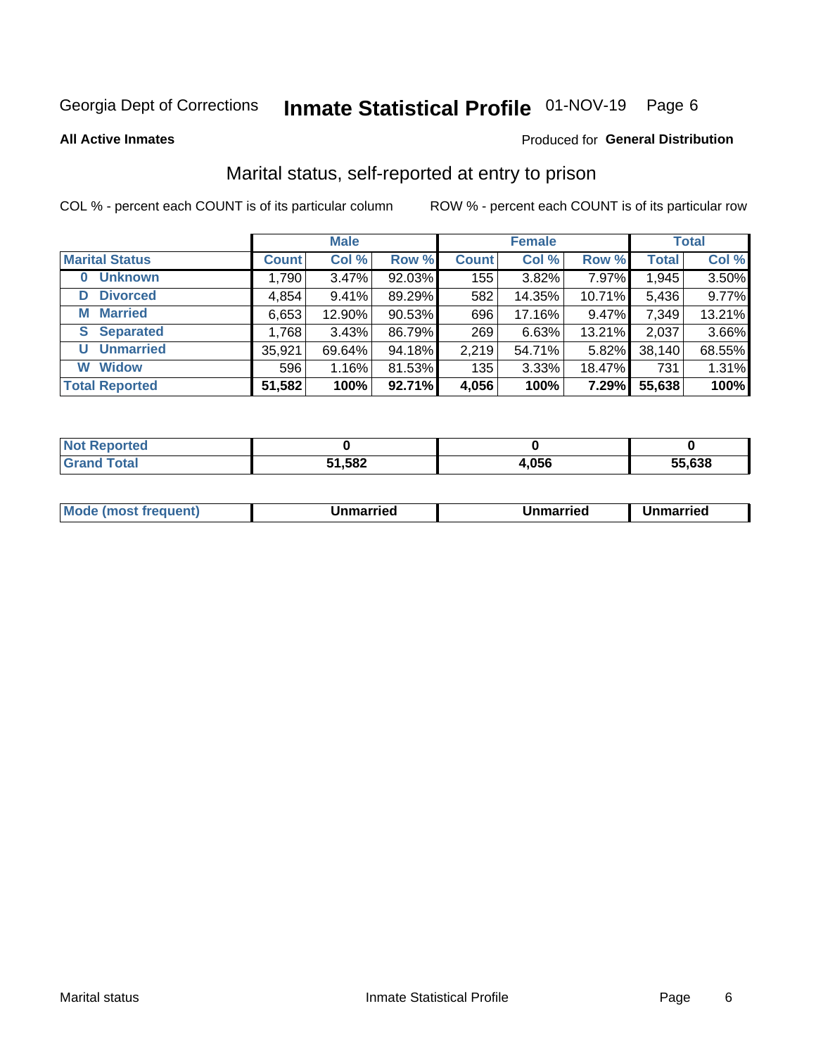Georgia Dept of Corrections **Inmate Statistical Profile** 01-NOV-19

**All Active Inmates** Produced for **General Distribution**

## Marital status, self-reported at entry to prison

COL % - percent each COUNT is of its particular column    ROW % - percent each COUNT is of its particular row

| | Male | | | Female | | | Total | |
|---|---|---|---|---|---|---|---|---|
| **Marital Status** | **Count** | **Col %** | **Row %** | **Count** | **Col %** | **Row %** | **Total** | **Col %** |
| **0 Unknown** | 1,790 | 3.47% | 92.03% | 155 | 3.82% | 7.97% | 1,945 | 3.50% |
| **D Divorced** | 4,854 | 9.41% | 89.29% | 582 | 14.35% | 10.71% | 5,436 | 9.77% |
| **M Married** | 6,653 | 12.90% | 90.53% | 696 | 17.16% | 9.47% | 7,349 | 13.21% |
| **S Separated** | 1,768 | 3.43% | 86.79% | 269 | 6.63% | 13.21% | 2,037 | 3.66% |
| **U Unmarried** | 35,921 | 69.64% | 94.18% | 2,219 | 54.71% | 5.82% | 38,140 | 68.55% |
| **W Widow** | 596 | 1.16% | 81.53% | 135 | 3.33% | 18.47% | 731 | 1.31% |
| **Total Reported** | **51,582** | **100%** | **92.71%** | **4,056** | **100%** | **7.29%** | **55,638** | **100%** |

| | Male | Female | Total |
|---|---|---|---|
| **Not Reported** | **0** | **0** | **0** |
| **Grand Total** | **51,582** | **4,056** | **55,638** |

| | Male | Female | Total |
|---|---|---|---|
| **Mode (most frequent)** | **Unmarried** | **Unmarried** | **Unmarried** |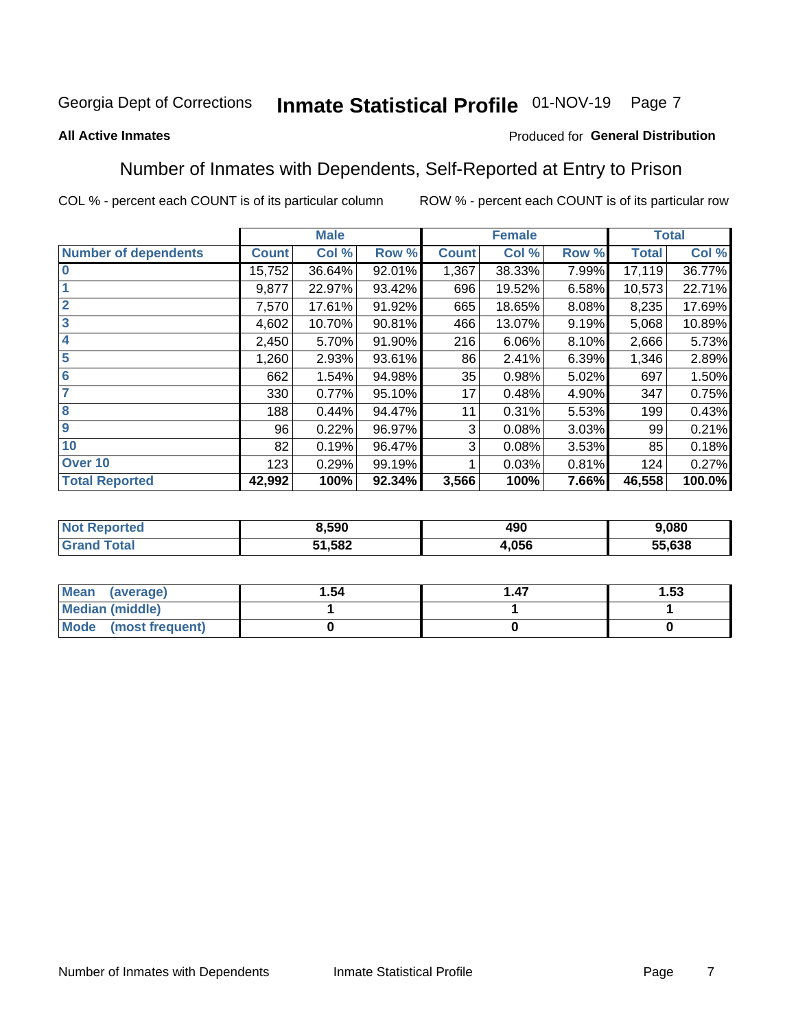Georgia Dept of Corrections **Inmate Statistical Profile** 01-NOV-19

**All Active Inmates**

Produced for **General Distribution**

## Number of Inmates with Dependents, Self-Reported at Entry to Prison

COL % - percent each COUNT is of its particular column    ROW % - percent each COUNT is of its particular row

| | Male | | | Female | | | Total | |
|---|---|---|---|---|---|---|---|---|
| **Number of dependents** | **Count** | **Col %** | **Row %** | **Count** | **Col %** | **Row %** | **Total** | **Col %** |
| 0 | 15,752 | 36.64% | 92.01% | 1,367 | 38.33% | 7.99% | 17,119 | 36.77% |
| 1 | 9,877 | 22.97% | 93.42% | 696 | 19.52% | 6.58% | 10,573 | 22.71% |
| 2 | 7,570 | 17.61% | 91.92% | 665 | 18.65% | 8.08% | 8,235 | 17.69% |
| 3 | 4,602 | 10.70% | 90.81% | 466 | 13.07% | 9.19% | 5,068 | 10.89% |
| 4 | 2,450 | 5.70% | 91.90% | 216 | 6.06% | 8.10% | 2,666 | 5.73% |
| 5 | 1,260 | 2.93% | 93.61% | 86 | 2.41% | 6.39% | 1,346 | 2.89% |
| 6 | 662 | 1.54% | 94.98% | 35 | 0.98% | 5.02% | 697 | 1.50% |
| 7 | 330 | 0.77% | 95.10% | 17 | 0.48% | 4.90% | 347 | 0.75% |
| 8 | 188 | 0.44% | 94.47% | 11 | 0.31% | 5.53% | 199 | 0.43% |
| 9 | 96 | 0.22% | 96.97% | 3 | 0.08% | 3.03% | 99 | 0.21% |
| 10 | 82 | 0.19% | 96.47% | 3 | 0.08% | 3.53% | 85 | 0.18% |
| Over 10 | 123 | 0.29% | 99.19% | 1 | 0.03% | 0.81% | 124 | 0.27% |
| **Total Reported** | **42,992** | **100%** | **92.34%** | **3,566** | **100%** | **7.66%** | **46,558** | **100.0%** |

| | Male | Female | Total |
|---|---|---|---|
| Not Reported | 8,590 | 490 | 9,080 |
| Grand Total | 51,582 | 4,056 | 55,638 |

| | Male | Female | Total |
|---|---|---|---|
| Mean (average) | 1.54 | 1.47 | 1.53 |
| Median (middle) | 1 | 1 | 1 |
| Mode (most frequent) | 0 | 0 | 0 |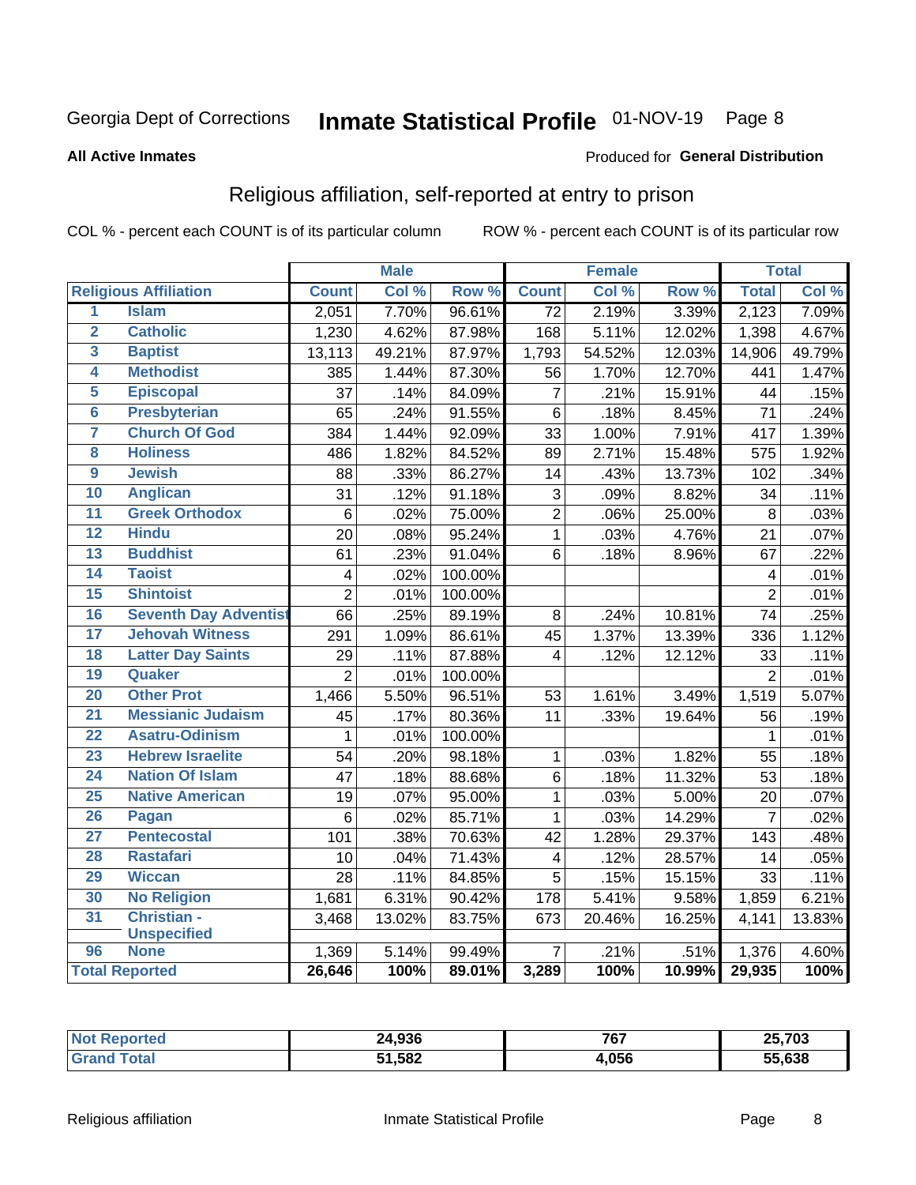Georgia Dept of Corrections **Inmate Statistical Profile** 01-NOV-19

**All Active Inmates**

Produced for **General Distribution**

## Religious affiliation, self-reported at entry to prison

COL % - percent each COUNT is of its particular column ROW % - percent each COUNT is of its particular row

| | | Male | | | Female | | | Total | |
|---|---|---|---|---|---|---|---|---|---|
| Religious Affiliation | | Count | Col % | Row % | Count | Col % | Row % | Total | Col % |
| 1 | Islam | 2,051 | 7.70% | 96.61% | 72 | 2.19% | 3.39% | 2,123 | 7.09% |
| 2 | Catholic | 1,230 | 4.62% | 87.98% | 168 | 5.11% | 12.02% | 1,398 | 4.67% |
| 3 | Baptist | 13,113 | 49.21% | 87.97% | 1,793 | 54.52% | 12.03% | 14,906 | 49.79% |
| 4 | Methodist | 385 | 1.44% | 87.30% | 56 | 1.70% | 12.70% | 441 | 1.47% |
| 5 | Episcopal | 37 | .14% | 84.09% | 7 | .21% | 15.91% | 44 | .15% |
| 6 | Presbyterian | 65 | .24% | 91.55% | 6 | .18% | 8.45% | 71 | .24% |
| 7 | Church Of God | 384 | 1.44% | 92.09% | 33 | 1.00% | 7.91% | 417 | 1.39% |
| 8 | Holiness | 486 | 1.82% | 84.52% | 89 | 2.71% | 15.48% | 575 | 1.92% |
| 9 | Jewish | 88 | .33% | 86.27% | 14 | .43% | 13.73% | 102 | .34% |
| 10 | Anglican | 31 | .12% | 91.18% | 3 | .09% | 8.82% | 34 | .11% |
| 11 | Greek Orthodox | 6 | .02% | 75.00% | 2 | .06% | 25.00% | 8 | .03% |
| 12 | Hindu | 20 | .08% | 95.24% | 1 | .03% | 4.76% | 21 | .07% |
| 13 | Buddhist | 61 | .23% | 91.04% | 6 | .18% | 8.96% | 67 | .22% |
| 14 | Taoist | 4 | .02% | 100.00% | | | | 4 | .01% |
| 15 | Shintoist | 2 | .01% | 100.00% | | | | 2 | .01% |
| 16 | Seventh Day Adventist | 66 | .25% | 89.19% | 8 | .24% | 10.81% | 74 | .25% |
| 17 | Jehovah Witness | 291 | 1.09% | 86.61% | 45 | 1.37% | 13.39% | 336 | 1.12% |
| 18 | Latter Day Saints | 29 | .11% | 87.88% | 4 | .12% | 12.12% | 33 | .11% |
| 19 | Quaker | 2 | .01% | 100.00% | | | | 2 | .01% |
| 20 | Other Prot | 1,466 | 5.50% | 96.51% | 53 | 1.61% | 3.49% | 1,519 | 5.07% |
| 21 | Messianic Judaism | 45 | .17% | 80.36% | 11 | .33% | 19.64% | 56 | .19% |
| 22 | Asatru-Odinism | 1 | .01% | 100.00% | | | | 1 | .01% |
| 23 | Hebrew Israelite | 54 | .20% | 98.18% | 1 | .03% | 1.82% | 55 | .18% |
| 24 | Nation Of Islam | 47 | .18% | 88.68% | 6 | .18% | 11.32% | 53 | .18% |
| 25 | Native American | 19 | .07% | 95.00% | 1 | .03% | 5.00% | 20 | .07% |
| 26 | Pagan | 6 | .02% | 85.71% | 1 | .03% | 14.29% | 7 | .02% |
| 27 | Pentecostal | 101 | .38% | 70.63% | 42 | 1.28% | 29.37% | 143 | .48% |
| 28 | Rastafari | 10 | .04% | 71.43% | 4 | .12% | 28.57% | 14 | .05% |
| 29 | Wiccan | 28 | .11% | 84.85% | 5 | .15% | 15.15% | 33 | .11% |
| 30 | No Religion | 1,681 | 6.31% | 90.42% | 178 | 5.41% | 9.58% | 1,859 | 6.21% |
| 31 | Christian - Unspecified | 3,468 | 13.02% | 83.75% | 673 | 20.46% | 16.25% | 4,141 | 13.83% |
| 96 | None | 1,369 | 5.14% | 99.49% | 7 | .21% | .51% | 1,376 | 4.60% |
| Total Reported | | 26,646 | 100% | 89.01% | 3,289 | 100% | 10.99% | 29,935 | 100% |

| | Male | Female | Total |
|---|---|---|---|
| Not Reported | 24,936 | 767 | 25,703 |
| Grand Total | 51,582 | 4,056 | 55,638 |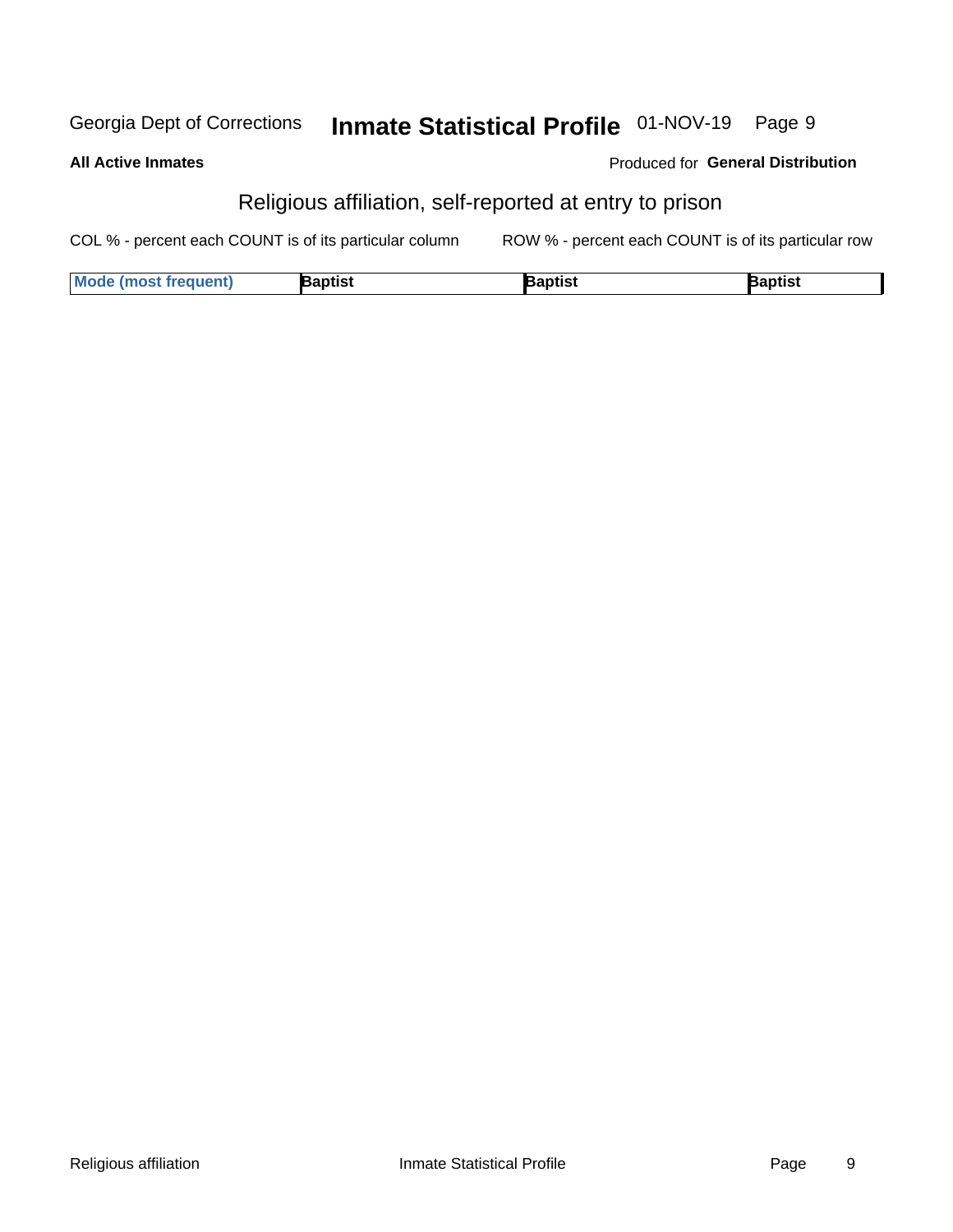## Religious affiliation, self-reported at entry to prison

COL % - percent each COUNT is of its particular column        ROW % - percent each COUNT is of its particular row

| Mode (most frequent) | Baptist | Baptist | Baptist |
|---|---|---|---|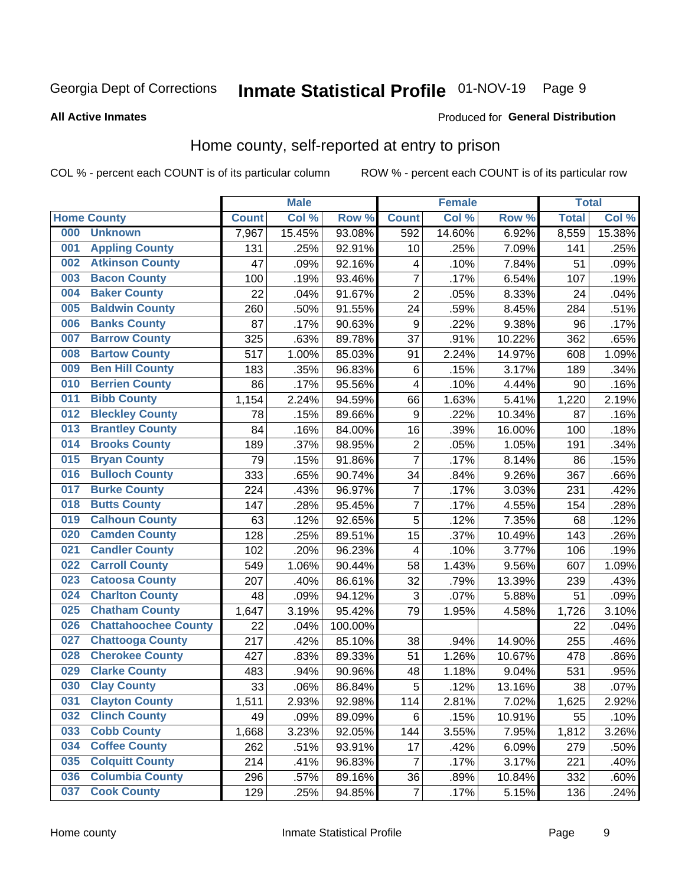Georgia Dept of Corrections **Inmate Statistical Profile** 01-NOV-19 Page 9

**All Active Inmates**

Produced for **General Distribution**

## Home county, self-reported at entry to prison

COL % - percent each COUNT is of its particular column ROW % - percent each COUNT is of its particular row

| | | Male | | | Female | | | Total | |
|---|---|---|---|---|---|---|---|---|---|
| **Home County** | | **Count** | **Col %** | **Row %** | **Count** | **Col %** | **Row %** | **Total** | **Col %** |
| 000 | Unknown | 7,967 | 15.45% | 93.08% | 592 | 14.60% | 6.92% | 8,559 | 15.38% |
| 001 | Appling County | 131 | .25% | 92.91% | 10 | .25% | 7.09% | 141 | .25% |
| 002 | Atkinson County | 47 | .09% | 92.16% | 4 | .10% | 7.84% | 51 | .09% |
| 003 | Bacon County | 100 | .19% | 93.46% | 7 | .17% | 6.54% | 107 | .19% |
| 004 | Baker County | 22 | .04% | 91.67% | 2 | .05% | 8.33% | 24 | .04% |
| 005 | Baldwin County | 260 | .50% | 91.55% | 24 | .59% | 8.45% | 284 | .51% |
| 006 | Banks County | 87 | .17% | 90.63% | 9 | .22% | 9.38% | 96 | .17% |
| 007 | Barrow County | 325 | .63% | 89.78% | 37 | .91% | 10.22% | 362 | .65% |
| 008 | Bartow County | 517 | 1.00% | 85.03% | 91 | 2.24% | 14.97% | 608 | 1.09% |
| 009 | Ben Hill County | 183 | .35% | 96.83% | 6 | .15% | 3.17% | 189 | .34% |
| 010 | Berrien County | 86 | .17% | 95.56% | 4 | .10% | 4.44% | 90 | .16% |
| 011 | Bibb County | 1,154 | 2.24% | 94.59% | 66 | 1.63% | 5.41% | 1,220 | 2.19% |
| 012 | Bleckley County | 78 | .15% | 89.66% | 9 | .22% | 10.34% | 87 | .16% |
| 013 | Brantley County | 84 | .16% | 84.00% | 16 | .39% | 16.00% | 100 | .18% |
| 014 | Brooks County | 189 | .37% | 98.95% | 2 | .05% | 1.05% | 191 | .34% |
| 015 | Bryan County | 79 | .15% | 91.86% | 7 | .17% | 8.14% | 86 | .15% |
| 016 | Bulloch County | 333 | .65% | 90.74% | 34 | .84% | 9.26% | 367 | .66% |
| 017 | Burke County | 224 | .43% | 96.97% | 7 | .17% | 3.03% | 231 | .42% |
| 018 | Butts County | 147 | .28% | 95.45% | 7 | .17% | 4.55% | 154 | .28% |
| 019 | Calhoun County | 63 | .12% | 92.65% | 5 | .12% | 7.35% | 68 | .12% |
| 020 | Camden County | 128 | .25% | 89.51% | 15 | .37% | 10.49% | 143 | .26% |
| 021 | Candler County | 102 | .20% | 96.23% | 4 | .10% | 3.77% | 106 | .19% |
| 022 | Carroll County | 549 | 1.06% | 90.44% | 58 | 1.43% | 9.56% | 607 | 1.09% |
| 023 | Catoosa County | 207 | .40% | 86.61% | 32 | .79% | 13.39% | 239 | .43% |
| 024 | Charlton County | 48 | .09% | 94.12% | 3 | .07% | 5.88% | 51 | .09% |
| 025 | Chatham County | 1,647 | 3.19% | 95.42% | 79 | 1.95% | 4.58% | 1,726 | 3.10% |
| 026 | Chattahoochee County | 22 | .04% | 100.00% | | | | 22 | .04% |
| 027 | Chattooga County | 217 | .42% | 85.10% | 38 | .94% | 14.90% | 255 | .46% |
| 028 | Cherokee County | 427 | .83% | 89.33% | 51 | 1.26% | 10.67% | 478 | .86% |
| 029 | Clarke County | 483 | .94% | 90.96% | 48 | 1.18% | 9.04% | 531 | .95% |
| 030 | Clay County | 33 | .06% | 86.84% | 5 | .12% | 13.16% | 38 | .07% |
| 031 | Clayton County | 1,511 | 2.93% | 92.98% | 114 | 2.81% | 7.02% | 1,625 | 2.92% |
| 032 | Clinch County | 49 | .09% | 89.09% | 6 | .15% | 10.91% | 55 | .10% |
| 033 | Cobb County | 1,668 | 3.23% | 92.05% | 144 | 3.55% | 7.95% | 1,812 | 3.26% |
| 034 | Coffee County | 262 | .51% | 93.91% | 17 | .42% | 6.09% | 279 | .50% |
| 035 | Colquitt County | 214 | .41% | 96.83% | 7 | .17% | 3.17% | 221 | .40% |
| 036 | Columbia County | 296 | .57% | 89.16% | 36 | .89% | 10.84% | 332 | .60% |
| 037 | Cook County | 129 | .25% | 94.85% | 7 | .17% | 5.15% | 136 | .24% |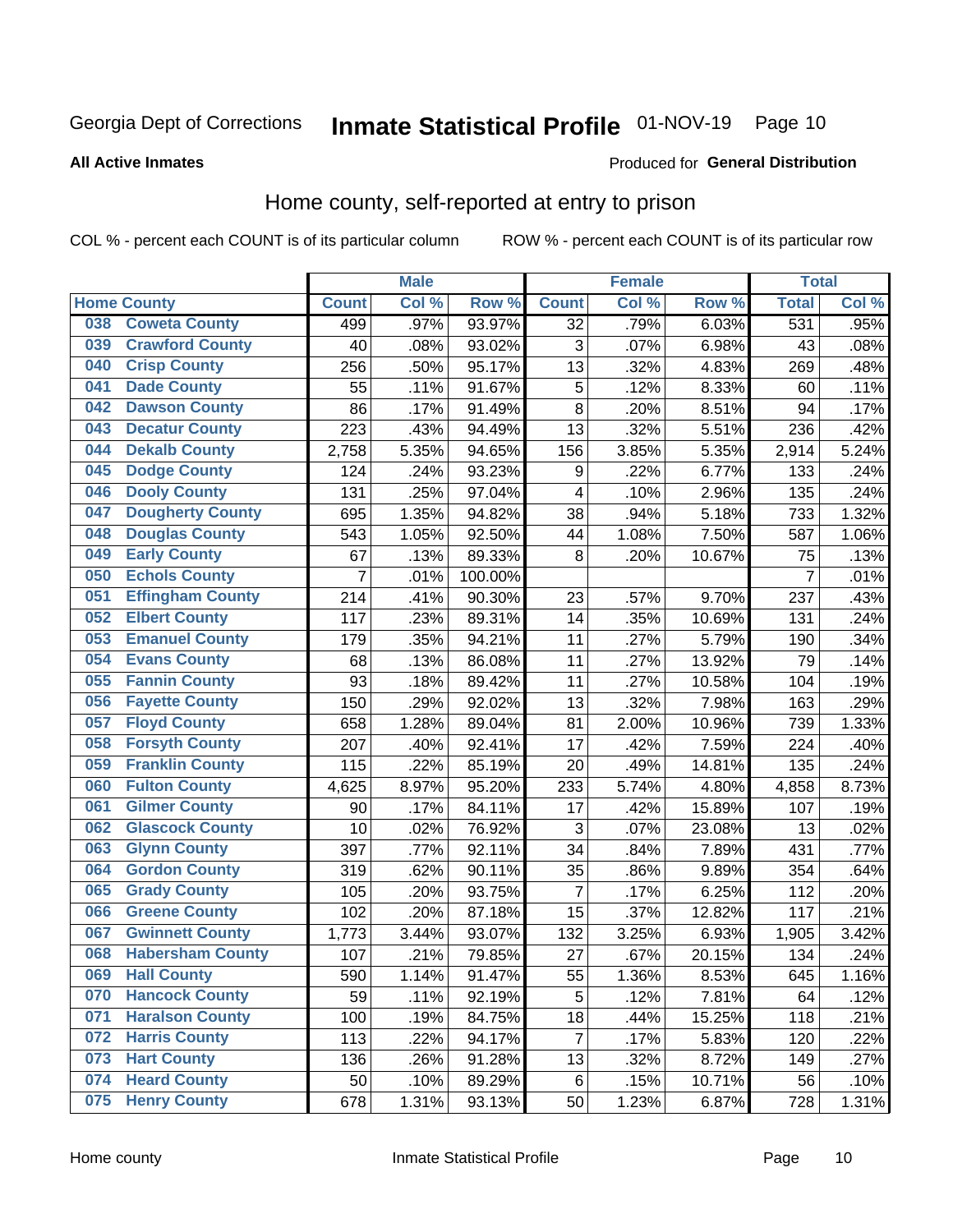Georgia Dept of Corrections **Inmate Statistical Profile** 01-NOV-19

**All Active Inmates**

Produced for **General Distribution**

## Home county, self-reported at entry to prison

COL % - percent each COUNT is of its particular column ROW % - percent each COUNT is of its particular row

| Home County | | Male | | | Female | | | Total | |
|---|---|---|---|---|---|---|---|---|---|
| | | Count | Col % | Row % | Count | Col % | Row % | Total | Col % |
| 038 | Coweta County | 499 | .97% | 93.97% | 32 | .79% | 6.03% | 531 | .95% |
| 039 | Crawford County | 40 | .08% | 93.02% | 3 | .07% | 6.98% | 43 | .08% |
| 040 | Crisp County | 256 | .50% | 95.17% | 13 | .32% | 4.83% | 269 | .48% |
| 041 | Dade County | 55 | .11% | 91.67% | 5 | .12% | 8.33% | 60 | .11% |
| 042 | Dawson County | 86 | .17% | 91.49% | 8 | .20% | 8.51% | 94 | .17% |
| 043 | Decatur County | 223 | .43% | 94.49% | 13 | .32% | 5.51% | 236 | .42% |
| 044 | Dekalb County | 2,758 | 5.35% | 94.65% | 156 | 3.85% | 5.35% | 2,914 | 5.24% |
| 045 | Dodge County | 124 | .24% | 93.23% | 9 | .22% | 6.77% | 133 | .24% |
| 046 | Dooly County | 131 | .25% | 97.04% | 4 | .10% | 2.96% | 135 | .24% |
| 047 | Dougherty County | 695 | 1.35% | 94.82% | 38 | .94% | 5.18% | 733 | 1.32% |
| 048 | Douglas County | 543 | 1.05% | 92.50% | 44 | 1.08% | 7.50% | 587 | 1.06% |
| 049 | Early County | 67 | .13% | 89.33% | 8 | .20% | 10.67% | 75 | .13% |
| 050 | Echols County | 7 | .01% | 100.00% | | | | 7 | .01% |
| 051 | Effingham County | 214 | .41% | 90.30% | 23 | .57% | 9.70% | 237 | .43% |
| 052 | Elbert County | 117 | .23% | 89.31% | 14 | .35% | 10.69% | 131 | .24% |
| 053 | Emanuel County | 179 | .35% | 94.21% | 11 | .27% | 5.79% | 190 | .34% |
| 054 | Evans County | 68 | .13% | 86.08% | 11 | .27% | 13.92% | 79 | .14% |
| 055 | Fannin County | 93 | .18% | 89.42% | 11 | .27% | 10.58% | 104 | .19% |
| 056 | Fayette County | 150 | .29% | 92.02% | 13 | .32% | 7.98% | 163 | .29% |
| 057 | Floyd County | 658 | 1.28% | 89.04% | 81 | 2.00% | 10.96% | 739 | 1.33% |
| 058 | Forsyth County | 207 | .40% | 92.41% | 17 | .42% | 7.59% | 224 | .40% |
| 059 | Franklin County | 115 | .22% | 85.19% | 20 | .49% | 14.81% | 135 | .24% |
| 060 | Fulton County | 4,625 | 8.97% | 95.20% | 233 | 5.74% | 4.80% | 4,858 | 8.73% |
| 061 | Gilmer County | 90 | .17% | 84.11% | 17 | .42% | 15.89% | 107 | .19% |
| 062 | Glascock County | 10 | .02% | 76.92% | 3 | .07% | 23.08% | 13 | .02% |
| 063 | Glynn County | 397 | .77% | 92.11% | 34 | .84% | 7.89% | 431 | .77% |
| 064 | Gordon County | 319 | .62% | 90.11% | 35 | .86% | 9.89% | 354 | .64% |
| 065 | Grady County | 105 | .20% | 93.75% | 7 | .17% | 6.25% | 112 | .20% |
| 066 | Greene County | 102 | .20% | 87.18% | 15 | .37% | 12.82% | 117 | .21% |
| 067 | Gwinnett County | 1,773 | 3.44% | 93.07% | 132 | 3.25% | 6.93% | 1,905 | 3.42% |
| 068 | Habersham County | 107 | .21% | 79.85% | 27 | .67% | 20.15% | 134 | .24% |
| 069 | Hall County | 590 | 1.14% | 91.47% | 55 | 1.36% | 8.53% | 645 | 1.16% |
| 070 | Hancock County | 59 | .11% | 92.19% | 5 | .12% | 7.81% | 64 | .12% |
| 071 | Haralson County | 100 | .19% | 84.75% | 18 | .44% | 15.25% | 118 | .21% |
| 072 | Harris County | 113 | .22% | 94.17% | 7 | .17% | 5.83% | 120 | .22% |
| 073 | Hart County | 136 | .26% | 91.28% | 13 | .32% | 8.72% | 149 | .27% |
| 074 | Heard County | 50 | .10% | 89.29% | 6 | .15% | 10.71% | 56 | .10% |
| 075 | Henry County | 678 | 1.31% | 93.13% | 50 | 1.23% | 6.87% | 728 | 1.31% |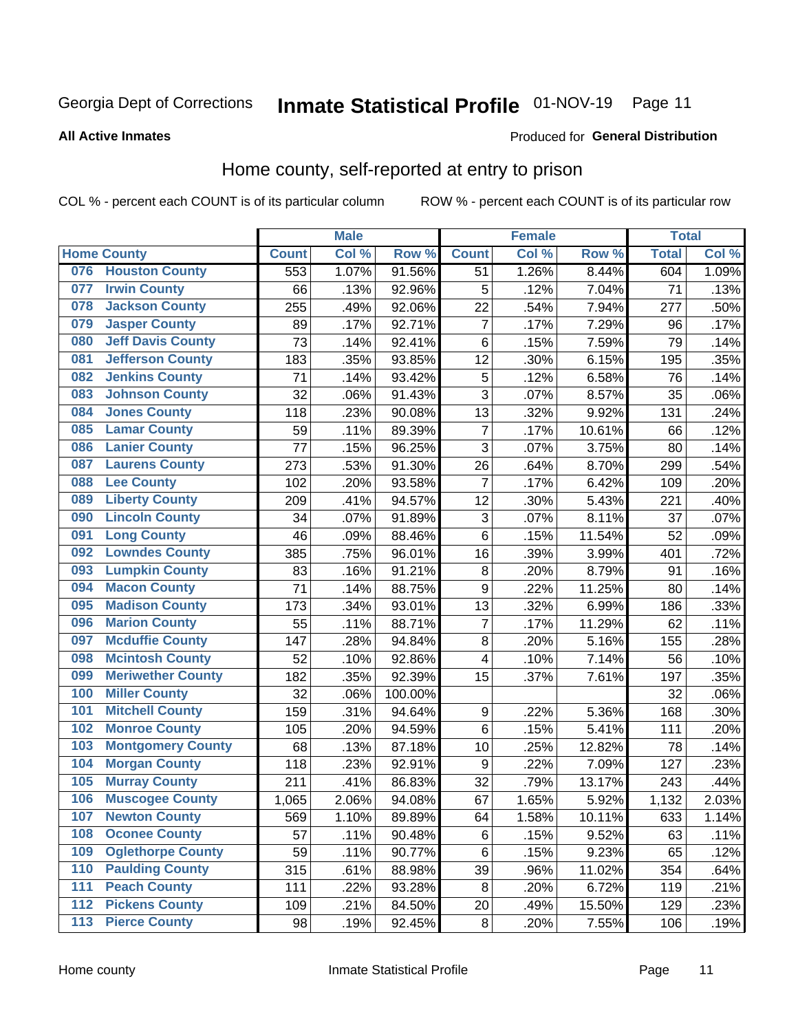Georgia Dept of Corrections **Inmate Statistical Profile** 01-NOV-19

**All Active Inmates**

Produced for **General Distribution**

## Home county, self-reported at entry to prison

COL % - percent each COUNT is of its particular column ROW % - percent each COUNT is of its particular row

| Home County | | Male | | | Female | | | Total | |
|---|---|---|---|---|---|---|---|---|---|
| | | Count | Col % | Row % | Count | Col % | Row % | Total | Col % |
| 076 | Houston County | 553 | 1.07% | 91.56% | 51 | 1.26% | 8.44% | 604 | 1.09% |
| 077 | Irwin County | 66 | .13% | 92.96% | 5 | .12% | 7.04% | 71 | .13% |
| 078 | Jackson County | 255 | .49% | 92.06% | 22 | .54% | 7.94% | 277 | .50% |
| 079 | Jasper County | 89 | .17% | 92.71% | 7 | .17% | 7.29% | 96 | .17% |
| 080 | Jeff Davis County | 73 | .14% | 92.41% | 6 | .15% | 7.59% | 79 | .14% |
| 081 | Jefferson County | 183 | .35% | 93.85% | 12 | .30% | 6.15% | 195 | .35% |
| 082 | Jenkins County | 71 | .14% | 93.42% | 5 | .12% | 6.58% | 76 | .14% |
| 083 | Johnson County | 32 | .06% | 91.43% | 3 | .07% | 8.57% | 35 | .06% |
| 084 | Jones County | 118 | .23% | 90.08% | 13 | .32% | 9.92% | 131 | .24% |
| 085 | Lamar County | 59 | .11% | 89.39% | 7 | .17% | 10.61% | 66 | .12% |
| 086 | Lanier County | 77 | .15% | 96.25% | 3 | .07% | 3.75% | 80 | .14% |
| 087 | Laurens County | 273 | .53% | 91.30% | 26 | .64% | 8.70% | 299 | .54% |
| 088 | Lee County | 102 | .20% | 93.58% | 7 | .17% | 6.42% | 109 | .20% |
| 089 | Liberty County | 209 | .41% | 94.57% | 12 | .30% | 5.43% | 221 | .40% |
| 090 | Lincoln County | 34 | .07% | 91.89% | 3 | .07% | 8.11% | 37 | .07% |
| 091 | Long County | 46 | .09% | 88.46% | 6 | .15% | 11.54% | 52 | .09% |
| 092 | Lowndes County | 385 | .75% | 96.01% | 16 | .39% | 3.99% | 401 | .72% |
| 093 | Lumpkin County | 83 | .16% | 91.21% | 8 | .20% | 8.79% | 91 | .16% |
| 094 | Macon County | 71 | .14% | 88.75% | 9 | .22% | 11.25% | 80 | .14% |
| 095 | Madison County | 173 | .34% | 93.01% | 13 | .32% | 6.99% | 186 | .33% |
| 096 | Marion County | 55 | .11% | 88.71% | 7 | .17% | 11.29% | 62 | .11% |
| 097 | Mcduffie County | 147 | .28% | 94.84% | 8 | .20% | 5.16% | 155 | .28% |
| 098 | Mcintosh County | 52 | .10% | 92.86% | 4 | .10% | 7.14% | 56 | .10% |
| 099 | Meriwether County | 182 | .35% | 92.39% | 15 | .37% | 7.61% | 197 | .35% |
| 100 | Miller County | 32 | .06% | 100.00% | | | | 32 | .06% |
| 101 | Mitchell County | 159 | .31% | 94.64% | 9 | .22% | 5.36% | 168 | .30% |
| 102 | Monroe County | 105 | .20% | 94.59% | 6 | .15% | 5.41% | 111 | .20% |
| 103 | Montgomery County | 68 | .13% | 87.18% | 10 | .25% | 12.82% | 78 | .14% |
| 104 | Morgan County | 118 | .23% | 92.91% | 9 | .22% | 7.09% | 127 | .23% |
| 105 | Murray County | 211 | .41% | 86.83% | 32 | .79% | 13.17% | 243 | .44% |
| 106 | Muscogee County | 1,065 | 2.06% | 94.08% | 67 | 1.65% | 5.92% | 1,132 | 2.03% |
| 107 | Newton County | 569 | 1.10% | 89.89% | 64 | 1.58% | 10.11% | 633 | 1.14% |
| 108 | Oconee County | 57 | .11% | 90.48% | 6 | .15% | 9.52% | 63 | .11% |
| 109 | Oglethorpe County | 59 | .11% | 90.77% | 6 | .15% | 9.23% | 65 | .12% |
| 110 | Paulding County | 315 | .61% | 88.98% | 39 | .96% | 11.02% | 354 | .64% |
| 111 | Peach County | 111 | .22% | 93.28% | 8 | .20% | 6.72% | 119 | .21% |
| 112 | Pickens County | 109 | .21% | 84.50% | 20 | .49% | 15.50% | 129 | .23% |
| 113 | Pierce County | 98 | .19% | 92.45% | 8 | .20% | 7.55% | 106 | .19% |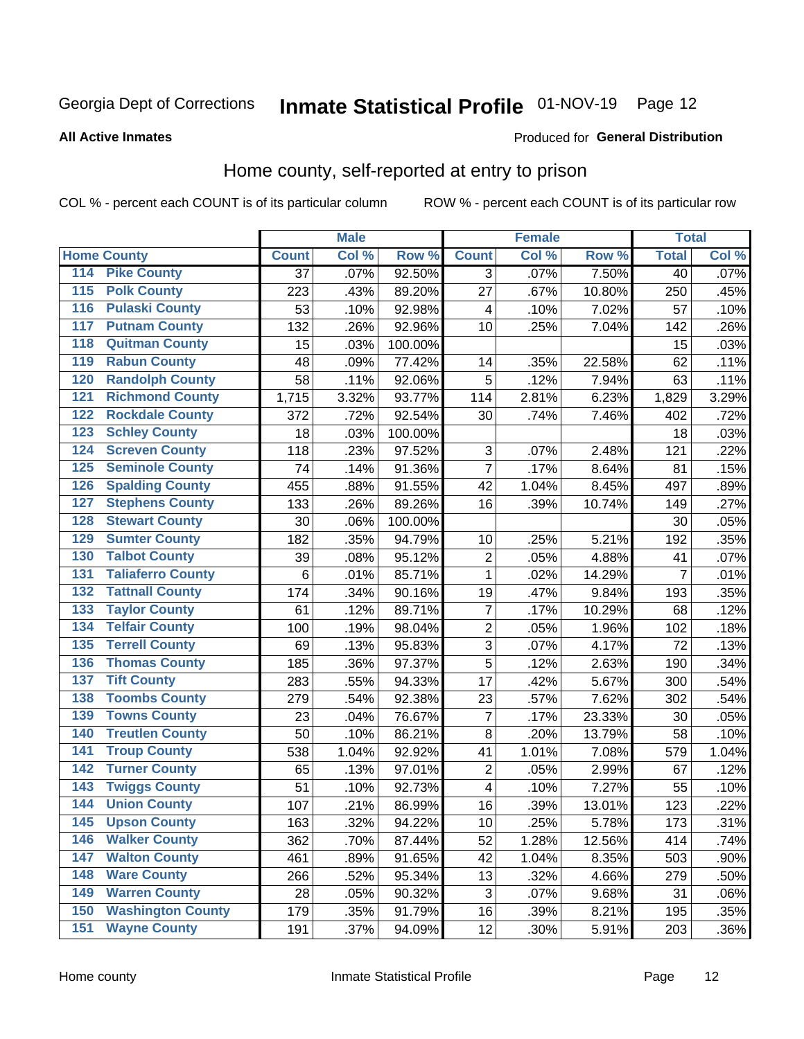Georgia Dept of Corrections **Inmate Statistical Profile** 01-NOV-19

**All Active Inmates**

Produced for **General Distribution**

## Home county, self-reported at entry to prison

COL % - percent each COUNT is of its particular column ROW % - percent each COUNT is of its particular row

| Home County | | Male | | | Female | | | Total | |
|---|---|---|---|---|---|---|---|---|---|
| | | Count | Col % | Row % | Count | Col % | Row % | Total | Col % |
| 114 | Pike County | 37 | .07% | 92.50% | 3 | .07% | 7.50% | 40 | .07% |
| 115 | Polk County | 223 | .43% | 89.20% | 27 | .67% | 10.80% | 250 | .45% |
| 116 | Pulaski County | 53 | .10% | 92.98% | 4 | .10% | 7.02% | 57 | .10% |
| 117 | Putnam County | 132 | .26% | 92.96% | 10 | .25% | 7.04% | 142 | .26% |
| 118 | Quitman County | 15 | .03% | 100.00% | | | | 15 | .03% |
| 119 | Rabun County | 48 | .09% | 77.42% | 14 | .35% | 22.58% | 62 | .11% |
| 120 | Randolph County | 58 | .11% | 92.06% | 5 | .12% | 7.94% | 63 | .11% |
| 121 | Richmond County | 1,715 | 3.32% | 93.77% | 114 | 2.81% | 6.23% | 1,829 | 3.29% |
| 122 | Rockdale County | 372 | .72% | 92.54% | 30 | .74% | 7.46% | 402 | .72% |
| 123 | Schley County | 18 | .03% | 100.00% | | | | 18 | .03% |
| 124 | Screven County | 118 | .23% | 97.52% | 3 | .07% | 2.48% | 121 | .22% |
| 125 | Seminole County | 74 | .14% | 91.36% | 7 | .17% | 8.64% | 81 | .15% |
| 126 | Spalding County | 455 | .88% | 91.55% | 42 | 1.04% | 8.45% | 497 | .89% |
| 127 | Stephens County | 133 | .26% | 89.26% | 16 | .39% | 10.74% | 149 | .27% |
| 128 | Stewart County | 30 | .06% | 100.00% | | | | 30 | .05% |
| 129 | Sumter County | 182 | .35% | 94.79% | 10 | .25% | 5.21% | 192 | .35% |
| 130 | Talbot County | 39 | .08% | 95.12% | 2 | .05% | 4.88% | 41 | .07% |
| 131 | Taliaferro County | 6 | .01% | 85.71% | 1 | .02% | 14.29% | 7 | .01% |
| 132 | Tattnall County | 174 | .34% | 90.16% | 19 | .47% | 9.84% | 193 | .35% |
| 133 | Taylor County | 61 | .12% | 89.71% | 7 | .17% | 10.29% | 68 | .12% |
| 134 | Telfair County | 100 | .19% | 98.04% | 2 | .05% | 1.96% | 102 | .18% |
| 135 | Terrell County | 69 | .13% | 95.83% | 3 | .07% | 4.17% | 72 | .13% |
| 136 | Thomas County | 185 | .36% | 97.37% | 5 | .12% | 2.63% | 190 | .34% |
| 137 | Tift County | 283 | .55% | 94.33% | 17 | .42% | 5.67% | 300 | .54% |
| 138 | Toombs County | 279 | .54% | 92.38% | 23 | .57% | 7.62% | 302 | .54% |
| 139 | Towns County | 23 | .04% | 76.67% | 7 | .17% | 23.33% | 30 | .05% |
| 140 | Treutlen County | 50 | .10% | 86.21% | 8 | .20% | 13.79% | 58 | .10% |
| 141 | Troup County | 538 | 1.04% | 92.92% | 41 | 1.01% | 7.08% | 579 | 1.04% |
| 142 | Turner County | 65 | .13% | 97.01% | 2 | .05% | 2.99% | 67 | .12% |
| 143 | Twiggs County | 51 | .10% | 92.73% | 4 | .10% | 7.27% | 55 | .10% |
| 144 | Union County | 107 | .21% | 86.99% | 16 | .39% | 13.01% | 123 | .22% |
| 145 | Upson County | 163 | .32% | 94.22% | 10 | .25% | 5.78% | 173 | .31% |
| 146 | Walker County | 362 | .70% | 87.44% | 52 | 1.28% | 12.56% | 414 | .74% |
| 147 | Walton County | 461 | .89% | 91.65% | 42 | 1.04% | 8.35% | 503 | .90% |
| 148 | Ware County | 266 | .52% | 95.34% | 13 | .32% | 4.66% | 279 | .50% |
| 149 | Warren County | 28 | .05% | 90.32% | 3 | .07% | 9.68% | 31 | .06% |
| 150 | Washington County | 179 | .35% | 91.79% | 16 | .39% | 8.21% | 195 | .35% |
| 151 | Wayne County | 191 | .37% | 94.09% | 12 | .30% | 5.91% | 203 | .36% |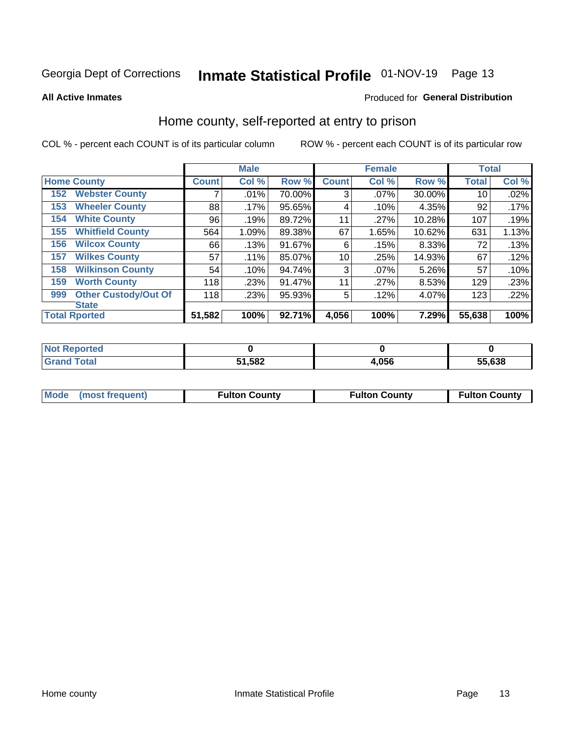Georgia Dept of Corrections **Inmate Statistical Profile** 01-NOV-19

**All Active Inmates**

Produced for **General Distribution**

## Home county, self-reported at entry to prison

COL % - percent each COUNT is of its particular column ROW % - percent each COUNT is of its particular row

| Home County | | Male | | | Female | | | Total | |
|---|---|---|---|---|---|---|---|---|---|
| | | Count | Col % | Row % | Count | Col % | Row % | Total | Col % |
| 152 | Webster County | 7 | .01% | 70.00% | 3 | .07% | 30.00% | 10 | .02% |
| 153 | Wheeler County | 88 | .17% | 95.65% | 4 | .10% | 4.35% | 92 | .17% |
| 154 | White County | 96 | .19% | 89.72% | 11 | .27% | 10.28% | 107 | .19% |
| 155 | Whitfield County | 564 | 1.09% | 89.38% | 67 | 1.65% | 10.62% | 631 | 1.13% |
| 156 | Wilcox County | 66 | .13% | 91.67% | 6 | .15% | 8.33% | 72 | .13% |
| 157 | Wilkes County | 57 | .11% | 85.07% | 10 | .25% | 14.93% | 67 | .12% |
| 158 | Wilkinson County | 54 | .10% | 94.74% | 3 | .07% | 5.26% | 57 | .10% |
| 159 | Worth County | 118 | .23% | 91.47% | 11 | .27% | 8.53% | 129 | .23% |
| 999 | Other Custody/Out Of State | 118 | .23% | 95.93% | 5 | .12% | 4.07% | 123 | .22% |
| Total Rported | | 51,582 | 100% | 92.71% | 4,056 | 100% | 7.29% | 55,638 | 100% |

| | Male | Female | Total |
|---|---|---|---|
| Not Reported | 0 | 0 | 0 |
| Grand Total | 51,582 | 4,056 | 55,638 |

| | Male | Female | Total |
|---|---|---|---|
| Mode (most frequent) | Fulton County | Fulton County | Fulton County |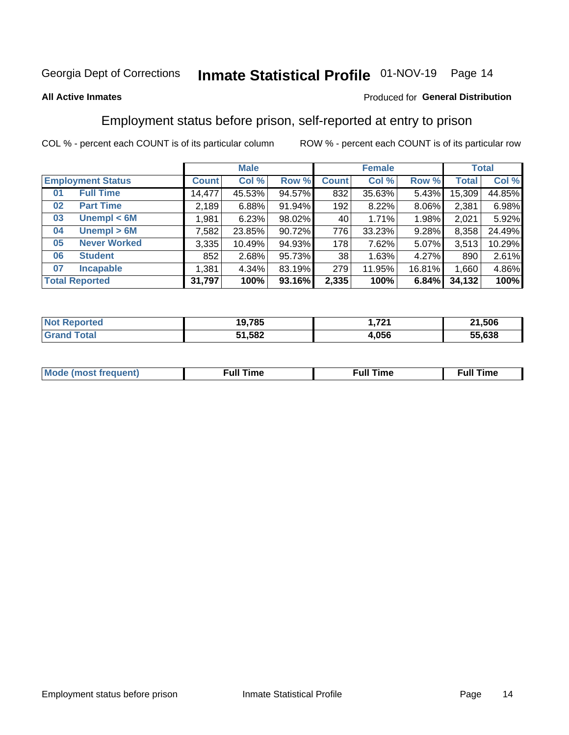Georgia Dept of Corrections **Inmate Statistical Profile** 01-NOV-19

**All Active Inmates**

Produced for **General Distribution**

## Employment status before prison, self-reported at entry to prison

COL % - percent each COUNT is of its particular column

ROW % - percent each COUNT is of its particular row

| | | Male | | | Female | | | Total | |
|---|---|---|---|---|---|---|---|---|---|
| **Employment Status** | | **Count** | **Col %** | **Row %** | **Count** | **Col %** | **Row %** | **Total** | **Col %** |
| 01 | Full Time | 14,477 | 45.53% | 94.57% | 832 | 35.63% | 5.43% | 15,309 | 44.85% |
| 02 | Part Time | 2,189 | 6.88% | 91.94% | 192 | 8.22% | 8.06% | 2,381 | 6.98% |
| 03 | Unempl < 6M | 1,981 | 6.23% | 98.02% | 40 | 1.71% | 1.98% | 2,021 | 5.92% |
| 04 | Unempl > 6M | 7,582 | 23.85% | 90.72% | 776 | 33.23% | 9.28% | 8,358 | 24.49% |
| 05 | Never Worked | 3,335 | 10.49% | 94.93% | 178 | 7.62% | 5.07% | 3,513 | 10.29% |
| 06 | Student | 852 | 2.68% | 95.73% | 38 | 1.63% | 4.27% | 890 | 2.61% |
| 07 | Incapable | 1,381 | 4.34% | 83.19% | 279 | 11.95% | 16.81% | 1,660 | 4.86% |
| **Total Reported** | | **31,797** | **100%** | **93.16%** | **2,335** | **100%** | **6.84%** | **34,132** | **100%** |

| | Male | Female | Total |
|---|---|---|---|
| Not Reported | 19,785 | 1,721 | 21,506 |
| Grand Total | 51,582 | 4,056 | 55,638 |

| | Male | Female | Total |
|---|---|---|---|
| Mode (most frequent) | Full Time | Full Time | Full Time |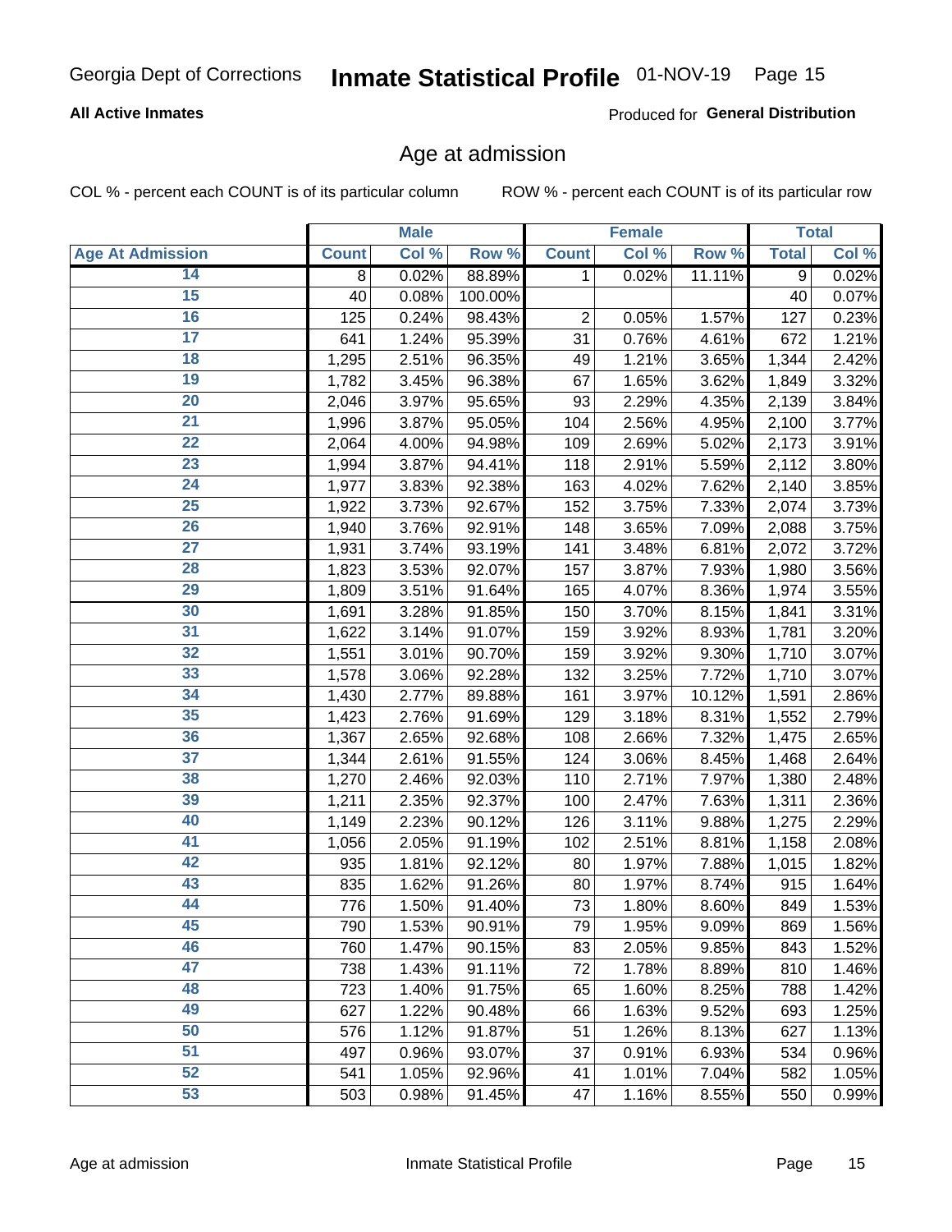Georgia Dept of Corrections **Inmate Statistical Profile** 01-NOV-19 Page 15

**All Active Inmates**

Produced for **General Distribution**

## Age at admission

COL % - percent each COUNT is of its particular column ROW % - percent each COUNT is of its particular row

| | Male | | | Female | | | Total | |
|---|---|---|---|---|---|---|---|---|
| **Age At Admission** | **Count** | **Col %** | **Row %** | **Count** | **Col %** | **Row %** | **Total** | **Col %** |
| 14 | 8 | 0.02% | 88.89% | 1 | 0.02% | 11.11% | 9 | 0.02% |
| 15 | 40 | 0.08% | 100.00% | | | | 40 | 0.07% |
| 16 | 125 | 0.24% | 98.43% | 2 | 0.05% | 1.57% | 127 | 0.23% |
| 17 | 641 | 1.24% | 95.39% | 31 | 0.76% | 4.61% | 672 | 1.21% |
| 18 | 1,295 | 2.51% | 96.35% | 49 | 1.21% | 3.65% | 1,344 | 2.42% |
| 19 | 1,782 | 3.45% | 96.38% | 67 | 1.65% | 3.62% | 1,849 | 3.32% |
| 20 | 2,046 | 3.97% | 95.65% | 93 | 2.29% | 4.35% | 2,139 | 3.84% |
| 21 | 1,996 | 3.87% | 95.05% | 104 | 2.56% | 4.95% | 2,100 | 3.77% |
| 22 | 2,064 | 4.00% | 94.98% | 109 | 2.69% | 5.02% | 2,173 | 3.91% |
| 23 | 1,994 | 3.87% | 94.41% | 118 | 2.91% | 5.59% | 2,112 | 3.80% |
| 24 | 1,977 | 3.83% | 92.38% | 163 | 4.02% | 7.62% | 2,140 | 3.85% |
| 25 | 1,922 | 3.73% | 92.67% | 152 | 3.75% | 7.33% | 2,074 | 3.73% |
| 26 | 1,940 | 3.76% | 92.91% | 148 | 3.65% | 7.09% | 2,088 | 3.75% |
| 27 | 1,931 | 3.74% | 93.19% | 141 | 3.48% | 6.81% | 2,072 | 3.72% |
| 28 | 1,823 | 3.53% | 92.07% | 157 | 3.87% | 7.93% | 1,980 | 3.56% |
| 29 | 1,809 | 3.51% | 91.64% | 165 | 4.07% | 8.36% | 1,974 | 3.55% |
| 30 | 1,691 | 3.28% | 91.85% | 150 | 3.70% | 8.15% | 1,841 | 3.31% |
| 31 | 1,622 | 3.14% | 91.07% | 159 | 3.92% | 8.93% | 1,781 | 3.20% |
| 32 | 1,551 | 3.01% | 90.70% | 159 | 3.92% | 9.30% | 1,710 | 3.07% |
| 33 | 1,578 | 3.06% | 92.28% | 132 | 3.25% | 7.72% | 1,710 | 3.07% |
| 34 | 1,430 | 2.77% | 89.88% | 161 | 3.97% | 10.12% | 1,591 | 2.86% |
| 35 | 1,423 | 2.76% | 91.69% | 129 | 3.18% | 8.31% | 1,552 | 2.79% |
| 36 | 1,367 | 2.65% | 92.68% | 108 | 2.66% | 7.32% | 1,475 | 2.65% |
| 37 | 1,344 | 2.61% | 91.55% | 124 | 3.06% | 8.45% | 1,468 | 2.64% |
| 38 | 1,270 | 2.46% | 92.03% | 110 | 2.71% | 7.97% | 1,380 | 2.48% |
| 39 | 1,211 | 2.35% | 92.37% | 100 | 2.47% | 7.63% | 1,311 | 2.36% |
| 40 | 1,149 | 2.23% | 90.12% | 126 | 3.11% | 9.88% | 1,275 | 2.29% |
| 41 | 1,056 | 2.05% | 91.19% | 102 | 2.51% | 8.81% | 1,158 | 2.08% |
| 42 | 935 | 1.81% | 92.12% | 80 | 1.97% | 7.88% | 1,015 | 1.82% |
| 43 | 835 | 1.62% | 91.26% | 80 | 1.97% | 8.74% | 915 | 1.64% |
| 44 | 776 | 1.50% | 91.40% | 73 | 1.80% | 8.60% | 849 | 1.53% |
| 45 | 790 | 1.53% | 90.91% | 79 | 1.95% | 9.09% | 869 | 1.56% |
| 46 | 760 | 1.47% | 90.15% | 83 | 2.05% | 9.85% | 843 | 1.52% |
| 47 | 738 | 1.43% | 91.11% | 72 | 1.78% | 8.89% | 810 | 1.46% |
| 48 | 723 | 1.40% | 91.75% | 65 | 1.60% | 8.25% | 788 | 1.42% |
| 49 | 627 | 1.22% | 90.48% | 66 | 1.63% | 9.52% | 693 | 1.25% |
| 50 | 576 | 1.12% | 91.87% | 51 | 1.26% | 8.13% | 627 | 1.13% |
| 51 | 497 | 0.96% | 93.07% | 37 | 0.91% | 6.93% | 534 | 0.96% |
| 52 | 541 | 1.05% | 92.96% | 41 | 1.01% | 7.04% | 582 | 1.05% |
| 53 | 503 | 0.98% | 91.45% | 47 | 1.16% | 8.55% | 550 | 0.99% |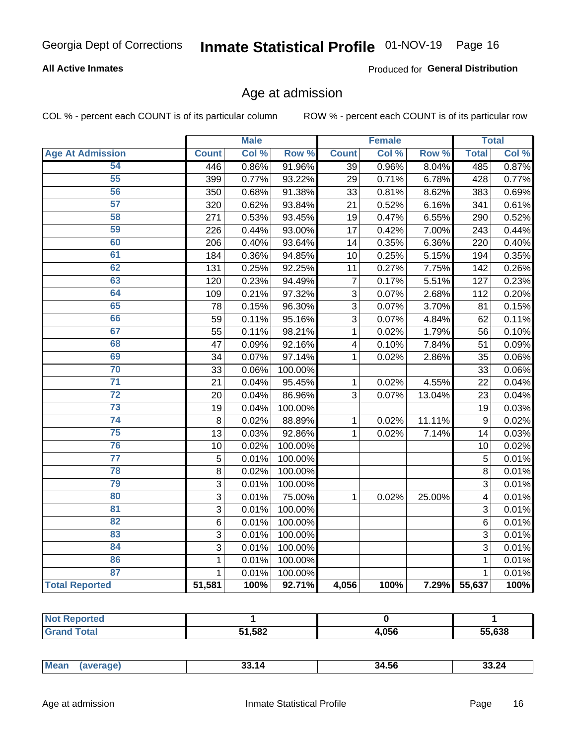Georgia Dept of Corrections **Inmate Statistical Profile** 01-NOV-19

**All Active Inmates**

Produced for **General Distribution**

## Age at admission

COL % - percent each COUNT is of its particular column

ROW % - percent each COUNT is of its particular row

| | Male | | | Female | | | Total | |
|---|---|---|---|---|---|---|---|---|
| **Age At Admission** | **Count** | **Col %** | **Row %** | **Count** | **Col %** | **Row %** | **Total** | **Col %** |
| 54 | 446 | 0.86% | 91.96% | 39 | 0.96% | 8.04% | 485 | 0.87% |
| 55 | 399 | 0.77% | 93.22% | 29 | 0.71% | 6.78% | 428 | 0.77% |
| 56 | 350 | 0.68% | 91.38% | 33 | 0.81% | 8.62% | 383 | 0.69% |
| 57 | 320 | 0.62% | 93.84% | 21 | 0.52% | 6.16% | 341 | 0.61% |
| 58 | 271 | 0.53% | 93.45% | 19 | 0.47% | 6.55% | 290 | 0.52% |
| 59 | 226 | 0.44% | 93.00% | 17 | 0.42% | 7.00% | 243 | 0.44% |
| 60 | 206 | 0.40% | 93.64% | 14 | 0.35% | 6.36% | 220 | 0.40% |
| 61 | 184 | 0.36% | 94.85% | 10 | 0.25% | 5.15% | 194 | 0.35% |
| 62 | 131 | 0.25% | 92.25% | 11 | 0.27% | 7.75% | 142 | 0.26% |
| 63 | 120 | 0.23% | 94.49% | 7 | 0.17% | 5.51% | 127 | 0.23% |
| 64 | 109 | 0.21% | 97.32% | 3 | 0.07% | 2.68% | 112 | 0.20% |
| 65 | 78 | 0.15% | 96.30% | 3 | 0.07% | 3.70% | 81 | 0.15% |
| 66 | 59 | 0.11% | 95.16% | 3 | 0.07% | 4.84% | 62 | 0.11% |
| 67 | 55 | 0.11% | 98.21% | 1 | 0.02% | 1.79% | 56 | 0.10% |
| 68 | 47 | 0.09% | 92.16% | 4 | 0.10% | 7.84% | 51 | 0.09% |
| 69 | 34 | 0.07% | 97.14% | 1 | 0.02% | 2.86% | 35 | 0.06% |
| 70 | 33 | 0.06% | 100.00% | | | | 33 | 0.06% |
| 71 | 21 | 0.04% | 95.45% | 1 | 0.02% | 4.55% | 22 | 0.04% |
| 72 | 20 | 0.04% | 86.96% | 3 | 0.07% | 13.04% | 23 | 0.04% |
| 73 | 19 | 0.04% | 100.00% | | | | 19 | 0.03% |
| 74 | 8 | 0.02% | 88.89% | 1 | 0.02% | 11.11% | 9 | 0.02% |
| 75 | 13 | 0.03% | 92.86% | 1 | 0.02% | 7.14% | 14 | 0.03% |
| 76 | 10 | 0.02% | 100.00% | | | | 10 | 0.02% |
| 77 | 5 | 0.01% | 100.00% | | | | 5 | 0.01% |
| 78 | 8 | 0.02% | 100.00% | | | | 8 | 0.01% |
| 79 | 3 | 0.01% | 100.00% | | | | 3 | 0.01% |
| 80 | 3 | 0.01% | 75.00% | 1 | 0.02% | 25.00% | 4 | 0.01% |
| 81 | 3 | 0.01% | 100.00% | | | | 3 | 0.01% |
| 82 | 6 | 0.01% | 100.00% | | | | 6 | 0.01% |
| 83 | 3 | 0.01% | 100.00% | | | | 3 | 0.01% |
| 84 | 3 | 0.01% | 100.00% | | | | 3 | 0.01% |
| 86 | 1 | 0.01% | 100.00% | | | | 1 | 0.01% |
| 87 | 1 | 0.01% | 100.00% | | | | 1 | 0.01% |
| **Total Reported** | **51,581** | **100%** | **92.71%** | **4,056** | **100%** | **7.29%** | **55,637** | **100%** |

| | Male | Female | Total |
|---|---|---|---|
| **Not Reported** | **1** | **0** | **1** |
| **Grand Total** | **51,582** | **4,056** | **55,638** |

| | Male | Female | Total |
|---|---|---|---|
| **Mean (average)** | **33.14** | **34.56** | **33.24** |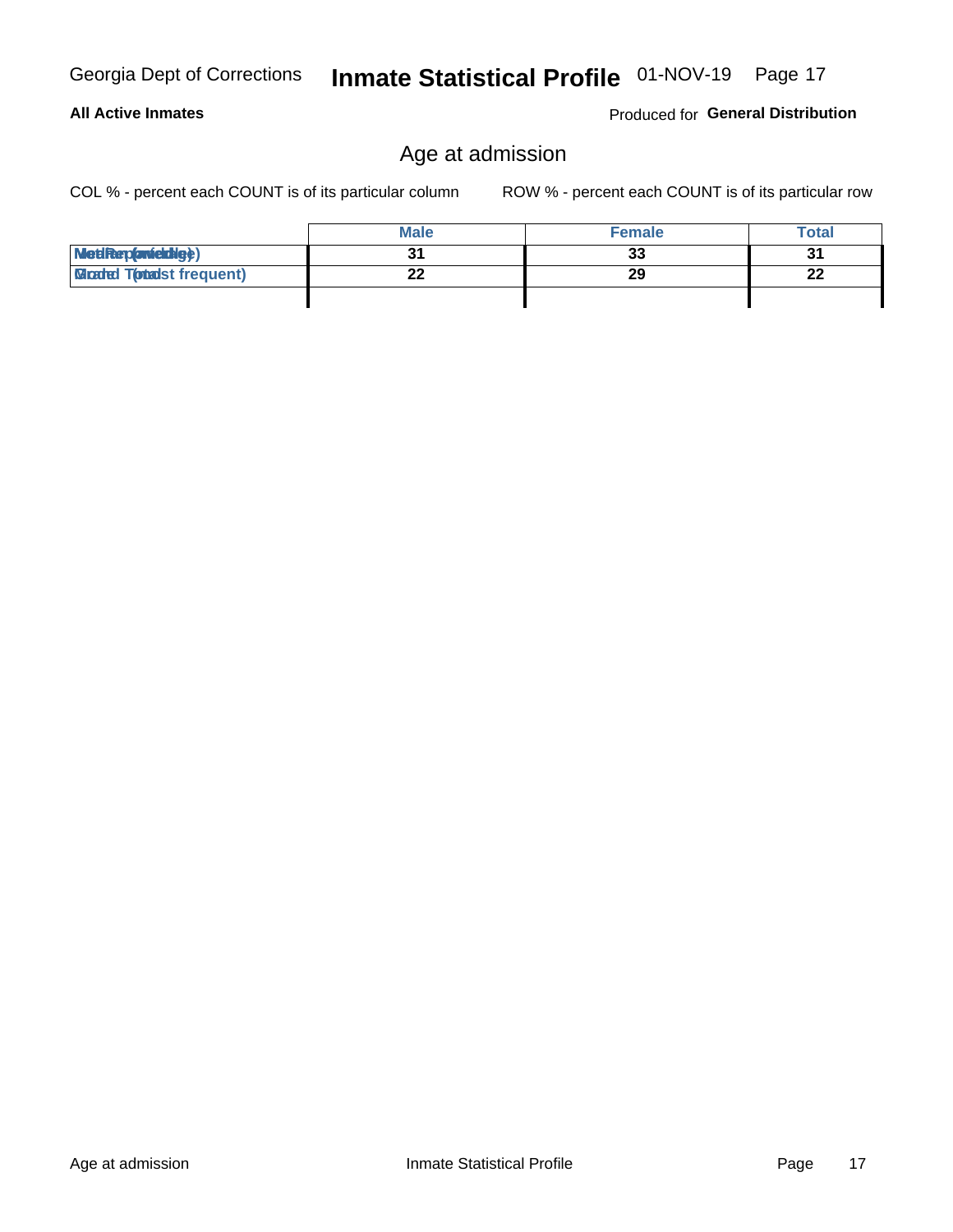## Age at admission

COL % - percent each COUNT is of its particular column    ROW % - percent each COUNT is of its particular row

| | Male | Female | Total |
|---|---|---|---|
| Median (middle) | 31 | 33 | 31 |
| Mode (most frequent) | 22 | 29 | 22 |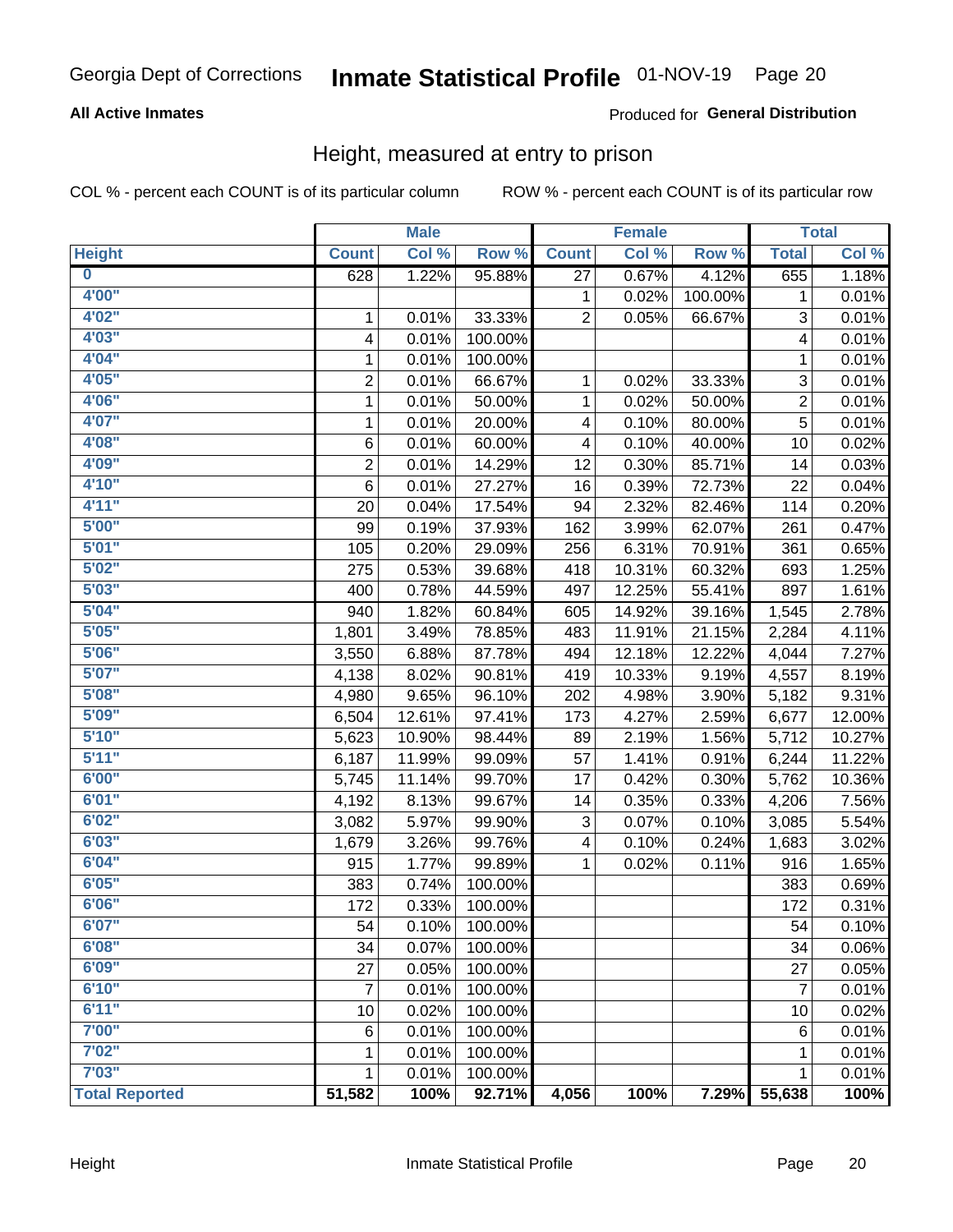Georgia Dept of Corrections **Inmate Statistical Profile** 01-NOV-19

**All Active Inmates**

Produced for **General Distribution**

## Height, measured at entry to prison

COL % - percent each COUNT is of its particular column ROW % - percent each COUNT is of its particular row

| | Male | | | Female | | | Total | |
|---|---|---|---|---|---|---|---|---|
| **Height** | **Count** | **Col %** | **Row %** | **Count** | **Col %** | **Row %** | **Total** | **Col %** |
| **0** | 628 | 1.22% | 95.88% | 27 | 0.67% | 4.12% | 655 | 1.18% |
| **4'00"** | | | | 1 | 0.02% | 100.00% | 1 | 0.01% |
| **4'02"** | 1 | 0.01% | 33.33% | 2 | 0.05% | 66.67% | 3 | 0.01% |
| **4'03"** | 4 | 0.01% | 100.00% | | | | 4 | 0.01% |
| **4'04"** | 1 | 0.01% | 100.00% | | | | 1 | 0.01% |
| **4'05"** | 2 | 0.01% | 66.67% | 1 | 0.02% | 33.33% | 3 | 0.01% |
| **4'06"** | 1 | 0.01% | 50.00% | 1 | 0.02% | 50.00% | 2 | 0.01% |
| **4'07"** | 1 | 0.01% | 20.00% | 4 | 0.10% | 80.00% | 5 | 0.01% |
| **4'08"** | 6 | 0.01% | 60.00% | 4 | 0.10% | 40.00% | 10 | 0.02% |
| **4'09"** | 2 | 0.01% | 14.29% | 12 | 0.30% | 85.71% | 14 | 0.03% |
| **4'10"** | 6 | 0.01% | 27.27% | 16 | 0.39% | 72.73% | 22 | 0.04% |
| **4'11"** | 20 | 0.04% | 17.54% | 94 | 2.32% | 82.46% | 114 | 0.20% |
| **5'00"** | 99 | 0.19% | 37.93% | 162 | 3.99% | 62.07% | 261 | 0.47% |
| **5'01"** | 105 | 0.20% | 29.09% | 256 | 6.31% | 70.91% | 361 | 0.65% |
| **5'02"** | 275 | 0.53% | 39.68% | 418 | 10.31% | 60.32% | 693 | 1.25% |
| **5'03"** | 400 | 0.78% | 44.59% | 497 | 12.25% | 55.41% | 897 | 1.61% |
| **5'04"** | 940 | 1.82% | 60.84% | 605 | 14.92% | 39.16% | 1,545 | 2.78% |
| **5'05"** | 1,801 | 3.49% | 78.85% | 483 | 11.91% | 21.15% | 2,284 | 4.11% |
| **5'06"** | 3,550 | 6.88% | 87.78% | 494 | 12.18% | 12.22% | 4,044 | 7.27% |
| **5'07"** | 4,138 | 8.02% | 90.81% | 419 | 10.33% | 9.19% | 4,557 | 8.19% |
| **5'08"** | 4,980 | 9.65% | 96.10% | 202 | 4.98% | 3.90% | 5,182 | 9.31% |
| **5'09"** | 6,504 | 12.61% | 97.41% | 173 | 4.27% | 2.59% | 6,677 | 12.00% |
| **5'10"** | 5,623 | 10.90% | 98.44% | 89 | 2.19% | 1.56% | 5,712 | 10.27% |
| **5'11"** | 6,187 | 11.99% | 99.09% | 57 | 1.41% | 0.91% | 6,244 | 11.22% |
| **6'00"** | 5,745 | 11.14% | 99.70% | 17 | 0.42% | 0.30% | 5,762 | 10.36% |
| **6'01"** | 4,192 | 8.13% | 99.67% | 14 | 0.35% | 0.33% | 4,206 | 7.56% |
| **6'02"** | 3,082 | 5.97% | 99.90% | 3 | 0.07% | 0.10% | 3,085 | 5.54% |
| **6'03"** | 1,679 | 3.26% | 99.76% | 4 | 0.10% | 0.24% | 1,683 | 3.02% |
| **6'04"** | 915 | 1.77% | 99.89% | 1 | 0.02% | 0.11% | 916 | 1.65% |
| **6'05"** | 383 | 0.74% | 100.00% | | | | 383 | 0.69% |
| **6'06"** | 172 | 0.33% | 100.00% | | | | 172 | 0.31% |
| **6'07"** | 54 | 0.10% | 100.00% | | | | 54 | 0.10% |
| **6'08"** | 34 | 0.07% | 100.00% | | | | 34 | 0.06% |
| **6'09"** | 27 | 0.05% | 100.00% | | | | 27 | 0.05% |
| **6'10"** | 7 | 0.01% | 100.00% | | | | 7 | 0.01% |
| **6'11"** | 10 | 0.02% | 100.00% | | | | 10 | 0.02% |
| **7'00"** | 6 | 0.01% | 100.00% | | | | 6 | 0.01% |
| **7'02"** | 1 | 0.01% | 100.00% | | | | 1 | 0.01% |
| **7'03"** | 1 | 0.01% | 100.00% | | | | 1 | 0.01% |
| **Total Reported** | **51,582** | **100%** | **92.71%** | **4,056** | **100%** | **7.29%** | **55,638** | **100%** |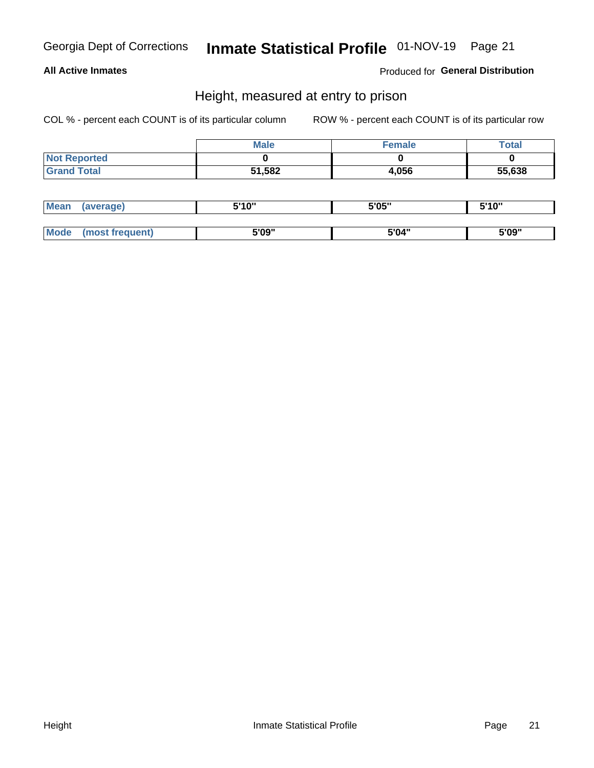Georgia Dept of Corrections **Inmate Statistical Profile** 01-NOV-19

**All Active Inmates** Produced for **General Distribution**

## Height, measured at entry to prison

COL % - percent each COUNT is of its particular column ROW % - percent each COUNT is of its particular row

| | Male | Female | Total |
|---|---|---|---|
| **Not Reported** | **0** | **0** | **0** |
| **Grand Total** | **51,582** | **4,056** | **55,638** |

| | Male | Female | Total |
|---|---|---|---|
| **Mean (average)** | **5'10"** | **5'05"** | **5'10"** |
| **Mode (most frequent)** | **5'09"** | **5'04"** | **5'09"** |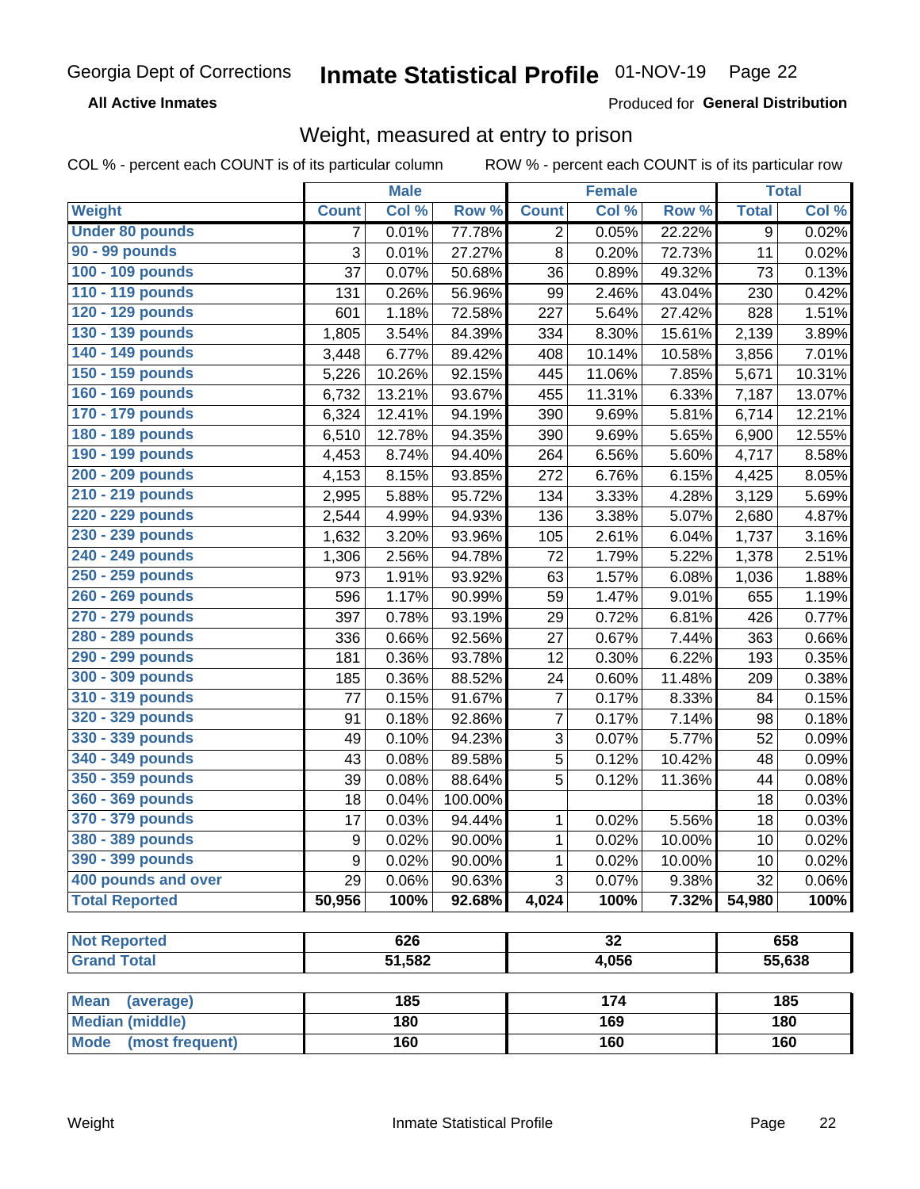# Georgia Dept of Corrections — Inmate Statistical Profile 01-NOV-19

**All Active Inmates**

Produced for **General Distribution**

## Weight, measured at entry to prison

COL % - percent each COUNT is of its particular column    ROW % - percent each COUNT is of its particular row

| Weight | Male | | | Female | | | Total | |
|---|---|---|---|---|---|---|---|---|
| | Count | Col % | Row % | Count | Col % | Row % | Total | Col % |
| Under 80 pounds | 7 | 0.01% | 77.78% | 2 | 0.05% | 22.22% | 9 | 0.02% |
| 90 - 99 pounds | 3 | 0.01% | 27.27% | 8 | 0.20% | 72.73% | 11 | 0.02% |
| 100 - 109 pounds | 37 | 0.07% | 50.68% | 36 | 0.89% | 49.32% | 73 | 0.13% |
| 110 - 119 pounds | 131 | 0.26% | 56.96% | 99 | 2.46% | 43.04% | 230 | 0.42% |
| 120 - 129 pounds | 601 | 1.18% | 72.58% | 227 | 5.64% | 27.42% | 828 | 1.51% |
| 130 - 139 pounds | 1,805 | 3.54% | 84.39% | 334 | 8.30% | 15.61% | 2,139 | 3.89% |
| 140 - 149 pounds | 3,448 | 6.77% | 89.42% | 408 | 10.14% | 10.58% | 3,856 | 7.01% |
| 150 - 159 pounds | 5,226 | 10.26% | 92.15% | 445 | 11.06% | 7.85% | 5,671 | 10.31% |
| 160 - 169 pounds | 6,732 | 13.21% | 93.67% | 455 | 11.31% | 6.33% | 7,187 | 13.07% |
| 170 - 179 pounds | 6,324 | 12.41% | 94.19% | 390 | 9.69% | 5.81% | 6,714 | 12.21% |
| 180 - 189 pounds | 6,510 | 12.78% | 94.35% | 390 | 9.69% | 5.65% | 6,900 | 12.55% |
| 190 - 199 pounds | 4,453 | 8.74% | 94.40% | 264 | 6.56% | 5.60% | 4,717 | 8.58% |
| 200 - 209 pounds | 4,153 | 8.15% | 93.85% | 272 | 6.76% | 6.15% | 4,425 | 8.05% |
| 210 - 219 pounds | 2,995 | 5.88% | 95.72% | 134 | 3.33% | 4.28% | 3,129 | 5.69% |
| 220 - 229 pounds | 2,544 | 4.99% | 94.93% | 136 | 3.38% | 5.07% | 2,680 | 4.87% |
| 230 - 239 pounds | 1,632 | 3.20% | 93.96% | 105 | 2.61% | 6.04% | 1,737 | 3.16% |
| 240 - 249 pounds | 1,306 | 2.56% | 94.78% | 72 | 1.79% | 5.22% | 1,378 | 2.51% |
| 250 - 259 pounds | 973 | 1.91% | 93.92% | 63 | 1.57% | 6.08% | 1,036 | 1.88% |
| 260 - 269 pounds | 596 | 1.17% | 90.99% | 59 | 1.47% | 9.01% | 655 | 1.19% |
| 270 - 279 pounds | 397 | 0.78% | 93.19% | 29 | 0.72% | 6.81% | 426 | 0.77% |
| 280 - 289 pounds | 336 | 0.66% | 92.56% | 27 | 0.67% | 7.44% | 363 | 0.66% |
| 290 - 299 pounds | 181 | 0.36% | 93.78% | 12 | 0.30% | 6.22% | 193 | 0.35% |
| 300 - 309 pounds | 185 | 0.36% | 88.52% | 24 | 0.60% | 11.48% | 209 | 0.38% |
| 310 - 319 pounds | 77 | 0.15% | 91.67% | 7 | 0.17% | 8.33% | 84 | 0.15% |
| 320 - 329 pounds | 91 | 0.18% | 92.86% | 7 | 0.17% | 7.14% | 98 | 0.18% |
| 330 - 339 pounds | 49 | 0.10% | 94.23% | 3 | 0.07% | 5.77% | 52 | 0.09% |
| 340 - 349 pounds | 43 | 0.08% | 89.58% | 5 | 0.12% | 10.42% | 48 | 0.09% |
| 350 - 359 pounds | 39 | 0.08% | 88.64% | 5 | 0.12% | 11.36% | 44 | 0.08% |
| 360 - 369 pounds | 18 | 0.04% | 100.00% | | | | 18 | 0.03% |
| 370 - 379 pounds | 17 | 0.03% | 94.44% | 1 | 0.02% | 5.56% | 18 | 0.03% |
| 380 - 389 pounds | 9 | 0.02% | 90.00% | 1 | 0.02% | 10.00% | 10 | 0.02% |
| 390 - 399 pounds | 9 | 0.02% | 90.00% | 1 | 0.02% | 10.00% | 10 | 0.02% |
| 400 pounds and over | 29 | 0.06% | 90.63% | 3 | 0.07% | 9.38% | 32 | 0.06% |
| **Total Reported** | **50,956** | **100%** | **92.68%** | **4,024** | **100%** | **7.32%** | **54,980** | **100%** |

| | Male | Female | Total |
|---|---|---|---|
| Not Reported | 626 | 32 | 658 |
| Grand Total | 51,582 | 4,056 | 55,638 |

| | Male | Female | Total |
|---|---|---|---|
| Mean (average) | 185 | 174 | 185 |
| Median (middle) | 180 | 169 | 180 |
| Mode (most frequent) | 160 | 160 | 160 |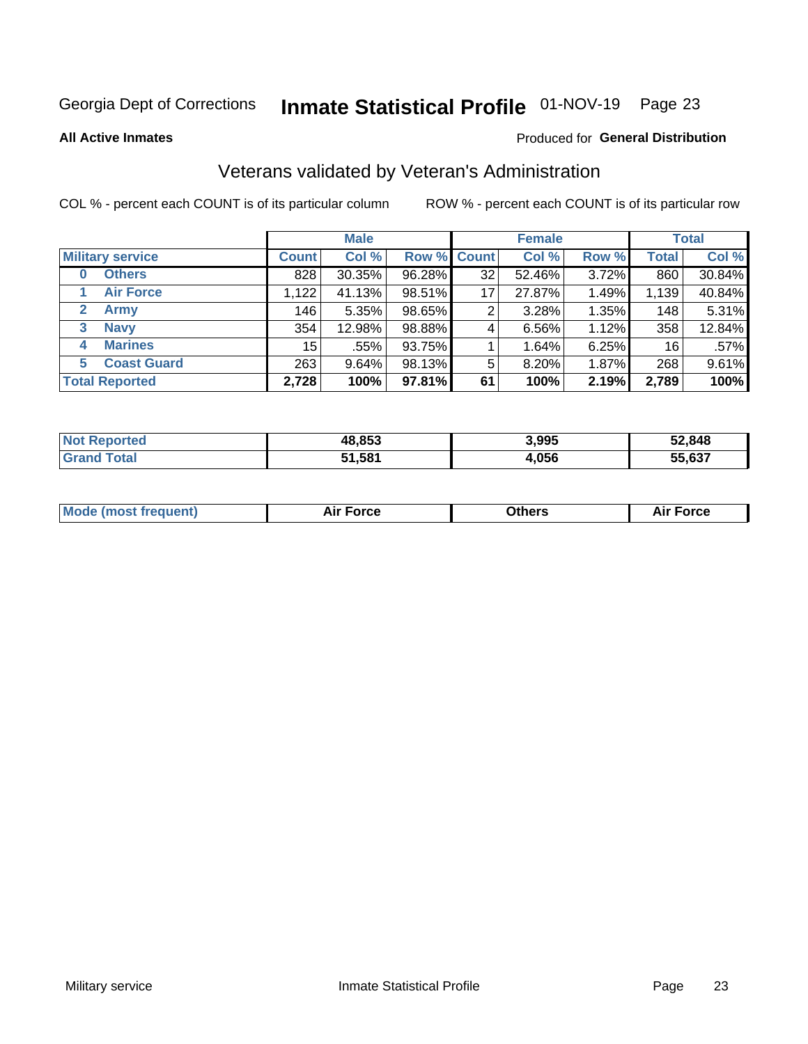Georgia Dept of Corrections **Inmate Statistical Profile** 01-NOV-19

**All Active Inmates**

Produced for **General Distribution**

## Veterans validated by Veteran's Administration

COL % - percent each COUNT is of its particular column ROW % - percent each COUNT is of its particular row

| Military service | Male | | | Female | | | Total | |
|---|---|---|---|---|---|---|---|---|
| | Count | Col % | Row % | Count | Col % | Row % | Total | Col % |
| 0 Others | 828 | 30.35% | 96.28% | 32 | 52.46% | 3.72% | 860 | 30.84% |
| 1 Air Force | 1,122 | 41.13% | 98.51% | 17 | 27.87% | 1.49% | 1,139 | 40.84% |
| 2 Army | 146 | 5.35% | 98.65% | 2 | 3.28% | 1.35% | 148 | 5.31% |
| 3 Navy | 354 | 12.98% | 98.88% | 4 | 6.56% | 1.12% | 358 | 12.84% |
| 4 Marines | 15 | .55% | 93.75% | 1 | 1.64% | 6.25% | 16 | .57% |
| 5 Coast Guard | 263 | 9.64% | 98.13% | 5 | 8.20% | 1.87% | 268 | 9.61% |
| **Total Reported** | **2,728** | **100%** | **97.81%** | **61** | **100%** | **2.19%** | **2,789** | **100%** |

| | Male | Female | Total |
|---|---|---|---|
| Not Reported | 48,853 | 3,995 | 52,848 |
| Grand Total | 51,581 | 4,056 | 55,637 |

| | Male | Female | Total |
|---|---|---|---|
| Mode (most frequent) | Air Force | Others | Air Force |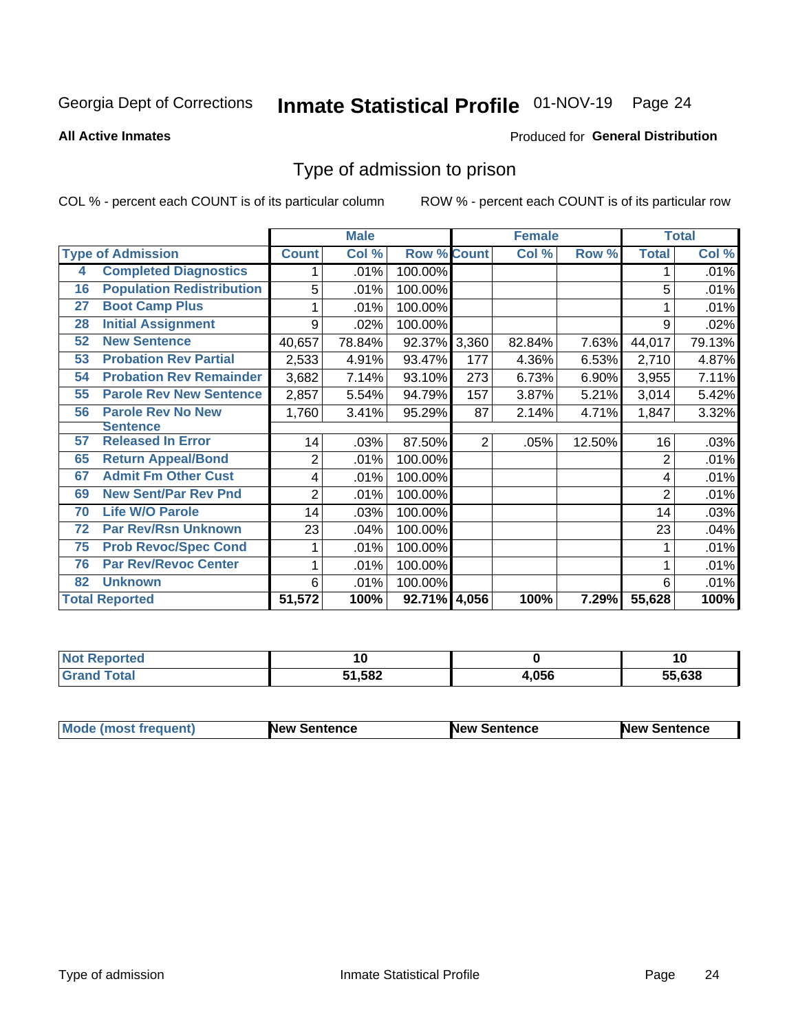Georgia Dept of Corrections **Inmate Statistical Profile** 01-NOV-19

**All Active Inmates** Produced for **General Distribution**

## Type of admission to prison

COL % - percent each COUNT is of its particular column ROW % - percent each COUNT is of its particular row

| | | Male | | | Female | | | Total | |
|---|---|---|---|---|---|---|---|---|---|
| Type of Admission | | Count | Col % | Row % | Count | Col % | Row % | Total | Col % |
| 4 | Completed Diagnostics | 1 | .01% | 100.00% | | | | 1 | .01% |
| 16 | Population Redistribution | 5 | .01% | 100.00% | | | | 5 | .01% |
| 27 | Boot Camp Plus | 1 | .01% | 100.00% | | | | 1 | .01% |
| 28 | Initial Assignment | 9 | .02% | 100.00% | | | | 9 | .02% |
| 52 | New Sentence | 40,657 | 78.84% | 92.37% | 3,360 | 82.84% | 7.63% | 44,017 | 79.13% |
| 53 | Probation Rev Partial | 2,533 | 4.91% | 93.47% | 177 | 4.36% | 6.53% | 2,710 | 4.87% |
| 54 | Probation Rev Remainder | 3,682 | 7.14% | 93.10% | 273 | 6.73% | 6.90% | 3,955 | 7.11% |
| 55 | Parole Rev New Sentence | 2,857 | 5.54% | 94.79% | 157 | 3.87% | 5.21% | 3,014 | 5.42% |
| 56 | Parole Rev No New Sentence | 1,760 | 3.41% | 95.29% | 87 | 2.14% | 4.71% | 1,847 | 3.32% |
| 57 | Released In Error | 14 | .03% | 87.50% | 2 | .05% | 12.50% | 16 | .03% |
| 65 | Return Appeal/Bond | 2 | .01% | 100.00% | | | | 2 | .01% |
| 67 | Admit Fm Other Cust | 4 | .01% | 100.00% | | | | 4 | .01% |
| 69 | New Sent/Par Rev Pnd | 2 | .01% | 100.00% | | | | 2 | .01% |
| 70 | Life W/O Parole | 14 | .03% | 100.00% | | | | 14 | .03% |
| 72 | Par Rev/Rsn Unknown | 23 | .04% | 100.00% | | | | 23 | .04% |
| 75 | Prob Revoc/Spec Cond | 1 | .01% | 100.00% | | | | 1 | .01% |
| 76 | Par Rev/Revoc Center | 1 | .01% | 100.00% | | | | 1 | .01% |
| 82 | Unknown | 6 | .01% | 100.00% | | | | 6 | .01% |
| Total Reported | | 51,572 | 100% | 92.71% | 4,056 | 100% | 7.29% | 55,628 | 100% |

| | Male | Female | Total |
|---|---|---|---|
| Not Reported | 10 | 0 | 10 |
| Grand Total | 51,582 | 4,056 | 55,638 |

| | Male | Female | Total |
|---|---|---|---|
| Mode (most frequent) | New Sentence | New Sentence | New Sentence |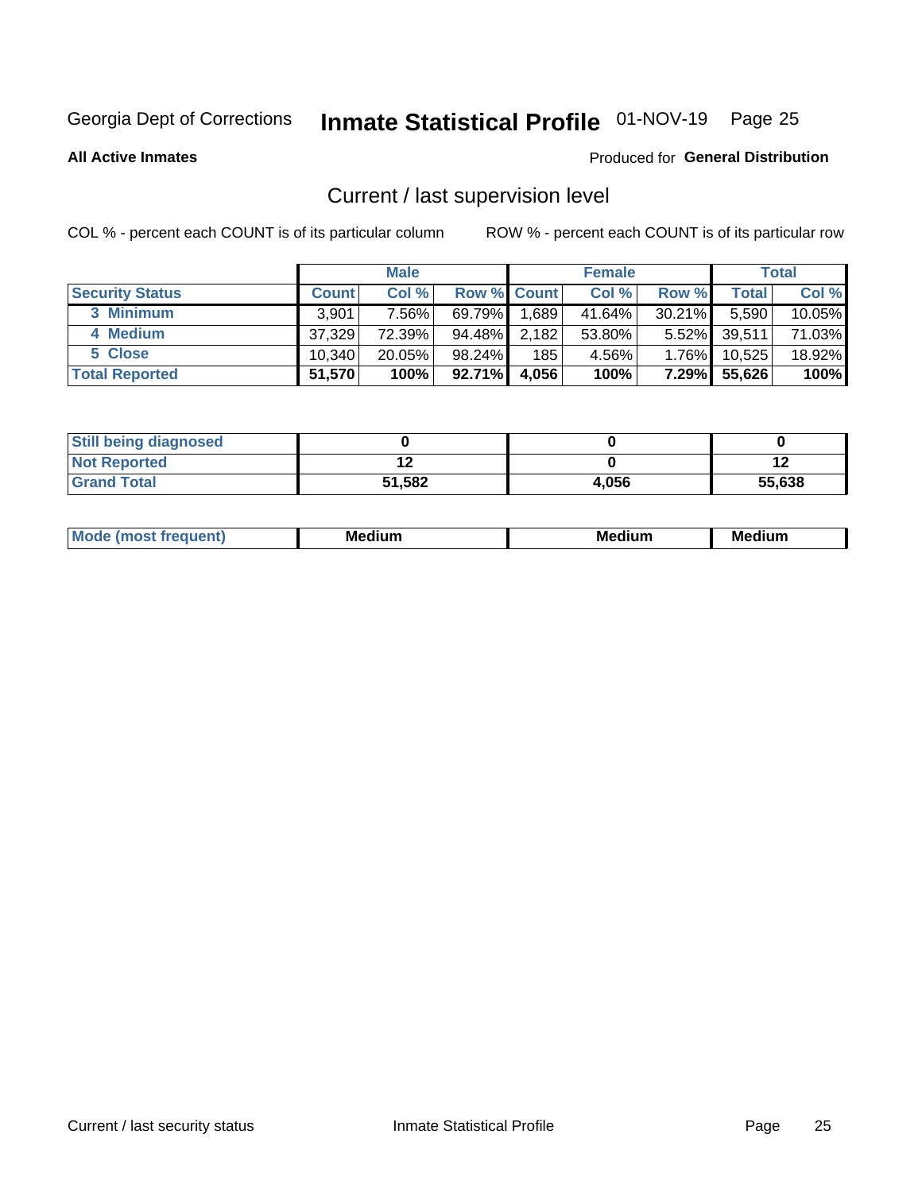Georgia Dept of Corrections **Inmate Statistical Profile** 01-NOV-19

**All Active Inmates**

Produced for **General Distribution**

## Current / last supervision level

COL % - percent each COUNT is of its particular column

ROW % - percent each COUNT is of its particular row

| | Male | | | Female | | | Total | |
|---|---|---|---|---|---|---|---|---|
| **Security Status** | **Count** | **Col %** | **Row %** | **Count** | **Col %** | **Row %** | **Total** | **Col %** |
| 3 Minimum | 3,901 | 7.56% | 69.79% | 1,689 | 41.64% | 30.21% | 5,590 | 10.05% |
| 4 Medium | 37,329 | 72.39% | 94.48% | 2,182 | 53.80% | 5.52% | 39,511 | 71.03% |
| 5 Close | 10,340 | 20.05% | 98.24% | 185 | 4.56% | 1.76% | 10,525 | 18.92% |
| **Total Reported** | **51,570** | **100%** | **92.71%** | **4,056** | **100%** | **7.29%** | **55,626** | **100%** |

| | Male | Female | Total |
|---|---|---|---|
| Still being diagnosed | 0 | 0 | 0 |
| Not Reported | 12 | 0 | 12 |
| Grand Total | 51,582 | 4,056 | 55,638 |

| | Male | Female | Total |
|---|---|---|---|
| Mode (most frequent) | Medium | Medium | Medium |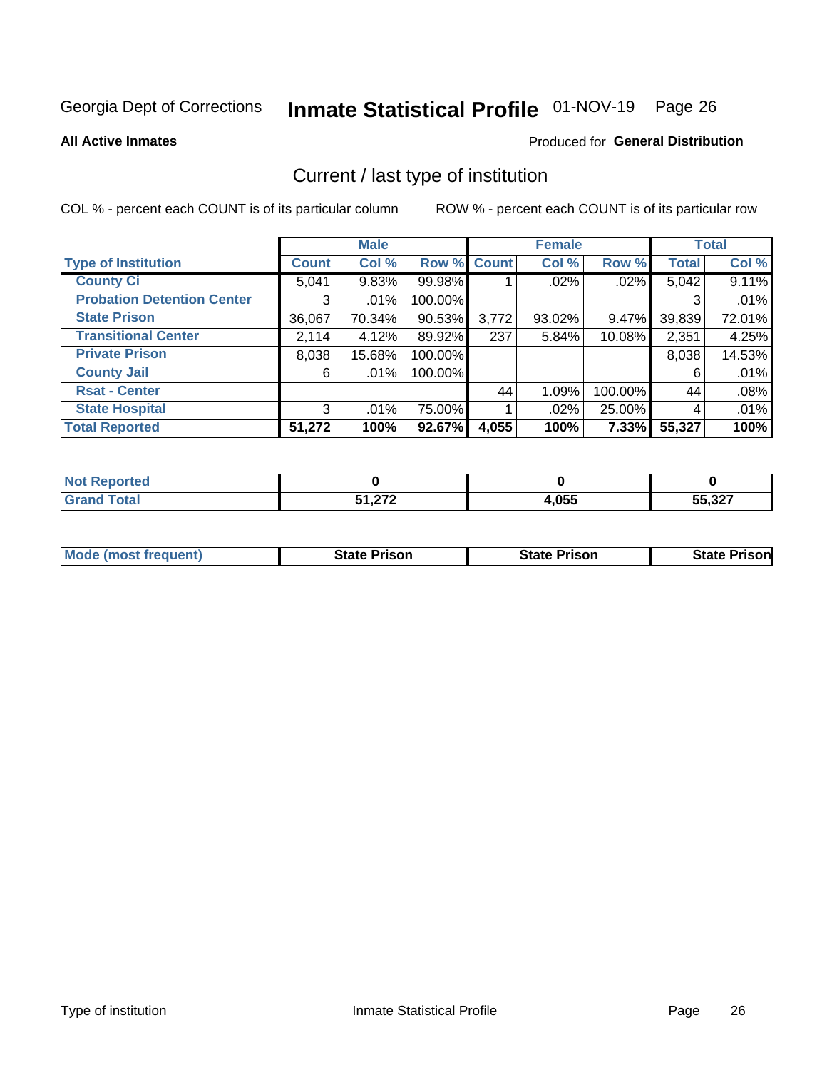Georgia Dept of Corrections **Inmate Statistical Profile** 01-NOV-19

**All Active Inmates**

Produced for **General Distribution**

## Current / last type of institution

COL % - percent each COUNT is of its particular column

ROW % - percent each COUNT is of its particular row

| | Male | | | Female | | | Total | |
|---|---|---|---|---|---|---|---|---|
| **Type of Institution** | **Count** | **Col %** | **Row %** | **Count** | **Col %** | **Row %** | **Total** | **Col %** |
| **County Ci** | 5,041 | 9.83% | 99.98% | 1 | .02% | .02% | 5,042 | 9.11% |
| **Probation Detention Center** | 3 | .01% | 100.00% | | | | 3 | .01% |
| **State Prison** | 36,067 | 70.34% | 90.53% | 3,772 | 93.02% | 9.47% | 39,839 | 72.01% |
| **Transitional Center** | 2,114 | 4.12% | 89.92% | 237 | 5.84% | 10.08% | 2,351 | 4.25% |
| **Private Prison** | 8,038 | 15.68% | 100.00% | | | | 8,038 | 14.53% |
| **County Jail** | 6 | .01% | 100.00% | | | | 6 | .01% |
| **Rsat - Center** | | | | 44 | 1.09% | 100.00% | 44 | .08% |
| **State Hospital** | 3 | .01% | 75.00% | 1 | .02% | 25.00% | 4 | .01% |
| **Total Reported** | **51,272** | **100%** | **92.67%** | **4,055** | **100%** | **7.33%** | **55,327** | **100%** |

| | Male | Female | Total |
|---|---|---|---|
| **Not Reported** | **0** | **0** | **0** |
| **Grand Total** | **51,272** | **4,055** | **55,327** |

| | Male | Female | Total |
|---|---|---|---|
| **Mode (most frequent)** | **State Prison** | **State Prison** | **State Prison** |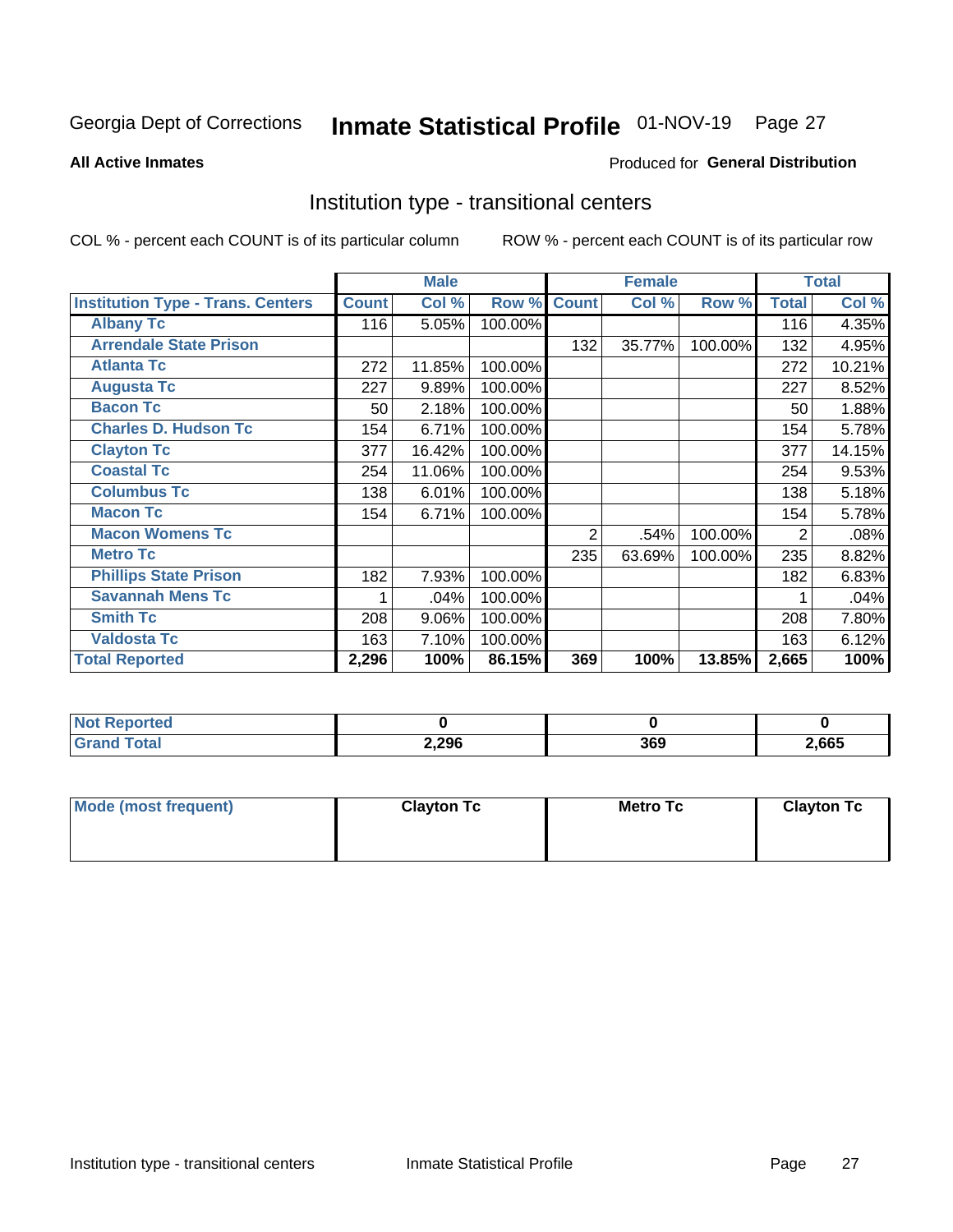Georgia Dept of Corrections **Inmate Statistical Profile** 01-NOV-19 Page 27

**All Active Inmates**

Produced for **General Distribution**

## Institution type - transitional centers

COL % - percent each COUNT is of its particular column ROW % - percent each COUNT is of its particular row

| | Male | | | Female | | | Total | |
|---|---|---|---|---|---|---|---|---|
| **Institution Type - Trans. Centers** | **Count** | **Col %** | **Row %** | **Count** | **Col %** | **Row %** | **Total** | **Col %** |
| **Albany Tc** | 116 | 5.05% | 100.00% | | | | 116 | 4.35% |
| **Arrendale State Prison** | | | | 132 | 35.77% | 100.00% | 132 | 4.95% |
| **Atlanta Tc** | 272 | 11.85% | 100.00% | | | | 272 | 10.21% |
| **Augusta Tc** | 227 | 9.89% | 100.00% | | | | 227 | 8.52% |
| **Bacon Tc** | 50 | 2.18% | 100.00% | | | | 50 | 1.88% |
| **Charles D. Hudson Tc** | 154 | 6.71% | 100.00% | | | | 154 | 5.78% |
| **Clayton Tc** | 377 | 16.42% | 100.00% | | | | 377 | 14.15% |
| **Coastal Tc** | 254 | 11.06% | 100.00% | | | | 254 | 9.53% |
| **Columbus Tc** | 138 | 6.01% | 100.00% | | | | 138 | 5.18% |
| **Macon Tc** | 154 | 6.71% | 100.00% | | | | 154 | 5.78% |
| **Macon Womens Tc** | | | | 2 | .54% | 100.00% | 2 | .08% |
| **Metro Tc** | | | | 235 | 63.69% | 100.00% | 235 | 8.82% |
| **Phillips State Prison** | 182 | 7.93% | 100.00% | | | | 182 | 6.83% |
| **Savannah Mens Tc** | 1 | .04% | 100.00% | | | | 1 | .04% |
| **Smith Tc** | 208 | 9.06% | 100.00% | | | | 208 | 7.80% |
| **Valdosta Tc** | 163 | 7.10% | 100.00% | | | | 163 | 6.12% |
| **Total Reported** | **2,296** | **100%** | **86.15%** | **369** | **100%** | **13.85%** | **2,665** | **100%** |

| | Male | Female | Total |
|---|---|---|---|
| **Not Reported** | **0** | **0** | **0** |
| **Grand Total** | **2,296** | **369** | **2,665** |

| | Male | Female | Total |
|---|---|---|---|
| **Mode (most frequent)** | **Clayton Tc** | **Metro Tc** | **Clayton Tc** |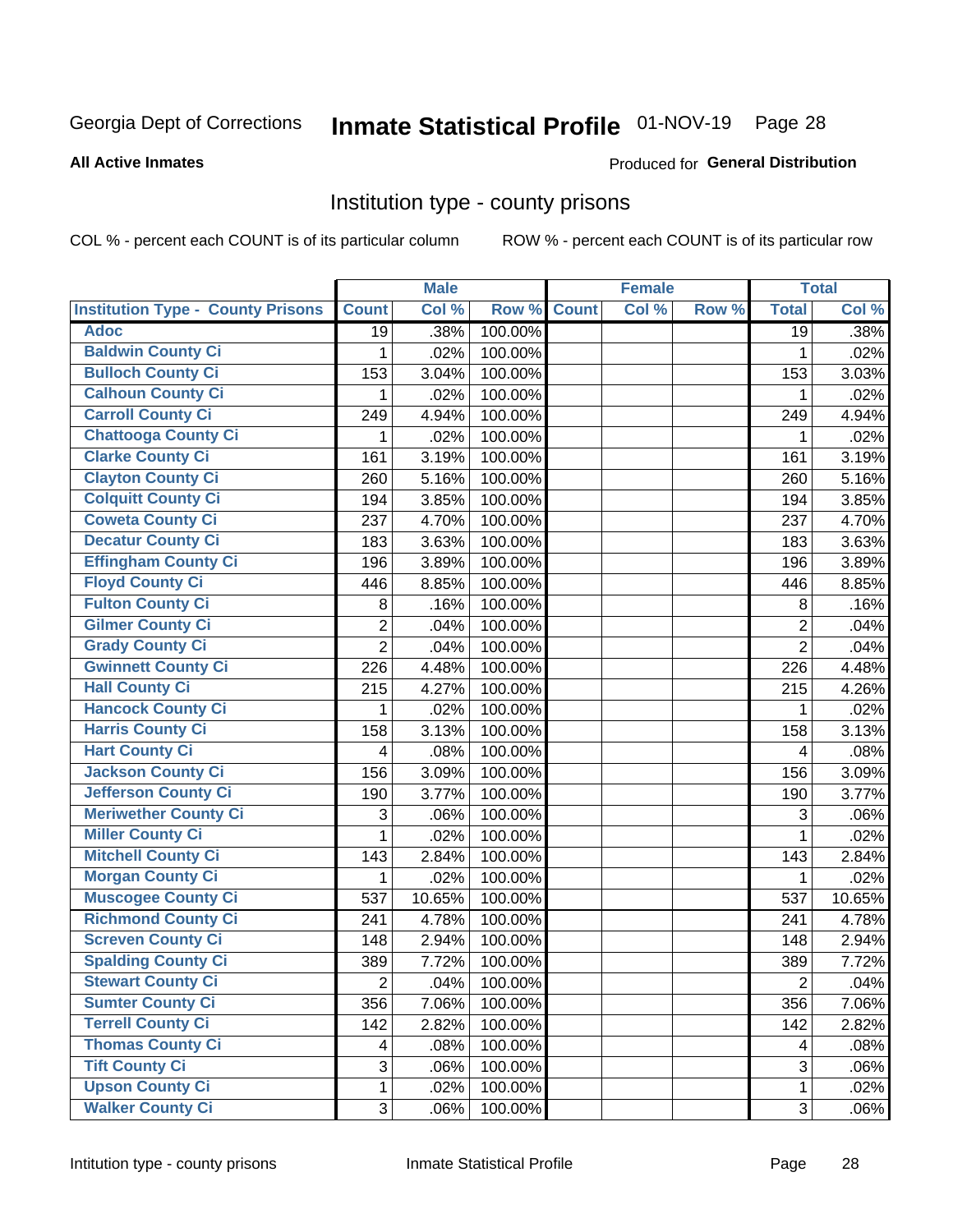Georgia Dept of Corrections **Inmate Statistical Profile** 01-NOV-19

**All Active Inmates**

Produced for **General Distribution**

## Institution type - county prisons

COL % - percent each COUNT is of its particular column ROW % - percent each COUNT is of its particular row

| Institution Type - County Prisons | Male | | | Female | | | Total | |
|---|---|---|---|---|---|---|---|---|
| | Count | Col % | Row % | Count | Col % | Row % | Total | Col % |
| Adoc | 19 | .38% | 100.00% | | | | 19 | .38% |
| Baldwin County Ci | 1 | .02% | 100.00% | | | | 1 | .02% |
| Bulloch County Ci | 153 | 3.04% | 100.00% | | | | 153 | 3.03% |
| Calhoun County Ci | 1 | .02% | 100.00% | | | | 1 | .02% |
| Carroll County Ci | 249 | 4.94% | 100.00% | | | | 249 | 4.94% |
| Chattooga County Ci | 1 | .02% | 100.00% | | | | 1 | .02% |
| Clarke County Ci | 161 | 3.19% | 100.00% | | | | 161 | 3.19% |
| Clayton County Ci | 260 | 5.16% | 100.00% | | | | 260 | 5.16% |
| Colquitt County Ci | 194 | 3.85% | 100.00% | | | | 194 | 3.85% |
| Coweta County Ci | 237 | 4.70% | 100.00% | | | | 237 | 4.70% |
| Decatur County Ci | 183 | 3.63% | 100.00% | | | | 183 | 3.63% |
| Effingham County Ci | 196 | 3.89% | 100.00% | | | | 196 | 3.89% |
| Floyd County Ci | 446 | 8.85% | 100.00% | | | | 446 | 8.85% |
| Fulton County Ci | 8 | .16% | 100.00% | | | | 8 | .16% |
| Gilmer County Ci | 2 | .04% | 100.00% | | | | 2 | .04% |
| Grady County Ci | 2 | .04% | 100.00% | | | | 2 | .04% |
| Gwinnett County Ci | 226 | 4.48% | 100.00% | | | | 226 | 4.48% |
| Hall County Ci | 215 | 4.27% | 100.00% | | | | 215 | 4.26% |
| Hancock County Ci | 1 | .02% | 100.00% | | | | 1 | .02% |
| Harris County Ci | 158 | 3.13% | 100.00% | | | | 158 | 3.13% |
| Hart County Ci | 4 | .08% | 100.00% | | | | 4 | .08% |
| Jackson County Ci | 156 | 3.09% | 100.00% | | | | 156 | 3.09% |
| Jefferson County Ci | 190 | 3.77% | 100.00% | | | | 190 | 3.77% |
| Meriwether County Ci | 3 | .06% | 100.00% | | | | 3 | .06% |
| Miller County Ci | 1 | .02% | 100.00% | | | | 1 | .02% |
| Mitchell County Ci | 143 | 2.84% | 100.00% | | | | 143 | 2.84% |
| Morgan County Ci | 1 | .02% | 100.00% | | | | 1 | .02% |
| Muscogee County Ci | 537 | 10.65% | 100.00% | | | | 537 | 10.65% |
| Richmond County Ci | 241 | 4.78% | 100.00% | | | | 241 | 4.78% |
| Screven County Ci | 148 | 2.94% | 100.00% | | | | 148 | 2.94% |
| Spalding County Ci | 389 | 7.72% | 100.00% | | | | 389 | 7.72% |
| Stewart County Ci | 2 | .04% | 100.00% | | | | 2 | .04% |
| Sumter County Ci | 356 | 7.06% | 100.00% | | | | 356 | 7.06% |
| Terrell County Ci | 142 | 2.82% | 100.00% | | | | 142 | 2.82% |
| Thomas County Ci | 4 | .08% | 100.00% | | | | 4 | .08% |
| Tift County Ci | 3 | .06% | 100.00% | | | | 3 | .06% |
| Upson County Ci | 1 | .02% | 100.00% | | | | 1 | .02% |
| Walker County Ci | 3 | .06% | 100.00% | | | | 3 | .06% |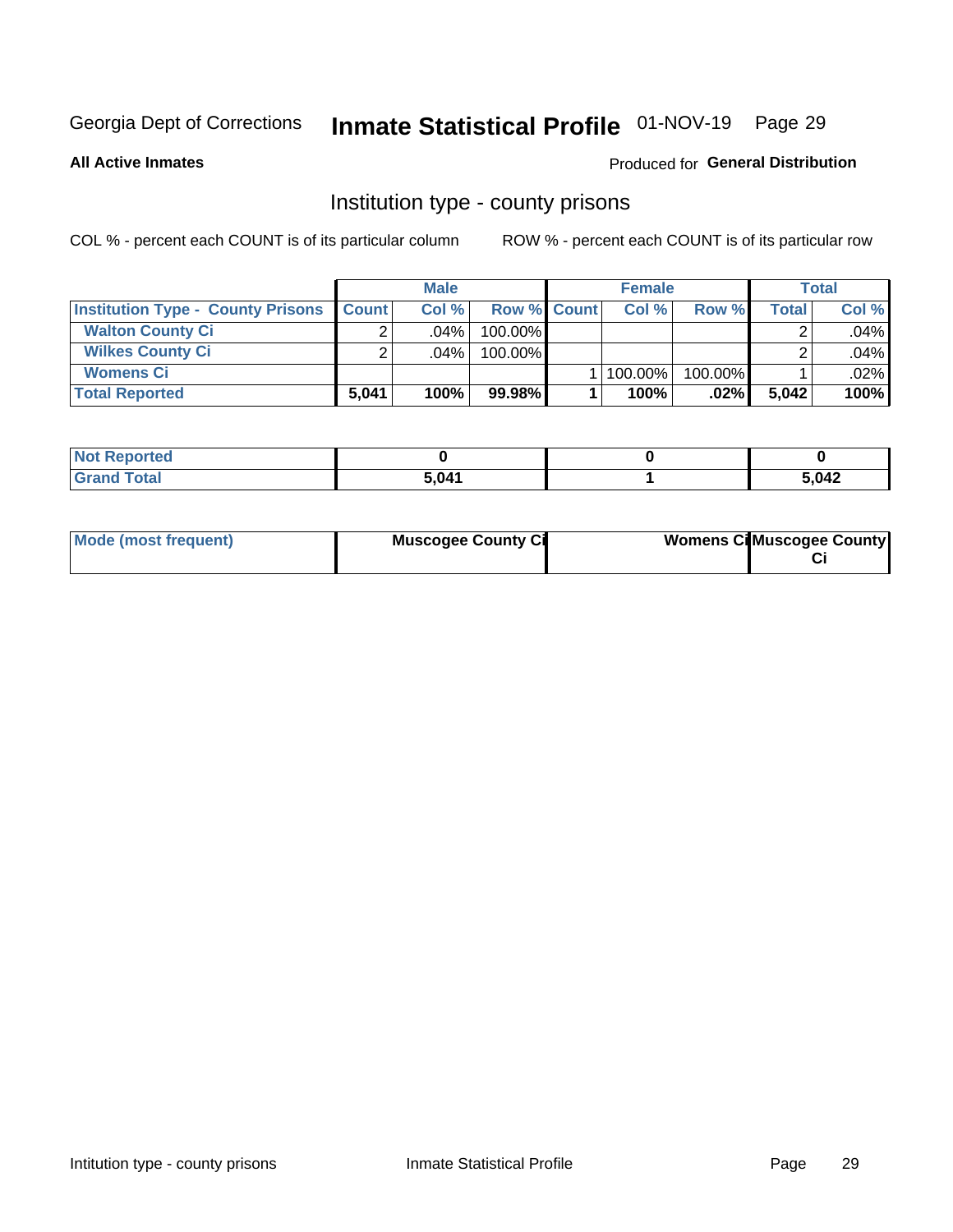Georgia Dept of Corrections **Inmate Statistical Profile** 01-NOV-19

**All Active Inmates**

Produced for **General Distribution**

## Institution type - county prisons

COL % - percent each COUNT is of its particular column

ROW % - percent each COUNT is of its particular row

| | Male | | | Female | | | Total | |
|---|---|---|---|---|---|---|---|---|
| **Institution Type - County Prisons** | **Count** | **Col %** | **Row %** | **Count** | **Col %** | **Row %** | **Total** | **Col %** |
| **Walton County Ci** | 2 | .04% | 100.00% | | | | 2 | .04% |
| **Wilkes County Ci** | 2 | .04% | 100.00% | | | | 2 | .04% |
| **Womens Ci** | | | | 1 | 100.00% | 100.00% | 1 | .02% |
| **Total Reported** | **5,041** | **100%** | **99.98%** | **1** | **100%** | **.02%** | **5,042** | **100%** |

| | Male | Female | Total |
|---|---|---|---|
| **Not Reported** | **0** | **0** | **0** |
| **Grand Total** | **5,041** | **1** | **5,042** |

| | Male | Female | Total |
|---|---|---|---|
| **Mode (most frequent)** | **Muscogee County Ci** | **Womens Ci** | **Muscogee County Ci** |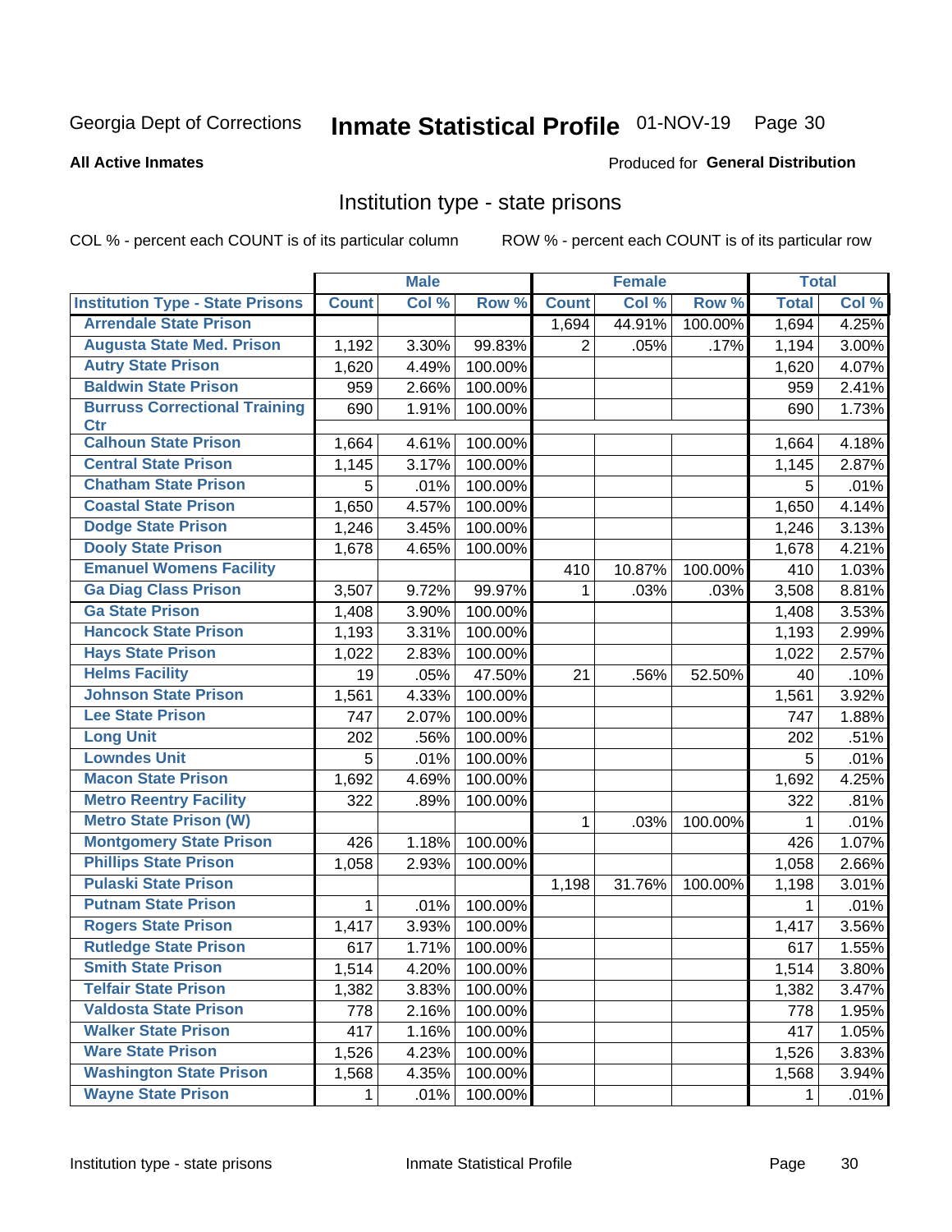Georgia Dept of Corrections **Inmate Statistical Profile** 01-NOV-19

**All Active Inmates**

Produced for **General Distribution**

## Institution type - state prisons

COL % - percent each COUNT is of its particular column     ROW % - percent each COUNT is of its particular row

| | Male | | | Female | | | Total | |
|---|---|---|---|---|---|---|---|---|
| **Institution Type - State Prisons** | **Count** | **Col %** | **Row %** | **Count** | **Col %** | **Row %** | **Total** | **Col %** |
| Arrendale State Prison | | | | 1,694 | 44.91% | 100.00% | 1,694 | 4.25% |
| Augusta State Med. Prison | 1,192 | 3.30% | 99.83% | 2 | .05% | .17% | 1,194 | 3.00% |
| Autry State Prison | 1,620 | 4.49% | 100.00% | | | | 1,620 | 4.07% |
| Baldwin State Prison | 959 | 2.66% | 100.00% | | | | 959 | 2.41% |
| Burruss Correctional Training Ctr | 690 | 1.91% | 100.00% | | | | 690 | 1.73% |
| Calhoun State Prison | 1,664 | 4.61% | 100.00% | | | | 1,664 | 4.18% |
| Central State Prison | 1,145 | 3.17% | 100.00% | | | | 1,145 | 2.87% |
| Chatham State Prison | 5 | .01% | 100.00% | | | | 5 | .01% |
| Coastal State Prison | 1,650 | 4.57% | 100.00% | | | | 1,650 | 4.14% |
| Dodge State Prison | 1,246 | 3.45% | 100.00% | | | | 1,246 | 3.13% |
| Dooly State Prison | 1,678 | 4.65% | 100.00% | | | | 1,678 | 4.21% |
| Emanuel Womens Facility | | | | 410 | 10.87% | 100.00% | 410 | 1.03% |
| Ga Diag Class Prison | 3,507 | 9.72% | 99.97% | 1 | .03% | .03% | 3,508 | 8.81% |
| Ga State Prison | 1,408 | 3.90% | 100.00% | | | | 1,408 | 3.53% |
| Hancock State Prison | 1,193 | 3.31% | 100.00% | | | | 1,193 | 2.99% |
| Hays State Prison | 1,022 | 2.83% | 100.00% | | | | 1,022 | 2.57% |
| Helms Facility | 19 | .05% | 47.50% | 21 | .56% | 52.50% | 40 | .10% |
| Johnson State Prison | 1,561 | 4.33% | 100.00% | | | | 1,561 | 3.92% |
| Lee State Prison | 747 | 2.07% | 100.00% | | | | 747 | 1.88% |
| Long Unit | 202 | .56% | 100.00% | | | | 202 | .51% |
| Lowndes Unit | 5 | .01% | 100.00% | | | | 5 | .01% |
| Macon State Prison | 1,692 | 4.69% | 100.00% | | | | 1,692 | 4.25% |
| Metro Reentry Facility | 322 | .89% | 100.00% | | | | 322 | .81% |
| Metro State Prison (W) | | | | 1 | .03% | 100.00% | 1 | .01% |
| Montgomery State Prison | 426 | 1.18% | 100.00% | | | | 426 | 1.07% |
| Phillips State Prison | 1,058 | 2.93% | 100.00% | | | | 1,058 | 2.66% |
| Pulaski State Prison | | | | 1,198 | 31.76% | 100.00% | 1,198 | 3.01% |
| Putnam State Prison | 1 | .01% | 100.00% | | | | 1 | .01% |
| Rogers State Prison | 1,417 | 3.93% | 100.00% | | | | 1,417 | 3.56% |
| Rutledge State Prison | 617 | 1.71% | 100.00% | | | | 617 | 1.55% |
| Smith State Prison | 1,514 | 4.20% | 100.00% | | | | 1,514 | 3.80% |
| Telfair State Prison | 1,382 | 3.83% | 100.00% | | | | 1,382 | 3.47% |
| Valdosta State Prison | 778 | 2.16% | 100.00% | | | | 778 | 1.95% |
| Walker State Prison | 417 | 1.16% | 100.00% | | | | 417 | 1.05% |
| Ware State Prison | 1,526 | 4.23% | 100.00% | | | | 1,526 | 3.83% |
| Washington State Prison | 1,568 | 4.35% | 100.00% | | | | 1,568 | 3.94% |
| Wayne State Prison | 1 | .01% | 100.00% | | | | 1 | .01% |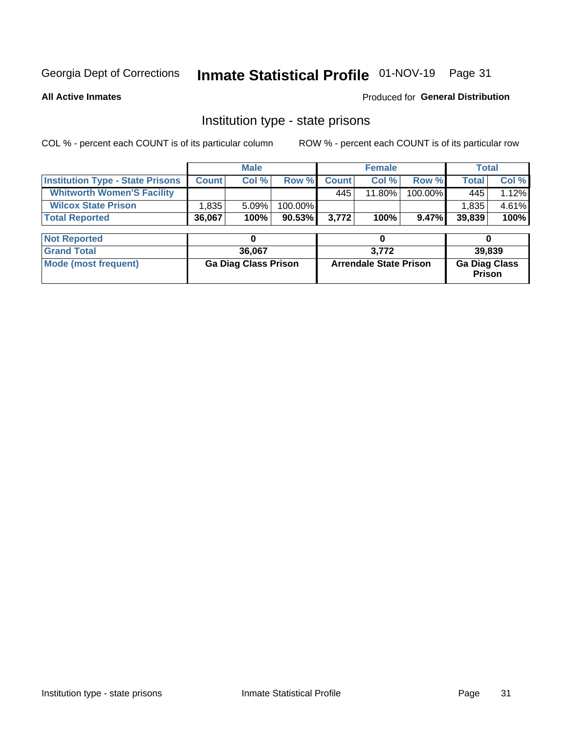Georgia Dept of Corrections **Inmate Statistical Profile** 01-NOV-19

**All Active Inmates**

Produced for **General Distribution**

## Institution type - state prisons

COL % - percent each COUNT is of its particular column

ROW % - percent each COUNT is of its particular row

| | Male | | | Female | | | Total | |
|---|---|---|---|---|---|---|---|---|
| **Institution Type - State Prisons** | **Count** | **Col %** | **Row %** | **Count** | **Col %** | **Row %** | **Total** | **Col %** |
| **Whitworth Women'S Facility** | | | | 445 | 11.80% | 100.00% | 445 | 1.12% |
| **Wilcox State Prison** | 1,835 | 5.09% | 100.00% | | | | 1,835 | 4.61% |
| **Total Reported** | **36,067** | **100%** | **90.53%** | **3,772** | **100%** | **9.47%** | **39,839** | **100%** |

| | Male | Female | Total |
|---|---|---|---|
| **Not Reported** | **0** | **0** | **0** |
| **Grand Total** | **36,067** | **3,772** | **39,839** |
| **Mode (most frequent)** | **Ga Diag Class Prison** | **Arrendale State Prison** | **Ga Diag Class Prison** |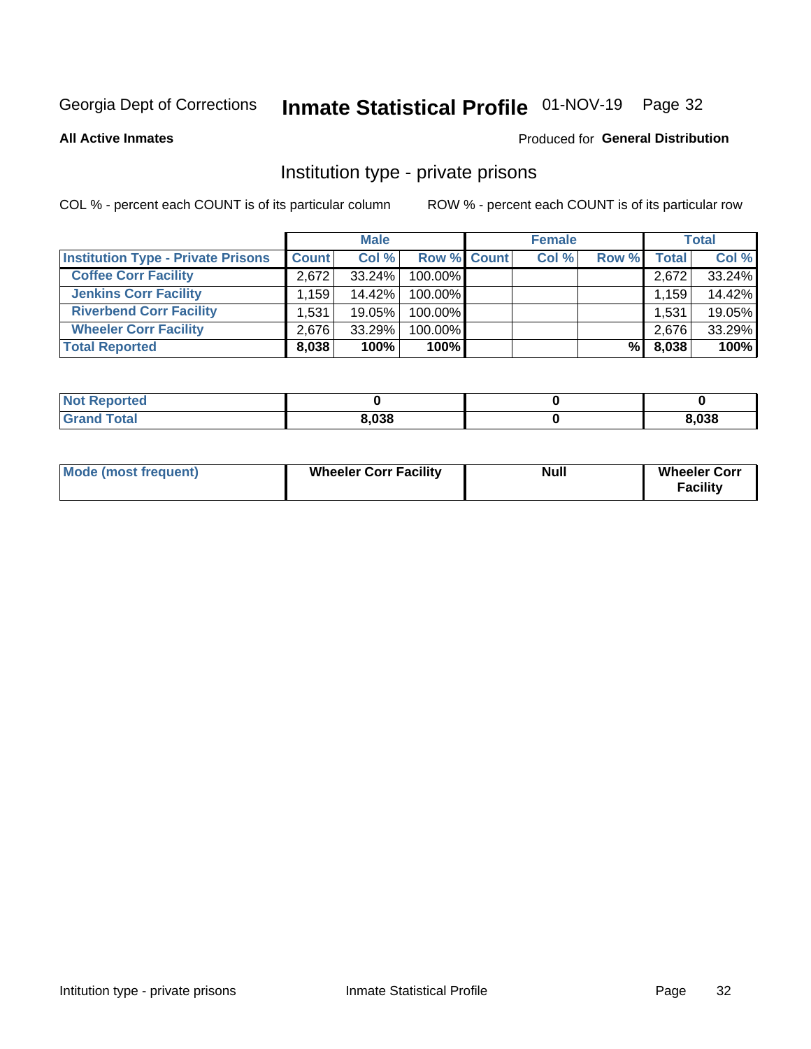Georgia Dept of Corrections **Inmate Statistical Profile** 01-NOV-19

**All Active Inmates**

Produced for **General Distribution**

## Institution type - private prisons

COL % - percent each COUNT is of its particular column

ROW % - percent each COUNT is of its particular row

| | Male | | | Female | | | Total | |
|---|---|---|---|---|---|---|---|---|
| **Institution Type - Private Prisons** | **Count** | **Col %** | **Row %** | **Count** | **Col %** | **Row %** | **Total** | **Col %** |
| **Coffee Corr Facility** | 2,672 | 33.24% | 100.00% | | | | 2,672 | 33.24% |
| **Jenkins Corr Facility** | 1,159 | 14.42% | 100.00% | | | | 1,159 | 14.42% |
| **Riverbend Corr Facility** | 1,531 | 19.05% | 100.00% | | | | 1,531 | 19.05% |
| **Wheeler Corr Facility** | 2,676 | 33.29% | 100.00% | | | | 2,676 | 33.29% |
| **Total Reported** | **8,038** | **100%** | **100%** | | | **%** | **8,038** | **100%** |

| | Male | Female | Total |
|---|---|---|---|
| **Not Reported** | **0** | **0** | **0** |
| **Grand Total** | **8,038** | **0** | **8,038** |

| | Male | Female | Total |
|---|---|---|---|
| **Mode (most frequent)** | **Wheeler Corr Facility** | **Null** | **Wheeler Corr Facility** |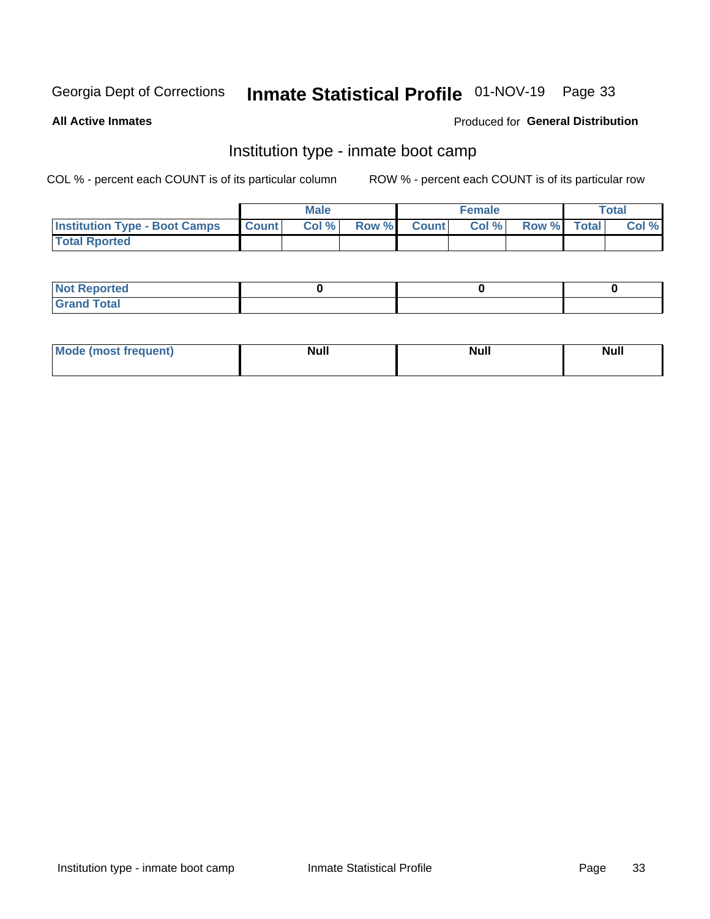Georgia Dept of Corrections **Inmate Statistical Profile** 01-NOV-19

**All Active Inmates**

Produced for **General Distribution**

## Institution type - inmate boot camp

COL % - percent each COUNT is of its particular column

ROW % - percent each COUNT is of its particular row

| | Male | | | Female | | | Total | |
|---|---|---|---|---|---|---|---|---|
| **Institution Type - Boot Camps** | **Count** | **Col %** | **Row %** | **Count** | **Col %** | **Row %** | **Total** | **Col %** |
| **Total Rported** | | | | | | | | |

| | Male | Female | Total |
|---|---|---|---|
| **Not Reported** | **0** | **0** | **0** |
| **Grand Total** | | | |

| | Male | Female | Total |
|---|---|---|---|
| **Mode (most frequent)** | **Null** | **Null** | **Null** |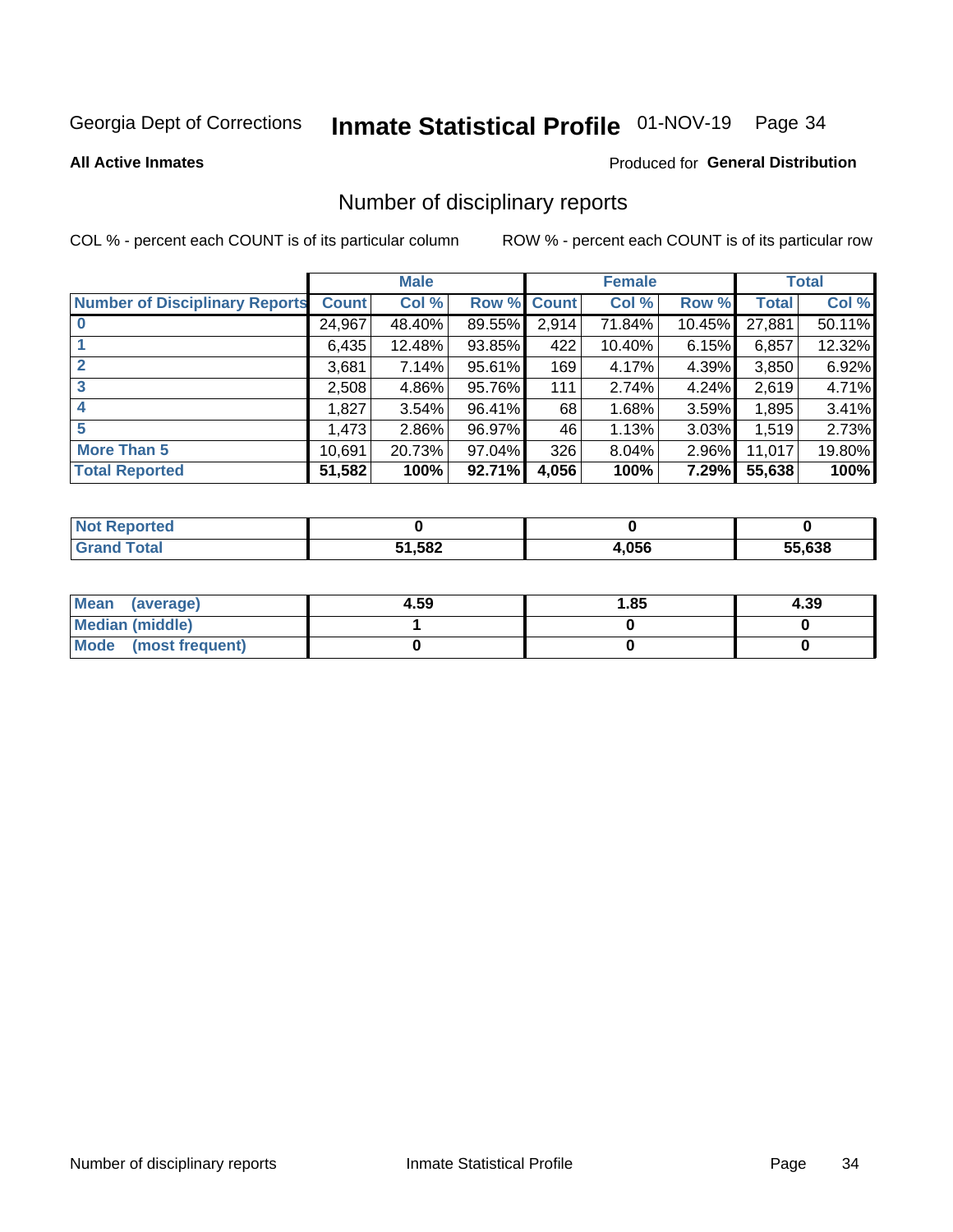# Inmate Statistical Profile

Georgia Dept of Corrections — 01-NOV-19

**All Active Inmates**

Produced for **General Distribution**

## Number of disciplinary reports

COL % - percent each COUNT is of its particular column

ROW % - percent each COUNT is of its particular row

| | Male | | | Female | | | Total | |
|---|---|---|---|---|---|---|---|---|
| **Number of Disciplinary Reports** | **Count** | **Col %** | **Row %** | **Count** | **Col %** | **Row %** | **Total** | **Col %** |
| **0** | 24,967 | 48.40% | 89.55% | 2,914 | 71.84% | 10.45% | 27,881 | 50.11% |
| **1** | 6,435 | 12.48% | 93.85% | 422 | 10.40% | 6.15% | 6,857 | 12.32% |
| **2** | 3,681 | 7.14% | 95.61% | 169 | 4.17% | 4.39% | 3,850 | 6.92% |
| **3** | 2,508 | 4.86% | 95.76% | 111 | 2.74% | 4.24% | 2,619 | 4.71% |
| **4** | 1,827 | 3.54% | 96.41% | 68 | 1.68% | 3.59% | 1,895 | 3.41% |
| **5** | 1,473 | 2.86% | 96.97% | 46 | 1.13% | 3.03% | 1,519 | 2.73% |
| **More Than 5** | 10,691 | 20.73% | 97.04% | 326 | 8.04% | 2.96% | 11,017 | 19.80% |
| **Total Reported** | **51,582** | **100%** | **92.71%** | **4,056** | **100%** | **7.29%** | **55,638** | **100%** |

| | Male | Female | Total |
|---|---|---|---|
| **Not Reported** | **0** | **0** | **0** |
| **Grand Total** | **51,582** | **4,056** | **55,638** |

| | Male | Female | Total |
|---|---|---|---|
| **Mean (average)** | **4.59** | **1.85** | **4.39** |
| **Median (middle)** | **1** | **0** | **0** |
| **Mode (most frequent)** | **0** | **0** | **0** |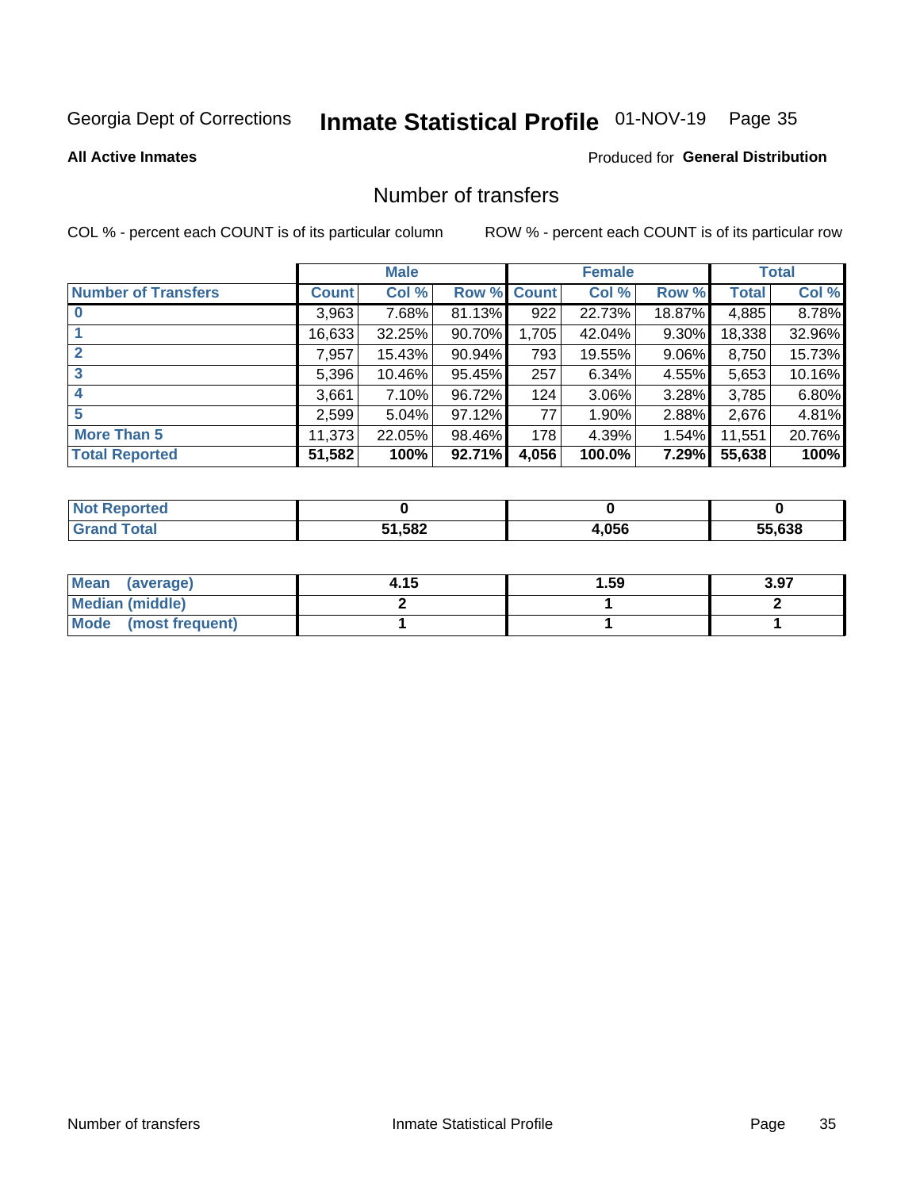Georgia Dept of Corrections **Inmate Statistical Profile** 01-NOV-19

**All Active Inmates**

Produced for **General Distribution**

## Number of transfers

COL % - percent each COUNT is of its particular column

ROW % - percent each COUNT is of its particular row

| | Male | | | Female | | | Total | |
|---|---|---|---|---|---|---|---|---|
| **Number of Transfers** | **Count** | **Col %** | **Row %** | **Count** | **Col %** | **Row %** | **Total** | **Col %** |
| **0** | 3,963 | 7.68% | 81.13% | 922 | 22.73% | 18.87% | 4,885 | 8.78% |
| **1** | 16,633 | 32.25% | 90.70% | 1,705 | 42.04% | 9.30% | 18,338 | 32.96% |
| **2** | 7,957 | 15.43% | 90.94% | 793 | 19.55% | 9.06% | 8,750 | 15.73% |
| **3** | 5,396 | 10.46% | 95.45% | 257 | 6.34% | 4.55% | 5,653 | 10.16% |
| **4** | 3,661 | 7.10% | 96.72% | 124 | 3.06% | 3.28% | 3,785 | 6.80% |
| **5** | 2,599 | 5.04% | 97.12% | 77 | 1.90% | 2.88% | 2,676 | 4.81% |
| **More Than 5** | 11,373 | 22.05% | 98.46% | 178 | 4.39% | 1.54% | 11,551 | 20.76% |
| **Total Reported** | **51,582** | **100%** | **92.71%** | **4,056** | **100.0%** | **7.29%** | **55,638** | **100%** |

| | Male | Female | Total |
|---|---|---|---|
| **Not Reported** | **0** | **0** | **0** |
| **Grand Total** | **51,582** | **4,056** | **55,638** |

| | Male | Female | Total |
|---|---|---|---|
| **Mean (average)** | **4.15** | **1.59** | **3.97** |
| **Median (middle)** | **2** | **1** | **2** |
| **Mode (most frequent)** | **1** | **1** | **1** |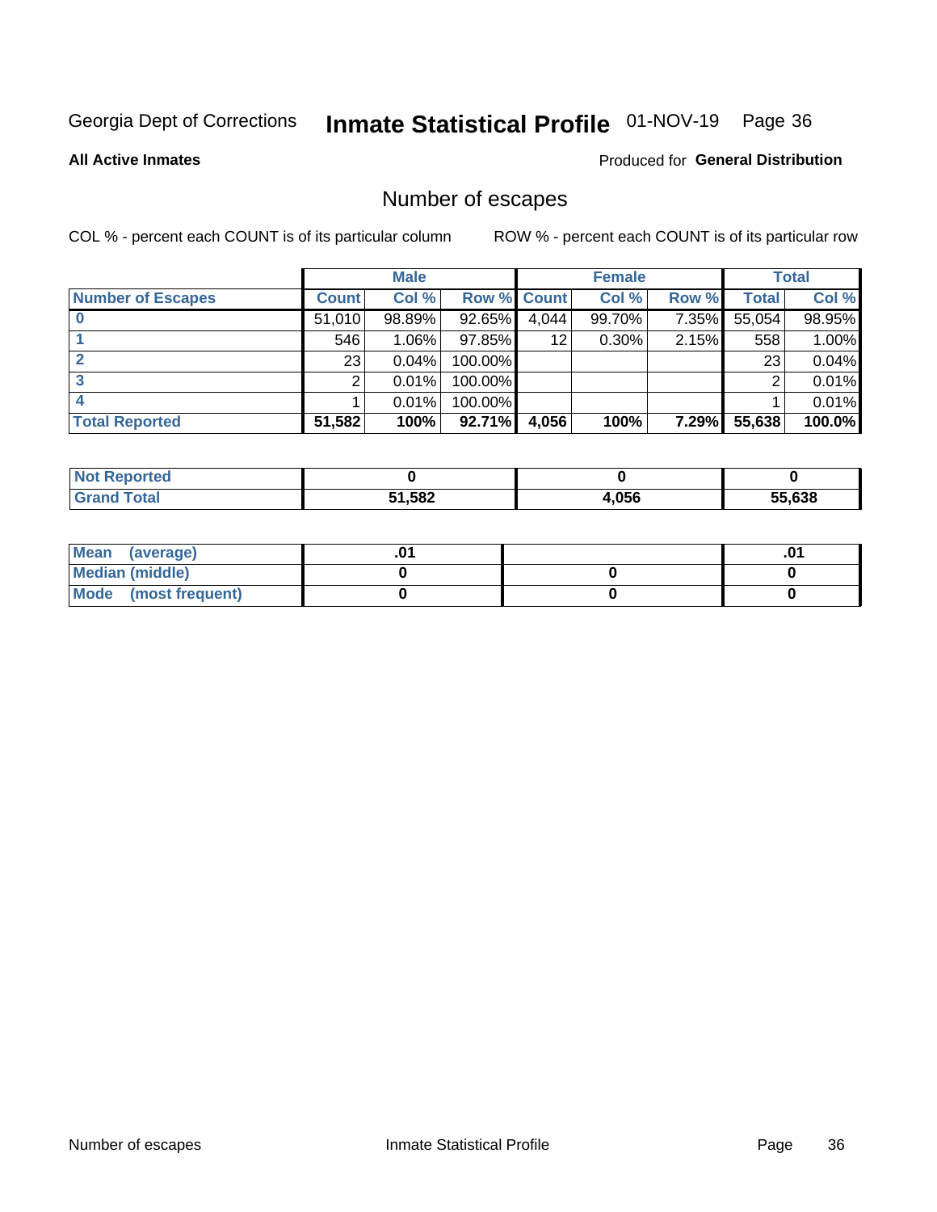Georgia Dept of Corrections **Inmate Statistical Profile** 01-NOV-19 Page 36

**All Active Inmates**

Produced for **General Distribution**

## Number of escapes

COL % - percent each COUNT is of its particular column

ROW % - percent each COUNT is of its particular row

| | Male | | | Female | | | Total | |
|---|---|---|---|---|---|---|---|---|
| **Number of Escapes** | **Count** | **Col %** | **Row %** | **Count** | **Col %** | **Row %** | **Total** | **Col %** |
| **0** | 51,010 | 98.89% | 92.65% | 4,044 | 99.70% | 7.35% | 55,054 | 98.95% |
| **1** | 546 | 1.06% | 97.85% | 12 | 0.30% | 2.15% | 558 | 1.00% |
| **2** | 23 | 0.04% | 100.00% | | | | 23 | 0.04% |
| **3** | 2 | 0.01% | 100.00% | | | | 2 | 0.01% |
| **4** | 1 | 0.01% | 100.00% | | | | 1 | 0.01% |
| **Total Reported** | **51,582** | **100%** | **92.71%** | **4,056** | **100%** | **7.29%** | **55,638** | **100.0%** |

| | Male | Female | Total |
|---|---|---|---|
| **Not Reported** | **0** | **0** | **0** |
| **Grand Total** | **51,582** | **4,056** | **55,638** |

| | Male | Female | Total |
|---|---|---|---|
| **Mean (average)** | **.01** | | **.01** |
| **Median (middle)** | **0** | **0** | **0** |
| **Mode (most frequent)** | **0** | **0** | **0** |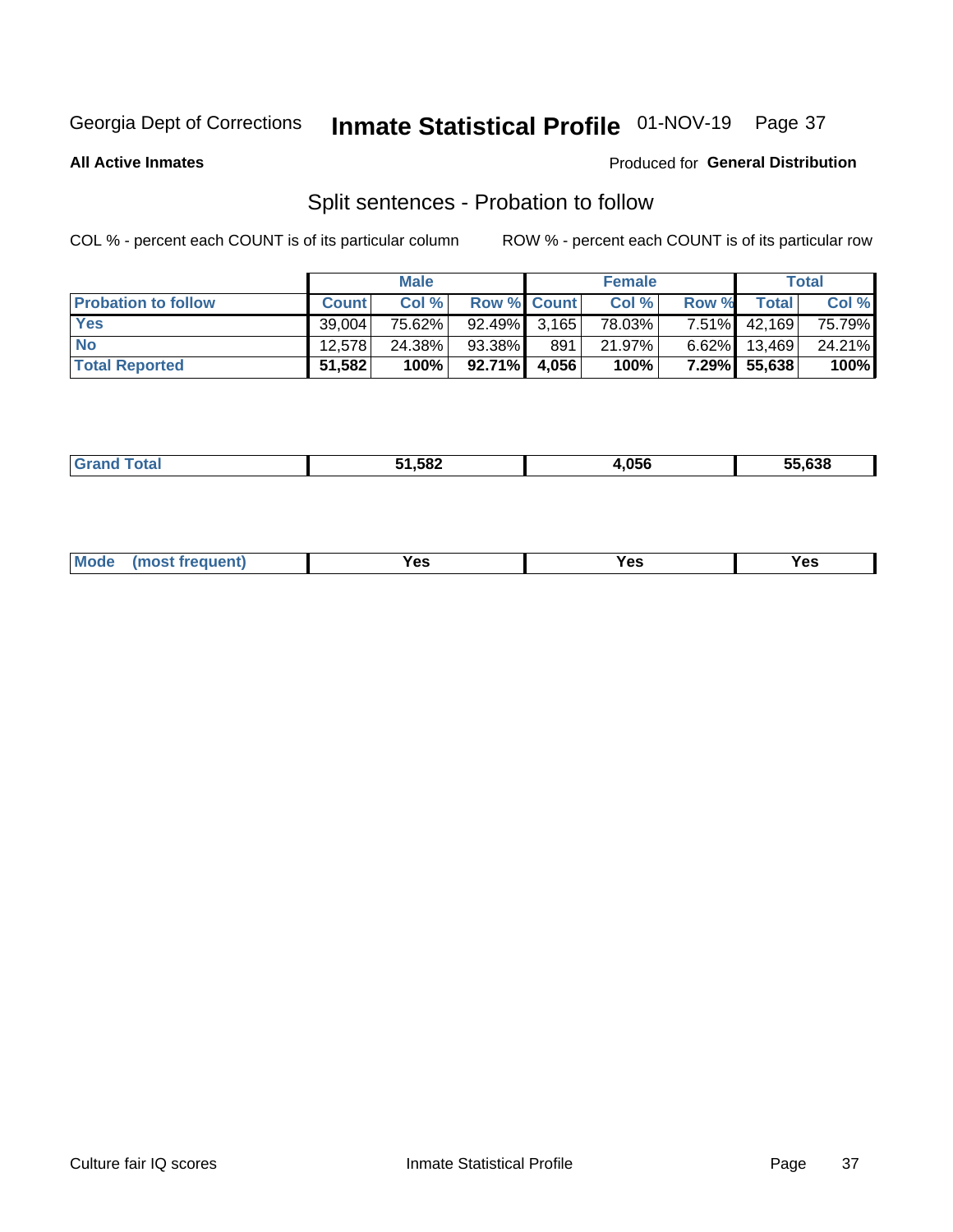Georgia Dept of Corrections **Inmate Statistical Profile** 01-NOV-19

**All Active Inmates**

Produced for **General Distribution**

## Split sentences - Probation to follow

COL % - percent each COUNT is of its particular column

ROW % - percent each COUNT is of its particular row

| | Male | | | Female | | | Total | |
|---|---|---|---|---|---|---|---|---|
| **Probation to follow** | **Count** | **Col %** | **Row %** | **Count** | **Col %** | **Row %** | **Total** | **Col %** |
| **Yes** | 39,004 | 75.62% | 92.49% | 3,165 | 78.03% | 7.51% | 42,169 | 75.79% |
| **No** | 12,578 | 24.38% | 93.38% | 891 | 21.97% | 6.62% | 13,469 | 24.21% |
| **Total Reported** | **51,582** | **100%** | **92.71%** | **4,056** | **100%** | **7.29%** | **55,638** | **100%** |

| | | | |
|---|---|---|---|
| **Grand Total** | **51,582** | **4,056** | **55,638** |

| | | | |
|---|---|---|---|
| **Mode (most frequent)** | **Yes** | **Yes** | **Yes** |

Culture fair IQ scores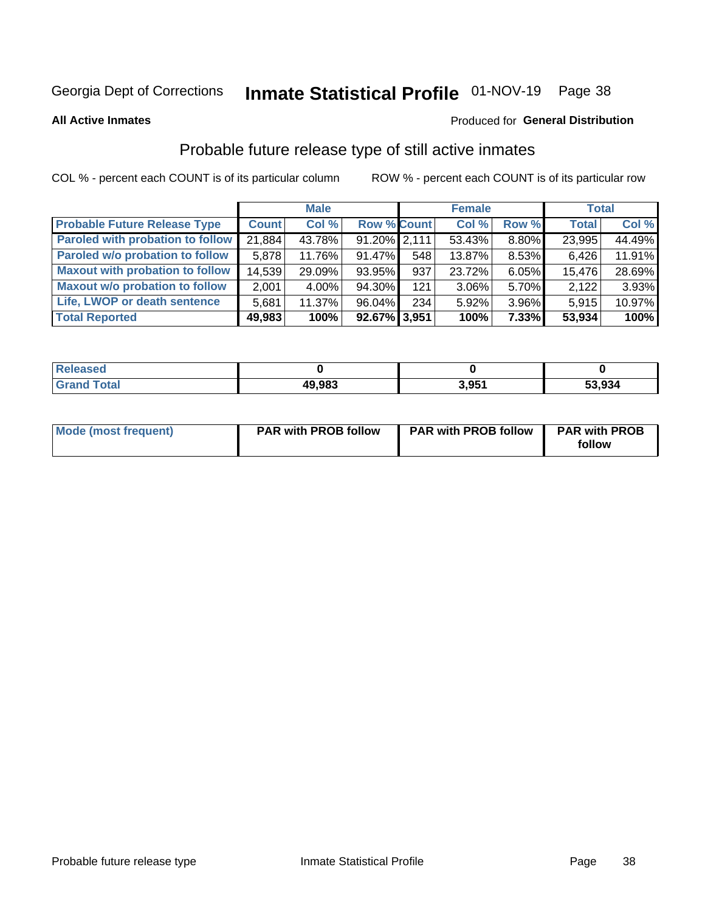Georgia Dept of Corrections **Inmate Statistical Profile** 01-NOV-19

**All Active Inmates**

Produced for **General Distribution**

## Probable future release type of still active inmates

COL % - percent each COUNT is of its particular column

ROW % - percent each COUNT is of its particular row

| | Male | | | Female | | | Total | |
|---|---|---|---|---|---|---|---|---|
| **Probable Future Release Type** | **Count** | **Col %** | **Row %** | **Count** | **Col %** | **Row %** | **Total** | **Col %** |
| Paroled with probation to follow | 21,884 | 43.78% | 91.20% | 2,111 | 53.43% | 8.80% | 23,995 | 44.49% |
| Paroled w/o probation to follow | 5,878 | 11.76% | 91.47% | 548 | 13.87% | 8.53% | 6,426 | 11.91% |
| Maxout with probation to follow | 14,539 | 29.09% | 93.95% | 937 | 23.72% | 6.05% | 15,476 | 28.69% |
| Maxout w/o probation to follow | 2,001 | 4.00% | 94.30% | 121 | 3.06% | 5.70% | 2,122 | 3.93% |
| Life, LWOP or death sentence | 5,681 | 11.37% | 96.04% | 234 | 5.92% | 3.96% | 5,915 | 10.97% |
| **Total Reported** | **49,983** | **100%** | **92.67%** | **3,951** | **100%** | **7.33%** | **53,934** | **100%** |

| | Male | Female | Total |
|---|---|---|---|
| Released | **0** | **0** | **0** |
| Grand Total | **49,983** | **3,951** | **53,934** |

| | Male | Female | Total |
|---|---|---|---|
| Mode (most frequent) | **PAR with PROB follow** | **PAR with PROB follow** | **PAR with PROB follow** |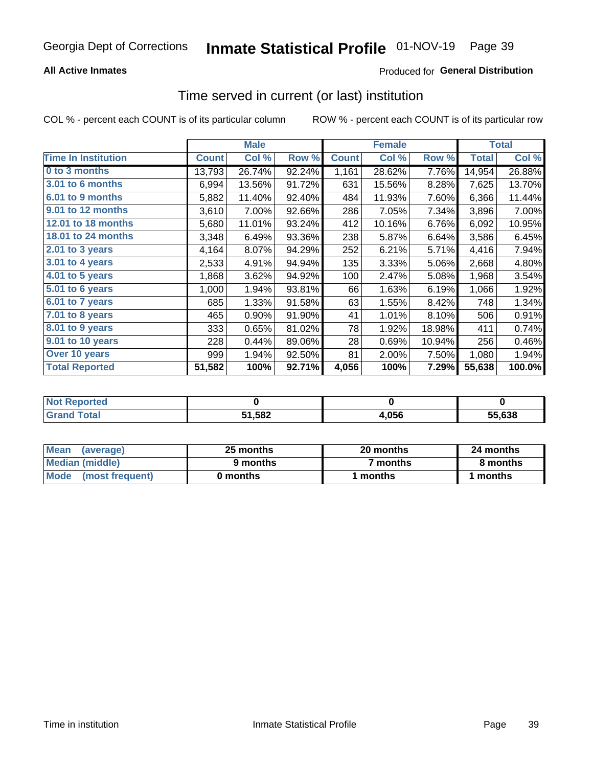Georgia Dept of Corrections **Inmate Statistical Profile** 01-NOV-19

**All Active Inmates**

Produced for **General Distribution**

## Time served in current (or last) institution

COL % - percent each COUNT is of its particular column ROW % - percent each COUNT is of its particular row

| | Male | | | Female | | | Total | |
|---|---|---|---|---|---|---|---|---|
| **Time In Institution** | **Count** | **Col %** | **Row %** | **Count** | **Col %** | **Row %** | **Total** | **Col %** |
| 0 to 3 months | 13,793 | 26.74% | 92.24% | 1,161 | 28.62% | 7.76% | 14,954 | 26.88% |
| 3.01 to 6 months | 6,994 | 13.56% | 91.72% | 631 | 15.56% | 8.28% | 7,625 | 13.70% |
| 6.01 to 9 months | 5,882 | 11.40% | 92.40% | 484 | 11.93% | 7.60% | 6,366 | 11.44% |
| 9.01 to 12 months | 3,610 | 7.00% | 92.66% | 286 | 7.05% | 7.34% | 3,896 | 7.00% |
| 12.01 to 18 months | 5,680 | 11.01% | 93.24% | 412 | 10.16% | 6.76% | 6,092 | 10.95% |
| 18.01 to 24 months | 3,348 | 6.49% | 93.36% | 238 | 5.87% | 6.64% | 3,586 | 6.45% |
| 2.01 to 3 years | 4,164 | 8.07% | 94.29% | 252 | 6.21% | 5.71% | 4,416 | 7.94% |
| 3.01 to 4 years | 2,533 | 4.91% | 94.94% | 135 | 3.33% | 5.06% | 2,668 | 4.80% |
| 4.01 to 5 years | 1,868 | 3.62% | 94.92% | 100 | 2.47% | 5.08% | 1,968 | 3.54% |
| 5.01 to 6 years | 1,000 | 1.94% | 93.81% | 66 | 1.63% | 6.19% | 1,066 | 1.92% |
| 6.01 to 7 years | 685 | 1.33% | 91.58% | 63 | 1.55% | 8.42% | 748 | 1.34% |
| 7.01 to 8 years | 465 | 0.90% | 91.90% | 41 | 1.01% | 8.10% | 506 | 0.91% |
| 8.01 to 9 years | 333 | 0.65% | 81.02% | 78 | 1.92% | 18.98% | 411 | 0.74% |
| 9.01 to 10 years | 228 | 0.44% | 89.06% | 28 | 0.69% | 10.94% | 256 | 0.46% |
| Over 10 years | 999 | 1.94% | 92.50% | 81 | 2.00% | 7.50% | 1,080 | 1.94% |
| **Total Reported** | **51,582** | **100%** | **92.71%** | **4,056** | **100%** | **7.29%** | **55,638** | **100.0%** |

| | Male | Female | Total |
|---|---|---|---|
| Not Reported | **0** | **0** | **0** |
| Grand Total | **51,582** | **4,056** | **55,638** |

| | Male | Female | Total |
|---|---|---|---|
| Mean (average) | **25 months** | **20 months** | **24 months** |
| Median (middle) | **9 months** | **7 months** | **8 months** |
| Mode (most frequent) | **0 months** | **1 months** | **1 months** |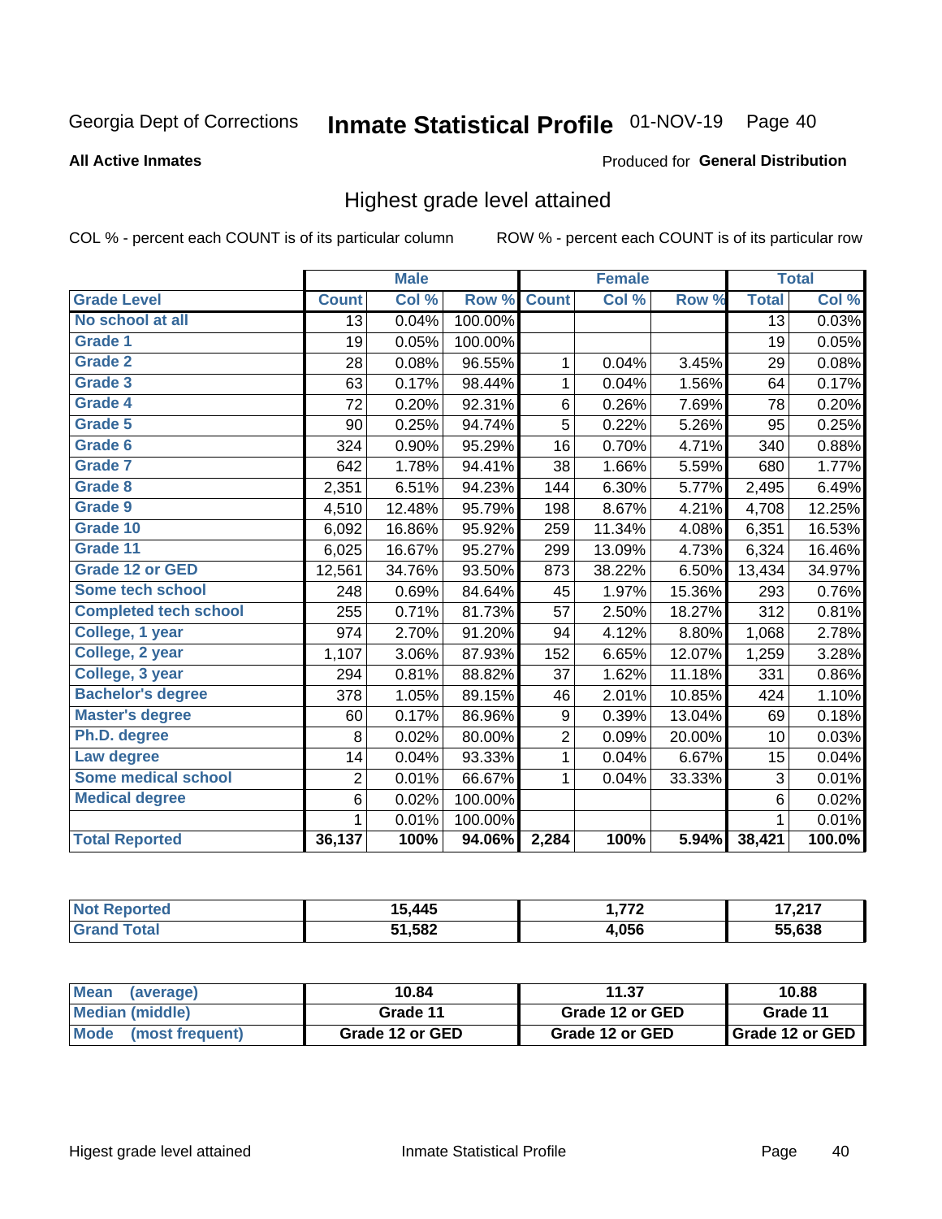Georgia Dept of Corrections **Inmate Statistical Profile** 01-NOV-19 Page 40

**All Active Inmates**

Produced for **General Distribution**

## Highest grade level attained

COL % - percent each COUNT is of its particular column ROW % - percent each COUNT is of its particular row

| Grade Level | Male | | | Female | | | Total | |
|---|---|---|---|---|---|---|---|---|
| | Count | Col % | Row % | Count | Col % | Row % | Total | Col % |
| No school at all | 13 | 0.04% | 100.00% | | | | 13 | 0.03% |
| Grade 1 | 19 | 0.05% | 100.00% | | | | 19 | 0.05% |
| Grade 2 | 28 | 0.08% | 96.55% | 1 | 0.04% | 3.45% | 29 | 0.08% |
| Grade 3 | 63 | 0.17% | 98.44% | 1 | 0.04% | 1.56% | 64 | 0.17% |
| Grade 4 | 72 | 0.20% | 92.31% | 6 | 0.26% | 7.69% | 78 | 0.20% |
| Grade 5 | 90 | 0.25% | 94.74% | 5 | 0.22% | 5.26% | 95 | 0.25% |
| Grade 6 | 324 | 0.90% | 95.29% | 16 | 0.70% | 4.71% | 340 | 0.88% |
| Grade 7 | 642 | 1.78% | 94.41% | 38 | 1.66% | 5.59% | 680 | 1.77% |
| Grade 8 | 2,351 | 6.51% | 94.23% | 144 | 6.30% | 5.77% | 2,495 | 6.49% |
| Grade 9 | 4,510 | 12.48% | 95.79% | 198 | 8.67% | 4.21% | 4,708 | 12.25% |
| Grade 10 | 6,092 | 16.86% | 95.92% | 259 | 11.34% | 4.08% | 6,351 | 16.53% |
| Grade 11 | 6,025 | 16.67% | 95.27% | 299 | 13.09% | 4.73% | 6,324 | 16.46% |
| Grade 12 or GED | 12,561 | 34.76% | 93.50% | 873 | 38.22% | 6.50% | 13,434 | 34.97% |
| Some tech school | 248 | 0.69% | 84.64% | 45 | 1.97% | 15.36% | 293 | 0.76% |
| Completed tech school | 255 | 0.71% | 81.73% | 57 | 2.50% | 18.27% | 312 | 0.81% |
| College, 1 year | 974 | 2.70% | 91.20% | 94 | 4.12% | 8.80% | 1,068 | 2.78% |
| College, 2 year | 1,107 | 3.06% | 87.93% | 152 | 6.65% | 12.07% | 1,259 | 3.28% |
| College, 3 year | 294 | 0.81% | 88.82% | 37 | 1.62% | 11.18% | 331 | 0.86% |
| Bachelor's degree | 378 | 1.05% | 89.15% | 46 | 2.01% | 10.85% | 424 | 1.10% |
| Master's degree | 60 | 0.17% | 86.96% | 9 | 0.39% | 13.04% | 69 | 0.18% |
| Ph.D. degree | 8 | 0.02% | 80.00% | 2 | 0.09% | 20.00% | 10 | 0.03% |
| Law degree | 14 | 0.04% | 93.33% | 1 | 0.04% | 6.67% | 15 | 0.04% |
| Some medical school | 2 | 0.01% | 66.67% | 1 | 0.04% | 33.33% | 3 | 0.01% |
| Medical degree | 6 | 0.02% | 100.00% | | | | 6 | 0.02% |
| | 1 | 0.01% | 100.00% | | | | 1 | 0.01% |
| **Total Reported** | **36,137** | **100%** | **94.06%** | **2,284** | **100%** | **5.94%** | **38,421** | **100.0%** |

| | Male | Female | Total |
|---|---|---|---|
| Not Reported | 15,445 | 1,772 | 17,217 |
| Grand Total | 51,582 | 4,056 | 55,638 |

| | Male | Female | Total |
|---|---|---|---|
| Mean (average) | 10.84 | 11.37 | 10.88 |
| Median (middle) | Grade 11 | Grade 12 or GED | Grade 11 |
| Mode (most frequent) | Grade 12 or GED | Grade 12 or GED | Grade 12 or GED |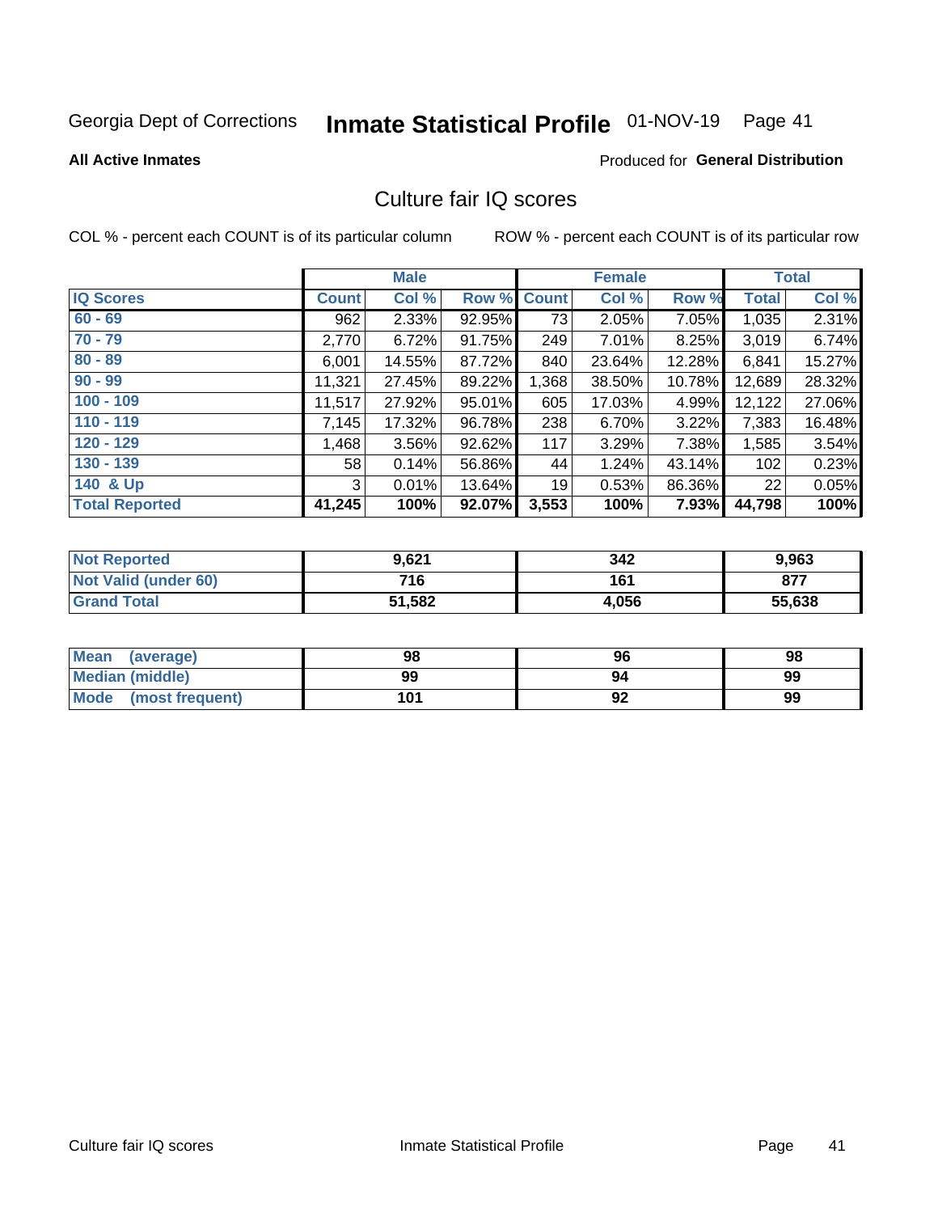Georgia Dept of Corrections **Inmate Statistical Profile** 01-NOV-19

**All Active Inmates**

Produced for **General Distribution**

## Culture fair IQ scores

COL % - percent each COUNT is of its particular column

ROW % - percent each COUNT is of its particular row

| | Male | | | Female | | | Total | |
|---|---|---|---|---|---|---|---|---|
| **IQ Scores** | **Count** | **Col %** | **Row %** | **Count** | **Col %** | **Row %** | **Total** | **Col %** |
| 60 - 69 | 962 | 2.33% | 92.95% | 73 | 2.05% | 7.05% | 1,035 | 2.31% |
| 70 - 79 | 2,770 | 6.72% | 91.75% | 249 | 7.01% | 8.25% | 3,019 | 6.74% |
| 80 - 89 | 6,001 | 14.55% | 87.72% | 840 | 23.64% | 12.28% | 6,841 | 15.27% |
| 90 - 99 | 11,321 | 27.45% | 89.22% | 1,368 | 38.50% | 10.78% | 12,689 | 28.32% |
| 100 - 109 | 11,517 | 27.92% | 95.01% | 605 | 17.03% | 4.99% | 12,122 | 27.06% |
| 110 - 119 | 7,145 | 17.32% | 96.78% | 238 | 6.70% | 3.22% | 7,383 | 16.48% |
| 120 - 129 | 1,468 | 3.56% | 92.62% | 117 | 3.29% | 7.38% | 1,585 | 3.54% |
| 130 - 139 | 58 | 0.14% | 56.86% | 44 | 1.24% | 43.14% | 102 | 0.23% |
| 140 & Up | 3 | 0.01% | 13.64% | 19 | 0.53% | 86.36% | 22 | 0.05% |
| **Total Reported** | **41,245** | **100%** | **92.07%** | **3,553** | **100%** | **7.93%** | **44,798** | **100%** |

| | Male | Female | Total |
|---|---|---|---|
| Not Reported | 9,621 | 342 | 9,963 |
| Not Valid (under 60) | 716 | 161 | 877 |
| Grand Total | 51,582 | 4,056 | 55,638 |

| | Male | Female | Total |
|---|---|---|---|
| Mean (average) | 98 | 96 | 98 |
| Median (middle) | 99 | 94 | 99 |
| Mode (most frequent) | 101 | 92 | 99 |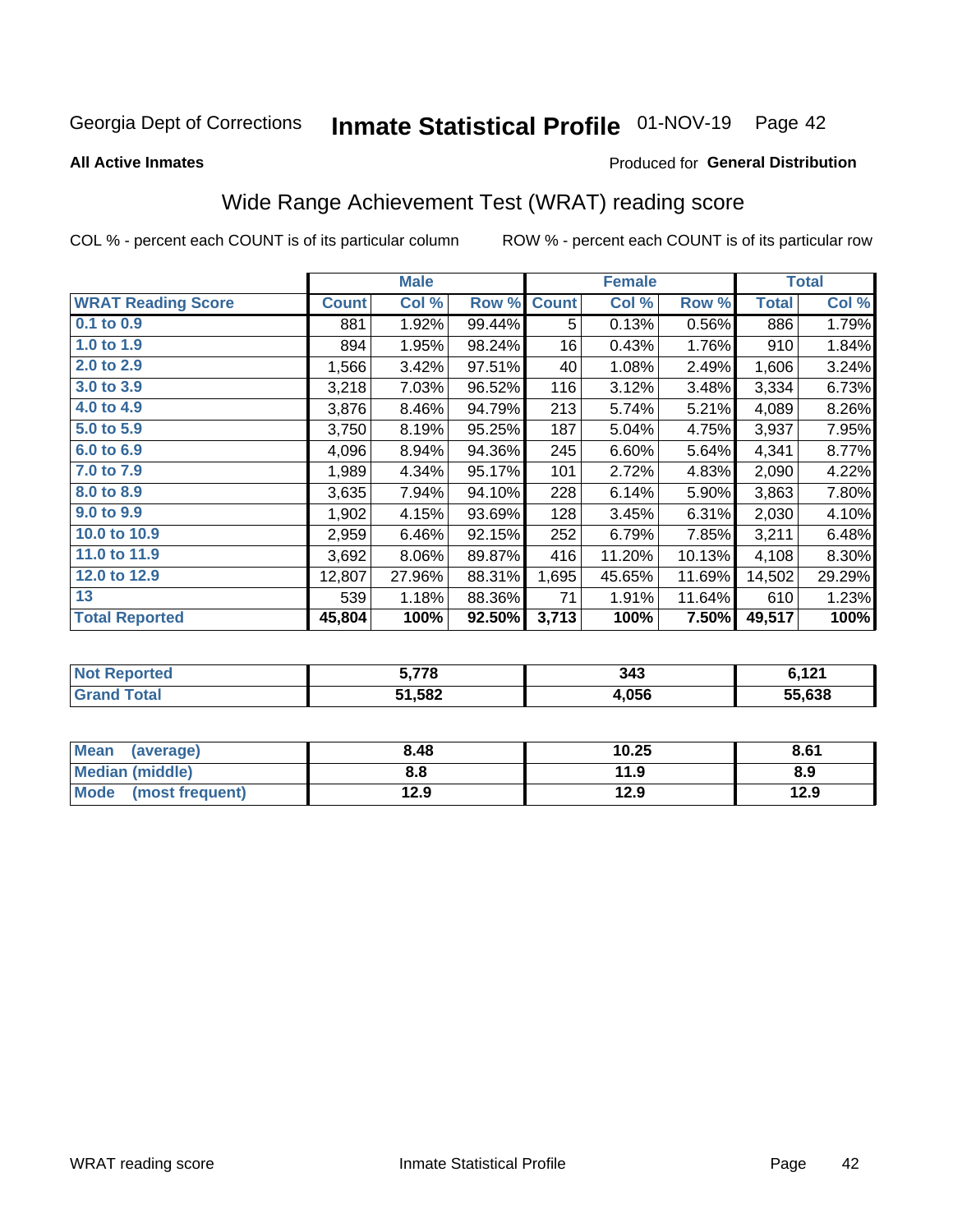Georgia Dept of Corrections **Inmate Statistical Profile** 01-NOV-19

**All Active Inmates**

Produced for **General Distribution**

## Wide Range Achievement Test (WRAT) reading score

COL % - percent each COUNT is of its particular column ROW % - percent each COUNT is of its particular row

| | Male | | | Female | | | Total | |
|---|---|---|---|---|---|---|---|---|
| **WRAT Reading Score** | **Count** | **Col %** | **Row %** | **Count** | **Col %** | **Row %** | **Total** | **Col %** |
| 0.1 to 0.9 | 881 | 1.92% | 99.44% | 5 | 0.13% | 0.56% | 886 | 1.79% |
| 1.0 to 1.9 | 894 | 1.95% | 98.24% | 16 | 0.43% | 1.76% | 910 | 1.84% |
| 2.0 to 2.9 | 1,566 | 3.42% | 97.51% | 40 | 1.08% | 2.49% | 1,606 | 3.24% |
| 3.0 to 3.9 | 3,218 | 7.03% | 96.52% | 116 | 3.12% | 3.48% | 3,334 | 6.73% |
| 4.0 to 4.9 | 3,876 | 8.46% | 94.79% | 213 | 5.74% | 5.21% | 4,089 | 8.26% |
| 5.0 to 5.9 | 3,750 | 8.19% | 95.25% | 187 | 5.04% | 4.75% | 3,937 | 7.95% |
| 6.0 to 6.9 | 4,096 | 8.94% | 94.36% | 245 | 6.60% | 5.64% | 4,341 | 8.77% |
| 7.0 to 7.9 | 1,989 | 4.34% | 95.17% | 101 | 2.72% | 4.83% | 2,090 | 4.22% |
| 8.0 to 8.9 | 3,635 | 7.94% | 94.10% | 228 | 6.14% | 5.90% | 3,863 | 7.80% |
| 9.0 to 9.9 | 1,902 | 4.15% | 93.69% | 128 | 3.45% | 6.31% | 2,030 | 4.10% |
| 10.0 to 10.9 | 2,959 | 6.46% | 92.15% | 252 | 6.79% | 7.85% | 3,211 | 6.48% |
| 11.0 to 11.9 | 3,692 | 8.06% | 89.87% | 416 | 11.20% | 10.13% | 4,108 | 8.30% |
| 12.0 to 12.9 | 12,807 | 27.96% | 88.31% | 1,695 | 45.65% | 11.69% | 14,502 | 29.29% |
| 13 | 539 | 1.18% | 88.36% | 71 | 1.91% | 11.64% | 610 | 1.23% |
| **Total Reported** | **45,804** | **100%** | **92.50%** | **3,713** | **100%** | **7.50%** | **49,517** | **100%** |

| | Male | Female | Total |
|---|---|---|---|
| Not Reported | 5,778 | 343 | 6,121 |
| Grand Total | 51,582 | 4,056 | 55,638 |

| | Male | Female | Total |
|---|---|---|---|
| Mean (average) | 8.48 | 10.25 | 8.61 |
| Median (middle) | 8.8 | 11.9 | 8.9 |
| Mode (most frequent) | 12.9 | 12.9 | 12.9 |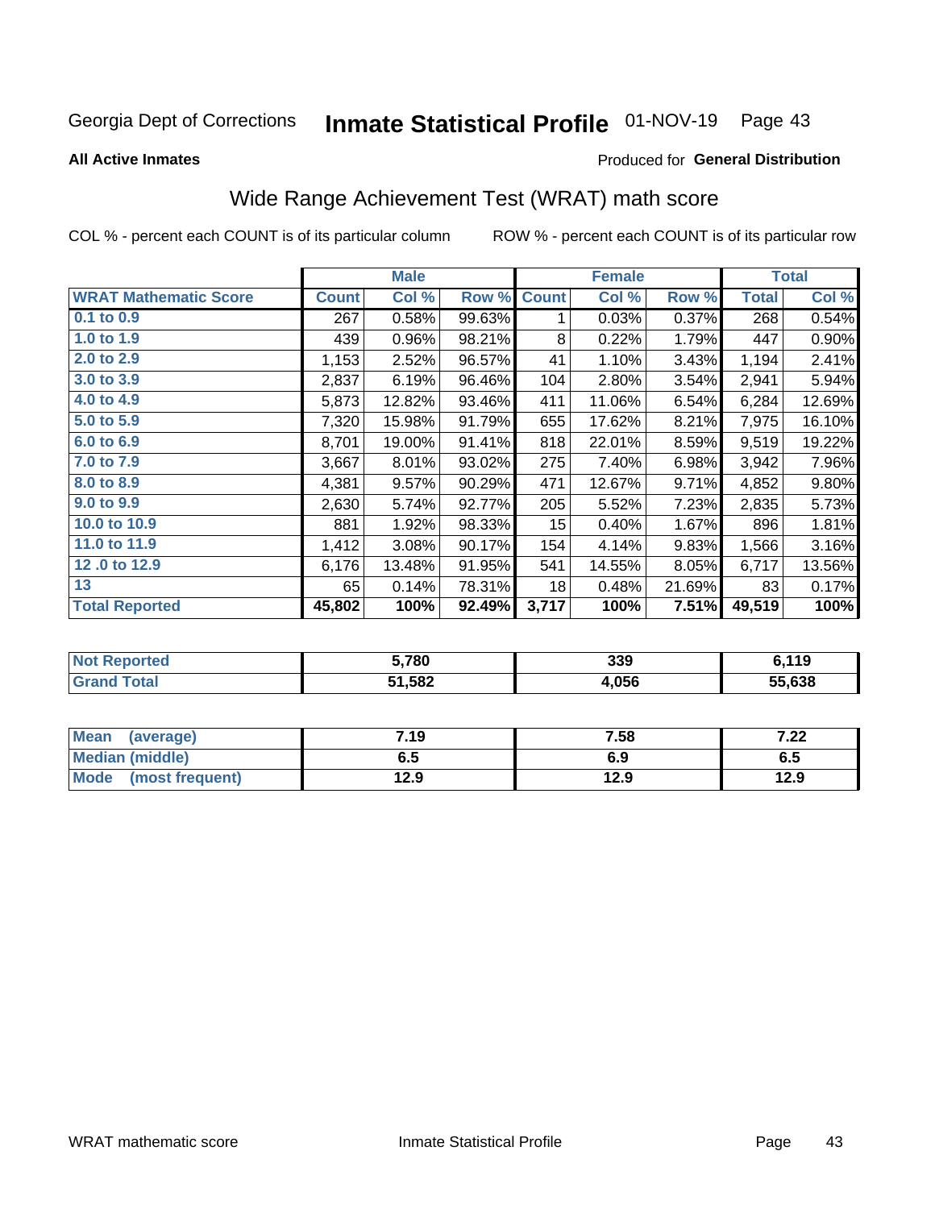Georgia Dept of Corrections **Inmate Statistical Profile** 01-NOV-19

**All Active Inmates**

Produced for **General Distribution**

## Wide Range Achievement Test (WRAT) math score

COL % - percent each COUNT is of its particular column    ROW % - percent each COUNT is of its particular row

| | Male | | | Female | | | Total | |
|---|---|---|---|---|---|---|---|---|
| **WRAT Mathematic Score** | **Count** | **Col %** | **Row %** | **Count** | **Col %** | **Row %** | **Total** | **Col %** |
| 0.1 to 0.9 | 267 | 0.58% | 99.63% | 1 | 0.03% | 0.37% | 268 | 0.54% |
| 1.0 to 1.9 | 439 | 0.96% | 98.21% | 8 | 0.22% | 1.79% | 447 | 0.90% |
| 2.0 to 2.9 | 1,153 | 2.52% | 96.57% | 41 | 1.10% | 3.43% | 1,194 | 2.41% |
| 3.0 to 3.9 | 2,837 | 6.19% | 96.46% | 104 | 2.80% | 3.54% | 2,941 | 5.94% |
| 4.0 to 4.9 | 5,873 | 12.82% | 93.46% | 411 | 11.06% | 6.54% | 6,284 | 12.69% |
| 5.0 to 5.9 | 7,320 | 15.98% | 91.79% | 655 | 17.62% | 8.21% | 7,975 | 16.10% |
| 6.0 to 6.9 | 8,701 | 19.00% | 91.41% | 818 | 22.01% | 8.59% | 9,519 | 19.22% |
| 7.0 to 7.9 | 3,667 | 8.01% | 93.02% | 275 | 7.40% | 6.98% | 3,942 | 7.96% |
| 8.0 to 8.9 | 4,381 | 9.57% | 90.29% | 471 | 12.67% | 9.71% | 4,852 | 9.80% |
| 9.0 to 9.9 | 2,630 | 5.74% | 92.77% | 205 | 5.52% | 7.23% | 2,835 | 5.73% |
| 10.0 to 10.9 | 881 | 1.92% | 98.33% | 15 | 0.40% | 1.67% | 896 | 1.81% |
| 11.0 to 11.9 | 1,412 | 3.08% | 90.17% | 154 | 4.14% | 9.83% | 1,566 | 3.16% |
| 12 .0 to 12.9 | 6,176 | 13.48% | 91.95% | 541 | 14.55% | 8.05% | 6,717 | 13.56% |
| 13 | 65 | 0.14% | 78.31% | 18 | 0.48% | 21.69% | 83 | 0.17% |
| **Total Reported** | **45,802** | **100%** | **92.49%** | **3,717** | **100%** | **7.51%** | **49,519** | **100%** |

| | Male | Female | Total |
|---|---|---|---|
| **Not Reported** | **5,780** | **339** | **6,119** |
| **Grand Total** | **51,582** | **4,056** | **55,638** |

| | Male | Female | Total |
|---|---|---|---|
| **Mean (average)** | **7.19** | **7.58** | **7.22** |
| **Median (middle)** | **6.5** | **6.9** | **6.5** |
| **Mode (most frequent)** | **12.9** | **12.9** | **12.9** |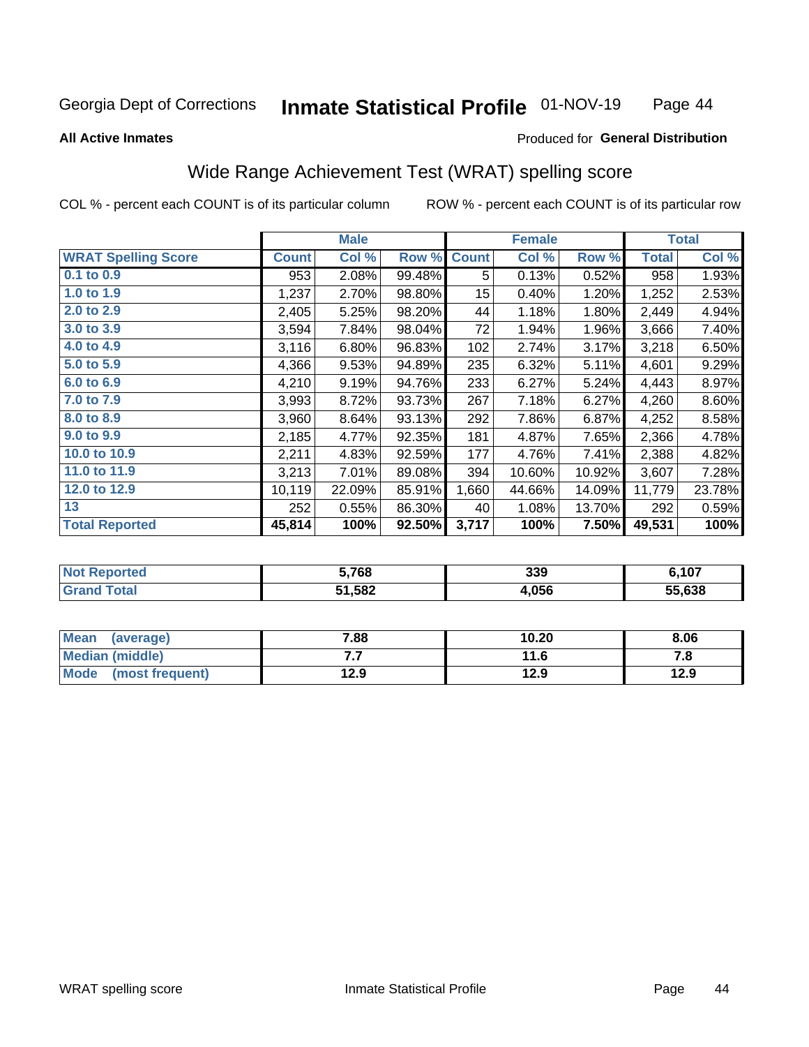Georgia Dept of Corrections **Inmate Statistical Profile** 01-NOV-19

**All Active Inmates**

Produced for **General Distribution**

## Wide Range Achievement Test (WRAT) spelling score

COL % - percent each COUNT is of its particular column ROW % - percent each COUNT is of its particular row

| | Male | | | Female | | | Total | |
|---|---|---|---|---|---|---|---|---|
| **WRAT Spelling Score** | **Count** | **Col %** | **Row %** | **Count** | **Col %** | **Row %** | **Total** | **Col %** |
| 0.1 to 0.9 | 953 | 2.08% | 99.48% | 5 | 0.13% | 0.52% | 958 | 1.93% |
| 1.0 to 1.9 | 1,237 | 2.70% | 98.80% | 15 | 0.40% | 1.20% | 1,252 | 2.53% |
| 2.0 to 2.9 | 2,405 | 5.25% | 98.20% | 44 | 1.18% | 1.80% | 2,449 | 4.94% |
| 3.0 to 3.9 | 3,594 | 7.84% | 98.04% | 72 | 1.94% | 1.96% | 3,666 | 7.40% |
| 4.0 to 4.9 | 3,116 | 6.80% | 96.83% | 102 | 2.74% | 3.17% | 3,218 | 6.50% |
| 5.0 to 5.9 | 4,366 | 9.53% | 94.89% | 235 | 6.32% | 5.11% | 4,601 | 9.29% |
| 6.0 to 6.9 | 4,210 | 9.19% | 94.76% | 233 | 6.27% | 5.24% | 4,443 | 8.97% |
| 7.0 to 7.9 | 3,993 | 8.72% | 93.73% | 267 | 7.18% | 6.27% | 4,260 | 8.60% |
| 8.0 to 8.9 | 3,960 | 8.64% | 93.13% | 292 | 7.86% | 6.87% | 4,252 | 8.58% |
| 9.0 to 9.9 | 2,185 | 4.77% | 92.35% | 181 | 4.87% | 7.65% | 2,366 | 4.78% |
| 10.0 to 10.9 | 2,211 | 4.83% | 92.59% | 177 | 4.76% | 7.41% | 2,388 | 4.82% |
| 11.0 to 11.9 | 3,213 | 7.01% | 89.08% | 394 | 10.60% | 10.92% | 3,607 | 7.28% |
| 12.0 to 12.9 | 10,119 | 22.09% | 85.91% | 1,660 | 44.66% | 14.09% | 11,779 | 23.78% |
| 13 | 252 | 0.55% | 86.30% | 40 | 1.08% | 13.70% | 292 | 0.59% |
| **Total Reported** | **45,814** | **100%** | **92.50%** | **3,717** | **100%** | **7.50%** | **49,531** | **100%** |

| | Male | Female | Total |
|---|---|---|---|
| **Not Reported** | **5,768** | **339** | **6,107** |
| **Grand Total** | **51,582** | **4,056** | **55,638** |

| | Male | Female | Total |
|---|---|---|---|
| **Mean (average)** | **7.88** | **10.20** | **8.06** |
| **Median (middle)** | **7.7** | **11.6** | **7.8** |
| **Mode (most frequent)** | **12.9** | **12.9** | **12.9** |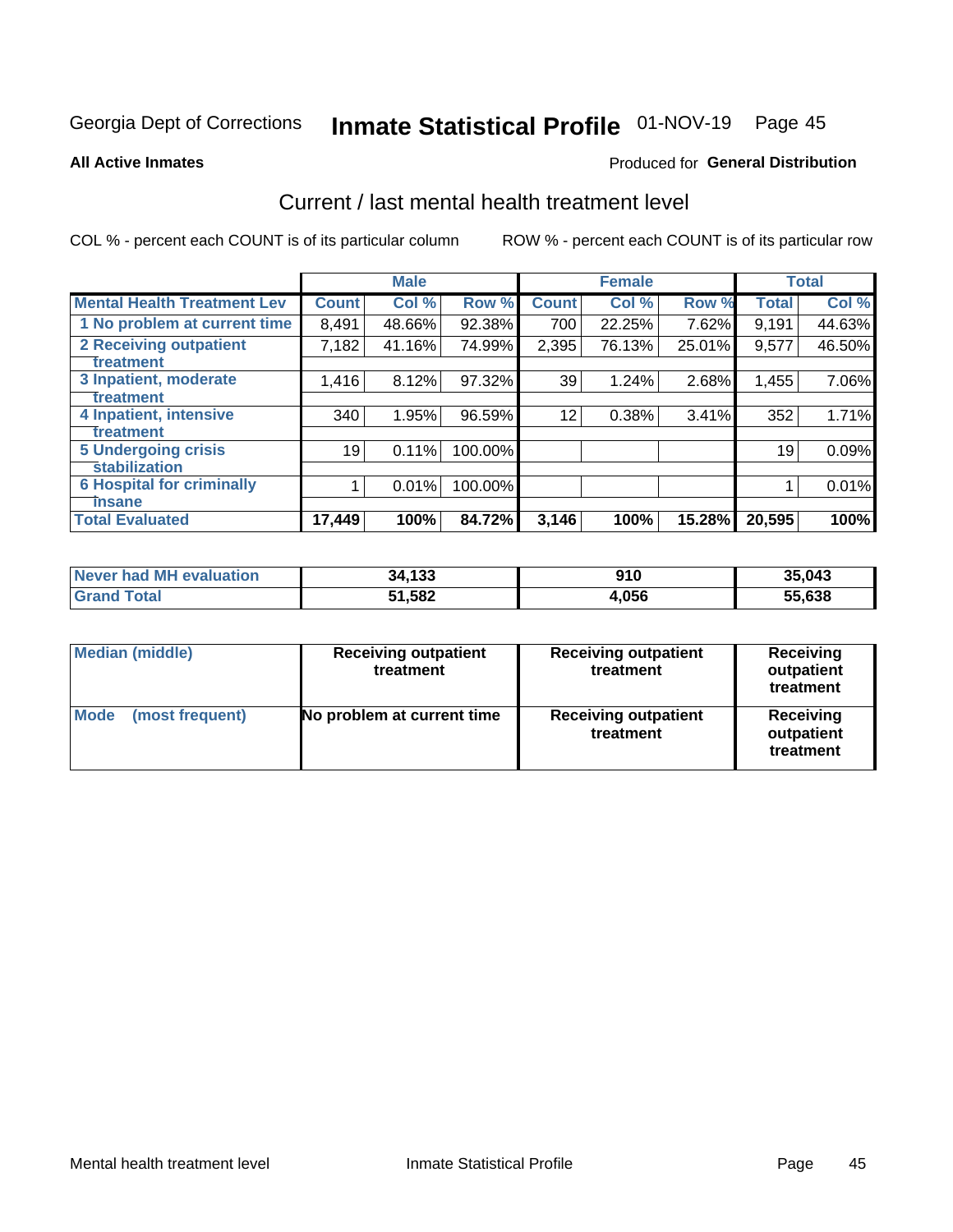Georgia Dept of Corrections **Inmate Statistical Profile** 01-NOV-19 Page 45

**All Active Inmates**

Produced for **General Distribution**

## Current / last mental health treatment level

COL % - percent each COUNT is of its particular column ROW % - percent each COUNT is of its particular row

| | Male | | | Female | | | Total | |
|---|---|---|---|---|---|---|---|---|
| **Mental Health Treatment Lev** | **Count** | **Col %** | **Row %** | **Count** | **Col %** | **Row %** | **Total** | **Col %** |
| 1 No problem at current time | 8,491 | 48.66% | 92.38% | 700 | 22.25% | 7.62% | 9,191 | 44.63% |
| 2 Receiving outpatient treatment | 7,182 | 41.16% | 74.99% | 2,395 | 76.13% | 25.01% | 9,577 | 46.50% |
| 3 Inpatient, moderate treatment | 1,416 | 8.12% | 97.32% | 39 | 1.24% | 2.68% | 1,455 | 7.06% |
| 4 Inpatient, intensive treatment | 340 | 1.95% | 96.59% | 12 | 0.38% | 3.41% | 352 | 1.71% |
| 5 Undergoing crisis stabilization | 19 | 0.11% | 100.00% | | | | 19 | 0.09% |
| 6 Hospital for criminally insane | 1 | 0.01% | 100.00% | | | | 1 | 0.01% |
| **Total Evaluated** | **17,449** | **100%** | **84.72%** | **3,146** | **100%** | **15.28%** | **20,595** | **100%** |

| | Male | Female | Total |
|---|---|---|---|
| **Never had MH evaluation** | **34,133** | **910** | **35,043** |
| **Grand Total** | **51,582** | **4,056** | **55,638** |

| | Male | Female | Total |
|---|---|---|---|
| **Median (middle)** | **Receiving outpatient treatment** | **Receiving outpatient treatment** | **Receiving outpatient treatment** |
| **Mode (most frequent)** | **No problem at current time** | **Receiving outpatient treatment** | **Receiving outpatient treatment** |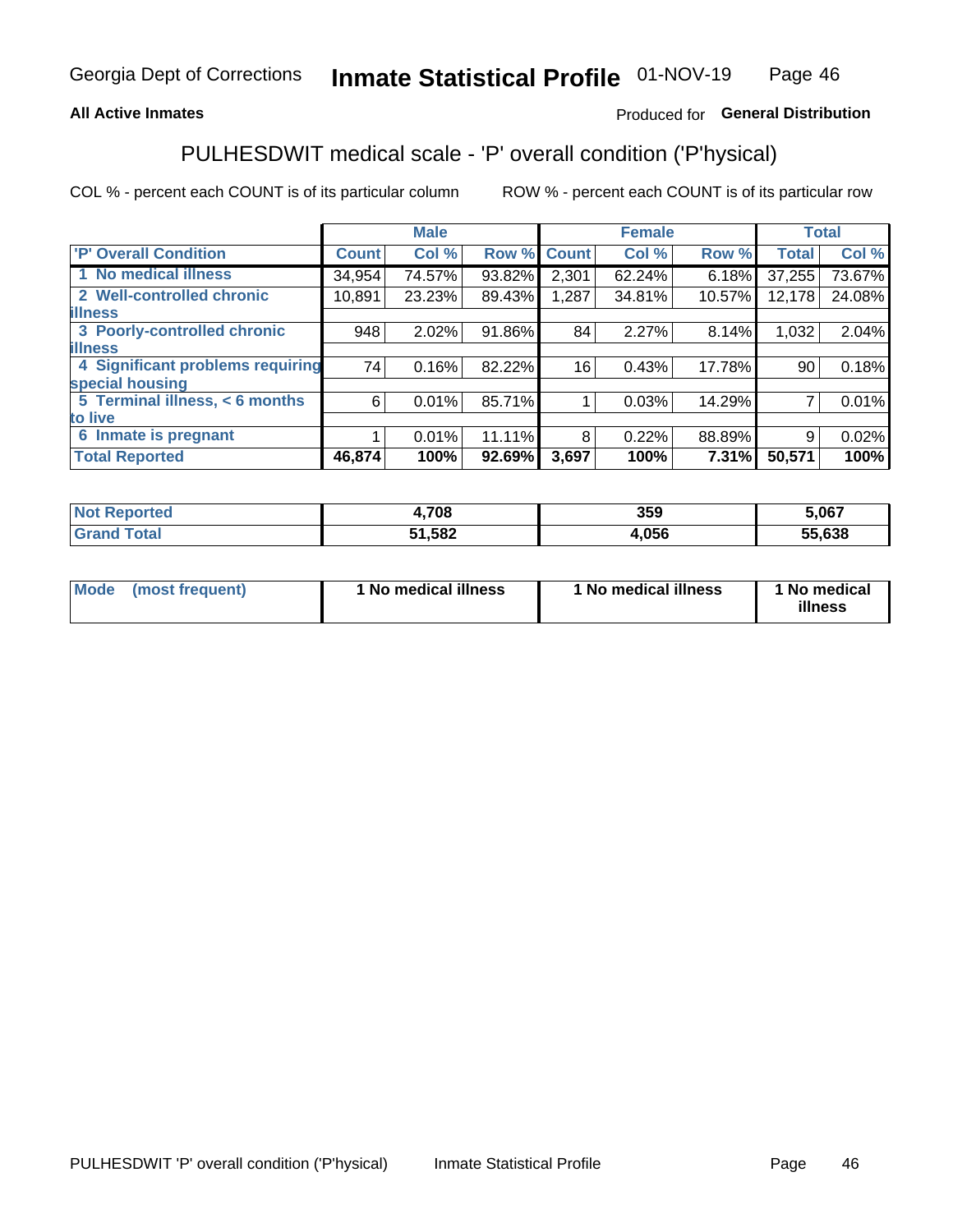Georgia Dept of Corrections **Inmate Statistical Profile** 01-NOV-19

**All Active Inmates**

Produced for **General Distribution**

## PULHESDWIT medical scale - 'P' overall condition ('P'hysical)

COL % - percent each COUNT is of its particular column ROW % - percent each COUNT is of its particular row

| | Male | | | Female | | | Total | |
|---|---|---|---|---|---|---|---|---|
| **'P' Overall Condition** | **Count** | **Col %** | **Row %** | **Count** | **Col %** | **Row %** | **Total** | **Col %** |
| 1 No medical illness | 34,954 | 74.57% | 93.82% | 2,301 | 62.24% | 6.18% | 37,255 | 73.67% |
| 2 Well-controlled chronic illness | 10,891 | 23.23% | 89.43% | 1,287 | 34.81% | 10.57% | 12,178 | 24.08% |
| 3 Poorly-controlled chronic illness | 948 | 2.02% | 91.86% | 84 | 2.27% | 8.14% | 1,032 | 2.04% |
| 4 Significant problems requiring special housing | 74 | 0.16% | 82.22% | 16 | 0.43% | 17.78% | 90 | 0.18% |
| 5 Terminal illness, < 6 months to live | 6 | 0.01% | 85.71% | 1 | 0.03% | 14.29% | 7 | 0.01% |
| 6 Inmate is pregnant | 1 | 0.01% | 11.11% | 8 | 0.22% | 88.89% | 9 | 0.02% |
| **Total Reported** | **46,874** | **100%** | **92.69%** | **3,697** | **100%** | **7.31%** | **50,571** | **100%** |

| | Male | Female | Total |
|---|---|---|---|
| **Not Reported** | **4,708** | **359** | **5,067** |
| **Grand Total** | **51,582** | **4,056** | **55,638** |

| | Male | Female | Total |
|---|---|---|---|
| **Mode (most frequent)** | **1 No medical illness** | **1 No medical illness** | **1 No medical illness** |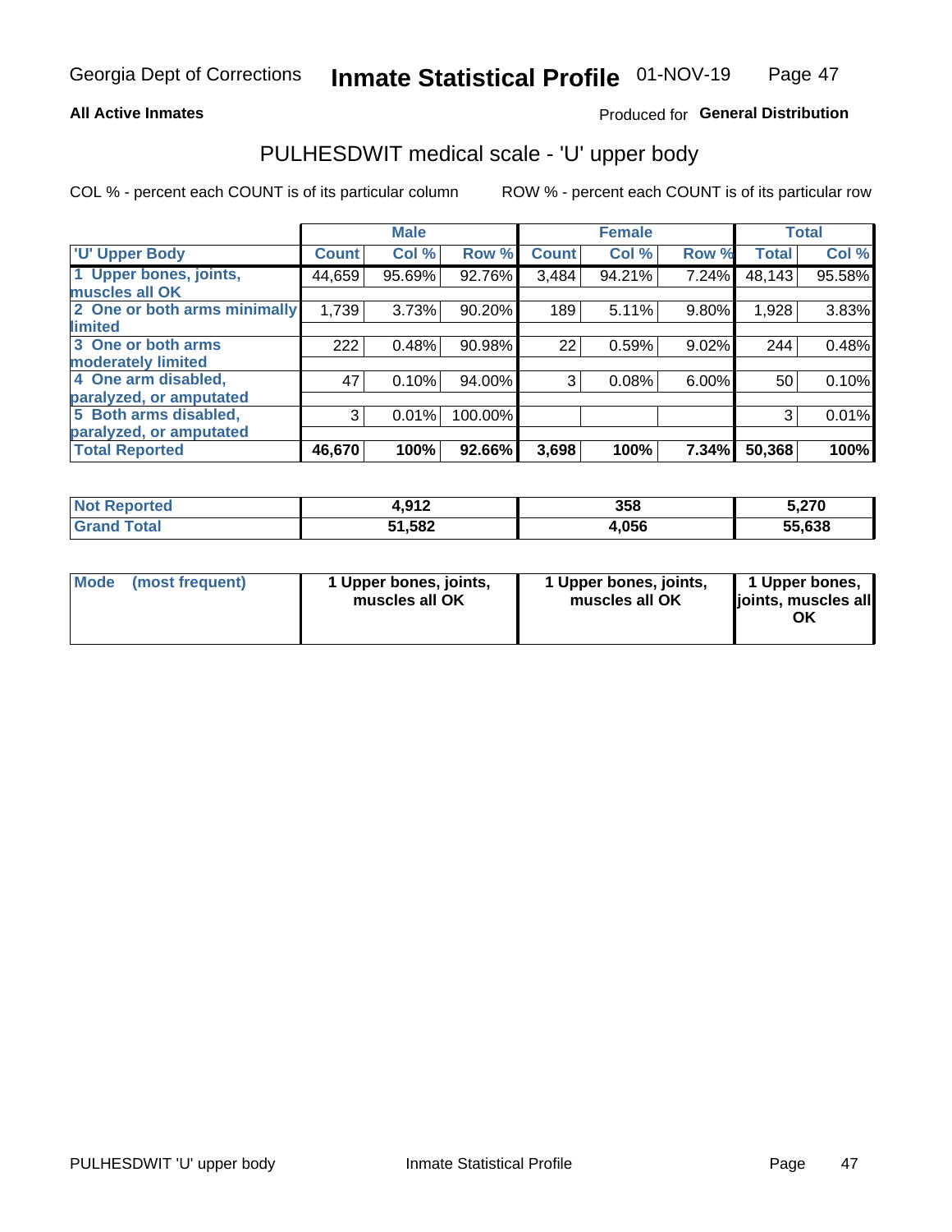Georgia Dept of Corrections **Inmate Statistical Profile** 01-NOV-19

**All Active Inmates**

Produced for **General Distribution**

## PULHESDWIT medical scale - 'U' upper body

COL % - percent each COUNT is of its particular column

ROW % - percent each COUNT is of its particular row

| | Male | | | Female | | | Total | |
|---|---|---|---|---|---|---|---|---|
| 'U' Upper Body | Count | Col % | Row % | Count | Col % | Row % | Total | Col % |
| 1 Upper bones, joints, muscles all OK | 44,659 | 95.69% | 92.76% | 3,484 | 94.21% | 7.24% | 48,143 | 95.58% |
| 2 One or both arms minimally limited | 1,739 | 3.73% | 90.20% | 189 | 5.11% | 9.80% | 1,928 | 3.83% |
| 3 One or both arms moderately limited | 222 | 0.48% | 90.98% | 22 | 0.59% | 9.02% | 244 | 0.48% |
| 4 One arm disabled, paralyzed, or amputated | 47 | 0.10% | 94.00% | 3 | 0.08% | 6.00% | 50 | 0.10% |
| 5 Both arms disabled, paralyzed, or amputated | 3 | 0.01% | 100.00% | | | | 3 | 0.01% |
| Total Reported | **46,670** | **100%** | **92.66%** | **3,698** | **100%** | **7.34%** | **50,368** | **100%** |

| | Male | Female | Total |
|---|---|---|---|
| Not Reported | **4,912** | **358** | **5,270** |
| Grand Total | **51,582** | **4,056** | **55,638** |

| | Male | Female | Total |
|---|---|---|---|
| Mode (most frequent) | **1 Upper bones, joints, muscles all OK** | **1 Upper bones, joints, muscles all OK** | **1 Upper bones, joints, muscles all OK** |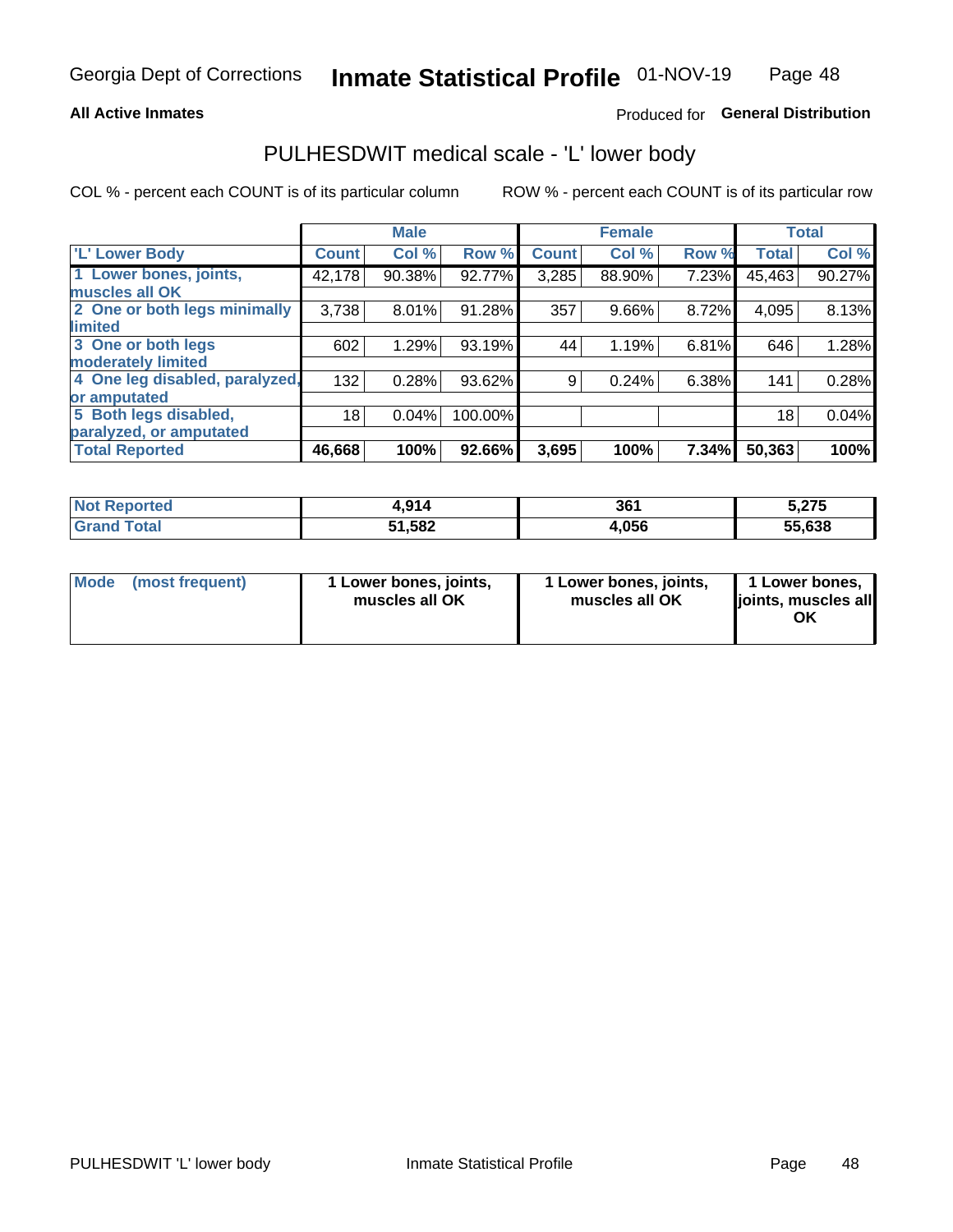Georgia Dept of Corrections **Inmate Statistical Profile** 01-NOV-19

**All Active Inmates**

Produced for **General Distribution**

# PULHESDWIT medical scale - 'L' lower body

COL % - percent each COUNT is of its particular column

ROW % - percent each COUNT is of its particular row

| | Male | | | Female | | | Total | |
|---|---|---|---|---|---|---|---|---|
| 'L' Lower Body | Count | Col % | Row % | Count | Col % | Row % | Total | Col % |
| 1 Lower bones, joints, muscles all OK | 42,178 | 90.38% | 92.77% | 3,285 | 88.90% | 7.23% | 45,463 | 90.27% |
| 2 One or both legs minimally limited | 3,738 | 8.01% | 91.28% | 357 | 9.66% | 8.72% | 4,095 | 8.13% |
| 3 One or both legs moderately limited | 602 | 1.29% | 93.19% | 44 | 1.19% | 6.81% | 646 | 1.28% |
| 4 One leg disabled, paralyzed, or amputated | 132 | 0.28% | 93.62% | 9 | 0.24% | 6.38% | 141 | 0.28% |
| 5 Both legs disabled, paralyzed, or amputated | 18 | 0.04% | 100.00% | | | | 18 | 0.04% |
| **Total Reported** | **46,668** | **100%** | **92.66%** | **3,695** | **100%** | **7.34%** | **50,363** | **100%** |

| | Male | Female | Total |
|---|---|---|---|
| Not Reported | 4,914 | 361 | 5,275 |
| Grand Total | 51,582 | 4,056 | 55,638 |

| Mode (most frequent) | Male | Female | Total |
|---|---|---|---|
| | 1 Lower bones, joints, muscles all OK | 1 Lower bones, joints, muscles all OK | 1 Lower bones, joints, muscles all OK |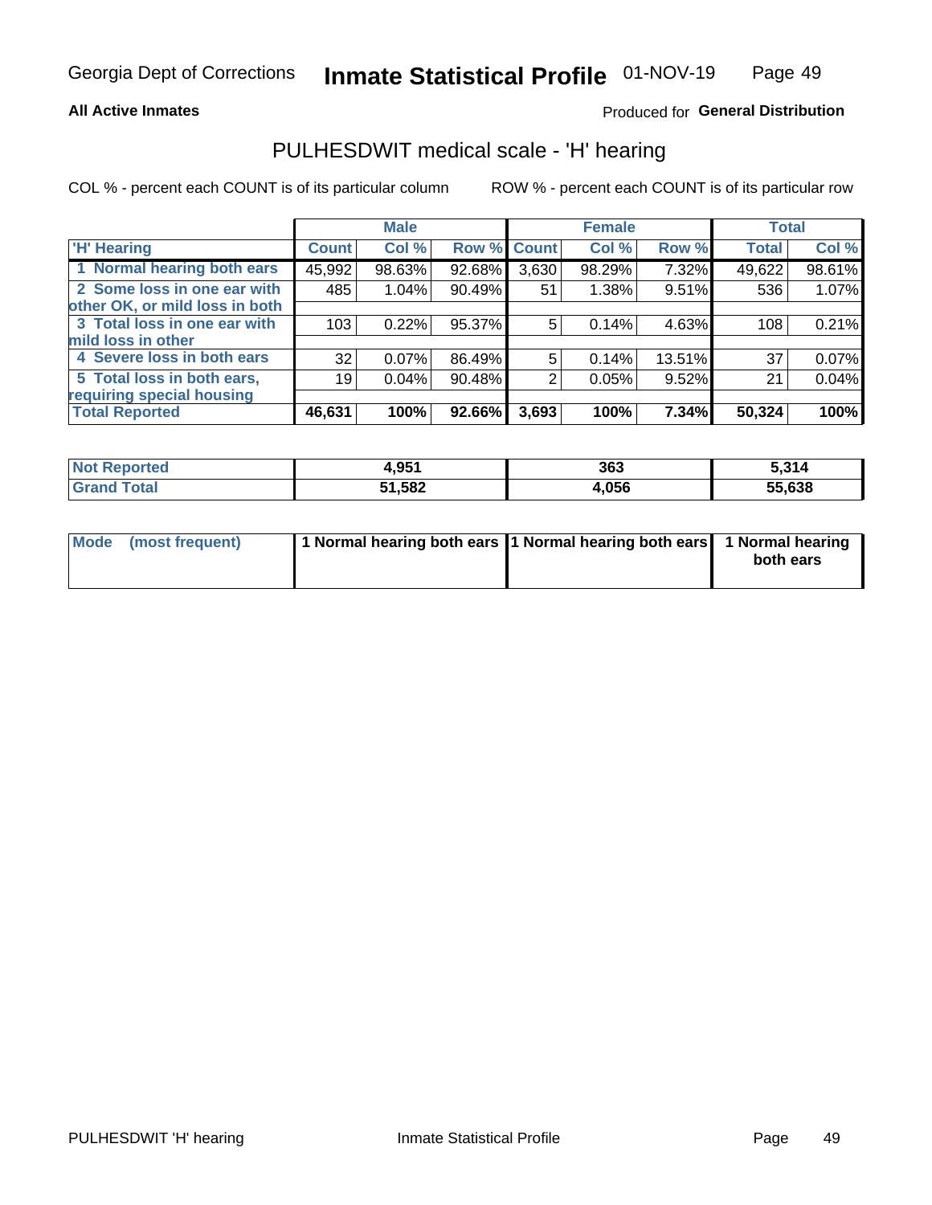# Georgia Dept of Corrections — Inmate Statistical Profile — 01-NOV-19

**All Active Inmates** — Produced for **General Distribution**

## PULHESDWIT medical scale - 'H' hearing

COL % - percent each COUNT is of its particular column — ROW % - percent each COUNT is of its particular row

| 'H' Hearing | Male | | | Female | | | Total | |
|---|---|---|---|---|---|---|---|---|
| | Count | Col % | Row % | Count | Col % | Row % | Total | Col % |
| 1 Normal hearing both ears | 45,992 | 98.63% | 92.68% | 3,630 | 98.29% | 7.32% | 49,622 | 98.61% |
| 2 Some loss in one ear with other OK, or mild loss in both | 485 | 1.04% | 90.49% | 51 | 1.38% | 9.51% | 536 | 1.07% |
| 3 Total loss in one ear with mild loss in other | 103 | 0.22% | 95.37% | 5 | 0.14% | 4.63% | 108 | 0.21% |
| 4 Severe loss in both ears | 32 | 0.07% | 86.49% | 5 | 0.14% | 13.51% | 37 | 0.07% |
| 5 Total loss in both ears, requiring special housing | 19 | 0.04% | 90.48% | 2 | 0.05% | 9.52% | 21 | 0.04% |
| **Total Reported** | **46,631** | **100%** | **92.66%** | **3,693** | **100%** | **7.34%** | **50,324** | **100%** |

| | Male | Female | Total |
|---|---|---|---|
| Not Reported | 4,951 | 363 | 5,314 |
| Grand Total | 51,582 | 4,056 | 55,638 |

| | Male | Female | Total |
|---|---|---|---|
| Mode (most frequent) | 1 Normal hearing both ears | 1 Normal hearing both ears | 1 Normal hearing both ears |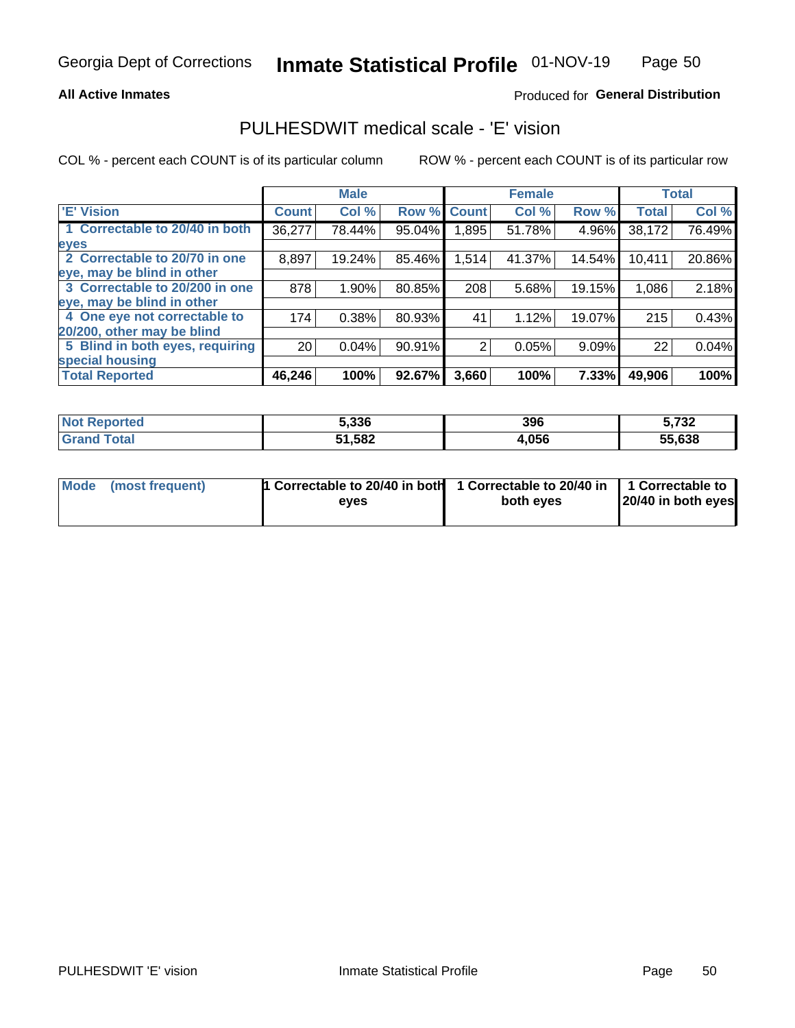Georgia Dept of Corrections **Inmate Statistical Profile** 01-NOV-19

**All Active Inmates**

Produced for **General Distribution**

# PULHESDWIT medical scale - 'E' vision

COL % - percent each COUNT is of its particular column

ROW % - percent each COUNT is of its particular row

| | Male | | | Female | | | Total | |
|---|---|---|---|---|---|---|---|---|
| 'E' Vision | Count | Col % | Row % | Count | Col % | Row % | Total | Col % |
| 1 Correctable to 20/40 in both eyes | 36,277 | 78.44% | 95.04% | 1,895 | 51.78% | 4.96% | 38,172 | 76.49% |
| 2 Correctable to 20/70 in one eye, may be blind in other | 8,897 | 19.24% | 85.46% | 1,514 | 41.37% | 14.54% | 10,411 | 20.86% |
| 3 Correctable to 20/200 in one eye, may be blind in other | 878 | 1.90% | 80.85% | 208 | 5.68% | 19.15% | 1,086 | 2.18% |
| 4 One eye not correctable to 20/200, other may be blind | 174 | 0.38% | 80.93% | 41 | 1.12% | 19.07% | 215 | 0.43% |
| 5 Blind in both eyes, requiring special housing | 20 | 0.04% | 90.91% | 2 | 0.05% | 9.09% | 22 | 0.04% |
| **Total Reported** | **46,246** | **100%** | **92.67%** | **3,660** | **100%** | **7.33%** | **49,906** | **100%** |

| | Male | Female | Total |
|---|---|---|---|
| **Not Reported** | **5,336** | **396** | **5,732** |
| **Grand Total** | **51,582** | **4,056** | **55,638** |

| | Male | Female | Total |
|---|---|---|---|
| **Mode (most frequent)** | **1 Correctable to 20/40 in both eyes** | **1 Correctable to 20/40 in both eyes** | **1 Correctable to 20/40 in both eyes** |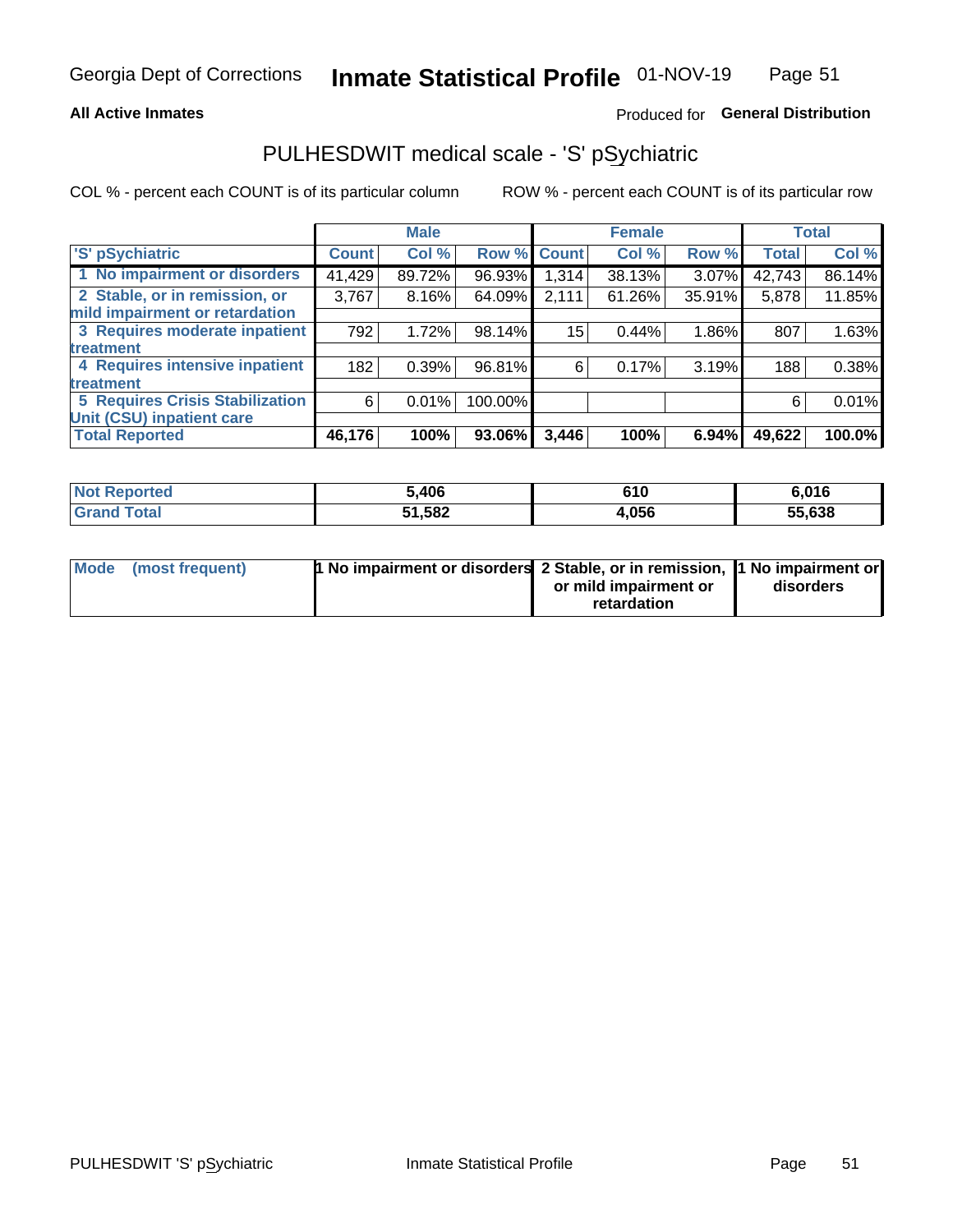Georgia Dept of Corrections **Inmate Statistical Profile** 01-NOV-19

**All Active Inmates** Produced for **General Distribution**

## PULHESDWIT medical scale - 'S' pSychiatric

COL % - percent each COUNT is of its particular column ROW % - percent each COUNT is of its particular row

| | Male | | | Female | | | Total | |
|---|---|---|---|---|---|---|---|---|
| 'S' pSychiatric | Count | Col % | Row % | Count | Col % | Row % | Total | Col % |
| 1 No impairment or disorders | 41,429 | 89.72% | 96.93% | 1,314 | 38.13% | 3.07% | 42,743 | 86.14% |
| 2 Stable, or in remission, or mild impairment or retardation | 3,767 | 8.16% | 64.09% | 2,111 | 61.26% | 35.91% | 5,878 | 11.85% |
| 3 Requires moderate inpatient treatment | 792 | 1.72% | 98.14% | 15 | 0.44% | 1.86% | 807 | 1.63% |
| 4 Requires intensive inpatient treatment | 182 | 0.39% | 96.81% | 6 | 0.17% | 3.19% | 188 | 0.38% |
| 5 Requires Crisis Stabilization Unit (CSU) inpatient care | 6 | 0.01% | 100.00% | | | | 6 | 0.01% |
| **Total Reported** | **46,176** | **100%** | **93.06%** | **3,446** | **100%** | **6.94%** | **49,622** | **100.0%** |

| | Male | Female | Total |
|---|---|---|---|
| Not Reported | 5,406 | 610 | 6,016 |
| Grand Total | 51,582 | 4,056 | 55,638 |

| | Male | Female | Total |
|---|---|---|---|
| Mode (most frequent) | 1 No impairment or disorders | 2 Stable, or in remission, or mild impairment or retardation | 1 No impairment or disorders |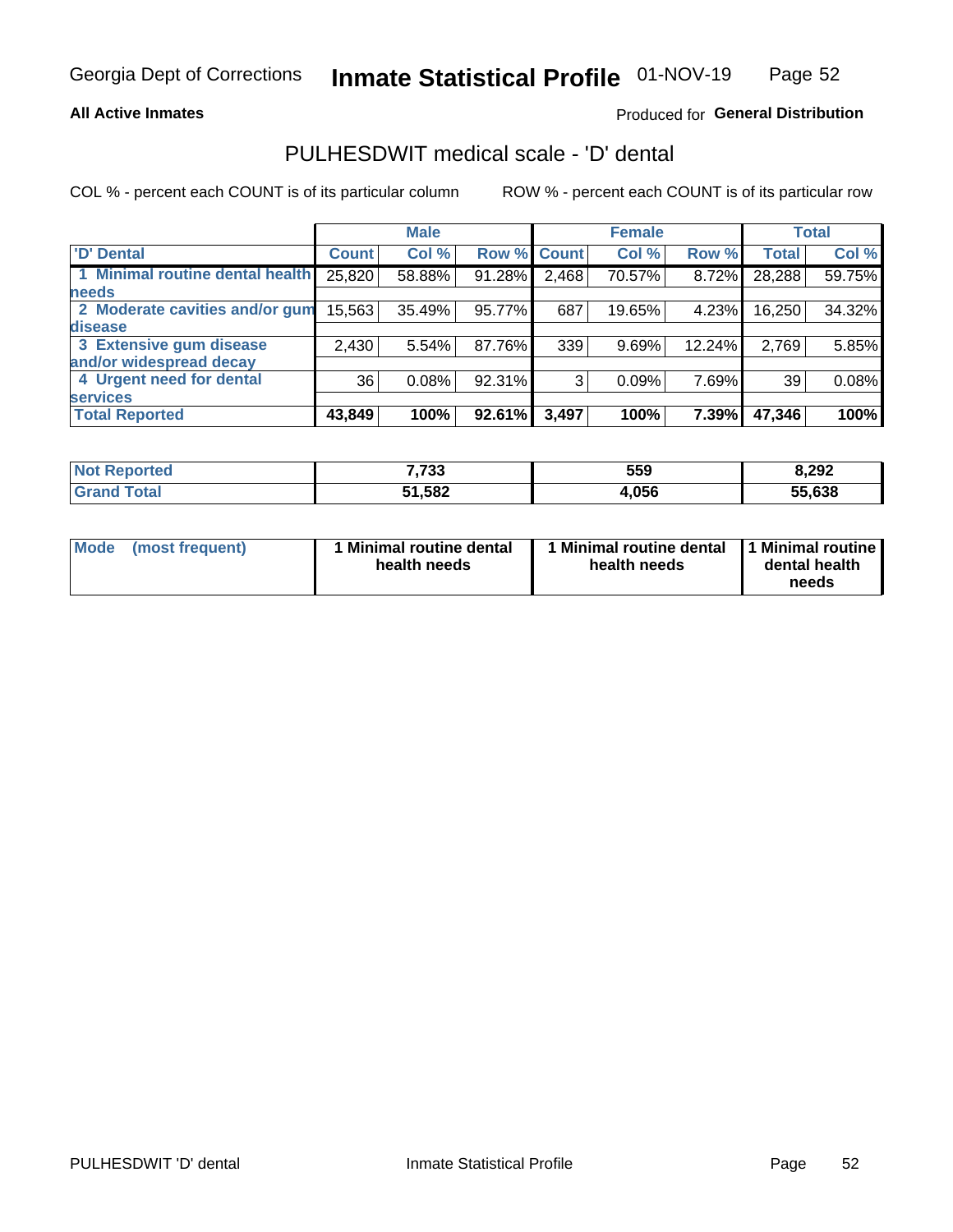**All Active Inmates**

Produced for **General Distribution**

## PULHESDWIT medical scale - 'D' dental

COL % - percent each COUNT is of its particular column

ROW % - percent each COUNT is of its particular row

| | Male | | | Female | | | Total | |
|---|---|---|---|---|---|---|---|---|
| 'D' Dental | Count | Col % | Row % | Count | Col % | Row % | Total | Col % |
| 1 Minimal routine dental health needs | 25,820 | 58.88% | 91.28% | 2,468 | 70.57% | 8.72% | 28,288 | 59.75% |
| 2 Moderate cavities and/or gum disease | 15,563 | 35.49% | 95.77% | 687 | 19.65% | 4.23% | 16,250 | 34.32% |
| 3 Extensive gum disease and/or widespread decay | 2,430 | 5.54% | 87.76% | 339 | 9.69% | 12.24% | 2,769 | 5.85% |
| 4 Urgent need for dental services | 36 | 0.08% | 92.31% | 3 | 0.09% | 7.69% | 39 | 0.08% |
| **Total Reported** | **43,849** | **100%** | **92.61%** | **3,497** | **100%** | **7.39%** | **47,346** | **100%** |

| | Male | Female | Total |
|---|---|---|---|
| Not Reported | 7,733 | 559 | 8,292 |
| Grand Total | 51,582 | 4,056 | 55,638 |

| | Male | Female | Total |
|---|---|---|---|
| Mode (most frequent) | 1 Minimal routine dental health needs | 1 Minimal routine dental health needs | 1 Minimal routine dental health needs |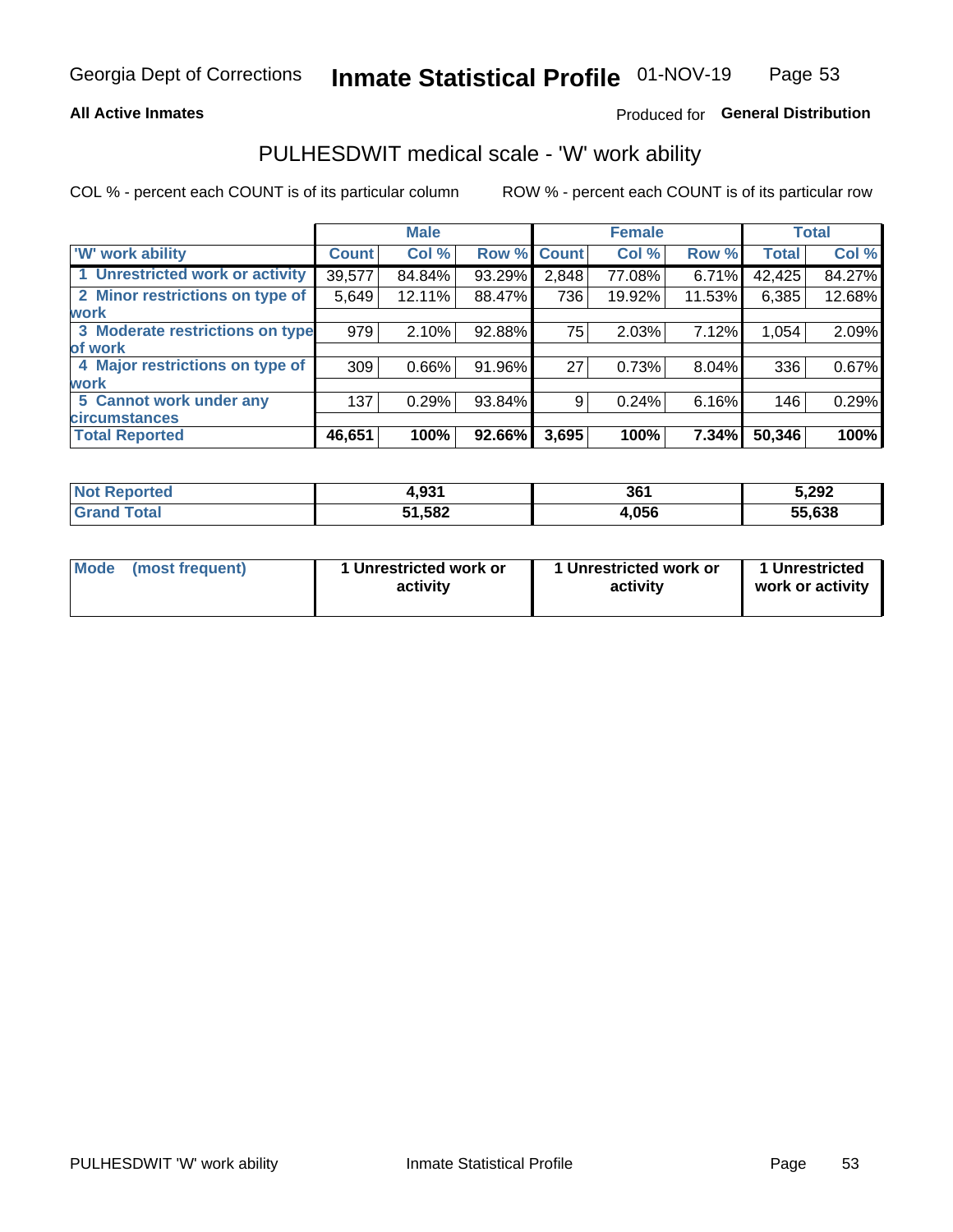Georgia Dept of Corrections **Inmate Statistical Profile** 01-NOV-19

**All Active Inmates**

Produced for **General Distribution**

## PULHESDWIT medical scale - 'W' work ability

COL % - percent each COUNT is of its particular column

ROW % - percent each COUNT is of its particular row

| | Male | | | Female | | | Total | |
|---|---|---|---|---|---|---|---|---|
| 'W' work ability | Count | Col % | Row % | Count | Col % | Row % | Total | Col % |
| 1 Unrestricted work or activity | 39,577 | 84.84% | 93.29% | 2,848 | 77.08% | 6.71% | 42,425 | 84.27% |
| 2 Minor restrictions on type of work | 5,649 | 12.11% | 88.47% | 736 | 19.92% | 11.53% | 6,385 | 12.68% |
| 3 Moderate restrictions on type of work | 979 | 2.10% | 92.88% | 75 | 2.03% | 7.12% | 1,054 | 2.09% |
| 4 Major restrictions on type of work | 309 | 0.66% | 91.96% | 27 | 0.73% | 8.04% | 336 | 0.67% |
| 5 Cannot work under any circumstances | 137 | 0.29% | 93.84% | 9 | 0.24% | 6.16% | 146 | 0.29% |
| **Total Reported** | **46,651** | **100%** | **92.66%** | **3,695** | **100%** | **7.34%** | **50,346** | **100%** |

| | Male | Female | Total |
|---|---|---|---|
| Not Reported | 4,931 | 361 | 5,292 |
| Grand Total | 51,582 | 4,056 | 55,638 |

| | Male | Female | Total |
|---|---|---|---|
| Mode (most frequent) | 1 Unrestricted work or activity | 1 Unrestricted work or activity | 1 Unrestricted work or activity |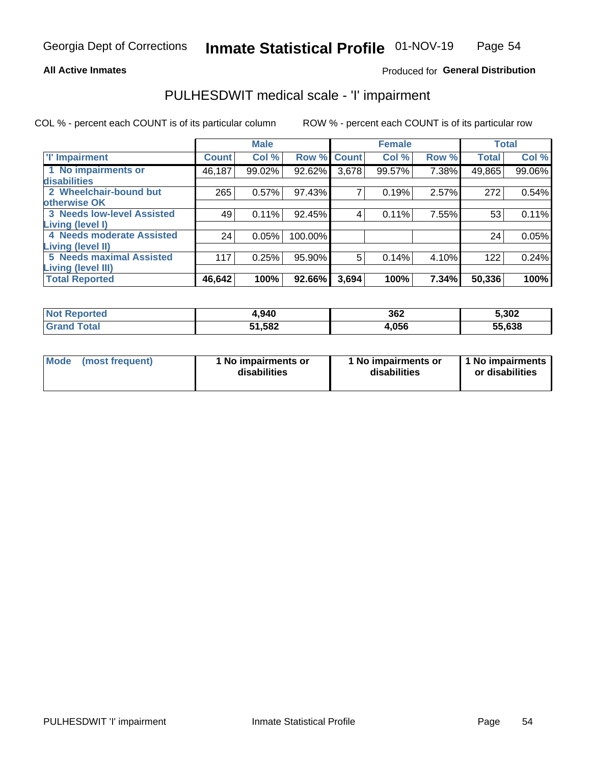Georgia Dept of Corrections **Inmate Statistical Profile** 01-NOV-19

**All Active Inmates**

Produced for **General Distribution**

# PULHESDWIT medical scale - 'I' impairment

COL % - percent each COUNT is of its particular column ROW % - percent each COUNT is of its particular row

| | Male | | | Female | | | Total | |
|---|---|---|---|---|---|---|---|---|
| 'I' Impairment | Count | Col % | Row % | Count | Col % | Row % | Total | Col % |
| 1 No impairments or disabilities | 46,187 | 99.02% | 92.62% | 3,678 | 99.57% | 7.38% | 49,865 | 99.06% |
| 2 Wheelchair-bound but otherwise OK | 265 | 0.57% | 97.43% | 7 | 0.19% | 2.57% | 272 | 0.54% |
| 3 Needs low-level Assisted Living (level I) | 49 | 0.11% | 92.45% | 4 | 0.11% | 7.55% | 53 | 0.11% |
| 4 Needs moderate Assisted Living (level II) | 24 | 0.05% | 100.00% | | | | 24 | 0.05% |
| 5 Needs maximal Assisted Living (level III) | 117 | 0.25% | 95.90% | 5 | 0.14% | 4.10% | 122 | 0.24% |
| **Total Reported** | **46,642** | **100%** | **92.66%** | **3,694** | **100%** | **7.34%** | **50,336** | **100%** |

| | Male | Female | Total |
|---|---|---|---|
| Not Reported | 4,940 | 362 | 5,302 |
| Grand Total | 51,582 | 4,056 | 55,638 |

| | Male | Female | Total |
|---|---|---|---|
| Mode (most frequent) | 1 No impairments or disabilities | 1 No impairments or disabilities | 1 No impairments or disabilities |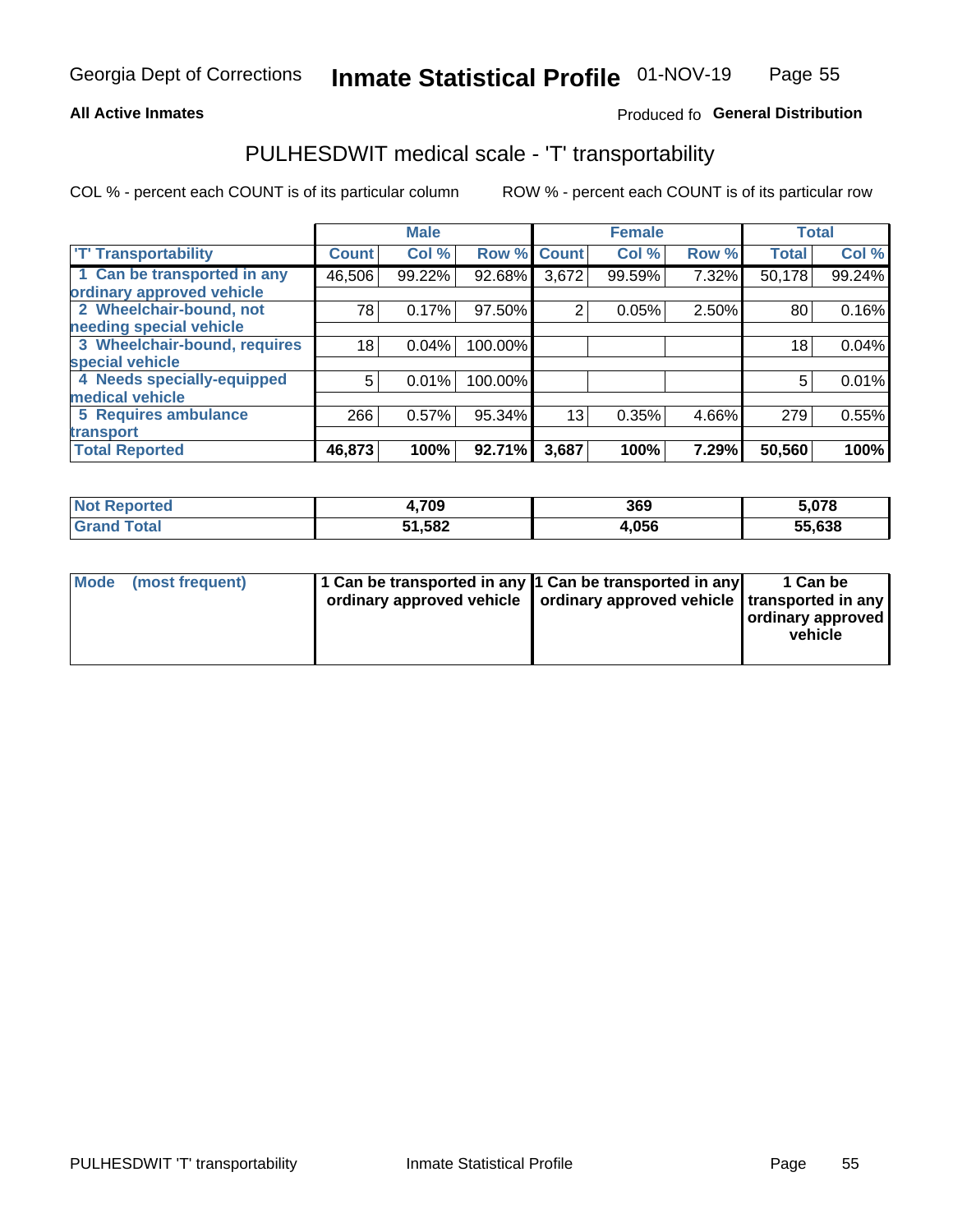Georgia Dept of Corrections **Inmate Statistical Profile** 01-NOV-19

**All Active Inmates**

Produced fo **General Distribution**

## PULHESDWIT medical scale - 'T' transportability

COL % - percent each COUNT is of its particular column

ROW % - percent each COUNT is of its particular row

| | Male | | | Female | | | Total | |
|---|---|---|---|---|---|---|---|---|
| 'T' Transportability | Count | Col % | Row % | Count | Col % | Row % | Total | Col % |
| 1 Can be transported in any ordinary approved vehicle | 46,506 | 99.22% | 92.68% | 3,672 | 99.59% | 7.32% | 50,178 | 99.24% |
| 2 Wheelchair-bound, not needing special vehicle | 78 | 0.17% | 97.50% | 2 | 0.05% | 2.50% | 80 | 0.16% |
| 3 Wheelchair-bound, requires special vehicle | 18 | 0.04% | 100.00% | | | | 18 | 0.04% |
| 4 Needs specially-equipped medical vehicle | 5 | 0.01% | 100.00% | | | | 5 | 0.01% |
| 5 Requires ambulance transport | 266 | 0.57% | 95.34% | 13 | 0.35% | 4.66% | 279 | 0.55% |
| **Total Reported** | **46,873** | **100%** | **92.71%** | **3,687** | **100%** | **7.29%** | **50,560** | **100%** |

| | Male | Female | Total |
|---|---|---|---|
| **Not Reported** | **4,709** | **369** | **5,078** |
| **Grand Total** | **51,582** | **4,056** | **55,638** |

| | Male | Female | Total |
|---|---|---|---|
| **Mode (most frequent)** | **1 Can be transported in any ordinary approved vehicle** | **1 Can be transported in any ordinary approved vehicle** | **1 Can be transported in any ordinary approved vehicle** |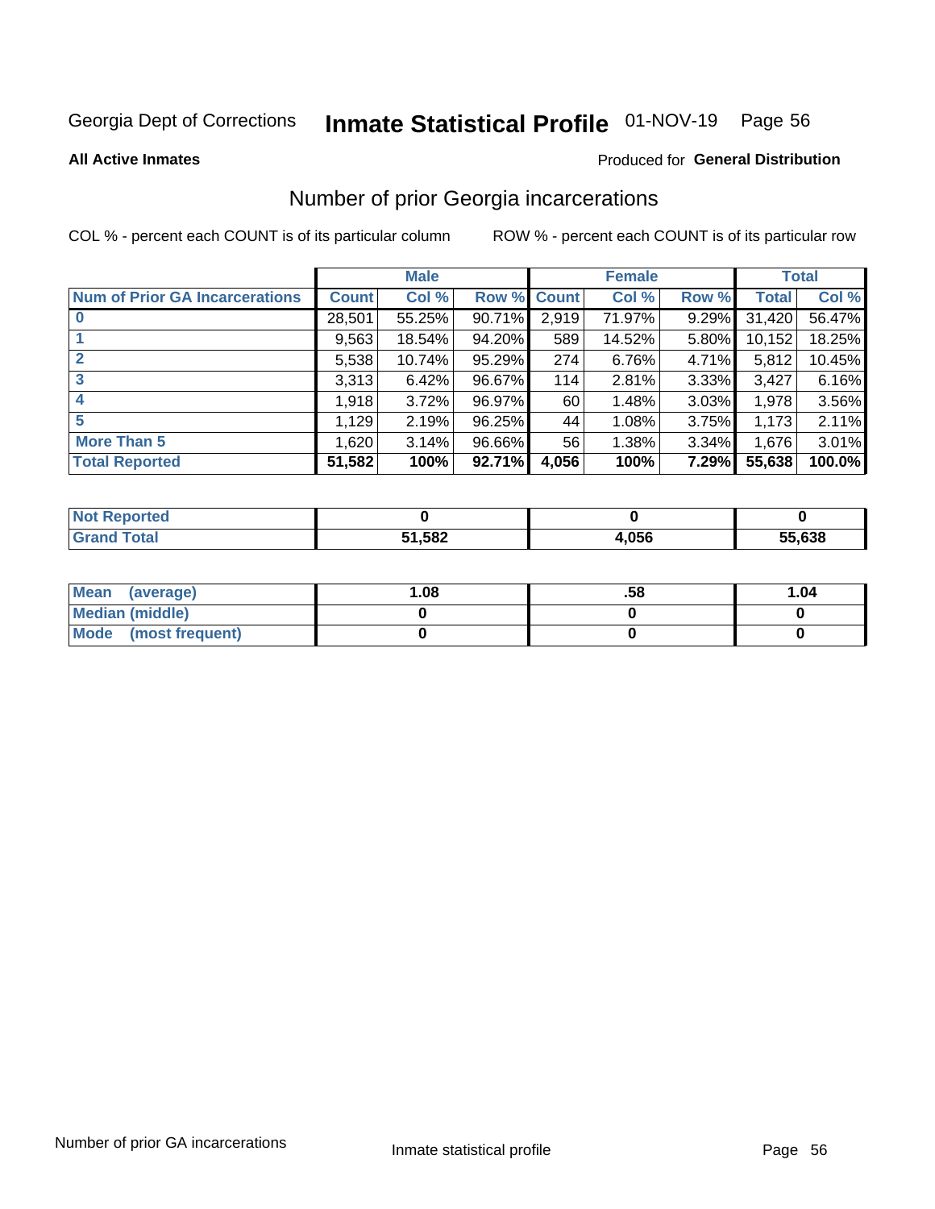Georgia Dept of Corrections **Inmate Statistical Profile** 01-NOV-19

**All Active Inmates**

Produced for **General Distribution**

## Number of prior Georgia incarcerations

COL % - percent each COUNT is of its particular column

ROW % - percent each COUNT is of its particular row

| | Male | | | Female | | | Total | |
|---|---|---|---|---|---|---|---|---|
| **Num of Prior GA Incarcerations** | **Count** | **Col %** | **Row %** | **Count** | **Col %** | **Row %** | **Total** | **Col %** |
| **0** | 28,501 | 55.25% | 90.71% | 2,919 | 71.97% | 9.29% | 31,420 | 56.47% |
| **1** | 9,563 | 18.54% | 94.20% | 589 | 14.52% | 5.80% | 10,152 | 18.25% |
| **2** | 5,538 | 10.74% | 95.29% | 274 | 6.76% | 4.71% | 5,812 | 10.45% |
| **3** | 3,313 | 6.42% | 96.67% | 114 | 2.81% | 3.33% | 3,427 | 6.16% |
| **4** | 1,918 | 3.72% | 96.97% | 60 | 1.48% | 3.03% | 1,978 | 3.56% |
| **5** | 1,129 | 2.19% | 96.25% | 44 | 1.08% | 3.75% | 1,173 | 2.11% |
| **More Than 5** | 1,620 | 3.14% | 96.66% | 56 | 1.38% | 3.34% | 1,676 | 3.01% |
| **Total Reported** | **51,582** | **100%** | **92.71%** | **4,056** | **100%** | **7.29%** | **55,638** | **100.0%** |

| | Male | Female | Total |
|---|---|---|---|
| **Not Reported** | **0** | **0** | **0** |
| **Grand Total** | **51,582** | **4,056** | **55,638** |

| | Male | Female | Total |
|---|---|---|---|
| **Mean (average)** | **1.08** | **.58** | **1.04** |
| **Median (middle)** | **0** | **0** | **0** |
| **Mode (most frequent)** | **0** | **0** | **0** |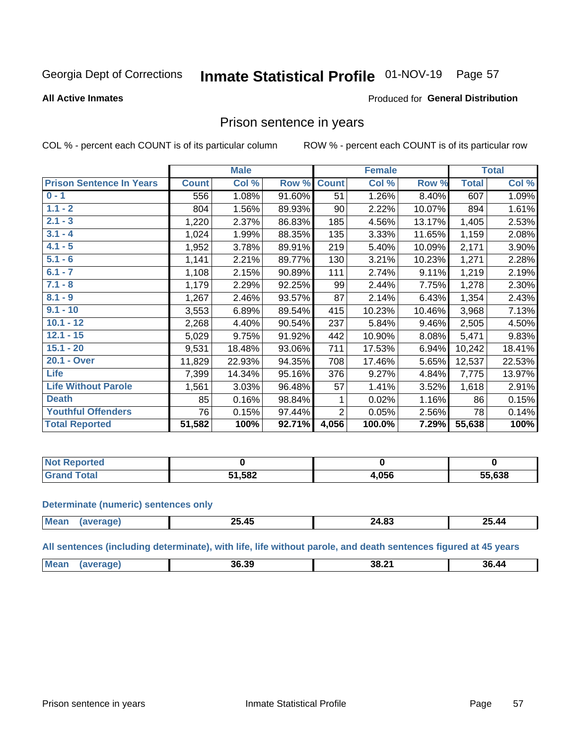Georgia Dept of Corrections **Inmate Statistical Profile** 01-NOV-19

**All Active Inmates**

Produced for **General Distribution**

## Prison sentence in years

COL % - percent each COUNT is of its particular column ROW % - percent each COUNT is of its particular row

| | Male | | | Female | | | Total | |
|---|---|---|---|---|---|---|---|---|
| **Prison Sentence In Years** | **Count** | **Col %** | **Row %** | **Count** | **Col %** | **Row %** | **Total** | **Col %** |
| 0 - 1 | 556 | 1.08% | 91.60% | 51 | 1.26% | 8.40% | 607 | 1.09% |
| 1.1 - 2 | 804 | 1.56% | 89.93% | 90 | 2.22% | 10.07% | 894 | 1.61% |
| 2.1 - 3 | 1,220 | 2.37% | 86.83% | 185 | 4.56% | 13.17% | 1,405 | 2.53% |
| 3.1 - 4 | 1,024 | 1.99% | 88.35% | 135 | 3.33% | 11.65% | 1,159 | 2.08% |
| 4.1 - 5 | 1,952 | 3.78% | 89.91% | 219 | 5.40% | 10.09% | 2,171 | 3.90% |
| 5.1 - 6 | 1,141 | 2.21% | 89.77% | 130 | 3.21% | 10.23% | 1,271 | 2.28% |
| 6.1 - 7 | 1,108 | 2.15% | 90.89% | 111 | 2.74% | 9.11% | 1,219 | 2.19% |
| 7.1 - 8 | 1,179 | 2.29% | 92.25% | 99 | 2.44% | 7.75% | 1,278 | 2.30% |
| 8.1 - 9 | 1,267 | 2.46% | 93.57% | 87 | 2.14% | 6.43% | 1,354 | 2.43% |
| 9.1 - 10 | 3,553 | 6.89% | 89.54% | 415 | 10.23% | 10.46% | 3,968 | 7.13% |
| 10.1 - 12 | 2,268 | 4.40% | 90.54% | 237 | 5.84% | 9.46% | 2,505 | 4.50% |
| 12.1 - 15 | 5,029 | 9.75% | 91.92% | 442 | 10.90% | 8.08% | 5,471 | 9.83% |
| 15.1 - 20 | 9,531 | 18.48% | 93.06% | 711 | 17.53% | 6.94% | 10,242 | 18.41% |
| 20.1 - Over | 11,829 | 22.93% | 94.35% | 708 | 17.46% | 5.65% | 12,537 | 22.53% |
| Life | 7,399 | 14.34% | 95.16% | 376 | 9.27% | 4.84% | 7,775 | 13.97% |
| Life Without Parole | 1,561 | 3.03% | 96.48% | 57 | 1.41% | 3.52% | 1,618 | 2.91% |
| Death | 85 | 0.16% | 98.84% | 1 | 0.02% | 1.16% | 86 | 0.15% |
| Youthful Offenders | 76 | 0.15% | 97.44% | 2 | 0.05% | 2.56% | 78 | 0.14% |
| **Total Reported** | **51,582** | **100%** | **92.71%** | **4,056** | **100.0%** | **7.29%** | **55,638** | **100%** |

| | Male | Female | Total |
|---|---|---|---|
| Not Reported | 0 | 0 | 0 |
| Grand Total | 51,582 | 4,056 | 55,638 |

### Determinate (numeric) sentences only

| | Male | Female | Total |
|---|---|---|---|
| Mean (average) | 25.45 | 24.83 | 25.44 |

### All sentences (including determinate), with life, life without parole, and death sentences figured at 45 years

| | Male | Female | Total |
|---|---|---|---|
| Mean (average) | 36.39 | 38.21 | 36.44 |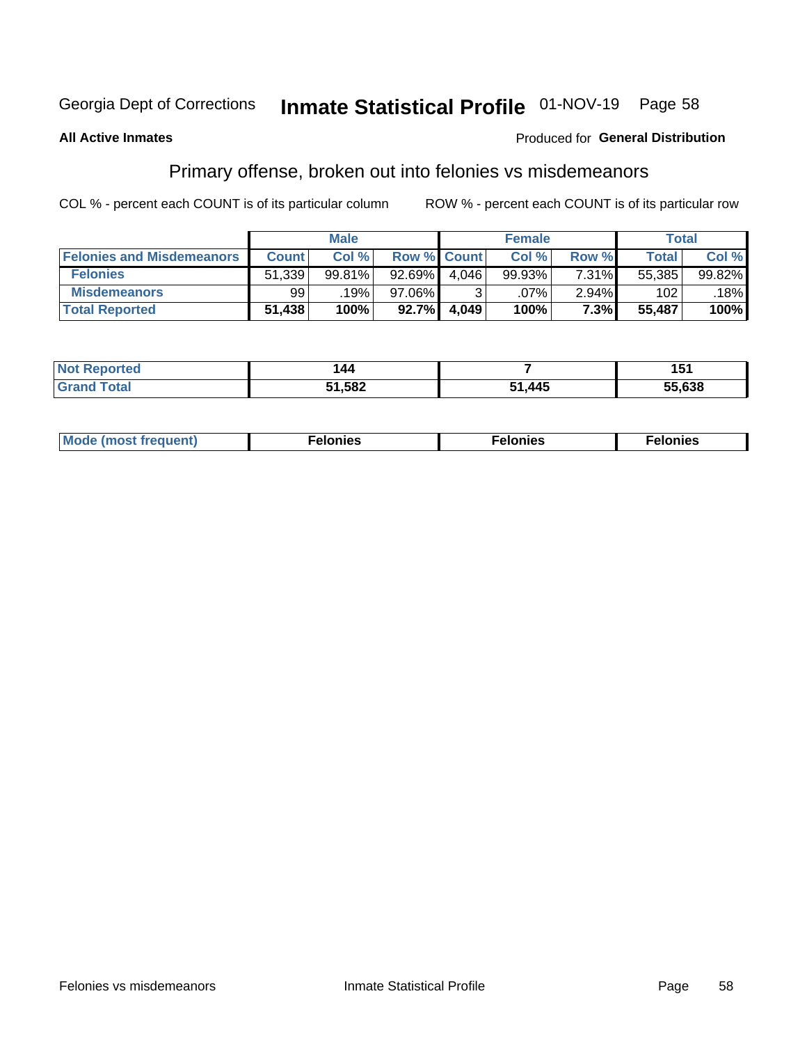Georgia Dept of Corrections **Inmate Statistical Profile** 01-NOV-19

**All Active Inmates**

Produced for **General Distribution**

## Primary offense, broken out into felonies vs misdemeanors

COL % - percent each COUNT is of its particular column ROW % - percent each COUNT is of its particular row

| | Male | | | Female | | | Total | |
|---|---|---|---|---|---|---|---|---|
| **Felonies and Misdemeanors** | **Count** | **Col %** | **Row %** | **Count** | **Col %** | **Row %** | **Total** | **Col %** |
| **Felonies** | 51,339 | 99.81% | 92.69% | 4,046 | 99.93% | 7.31% | 55,385 | 99.82% |
| **Misdemeanors** | 99 | .19% | 97.06% | 3 | .07% | 2.94% | 102 | .18% |
| **Total Reported** | **51,438** | **100%** | **92.7%** | **4,049** | **100%** | **7.3%** | **55,487** | **100%** |

| | Male | Female | Total |
|---|---|---|---|
| **Not Reported** | **144** | **7** | **151** |
| **Grand Total** | **51,582** | **51,445** | **55,638** |

| | Male | Female | Total |
|---|---|---|---|
| **Mode (most frequent)** | **Felonies** | **Felonies** | **Felonies** |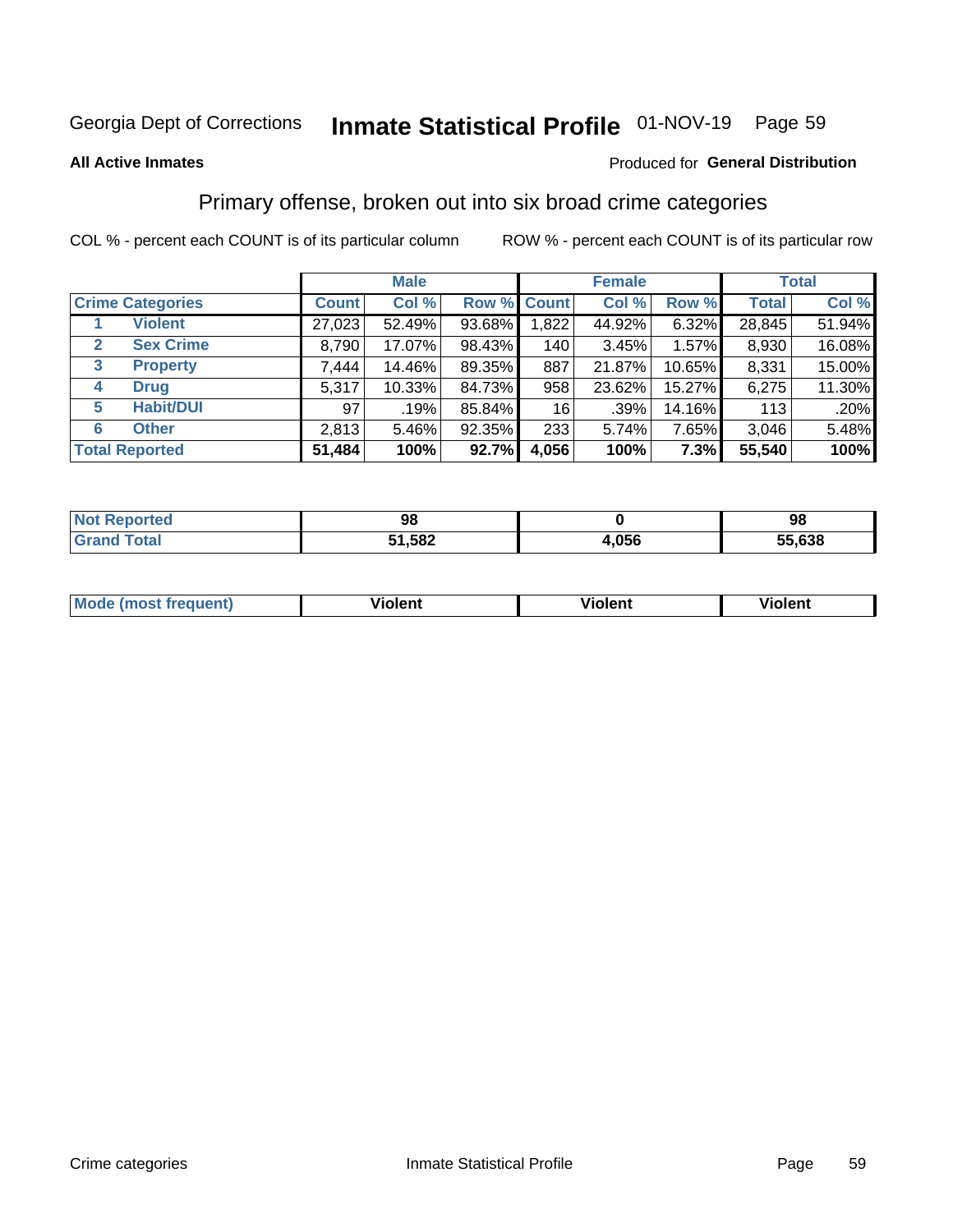Georgia Dept of Corrections **Inmate Statistical Profile** 01-NOV-19

**All Active Inmates**

Produced for **General Distribution**

## Primary offense, broken out into six broad crime categories

COL % - percent each COUNT is of its particular column ROW % - percent each COUNT is of its particular row

| Crime Categories | | Male | | | Female | | | Total | |
|---|---|---|---|---|---|---|---|---|---|
| | | Count | Col % | Row % | Count | Col % | Row % | Total | Col % |
| 1 | Violent | 27,023 | 52.49% | 93.68% | 1,822 | 44.92% | 6.32% | 28,845 | 51.94% |
| 2 | Sex Crime | 8,790 | 17.07% | 98.43% | 140 | 3.45% | 1.57% | 8,930 | 16.08% |
| 3 | Property | 7,444 | 14.46% | 89.35% | 887 | 21.87% | 10.65% | 8,331 | 15.00% |
| 4 | Drug | 5,317 | 10.33% | 84.73% | 958 | 23.62% | 15.27% | 6,275 | 11.30% |
| 5 | Habit/DUI | 97 | .19% | 85.84% | 16 | .39% | 14.16% | 113 | .20% |
| 6 | Other | 2,813 | 5.46% | 92.35% | 233 | 5.74% | 7.65% | 3,046 | 5.48% |
| **Total Reported** | | **51,484** | **100%** | **92.7%** | **4,056** | **100%** | **7.3%** | **55,540** | **100%** |

| | Male | Female | Total |
|---|---|---|---|
| Not Reported | 98 | 0 | 98 |
| Grand Total | 51,582 | 4,056 | 55,638 |

| | Male | Female | Total |
|---|---|---|---|
| Mode (most frequent) | Violent | Violent | Violent |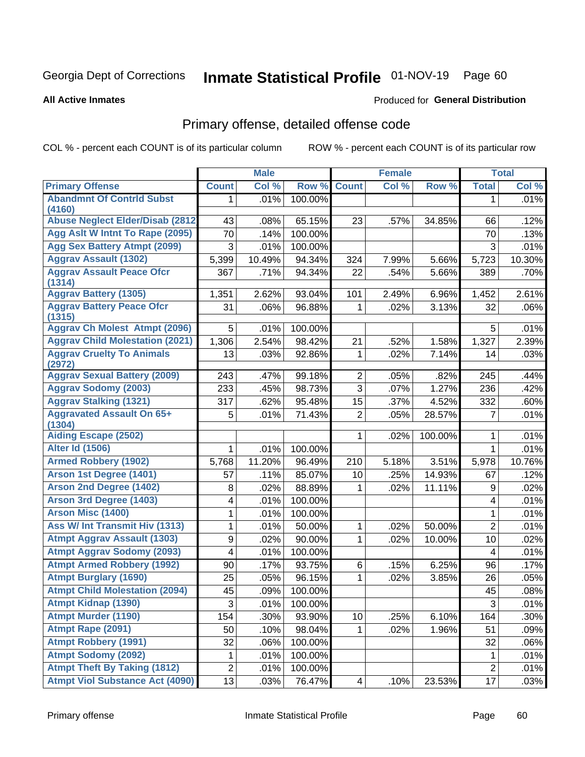Georgia Dept of Corrections **Inmate Statistical Profile** 01-NOV-19

**All Active Inmates**

Produced for **General Distribution**

## Primary offense, detailed offense code

COL % - percent each COUNT is of its particular column

ROW % - percent each COUNT is of its particular row

| | Male | | | Female | | | Total | |
|---|---|---|---|---|---|---|---|---|
| Primary Offense | Count | Col % | Row % | Count | Col % | Row % | Total | Col % |
| Abandmnt Of Contrld Subst (4160) | 1 | .01% | 100.00% | | | | 1 | .01% |
| Abuse Neglect Elder/Disab (2812 | 43 | .08% | 65.15% | 23 | .57% | 34.85% | 66 | .12% |
| Agg Aslt W Intnt To Rape (2095) | 70 | .14% | 100.00% | | | | 70 | .13% |
| Agg Sex Battery Atmpt (2099) | 3 | .01% | 100.00% | | | | 3 | .01% |
| Aggrav Assault (1302) | 5,399 | 10.49% | 94.34% | 324 | 7.99% | 5.66% | 5,723 | 10.30% |
| Aggrav Assault Peace Ofcr (1314) | 367 | .71% | 94.34% | 22 | .54% | 5.66% | 389 | .70% |
| Aggrav Battery (1305) | 1,351 | 2.62% | 93.04% | 101 | 2.49% | 6.96% | 1,452 | 2.61% |
| Aggrav Battery Peace Ofcr (1315) | 31 | .06% | 96.88% | 1 | .02% | 3.13% | 32 | .06% |
| Aggrav Ch Molest Atmpt (2096) | 5 | .01% | 100.00% | | | | 5 | .01% |
| Aggrav Child Molestation (2021) | 1,306 | 2.54% | 98.42% | 21 | .52% | 1.58% | 1,327 | 2.39% |
| Aggrav Cruelty To Animals (2972) | 13 | .03% | 92.86% | 1 | .02% | 7.14% | 14 | .03% |
| Aggrav Sexual Battery (2009) | 243 | .47% | 99.18% | 2 | .05% | .82% | 245 | .44% |
| Aggrav Sodomy (2003) | 233 | .45% | 98.73% | 3 | .07% | 1.27% | 236 | .42% |
| Aggrav Stalking (1321) | 317 | .62% | 95.48% | 15 | .37% | 4.52% | 332 | .60% |
| Aggravated Assault On 65+ (1304) | 5 | .01% | 71.43% | 2 | .05% | 28.57% | 7 | .01% |
| Aiding Escape (2502) | | | | 1 | .02% | 100.00% | 1 | .01% |
| Alter Id (1506) | 1 | .01% | 100.00% | | | | 1 | .01% |
| Armed Robbery (1902) | 5,768 | 11.20% | 96.49% | 210 | 5.18% | 3.51% | 5,978 | 10.76% |
| Arson 1st Degree (1401) | 57 | .11% | 85.07% | 10 | .25% | 14.93% | 67 | .12% |
| Arson 2nd Degree (1402) | 8 | .02% | 88.89% | 1 | .02% | 11.11% | 9 | .02% |
| Arson 3rd Degree (1403) | 4 | .01% | 100.00% | | | | 4 | .01% |
| Arson Misc (1400) | 1 | .01% | 100.00% | | | | 1 | .01% |
| Ass W/ Int Transmit Hiv (1313) | 1 | .01% | 50.00% | 1 | .02% | 50.00% | 2 | .01% |
| Atmpt Aggrav Assault (1303) | 9 | .02% | 90.00% | 1 | .02% | 10.00% | 10 | .02% |
| Atmpt Aggrav Sodomy (2093) | 4 | .01% | 100.00% | | | | 4 | .01% |
| Atmpt Armed Robbery (1992) | 90 | .17% | 93.75% | 6 | .15% | 6.25% | 96 | .17% |
| Atmpt Burglary (1690) | 25 | .05% | 96.15% | 1 | .02% | 3.85% | 26 | .05% |
| Atmpt Child Molestation (2094) | 45 | .09% | 100.00% | | | | 45 | .08% |
| Atmpt Kidnap (1390) | 3 | .01% | 100.00% | | | | 3 | .01% |
| Atmpt Murder (1190) | 154 | .30% | 93.90% | 10 | .25% | 6.10% | 164 | .30% |
| Atmpt Rape (2091) | 50 | .10% | 98.04% | 1 | .02% | 1.96% | 51 | .09% |
| Atmpt Robbery (1991) | 32 | .06% | 100.00% | | | | 32 | .06% |
| Atmpt Sodomy (2092) | 1 | .01% | 100.00% | | | | 1 | .01% |
| Atmpt Theft By Taking (1812) | 2 | .01% | 100.00% | | | | 2 | .01% |
| Atmpt Viol Substance Act (4090) | 13 | .03% | 76.47% | 4 | .10% | 23.53% | 17 | .03% |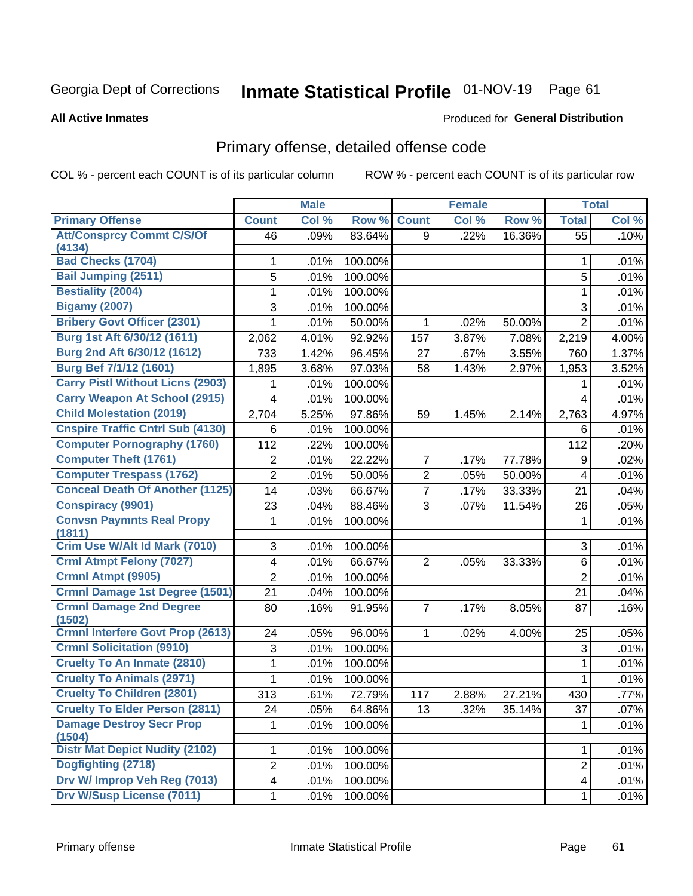Georgia Dept of Corrections **Inmate Statistical Profile** 01-NOV-19

**All Active Inmates**

Produced for **General Distribution**

## Primary offense, detailed offense code

COL % - percent each COUNT is of its particular column ROW % - percent each COUNT is of its particular row

| | Male | | | Female | | | Total | |
|---|---|---|---|---|---|---|---|---|
| **Primary Offense** | **Count** | **Col %** | **Row %** | **Count** | **Col %** | **Row %** | **Total** | **Col %** |
| **Att/Consprcy Commt C/S/Of (4134)** | 46 | .09% | 83.64% | 9 | .22% | 16.36% | 55 | .10% |
| **Bad Checks (1704)** | 1 | .01% | 100.00% | | | | 1 | .01% |
| **Bail Jumping (2511)** | 5 | .01% | 100.00% | | | | 5 | .01% |
| **Bestiality (2004)** | 1 | .01% | 100.00% | | | | 1 | .01% |
| **Bigamy (2007)** | 3 | .01% | 100.00% | | | | 3 | .01% |
| **Bribery Govt Officer (2301)** | 1 | .01% | 50.00% | 1 | .02% | 50.00% | 2 | .01% |
| **Burg 1st Aft 6/30/12 (1611)** | 2,062 | 4.01% | 92.92% | 157 | 3.87% | 7.08% | 2,219 | 4.00% |
| **Burg 2nd Aft 6/30/12 (1612)** | 733 | 1.42% | 96.45% | 27 | .67% | 3.55% | 760 | 1.37% |
| **Burg Bef 7/1/12 (1601)** | 1,895 | 3.68% | 97.03% | 58 | 1.43% | 2.97% | 1,953 | 3.52% |
| **Carry Pistl Without Licns (2903)** | 1 | .01% | 100.00% | | | | 1 | .01% |
| **Carry Weapon At School (2915)** | 4 | .01% | 100.00% | | | | 4 | .01% |
| **Child Molestation (2019)** | 2,704 | 5.25% | 97.86% | 59 | 1.45% | 2.14% | 2,763 | 4.97% |
| **Cnspire Traffic Cntrl Sub (4130)** | 6 | .01% | 100.00% | | | | 6 | .01% |
| **Computer Pornography (1760)** | 112 | .22% | 100.00% | | | | 112 | .20% |
| **Computer Theft (1761)** | 2 | .01% | 22.22% | 7 | .17% | 77.78% | 9 | .02% |
| **Computer Trespass (1762)** | 2 | .01% | 50.00% | 2 | .05% | 50.00% | 4 | .01% |
| **Conceal Death Of Another (1125)** | 14 | .03% | 66.67% | 7 | .17% | 33.33% | 21 | .04% |
| **Conspiracy (9901)** | 23 | .04% | 88.46% | 3 | .07% | 11.54% | 26 | .05% |
| **Convsn Paymnts Real Propy (1811)** | 1 | .01% | 100.00% | | | | 1 | .01% |
| **Crim Use W/Alt Id Mark (7010)** | 3 | .01% | 100.00% | | | | 3 | .01% |
| **Crml Atmpt Felony (7027)** | 4 | .01% | 66.67% | 2 | .05% | 33.33% | 6 | .01% |
| **Crmnl Atmpt (9905)** | 2 | .01% | 100.00% | | | | 2 | .01% |
| **Crmnl Damage 1st Degree (1501)** | 21 | .04% | 100.00% | | | | 21 | .04% |
| **Crmnl Damage 2nd Degree (1502)** | 80 | .16% | 91.95% | 7 | .17% | 8.05% | 87 | .16% |
| **Crmnl Interfere Govt Prop (2613)** | 24 | .05% | 96.00% | 1 | .02% | 4.00% | 25 | .05% |
| **Crmnl Solicitation (9910)** | 3 | .01% | 100.00% | | | | 3 | .01% |
| **Cruelty To An Inmate (2810)** | 1 | .01% | 100.00% | | | | 1 | .01% |
| **Cruelty To Animals (2971)** | 1 | .01% | 100.00% | | | | 1 | .01% |
| **Cruelty To Children (2801)** | 313 | .61% | 72.79% | 117 | 2.88% | 27.21% | 430 | .77% |
| **Cruelty To Elder Person (2811)** | 24 | .05% | 64.86% | 13 | .32% | 35.14% | 37 | .07% |
| **Damage Destroy Secr Prop (1504)** | 1 | .01% | 100.00% | | | | 1 | .01% |
| **Distr Mat Depict Nudity (2102)** | 1 | .01% | 100.00% | | | | 1 | .01% |
| **Dogfighting (2718)** | 2 | .01% | 100.00% | | | | 2 | .01% |
| **Drv W/ Improp Veh Reg (7013)** | 4 | .01% | 100.00% | | | | 4 | .01% |
| **Drv W/Susp License (7011)** | 1 | .01% | 100.00% | | | | 1 | .01% |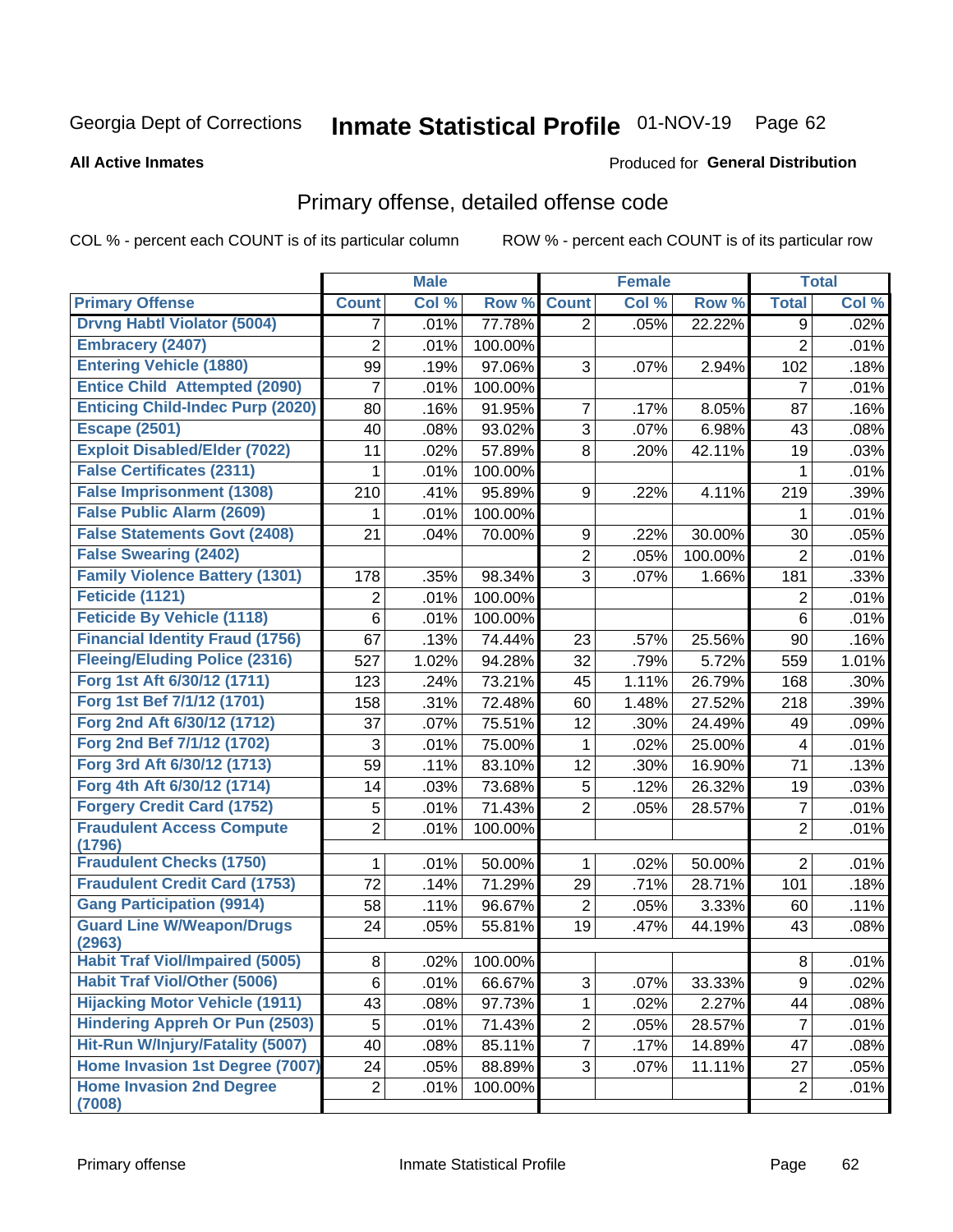Georgia Dept of Corrections **Inmate Statistical Profile** 01-NOV-19

**All Active Inmates**

Produced for **General Distribution**

## Primary offense, detailed offense code

COL % - percent each COUNT is of its particular column ROW % - percent each COUNT is of its particular row

| | Male | | | Female | | | Total | |
|---|---|---|---|---|---|---|---|---|
| **Primary Offense** | **Count** | **Col %** | **Row %** | **Count** | **Col %** | **Row %** | **Total** | **Col %** |
| Drvng Habtl Violator (5004) | 7 | .01% | 77.78% | 2 | .05% | 22.22% | 9 | .02% |
| Embracery (2407) | 2 | .01% | 100.00% | | | | 2 | .01% |
| Entering Vehicle (1880) | 99 | .19% | 97.06% | 3 | .07% | 2.94% | 102 | .18% |
| Entice Child Attempted (2090) | 7 | .01% | 100.00% | | | | 7 | .01% |
| Enticing Child-Indec Purp (2020) | 80 | .16% | 91.95% | 7 | .17% | 8.05% | 87 | .16% |
| Escape (2501) | 40 | .08% | 93.02% | 3 | .07% | 6.98% | 43 | .08% |
| Exploit Disabled/Elder (7022) | 11 | .02% | 57.89% | 8 | .20% | 42.11% | 19 | .03% |
| False Certificates (2311) | 1 | .01% | 100.00% | | | | 1 | .01% |
| False Imprisonment (1308) | 210 | .41% | 95.89% | 9 | .22% | 4.11% | 219 | .39% |
| False Public Alarm (2609) | 1 | .01% | 100.00% | | | | 1 | .01% |
| False Statements Govt (2408) | 21 | .04% | 70.00% | 9 | .22% | 30.00% | 30 | .05% |
| False Swearing (2402) | | | | 2 | .05% | 100.00% | 2 | .01% |
| Family Violence Battery (1301) | 178 | .35% | 98.34% | 3 | .07% | 1.66% | 181 | .33% |
| Feticide (1121) | 2 | .01% | 100.00% | | | | 2 | .01% |
| Feticide By Vehicle (1118) | 6 | .01% | 100.00% | | | | 6 | .01% |
| Financial Identity Fraud (1756) | 67 | .13% | 74.44% | 23 | .57% | 25.56% | 90 | .16% |
| Fleeing/Eluding Police (2316) | 527 | 1.02% | 94.28% | 32 | .79% | 5.72% | 559 | 1.01% |
| Forg 1st Aft 6/30/12 (1711) | 123 | .24% | 73.21% | 45 | 1.11% | 26.79% | 168 | .30% |
| Forg 1st Bef 7/1/12 (1701) | 158 | .31% | 72.48% | 60 | 1.48% | 27.52% | 218 | .39% |
| Forg 2nd Aft 6/30/12 (1712) | 37 | .07% | 75.51% | 12 | .30% | 24.49% | 49 | .09% |
| Forg 2nd Bef 7/1/12 (1702) | 3 | .01% | 75.00% | 1 | .02% | 25.00% | 4 | .01% |
| Forg 3rd Aft 6/30/12 (1713) | 59 | .11% | 83.10% | 12 | .30% | 16.90% | 71 | .13% |
| Forg 4th Aft 6/30/12 (1714) | 14 | .03% | 73.68% | 5 | .12% | 26.32% | 19 | .03% |
| Forgery Credit Card (1752) | 5 | .01% | 71.43% | 2 | .05% | 28.57% | 7 | .01% |
| Fraudulent Access Compute (1796) | 2 | .01% | 100.00% | | | | 2 | .01% |
| Fraudulent Checks (1750) | 1 | .01% | 50.00% | 1 | .02% | 50.00% | 2 | .01% |
| Fraudulent Credit Card (1753) | 72 | .14% | 71.29% | 29 | .71% | 28.71% | 101 | .18% |
| Gang Participation (9914) | 58 | .11% | 96.67% | 2 | .05% | 3.33% | 60 | .11% |
| Guard Line W/Weapon/Drugs (2963) | 24 | .05% | 55.81% | 19 | .47% | 44.19% | 43 | .08% |
| Habit Traf Viol/Impaired (5005) | 8 | .02% | 100.00% | | | | 8 | .01% |
| Habit Traf Viol/Other (5006) | 6 | .01% | 66.67% | 3 | .07% | 33.33% | 9 | .02% |
| Hijacking Motor Vehicle (1911) | 43 | .08% | 97.73% | 1 | .02% | 2.27% | 44 | .08% |
| Hindering Appreh Or Pun (2503) | 5 | .01% | 71.43% | 2 | .05% | 28.57% | 7 | .01% |
| Hit-Run W/Injury/Fatality (5007) | 40 | .08% | 85.11% | 7 | .17% | 14.89% | 47 | .08% |
| Home Invasion 1st Degree (7007) | 24 | .05% | 88.89% | 3 | .07% | 11.11% | 27 | .05% |
| Home Invasion 2nd Degree (7008) | 2 | .01% | 100.00% | | | | 2 | .01% |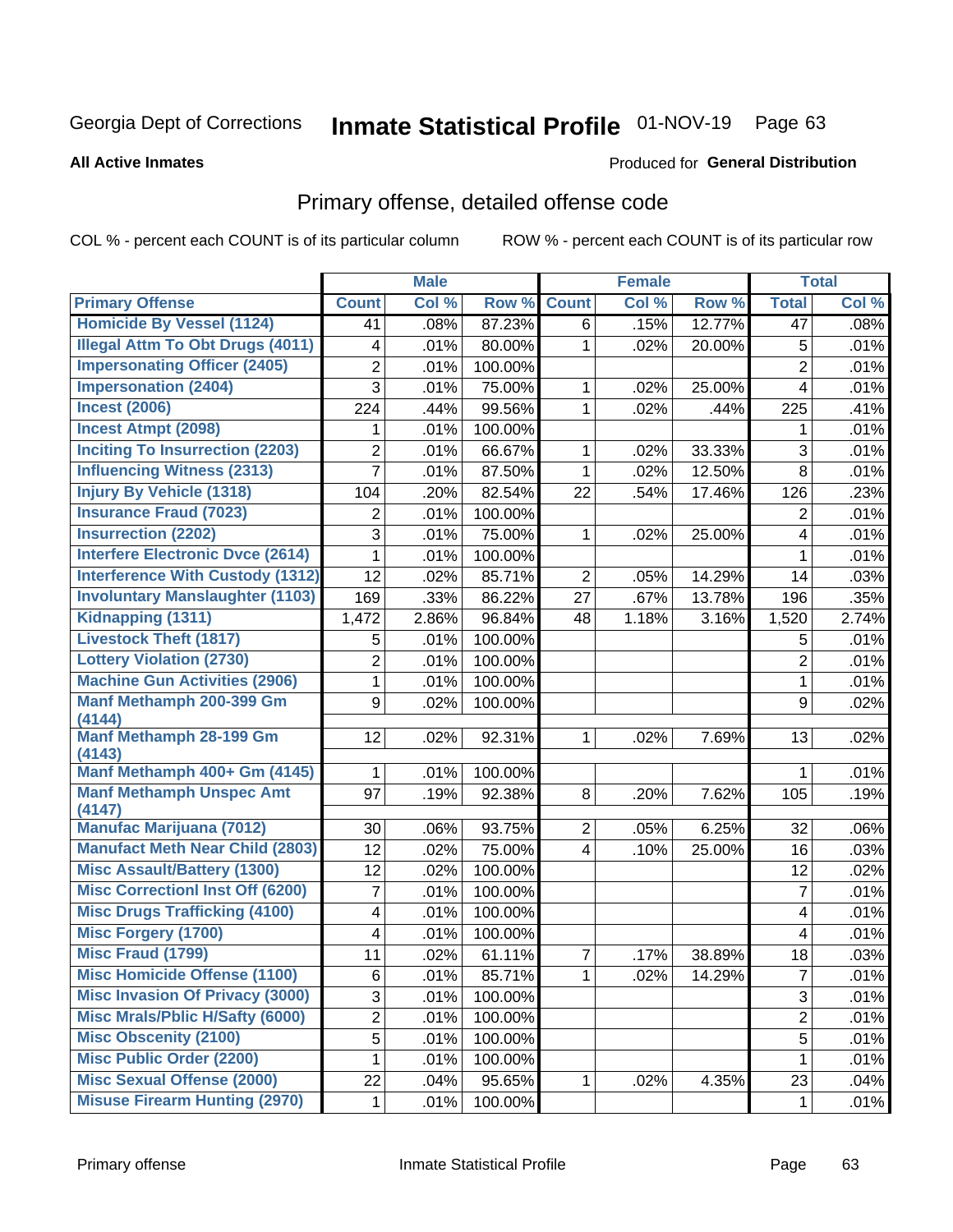Georgia Dept of Corrections **Inmate Statistical Profile** 01-NOV-19 Page 63

**All Active Inmates**

Produced for **General Distribution**

## Primary offense, detailed offense code

COL % - percent each COUNT is of its particular column ROW % - percent each COUNT is of its particular row

| | Male | | | Female | | | Total | |
|---|---|---|---|---|---|---|---|---|
| **Primary Offense** | **Count** | **Col %** | **Row %** | **Count** | **Col %** | **Row %** | **Total** | **Col %** |
| **Homicide By Vessel (1124)** | 41 | .08% | 87.23% | 6 | .15% | 12.77% | 47 | .08% |
| **Illegal Attm To Obt Drugs (4011)** | 4 | .01% | 80.00% | 1 | .02% | 20.00% | 5 | .01% |
| **Impersonating Officer (2405)** | 2 | .01% | 100.00% | | | | 2 | .01% |
| **Impersonation (2404)** | 3 | .01% | 75.00% | 1 | .02% | 25.00% | 4 | .01% |
| **Incest (2006)** | 224 | .44% | 99.56% | 1 | .02% | .44% | 225 | .41% |
| **Incest Atmpt (2098)** | 1 | .01% | 100.00% | | | | 1 | .01% |
| **Inciting To Insurrection (2203)** | 2 | .01% | 66.67% | 1 | .02% | 33.33% | 3 | .01% |
| **Influencing Witness (2313)** | 7 | .01% | 87.50% | 1 | .02% | 12.50% | 8 | .01% |
| **Injury By Vehicle (1318)** | 104 | .20% | 82.54% | 22 | .54% | 17.46% | 126 | .23% |
| **Insurance Fraud (7023)** | 2 | .01% | 100.00% | | | | 2 | .01% |
| **Insurrection (2202)** | 3 | .01% | 75.00% | 1 | .02% | 25.00% | 4 | .01% |
| **Interfere Electronic Dvce (2614)** | 1 | .01% | 100.00% | | | | 1 | .01% |
| **Interference With Custody (1312)** | 12 | .02% | 85.71% | 2 | .05% | 14.29% | 14 | .03% |
| **Involuntary Manslaughter (1103)** | 169 | .33% | 86.22% | 27 | .67% | 13.78% | 196 | .35% |
| **Kidnapping (1311)** | 1,472 | 2.86% | 96.84% | 48 | 1.18% | 3.16% | 1,520 | 2.74% |
| **Livestock Theft (1817)** | 5 | .01% | 100.00% | | | | 5 | .01% |
| **Lottery Violation (2730)** | 2 | .01% | 100.00% | | | | 2 | .01% |
| **Machine Gun Activities (2906)** | 1 | .01% | 100.00% | | | | 1 | .01% |
| **Manf Methamph 200-399 Gm (4144)** | 9 | .02% | 100.00% | | | | 9 | .02% |
| **Manf Methamph 28-199 Gm (4143)** | 12 | .02% | 92.31% | 1 | .02% | 7.69% | 13 | .02% |
| **Manf Methamph 400+ Gm (4145)** | 1 | .01% | 100.00% | | | | 1 | .01% |
| **Manf Methamph Unspec Amt (4147)** | 97 | .19% | 92.38% | 8 | .20% | 7.62% | 105 | .19% |
| **Manufac Marijuana (7012)** | 30 | .06% | 93.75% | 2 | .05% | 6.25% | 32 | .06% |
| **Manufact Meth Near Child (2803)** | 12 | .02% | 75.00% | 4 | .10% | 25.00% | 16 | .03% |
| **Misc Assault/Battery (1300)** | 12 | .02% | 100.00% | | | | 12 | .02% |
| **Misc Correctionl Inst Off (6200)** | 7 | .01% | 100.00% | | | | 7 | .01% |
| **Misc Drugs Trafficking (4100)** | 4 | .01% | 100.00% | | | | 4 | .01% |
| **Misc Forgery (1700)** | 4 | .01% | 100.00% | | | | 4 | .01% |
| **Misc Fraud (1799)** | 11 | .02% | 61.11% | 7 | .17% | 38.89% | 18 | .03% |
| **Misc Homicide Offense (1100)** | 6 | .01% | 85.71% | 1 | .02% | 14.29% | 7 | .01% |
| **Misc Invasion Of Privacy (3000)** | 3 | .01% | 100.00% | | | | 3 | .01% |
| **Misc Mrals/Pblic H/Safty (6000)** | 2 | .01% | 100.00% | | | | 2 | .01% |
| **Misc Obscenity (2100)** | 5 | .01% | 100.00% | | | | 5 | .01% |
| **Misc Public Order (2200)** | 1 | .01% | 100.00% | | | | 1 | .01% |
| **Misc Sexual Offense (2000)** | 22 | .04% | 95.65% | 1 | .02% | 4.35% | 23 | .04% |
| **Misuse Firearm Hunting (2970)** | 1 | .01% | 100.00% | | | | 1 | .01% |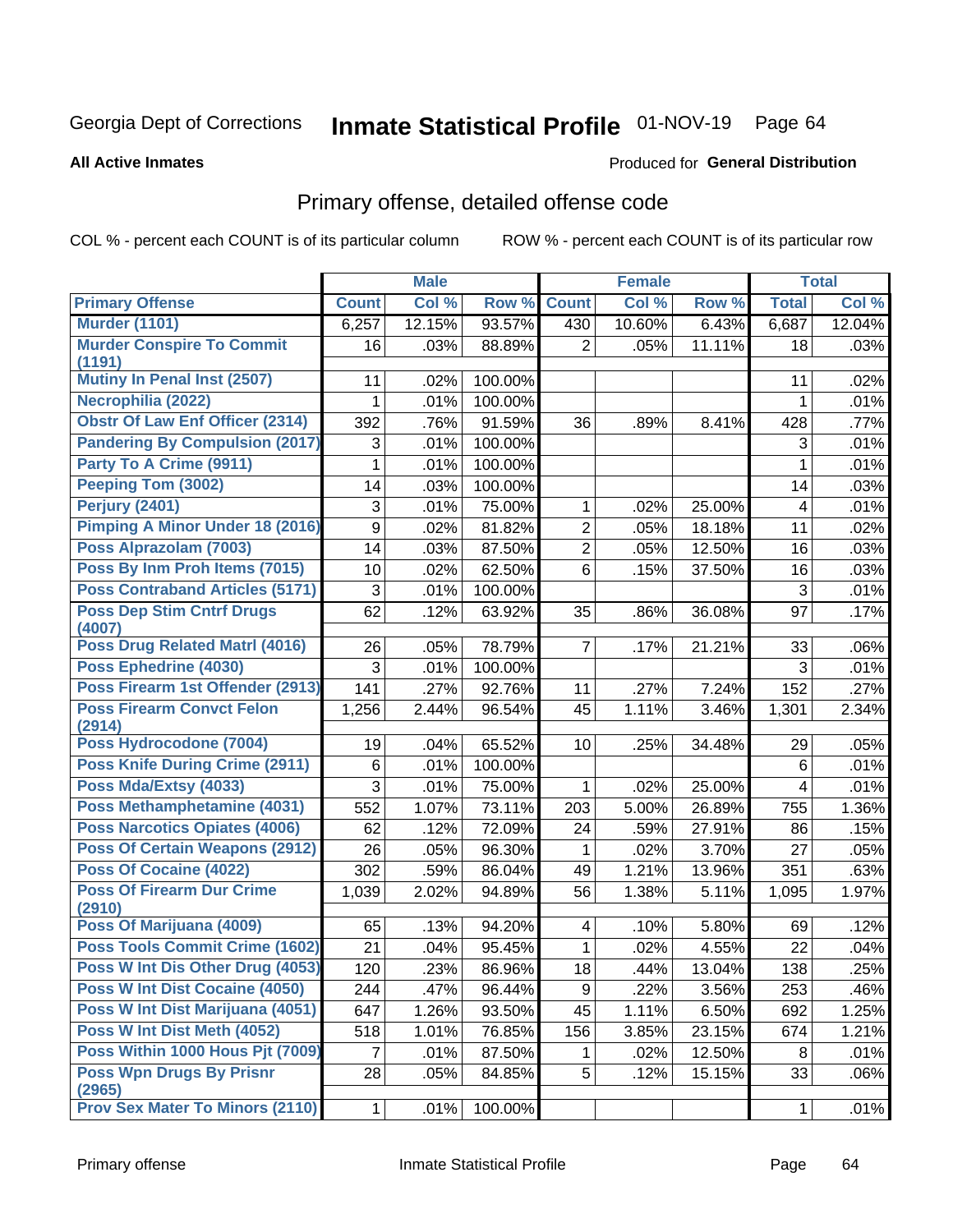Georgia Dept of Corrections **Inmate Statistical Profile** 01-NOV-19

**All Active Inmates**

Produced for **General Distribution**

## Primary offense, detailed offense code

COL % - percent each COUNT is of its particular column ROW % - percent each COUNT is of its particular row

| | Male | | | Female | | | Total | |
|---|---|---|---|---|---|---|---|---|
| **Primary Offense** | **Count** | **Col %** | **Row %** | **Count** | **Col %** | **Row %** | **Total** | **Col %** |
| **Murder (1101)** | 6,257 | 12.15% | 93.57% | 430 | 10.60% | 6.43% | 6,687 | 12.04% |
| **Murder Conspire To Commit (1191)** | 16 | .03% | 88.89% | 2 | .05% | 11.11% | 18 | .03% |
| **Mutiny In Penal Inst (2507)** | 11 | .02% | 100.00% | | | | 11 | .02% |
| **Necrophilia (2022)** | 1 | .01% | 100.00% | | | | 1 | .01% |
| **Obstr Of Law Enf Officer (2314)** | 392 | .76% | 91.59% | 36 | .89% | 8.41% | 428 | .77% |
| **Pandering By Compulsion (2017)** | 3 | .01% | 100.00% | | | | 3 | .01% |
| **Party To A Crime (9911)** | 1 | .01% | 100.00% | | | | 1 | .01% |
| **Peeping Tom (3002)** | 14 | .03% | 100.00% | | | | 14 | .03% |
| **Perjury (2401)** | 3 | .01% | 75.00% | 1 | .02% | 25.00% | 4 | .01% |
| **Pimping A Minor Under 18 (2016)** | 9 | .02% | 81.82% | 2 | .05% | 18.18% | 11 | .02% |
| **Poss Alprazolam (7003)** | 14 | .03% | 87.50% | 2 | .05% | 12.50% | 16 | .03% |
| **Poss By Inm Proh Items (7015)** | 10 | .02% | 62.50% | 6 | .15% | 37.50% | 16 | .03% |
| **Poss Contraband Articles (5171)** | 3 | .01% | 100.00% | | | | 3 | .01% |
| **Poss Dep Stim Cntrf Drugs (4007)** | 62 | .12% | 63.92% | 35 | .86% | 36.08% | 97 | .17% |
| **Poss Drug Related Matrl (4016)** | 26 | .05% | 78.79% | 7 | .17% | 21.21% | 33 | .06% |
| **Poss Ephedrine (4030)** | 3 | .01% | 100.00% | | | | 3 | .01% |
| **Poss Firearm 1st Offender (2913)** | 141 | .27% | 92.76% | 11 | .27% | 7.24% | 152 | .27% |
| **Poss Firearm Convct Felon (2914)** | 1,256 | 2.44% | 96.54% | 45 | 1.11% | 3.46% | 1,301 | 2.34% |
| **Poss Hydrocodone (7004)** | 19 | .04% | 65.52% | 10 | .25% | 34.48% | 29 | .05% |
| **Poss Knife During Crime (2911)** | 6 | .01% | 100.00% | | | | 6 | .01% |
| **Poss Mda/Extsy (4033)** | 3 | .01% | 75.00% | 1 | .02% | 25.00% | 4 | .01% |
| **Poss Methamphetamine (4031)** | 552 | 1.07% | 73.11% | 203 | 5.00% | 26.89% | 755 | 1.36% |
| **Poss Narcotics Opiates (4006)** | 62 | .12% | 72.09% | 24 | .59% | 27.91% | 86 | .15% |
| **Poss Of Certain Weapons (2912)** | 26 | .05% | 96.30% | 1 | .02% | 3.70% | 27 | .05% |
| **Poss Of Cocaine (4022)** | 302 | .59% | 86.04% | 49 | 1.21% | 13.96% | 351 | .63% |
| **Poss Of Firearm Dur Crime (2910)** | 1,039 | 2.02% | 94.89% | 56 | 1.38% | 5.11% | 1,095 | 1.97% |
| **Poss Of Marijuana (4009)** | 65 | .13% | 94.20% | 4 | .10% | 5.80% | 69 | .12% |
| **Poss Tools Commit Crime (1602)** | 21 | .04% | 95.45% | 1 | .02% | 4.55% | 22 | .04% |
| **Poss W Int Dis Other Drug (4053)** | 120 | .23% | 86.96% | 18 | .44% | 13.04% | 138 | .25% |
| **Poss W Int Dist Cocaine (4050)** | 244 | .47% | 96.44% | 9 | .22% | 3.56% | 253 | .46% |
| **Poss W Int Dist Marijuana (4051)** | 647 | 1.26% | 93.50% | 45 | 1.11% | 6.50% | 692 | 1.25% |
| **Poss W Int Dist Meth (4052)** | 518 | 1.01% | 76.85% | 156 | 3.85% | 23.15% | 674 | 1.21% |
| **Poss Within 1000 Hous Pjt (7009)** | 7 | .01% | 87.50% | 1 | .02% | 12.50% | 8 | .01% |
| **Poss Wpn Drugs By Prisnr (2965)** | 28 | .05% | 84.85% | 5 | .12% | 15.15% | 33 | .06% |
| **Prov Sex Mater To Minors (2110)** | 1 | .01% | 100.00% | | | | 1 | .01% |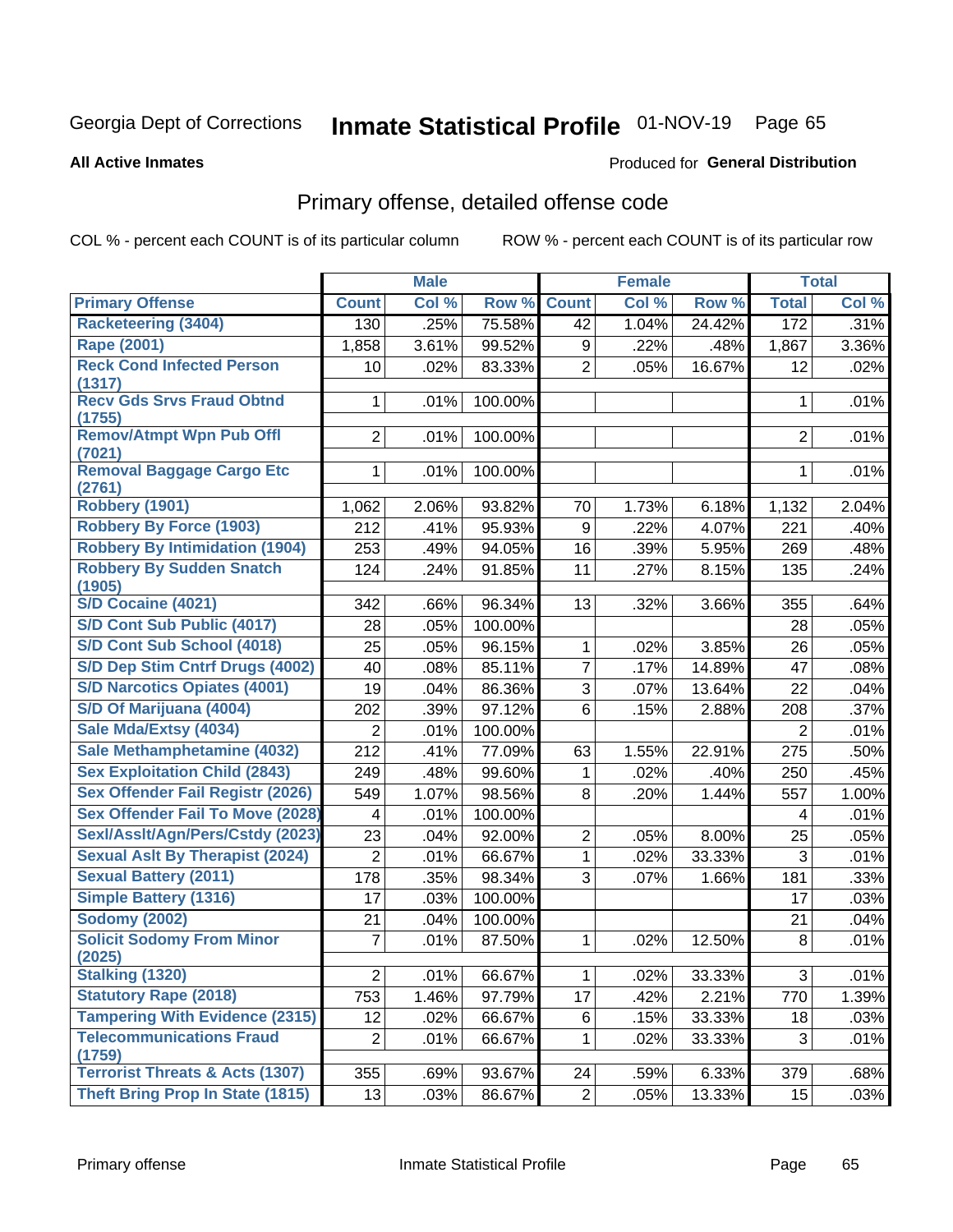Georgia Dept of Corrections **Inmate Statistical Profile** 01-NOV-19

**All Active Inmates** Produced for **General Distribution**

## Primary offense, detailed offense code

COL % - percent each COUNT is of its particular column ROW % - percent each COUNT is of its particular row

| | Male | | | Female | | | Total | |
|---|---|---|---|---|---|---|---|---|
| **Primary Offense** | **Count** | **Col %** | **Row %** | **Count** | **Col %** | **Row %** | **Total** | **Col %** |
| Racketeering (3404) | 130 | .25% | 75.58% | 42 | 1.04% | 24.42% | 172 | .31% |
| Rape (2001) | 1,858 | 3.61% | 99.52% | 9 | .22% | .48% | 1,867 | 3.36% |
| Reck Cond Infected Person (1317) | 10 | .02% | 83.33% | 2 | .05% | 16.67% | 12 | .02% |
| Recv Gds Srvs Fraud Obtnd (1755) | 1 | .01% | 100.00% | | | | 1 | .01% |
| Remov/Atmpt Wpn Pub Offl (7021) | 2 | .01% | 100.00% | | | | 2 | .01% |
| Removal Baggage Cargo Etc (2761) | 1 | .01% | 100.00% | | | | 1 | .01% |
| Robbery (1901) | 1,062 | 2.06% | 93.82% | 70 | 1.73% | 6.18% | 1,132 | 2.04% |
| Robbery By Force (1903) | 212 | .41% | 95.93% | 9 | .22% | 4.07% | 221 | .40% |
| Robbery By Intimidation (1904) | 253 | .49% | 94.05% | 16 | .39% | 5.95% | 269 | .48% |
| Robbery By Sudden Snatch (1905) | 124 | .24% | 91.85% | 11 | .27% | 8.15% | 135 | .24% |
| S/D Cocaine (4021) | 342 | .66% | 96.34% | 13 | .32% | 3.66% | 355 | .64% |
| S/D Cont Sub Public (4017) | 28 | .05% | 100.00% | | | | 28 | .05% |
| S/D Cont Sub School (4018) | 25 | .05% | 96.15% | 1 | .02% | 3.85% | 26 | .05% |
| S/D Dep Stim Cntrf Drugs (4002) | 40 | .08% | 85.11% | 7 | .17% | 14.89% | 47 | .08% |
| S/D Narcotics Opiates (4001) | 19 | .04% | 86.36% | 3 | .07% | 13.64% | 22 | .04% |
| S/D Of Marijuana (4004) | 202 | .39% | 97.12% | 6 | .15% | 2.88% | 208 | .37% |
| Sale Mda/Extsy (4034) | 2 | .01% | 100.00% | | | | 2 | .01% |
| Sale Methamphetamine (4032) | 212 | .41% | 77.09% | 63 | 1.55% | 22.91% | 275 | .50% |
| Sex Exploitation Child (2843) | 249 | .48% | 99.60% | 1 | .02% | .40% | 250 | .45% |
| Sex Offender Fail Registr (2026) | 549 | 1.07% | 98.56% | 8 | .20% | 1.44% | 557 | 1.00% |
| Sex Offender Fail To Move (2028) | 4 | .01% | 100.00% | | | | 4 | .01% |
| Sexl/Asslt/Agn/Pers/Cstdy (2023) | 23 | .04% | 92.00% | 2 | .05% | 8.00% | 25 | .05% |
| Sexual Aslt By Therapist (2024) | 2 | .01% | 66.67% | 1 | .02% | 33.33% | 3 | .01% |
| Sexual Battery (2011) | 178 | .35% | 98.34% | 3 | .07% | 1.66% | 181 | .33% |
| Simple Battery (1316) | 17 | .03% | 100.00% | | | | 17 | .03% |
| Sodomy (2002) | 21 | .04% | 100.00% | | | | 21 | .04% |
| Solicit Sodomy From Minor (2025) | 7 | .01% | 87.50% | 1 | .02% | 12.50% | 8 | .01% |
| Stalking (1320) | 2 | .01% | 66.67% | 1 | .02% | 33.33% | 3 | .01% |
| Statutory Rape (2018) | 753 | 1.46% | 97.79% | 17 | .42% | 2.21% | 770 | 1.39% |
| Tampering With Evidence (2315) | 12 | .02% | 66.67% | 6 | .15% | 33.33% | 18 | .03% |
| Telecommunications Fraud (1759) | 2 | .01% | 66.67% | 1 | .02% | 33.33% | 3 | .01% |
| Terrorist Threats & Acts (1307) | 355 | .69% | 93.67% | 24 | .59% | 6.33% | 379 | .68% |
| Theft Bring Prop In State (1815) | 13 | .03% | 86.67% | 2 | .05% | 13.33% | 15 | .03% |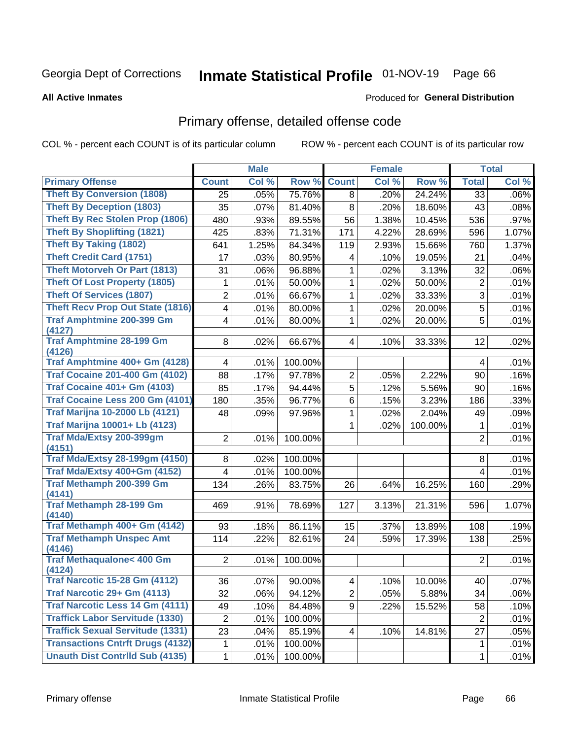Georgia Dept of Corrections **Inmate Statistical Profile** 01-NOV-19

**All Active Inmates**

Produced for **General Distribution**

## Primary offense, detailed offense code

COL % - percent each COUNT is of its particular column ROW % - percent each COUNT is of its particular row

| | Male | | | Female | | | Total | |
|---|---|---|---|---|---|---|---|---|
| **Primary Offense** | **Count** | **Col %** | **Row %** | **Count** | **Col %** | **Row %** | **Total** | **Col %** |
| Theft By Conversion (1808) | 25 | .05% | 75.76% | 8 | .20% | 24.24% | 33 | .06% |
| Theft By Deception (1803) | 35 | .07% | 81.40% | 8 | .20% | 18.60% | 43 | .08% |
| Theft By Rec Stolen Prop (1806) | 480 | .93% | 89.55% | 56 | 1.38% | 10.45% | 536 | .97% |
| Theft By Shoplifting (1821) | 425 | .83% | 71.31% | 171 | 4.22% | 28.69% | 596 | 1.07% |
| Theft By Taking (1802) | 641 | 1.25% | 84.34% | 119 | 2.93% | 15.66% | 760 | 1.37% |
| Theft Credit Card (1751) | 17 | .03% | 80.95% | 4 | .10% | 19.05% | 21 | .04% |
| Theft Motorveh Or Part (1813) | 31 | .06% | 96.88% | 1 | .02% | 3.13% | 32 | .06% |
| Theft Of Lost Property (1805) | 1 | .01% | 50.00% | 1 | .02% | 50.00% | 2 | .01% |
| Theft Of Services (1807) | 2 | .01% | 66.67% | 1 | .02% | 33.33% | 3 | .01% |
| Theft Recv Prop Out State (1816) | 4 | .01% | 80.00% | 1 | .02% | 20.00% | 5 | .01% |
| Traf Amphtmine 200-399 Gm (4127) | 4 | .01% | 80.00% | 1 | .02% | 20.00% | 5 | .01% |
| Traf Amphtmine 28-199 Gm (4126) | 8 | .02% | 66.67% | 4 | .10% | 33.33% | 12 | .02% |
| Traf Amphtmine 400+ Gm (4128) | 4 | .01% | 100.00% | | | | 4 | .01% |
| Traf Cocaine 201-400 Gm (4102) | 88 | .17% | 97.78% | 2 | .05% | 2.22% | 90 | .16% |
| Traf Cocaine 401+ Gm (4103) | 85 | .17% | 94.44% | 5 | .12% | 5.56% | 90 | .16% |
| Traf Cocaine Less 200 Gm (4101) | 180 | .35% | 96.77% | 6 | .15% | 3.23% | 186 | .33% |
| Traf Marijna 10-2000 Lb (4121) | 48 | .09% | 97.96% | 1 | .02% | 2.04% | 49 | .09% |
| Traf Marijna 10001+ Lb (4123) | | | | 1 | .02% | 100.00% | 1 | .01% |
| Traf Mda/Extsy 200-399gm (4151) | 2 | .01% | 100.00% | | | | 2 | .01% |
| Traf Mda/Extsy 28-199gm (4150) | 8 | .02% | 100.00% | | | | 8 | .01% |
| Traf Mda/Extsy 400+Gm (4152) | 4 | .01% | 100.00% | | | | 4 | .01% |
| Traf Methamph 200-399 Gm (4141) | 134 | .26% | 83.75% | 26 | .64% | 16.25% | 160 | .29% |
| Traf Methamph 28-199 Gm (4140) | 469 | .91% | 78.69% | 127 | 3.13% | 21.31% | 596 | 1.07% |
| Traf Methamph 400+ Gm (4142) | 93 | .18% | 86.11% | 15 | .37% | 13.89% | 108 | .19% |
| Traf Methamph Unspec Amt (4146) | 114 | .22% | 82.61% | 24 | .59% | 17.39% | 138 | .25% |
| Traf Methaqualone< 400 Gm (4124) | 2 | .01% | 100.00% | | | | 2 | .01% |
| Traf Narcotic 15-28 Gm (4112) | 36 | .07% | 90.00% | 4 | .10% | 10.00% | 40 | .07% |
| Traf Narcotic 29+ Gm (4113) | 32 | .06% | 94.12% | 2 | .05% | 5.88% | 34 | .06% |
| Traf Narcotic Less 14 Gm (4111) | 49 | .10% | 84.48% | 9 | .22% | 15.52% | 58 | .10% |
| Traffick Labor Servitude (1330) | 2 | .01% | 100.00% | | | | 2 | .01% |
| Traffick Sexual Servitude (1331) | 23 | .04% | 85.19% | 4 | .10% | 14.81% | 27 | .05% |
| Transactions Cntrft Drugs (4132) | 1 | .01% | 100.00% | | | | 1 | .01% |
| Unauth Dist Contrlld Sub (4135) | 1 | .01% | 100.00% | | | | 1 | .01% |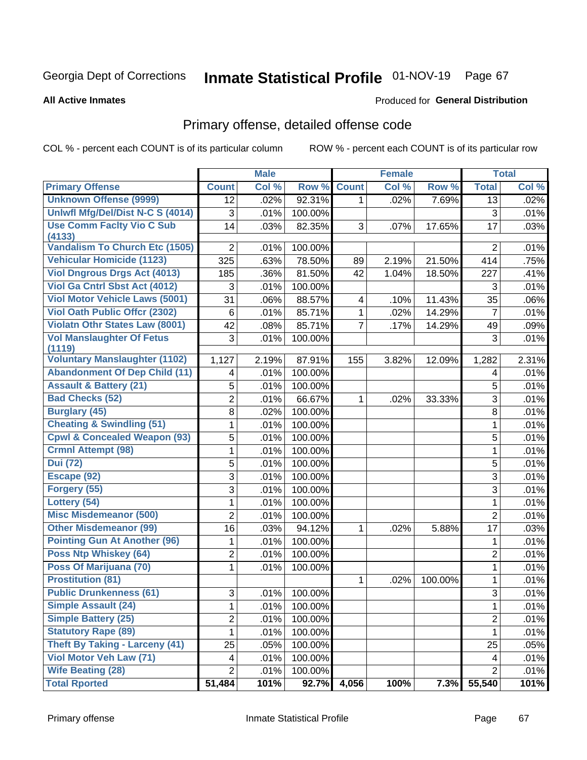Georgia Dept of Corrections **Inmate Statistical Profile** 01-NOV-19 Page 67

**All Active Inmates**

Produced for **General Distribution**

## Primary offense, detailed offense code

COL % - percent each COUNT is of its particular column

ROW % - percent each COUNT is of its particular row

| | Male | | | Female | | | Total | |
|---|---|---|---|---|---|---|---|---|
| **Primary Offense** | **Count** | **Col %** | **Row %** | **Count** | **Col %** | **Row %** | **Total** | **Col %** |
| **Unknown Offense (9999)** | 12 | .02% | 92.31% | 1 | .02% | 7.69% | 13 | .02% |
| **Unlwfl Mfg/Del/Dist N-C S (4014)** | 3 | .01% | 100.00% | | | | 3 | .01% |
| **Use Comm Faclty Vio C Sub (4133)** | 14 | .03% | 82.35% | 3 | .07% | 17.65% | 17 | .03% |
| **Vandalism To Church Etc (1505)** | 2 | .01% | 100.00% | | | | 2 | .01% |
| **Vehicular Homicide (1123)** | 325 | .63% | 78.50% | 89 | 2.19% | 21.50% | 414 | .75% |
| **Viol Dngrous Drgs Act (4013)** | 185 | .36% | 81.50% | 42 | 1.04% | 18.50% | 227 | .41% |
| **Viol Ga Cntrl Sbst Act (4012)** | 3 | .01% | 100.00% | | | | 3 | .01% |
| **Viol Motor Vehicle Laws (5001)** | 31 | .06% | 88.57% | 4 | .10% | 11.43% | 35 | .06% |
| **Viol Oath Public Offcr (2302)** | 6 | .01% | 85.71% | 1 | .02% | 14.29% | 7 | .01% |
| **Violatn Othr States Law (8001)** | 42 | .08% | 85.71% | 7 | .17% | 14.29% | 49 | .09% |
| **Vol Manslaughter Of Fetus (1119)** | 3 | .01% | 100.00% | | | | 3 | .01% |
| **Voluntary Manslaughter (1102)** | 1,127 | 2.19% | 87.91% | 155 | 3.82% | 12.09% | 1,282 | 2.31% |
| **Abandonment Of Dep Child (11)** | 4 | .01% | 100.00% | | | | 4 | .01% |
| **Assault & Battery (21)** | 5 | .01% | 100.00% | | | | 5 | .01% |
| **Bad Checks (52)** | 2 | .01% | 66.67% | 1 | .02% | 33.33% | 3 | .01% |
| **Burglary (45)** | 8 | .02% | 100.00% | | | | 8 | .01% |
| **Cheating & Swindling (51)** | 1 | .01% | 100.00% | | | | 1 | .01% |
| **Cpwl & Concealed Weapon (93)** | 5 | .01% | 100.00% | | | | 5 | .01% |
| **Crmnl Attempt (98)** | 1 | .01% | 100.00% | | | | 1 | .01% |
| **Dui (72)** | 5 | .01% | 100.00% | | | | 5 | .01% |
| **Escape (92)** | 3 | .01% | 100.00% | | | | 3 | .01% |
| **Forgery (55)** | 3 | .01% | 100.00% | | | | 3 | .01% |
| **Lottery (54)** | 1 | .01% | 100.00% | | | | 1 | .01% |
| **Misc Misdemeanor (500)** | 2 | .01% | 100.00% | | | | 2 | .01% |
| **Other Misdemeanor (99)** | 16 | .03% | 94.12% | 1 | .02% | 5.88% | 17 | .03% |
| **Pointing Gun At Another (96)** | 1 | .01% | 100.00% | | | | 1 | .01% |
| **Poss Ntp Whiskey (64)** | 2 | .01% | 100.00% | | | | 2 | .01% |
| **Poss Of Marijuana (70)** | 1 | .01% | 100.00% | | | | 1 | .01% |
| **Prostitution (81)** | | | | 1 | .02% | 100.00% | 1 | .01% |
| **Public Drunkenness (61)** | 3 | .01% | 100.00% | | | | 3 | .01% |
| **Simple Assault (24)** | 1 | .01% | 100.00% | | | | 1 | .01% |
| **Simple Battery (25)** | 2 | .01% | 100.00% | | | | 2 | .01% |
| **Statutory Rape (89)** | 1 | .01% | 100.00% | | | | 1 | .01% |
| **Theft By Taking - Larceny (41)** | 25 | .05% | 100.00% | | | | 25 | .05% |
| **Viol Motor Veh Law (71)** | 4 | .01% | 100.00% | | | | 4 | .01% |
| **Wife Beating (28)** | 2 | .01% | 100.00% | | | | 2 | .01% |
| **Total Rported** | **51,484** | **101%** | **92.7%** | **4,056** | **100%** | **7.3%** | **55,540** | **101%** |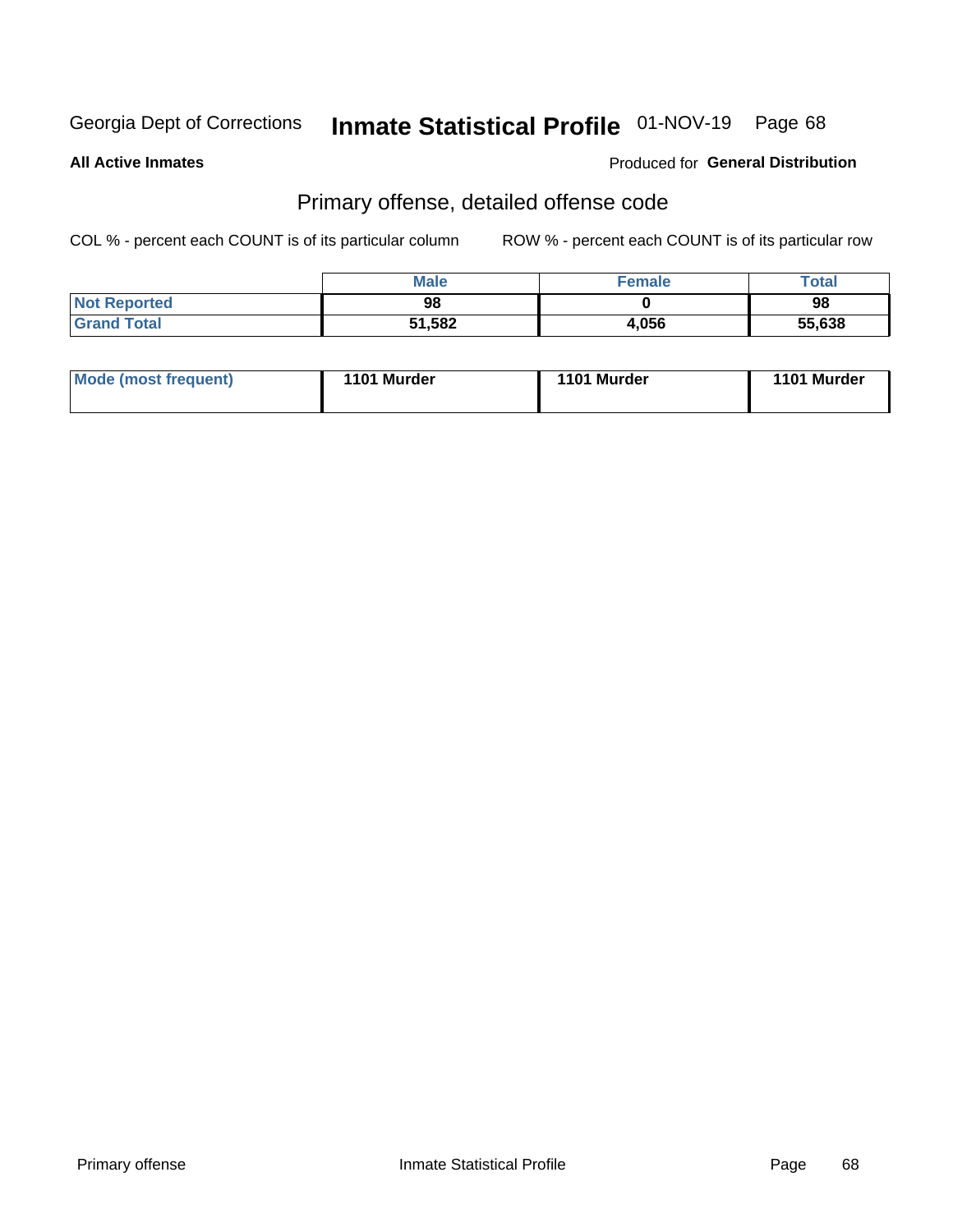Georgia Dept of Corrections **Inmate Statistical Profile** 01-NOV-19

**All Active Inmates**

Produced for **General Distribution**

## Primary offense, detailed offense code

COL % - percent each COUNT is of its particular column

ROW % - percent each COUNT is of its particular row

| | Male | Female | Total |
|---|---|---|---|
| Not Reported | 98 | 0 | 98 |
| Grand Total | 51,582 | 4,056 | 55,638 |

| Mode (most frequent) | 1101 Murder | 1101 Murder | 1101 Murder |
|---|---|---|---|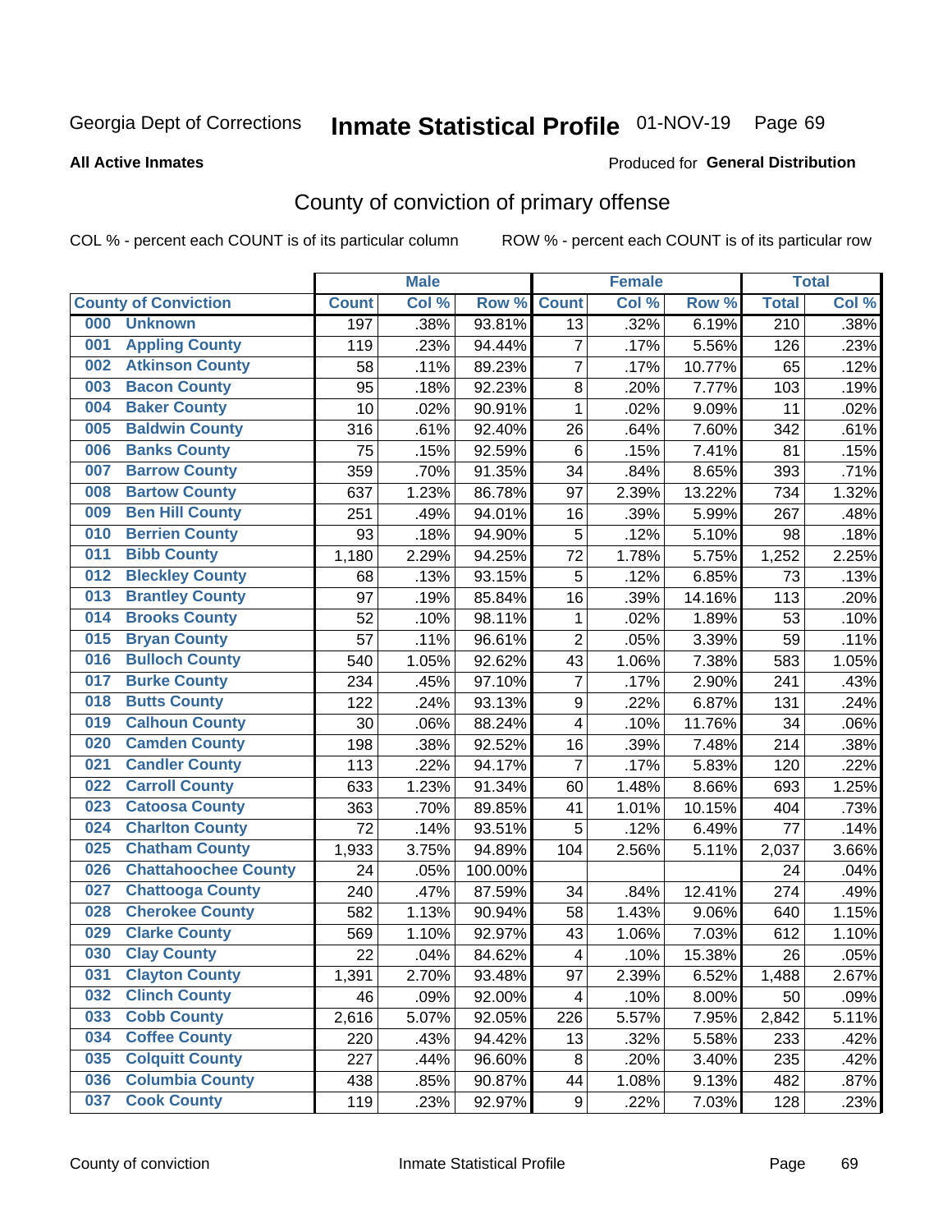Georgia Dept of Corrections **Inmate Statistical Profile** 01-NOV-19 Page 69

**All Active Inmates**

Produced for **General Distribution**

## County of conviction of primary offense

COL % - percent each COUNT is of its particular column ROW % - percent each COUNT is of its particular row

| County of Conviction | | Male | | | Female | | | Total | |
|---|---|---|---|---|---|---|---|---|---|
| | | Count | Col % | Row % | Count | Col % | Row % | Total | Col % |
| 000 | Unknown | 197 | .38% | 93.81% | 13 | .32% | 6.19% | 210 | .38% |
| 001 | Appling County | 119 | .23% | 94.44% | 7 | .17% | 5.56% | 126 | .23% |
| 002 | Atkinson County | 58 | .11% | 89.23% | 7 | .17% | 10.77% | 65 | .12% |
| 003 | Bacon County | 95 | .18% | 92.23% | 8 | .20% | 7.77% | 103 | .19% |
| 004 | Baker County | 10 | .02% | 90.91% | 1 | .02% | 9.09% | 11 | .02% |
| 005 | Baldwin County | 316 | .61% | 92.40% | 26 | .64% | 7.60% | 342 | .61% |
| 006 | Banks County | 75 | .15% | 92.59% | 6 | .15% | 7.41% | 81 | .15% |
| 007 | Barrow County | 359 | .70% | 91.35% | 34 | .84% | 8.65% | 393 | .71% |
| 008 | Bartow County | 637 | 1.23% | 86.78% | 97 | 2.39% | 13.22% | 734 | 1.32% |
| 009 | Ben Hill County | 251 | .49% | 94.01% | 16 | .39% | 5.99% | 267 | .48% |
| 010 | Berrien County | 93 | .18% | 94.90% | 5 | .12% | 5.10% | 98 | .18% |
| 011 | Bibb County | 1,180 | 2.29% | 94.25% | 72 | 1.78% | 5.75% | 1,252 | 2.25% |
| 012 | Bleckley County | 68 | .13% | 93.15% | 5 | .12% | 6.85% | 73 | .13% |
| 013 | Brantley County | 97 | .19% | 85.84% | 16 | .39% | 14.16% | 113 | .20% |
| 014 | Brooks County | 52 | .10% | 98.11% | 1 | .02% | 1.89% | 53 | .10% |
| 015 | Bryan County | 57 | .11% | 96.61% | 2 | .05% | 3.39% | 59 | .11% |
| 016 | Bulloch County | 540 | 1.05% | 92.62% | 43 | 1.06% | 7.38% | 583 | 1.05% |
| 017 | Burke County | 234 | .45% | 97.10% | 7 | .17% | 2.90% | 241 | .43% |
| 018 | Butts County | 122 | .24% | 93.13% | 9 | .22% | 6.87% | 131 | .24% |
| 019 | Calhoun County | 30 | .06% | 88.24% | 4 | .10% | 11.76% | 34 | .06% |
| 020 | Camden County | 198 | .38% | 92.52% | 16 | .39% | 7.48% | 214 | .38% |
| 021 | Candler County | 113 | .22% | 94.17% | 7 | .17% | 5.83% | 120 | .22% |
| 022 | Carroll County | 633 | 1.23% | 91.34% | 60 | 1.48% | 8.66% | 693 | 1.25% |
| 023 | Catoosa County | 363 | .70% | 89.85% | 41 | 1.01% | 10.15% | 404 | .73% |
| 024 | Charlton County | 72 | .14% | 93.51% | 5 | .12% | 6.49% | 77 | .14% |
| 025 | Chatham County | 1,933 | 3.75% | 94.89% | 104 | 2.56% | 5.11% | 2,037 | 3.66% |
| 026 | Chattahoochee County | 24 | .05% | 100.00% | | | | 24 | .04% |
| 027 | Chattooga County | 240 | .47% | 87.59% | 34 | .84% | 12.41% | 274 | .49% |
| 028 | Cherokee County | 582 | 1.13% | 90.94% | 58 | 1.43% | 9.06% | 640 | 1.15% |
| 029 | Clarke County | 569 | 1.10% | 92.97% | 43 | 1.06% | 7.03% | 612 | 1.10% |
| 030 | Clay County | 22 | .04% | 84.62% | 4 | .10% | 15.38% | 26 | .05% |
| 031 | Clayton County | 1,391 | 2.70% | 93.48% | 97 | 2.39% | 6.52% | 1,488 | 2.67% |
| 032 | Clinch County | 46 | .09% | 92.00% | 4 | .10% | 8.00% | 50 | .09% |
| 033 | Cobb County | 2,616 | 5.07% | 92.05% | 226 | 5.57% | 7.95% | 2,842 | 5.11% |
| 034 | Coffee County | 220 | .43% | 94.42% | 13 | .32% | 5.58% | 233 | .42% |
| 035 | Colquitt County | 227 | .44% | 96.60% | 8 | .20% | 3.40% | 235 | .42% |
| 036 | Columbia County | 438 | .85% | 90.87% | 44 | 1.08% | 9.13% | 482 | .87% |
| 037 | Cook County | 119 | .23% | 92.97% | 9 | .22% | 7.03% | 128 | .23% |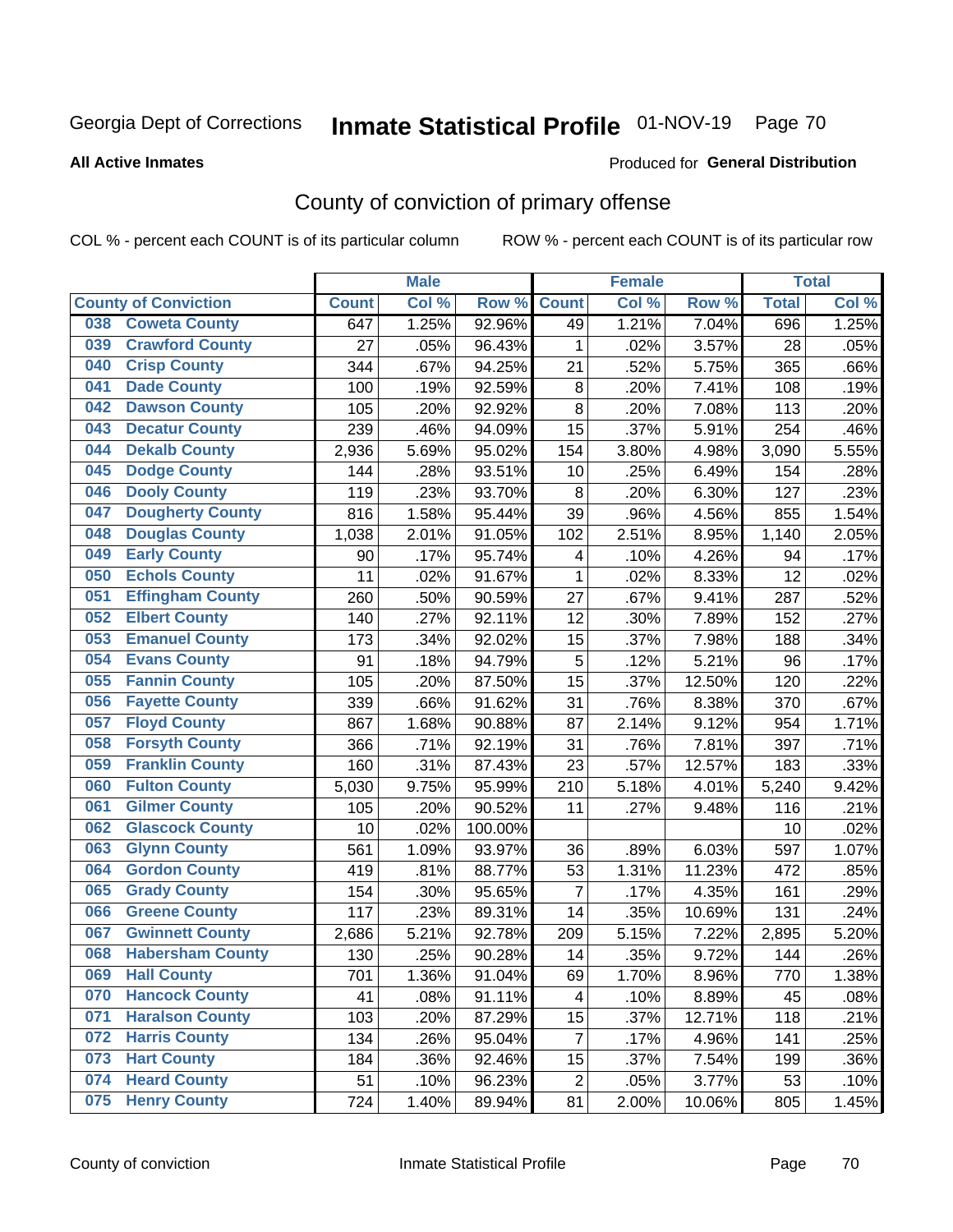Georgia Dept of Corrections **Inmate Statistical Profile** 01-NOV-19

**All Active Inmates**

Produced for **General Distribution**

## County of conviction of primary offense

COL % - percent each COUNT is of its particular column ROW % - percent each COUNT is of its particular row

| | | Male | | | Female | | | Total | |
|---|---|---|---|---|---|---|---|---|---|
| **County of Conviction** | | **Count** | **Col %** | **Row %** | **Count** | **Col %** | **Row %** | **Total** | **Col %** |
| 038 | Coweta County | 647 | 1.25% | 92.96% | 49 | 1.21% | 7.04% | 696 | 1.25% |
| 039 | Crawford County | 27 | .05% | 96.43% | 1 | .02% | 3.57% | 28 | .05% |
| 040 | Crisp County | 344 | .67% | 94.25% | 21 | .52% | 5.75% | 365 | .66% |
| 041 | Dade County | 100 | .19% | 92.59% | 8 | .20% | 7.41% | 108 | .19% |
| 042 | Dawson County | 105 | .20% | 92.92% | 8 | .20% | 7.08% | 113 | .20% |
| 043 | Decatur County | 239 | .46% | 94.09% | 15 | .37% | 5.91% | 254 | .46% |
| 044 | Dekalb County | 2,936 | 5.69% | 95.02% | 154 | 3.80% | 4.98% | 3,090 | 5.55% |
| 045 | Dodge County | 144 | .28% | 93.51% | 10 | .25% | 6.49% | 154 | .28% |
| 046 | Dooly County | 119 | .23% | 93.70% | 8 | .20% | 6.30% | 127 | .23% |
| 047 | Dougherty County | 816 | 1.58% | 95.44% | 39 | .96% | 4.56% | 855 | 1.54% |
| 048 | Douglas County | 1,038 | 2.01% | 91.05% | 102 | 2.51% | 8.95% | 1,140 | 2.05% |
| 049 | Early County | 90 | .17% | 95.74% | 4 | .10% | 4.26% | 94 | .17% |
| 050 | Echols County | 11 | .02% | 91.67% | 1 | .02% | 8.33% | 12 | .02% |
| 051 | Effingham County | 260 | .50% | 90.59% | 27 | .67% | 9.41% | 287 | .52% |
| 052 | Elbert County | 140 | .27% | 92.11% | 12 | .30% | 7.89% | 152 | .27% |
| 053 | Emanuel County | 173 | .34% | 92.02% | 15 | .37% | 7.98% | 188 | .34% |
| 054 | Evans County | 91 | .18% | 94.79% | 5 | .12% | 5.21% | 96 | .17% |
| 055 | Fannin County | 105 | .20% | 87.50% | 15 | .37% | 12.50% | 120 | .22% |
| 056 | Fayette County | 339 | .66% | 91.62% | 31 | .76% | 8.38% | 370 | .67% |
| 057 | Floyd County | 867 | 1.68% | 90.88% | 87 | 2.14% | 9.12% | 954 | 1.71% |
| 058 | Forsyth County | 366 | .71% | 92.19% | 31 | .76% | 7.81% | 397 | .71% |
| 059 | Franklin County | 160 | .31% | 87.43% | 23 | .57% | 12.57% | 183 | .33% |
| 060 | Fulton County | 5,030 | 9.75% | 95.99% | 210 | 5.18% | 4.01% | 5,240 | 9.42% |
| 061 | Gilmer County | 105 | .20% | 90.52% | 11 | .27% | 9.48% | 116 | .21% |
| 062 | Glascock County | 10 | .02% | 100.00% | | | | 10 | .02% |
| 063 | Glynn County | 561 | 1.09% | 93.97% | 36 | .89% | 6.03% | 597 | 1.07% |
| 064 | Gordon County | 419 | .81% | 88.77% | 53 | 1.31% | 11.23% | 472 | .85% |
| 065 | Grady County | 154 | .30% | 95.65% | 7 | .17% | 4.35% | 161 | .29% |
| 066 | Greene County | 117 | .23% | 89.31% | 14 | .35% | 10.69% | 131 | .24% |
| 067 | Gwinnett County | 2,686 | 5.21% | 92.78% | 209 | 5.15% | 7.22% | 2,895 | 5.20% |
| 068 | Habersham County | 130 | .25% | 90.28% | 14 | .35% | 9.72% | 144 | .26% |
| 069 | Hall County | 701 | 1.36% | 91.04% | 69 | 1.70% | 8.96% | 770 | 1.38% |
| 070 | Hancock County | 41 | .08% | 91.11% | 4 | .10% | 8.89% | 45 | .08% |
| 071 | Haralson County | 103 | .20% | 87.29% | 15 | .37% | 12.71% | 118 | .21% |
| 072 | Harris County | 134 | .26% | 95.04% | 7 | .17% | 4.96% | 141 | .25% |
| 073 | Hart County | 184 | .36% | 92.46% | 15 | .37% | 7.54% | 199 | .36% |
| 074 | Heard County | 51 | .10% | 96.23% | 2 | .05% | 3.77% | 53 | .10% |
| 075 | Henry County | 724 | 1.40% | 89.94% | 81 | 2.00% | 10.06% | 805 | 1.45% |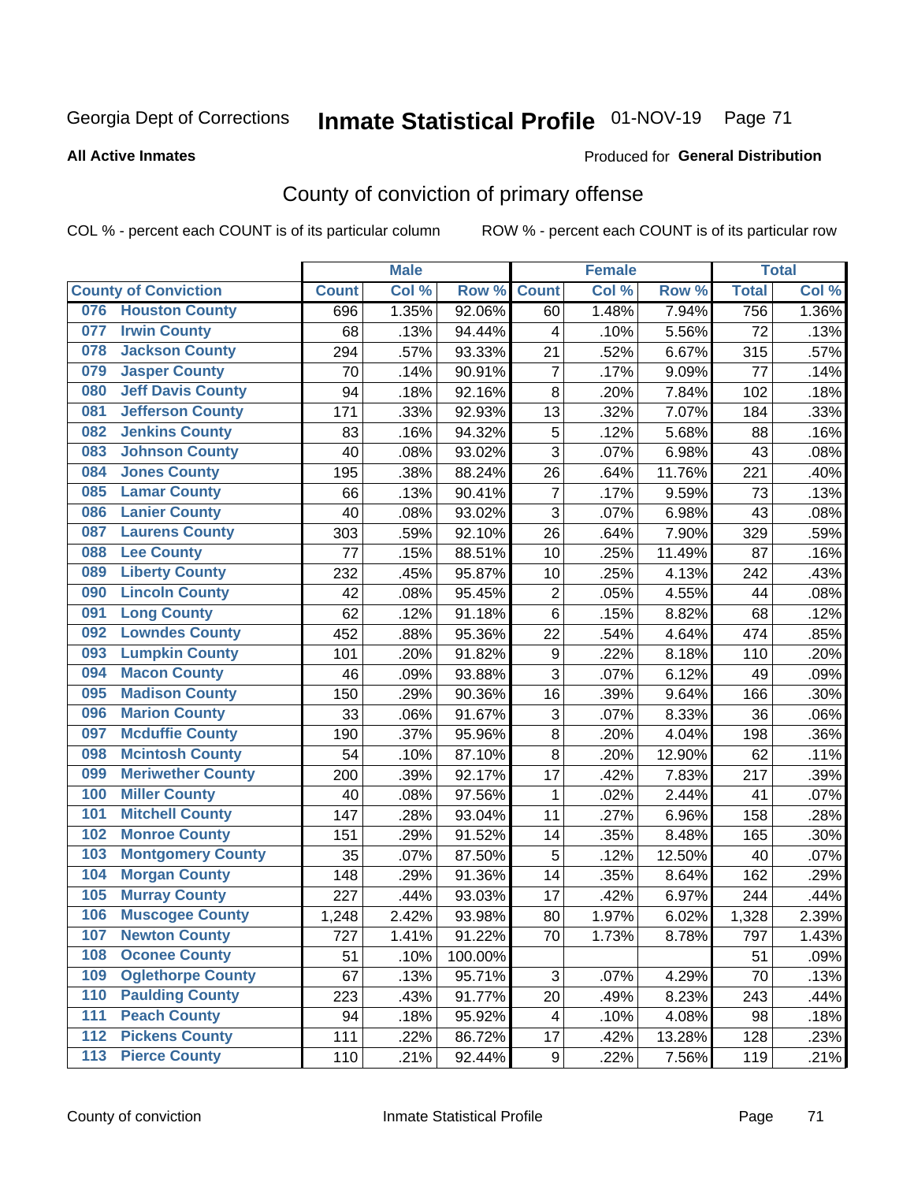Georgia Dept of Corrections **Inmate Statistical Profile** 01-NOV-19

**All Active Inmates**

Produced for **General Distribution**

## County of conviction of primary offense

COL % - percent each COUNT is of its particular column ROW % - percent each COUNT is of its particular row

| County of Conviction | Male | | | Female | | | Total | |
|---|---|---|---|---|---|---|---|---|
| | Count | Col % | Row % | Count | Col % | Row % | Total | Col % |
| 076 Houston County | 696 | 1.35% | 92.06% | 60 | 1.48% | 7.94% | 756 | 1.36% |
| 077 Irwin County | 68 | .13% | 94.44% | 4 | .10% | 5.56% | 72 | .13% |
| 078 Jackson County | 294 | .57% | 93.33% | 21 | .52% | 6.67% | 315 | .57% |
| 079 Jasper County | 70 | .14% | 90.91% | 7 | .17% | 9.09% | 77 | .14% |
| 080 Jeff Davis County | 94 | .18% | 92.16% | 8 | .20% | 7.84% | 102 | .18% |
| 081 Jefferson County | 171 | .33% | 92.93% | 13 | .32% | 7.07% | 184 | .33% |
| 082 Jenkins County | 83 | .16% | 94.32% | 5 | .12% | 5.68% | 88 | .16% |
| 083 Johnson County | 40 | .08% | 93.02% | 3 | .07% | 6.98% | 43 | .08% |
| 084 Jones County | 195 | .38% | 88.24% | 26 | .64% | 11.76% | 221 | .40% |
| 085 Lamar County | 66 | .13% | 90.41% | 7 | .17% | 9.59% | 73 | .13% |
| 086 Lanier County | 40 | .08% | 93.02% | 3 | .07% | 6.98% | 43 | .08% |
| 087 Laurens County | 303 | .59% | 92.10% | 26 | .64% | 7.90% | 329 | .59% |
| 088 Lee County | 77 | .15% | 88.51% | 10 | .25% | 11.49% | 87 | .16% |
| 089 Liberty County | 232 | .45% | 95.87% | 10 | .25% | 4.13% | 242 | .43% |
| 090 Lincoln County | 42 | .08% | 95.45% | 2 | .05% | 4.55% | 44 | .08% |
| 091 Long County | 62 | .12% | 91.18% | 6 | .15% | 8.82% | 68 | .12% |
| 092 Lowndes County | 452 | .88% | 95.36% | 22 | .54% | 4.64% | 474 | .85% |
| 093 Lumpkin County | 101 | .20% | 91.82% | 9 | .22% | 8.18% | 110 | .20% |
| 094 Macon County | 46 | .09% | 93.88% | 3 | .07% | 6.12% | 49 | .09% |
| 095 Madison County | 150 | .29% | 90.36% | 16 | .39% | 9.64% | 166 | .30% |
| 096 Marion County | 33 | .06% | 91.67% | 3 | .07% | 8.33% | 36 | .06% |
| 097 Mcduffie County | 190 | .37% | 95.96% | 8 | .20% | 4.04% | 198 | .36% |
| 098 Mcintosh County | 54 | .10% | 87.10% | 8 | .20% | 12.90% | 62 | .11% |
| 099 Meriwether County | 200 | .39% | 92.17% | 17 | .42% | 7.83% | 217 | .39% |
| 100 Miller County | 40 | .08% | 97.56% | 1 | .02% | 2.44% | 41 | .07% |
| 101 Mitchell County | 147 | .28% | 93.04% | 11 | .27% | 6.96% | 158 | .28% |
| 102 Monroe County | 151 | .29% | 91.52% | 14 | .35% | 8.48% | 165 | .30% |
| 103 Montgomery County | 35 | .07% | 87.50% | 5 | .12% | 12.50% | 40 | .07% |
| 104 Morgan County | 148 | .29% | 91.36% | 14 | .35% | 8.64% | 162 | .29% |
| 105 Murray County | 227 | .44% | 93.03% | 17 | .42% | 6.97% | 244 | .44% |
| 106 Muscogee County | 1,248 | 2.42% | 93.98% | 80 | 1.97% | 6.02% | 1,328 | 2.39% |
| 107 Newton County | 727 | 1.41% | 91.22% | 70 | 1.73% | 8.78% | 797 | 1.43% |
| 108 Oconee County | 51 | .10% | 100.00% | | | | 51 | .09% |
| 109 Oglethorpe County | 67 | .13% | 95.71% | 3 | .07% | 4.29% | 70 | .13% |
| 110 Paulding County | 223 | .43% | 91.77% | 20 | .49% | 8.23% | 243 | .44% |
| 111 Peach County | 94 | .18% | 95.92% | 4 | .10% | 4.08% | 98 | .18% |
| 112 Pickens County | 111 | .22% | 86.72% | 17 | .42% | 13.28% | 128 | .23% |
| 113 Pierce County | 110 | .21% | 92.44% | 9 | .22% | 7.56% | 119 | .21% |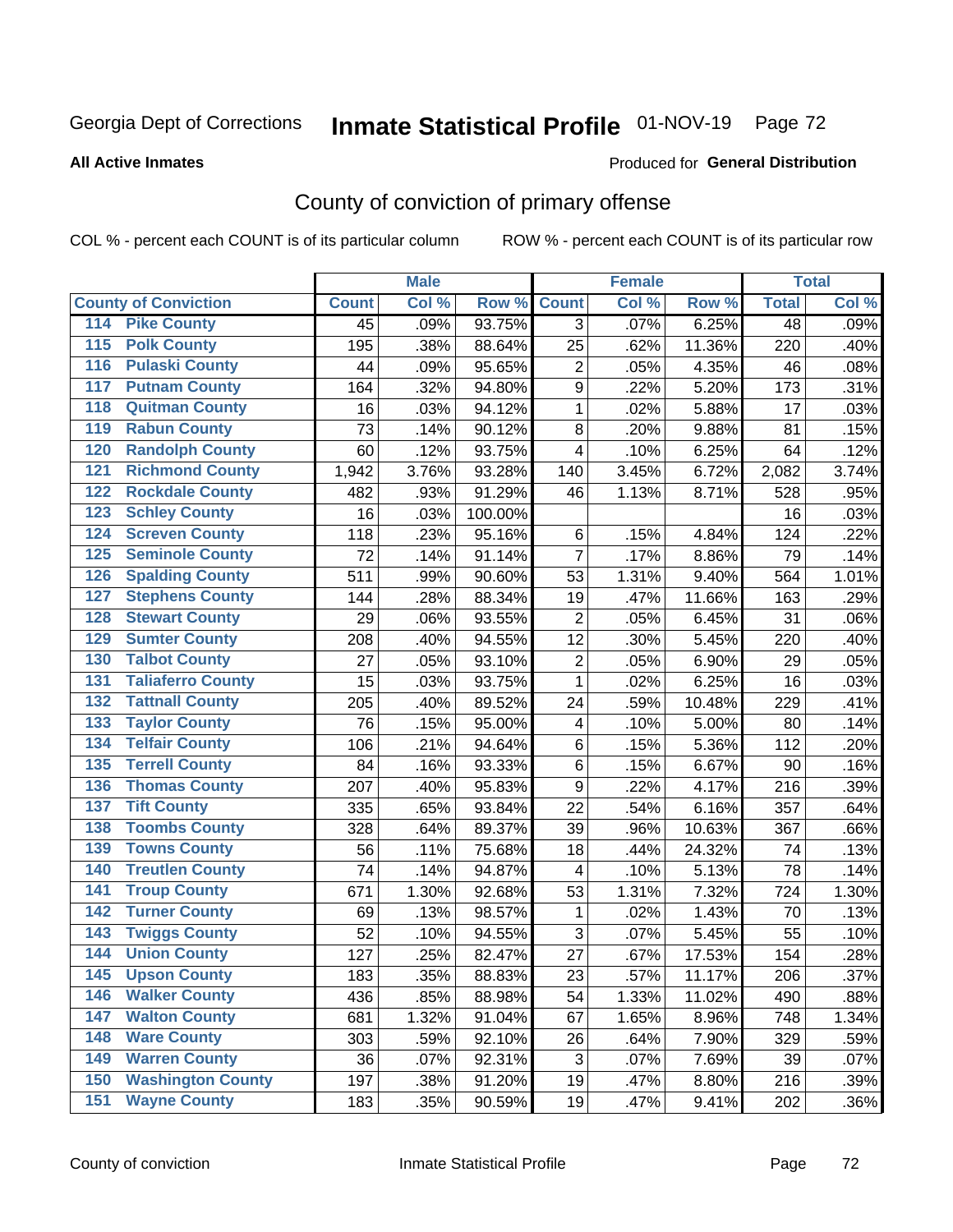Georgia Dept of Corrections **Inmate Statistical Profile** 01-NOV-19 Page 72

**All Active Inmates**

Produced for **General Distribution**

# County of conviction of primary offense

COL % - percent each COUNT is of its particular column ROW % - percent each COUNT is of its particular row

| County of Conviction | Male | | | Female | | | Total | |
|---|---|---|---|---|---|---|---|---|
| | Count | Col % | Row % | Count | Col % | Row % | Total | Col % |
| 114 Pike County | 45 | .09% | 93.75% | 3 | .07% | 6.25% | 48 | .09% |
| 115 Polk County | 195 | .38% | 88.64% | 25 | .62% | 11.36% | 220 | .40% |
| 116 Pulaski County | 44 | .09% | 95.65% | 2 | .05% | 4.35% | 46 | .08% |
| 117 Putnam County | 164 | .32% | 94.80% | 9 | .22% | 5.20% | 173 | .31% |
| 118 Quitman County | 16 | .03% | 94.12% | 1 | .02% | 5.88% | 17 | .03% |
| 119 Rabun County | 73 | .14% | 90.12% | 8 | .20% | 9.88% | 81 | .15% |
| 120 Randolph County | 60 | .12% | 93.75% | 4 | .10% | 6.25% | 64 | .12% |
| 121 Richmond County | 1,942 | 3.76% | 93.28% | 140 | 3.45% | 6.72% | 2,082 | 3.74% |
| 122 Rockdale County | 482 | .93% | 91.29% | 46 | 1.13% | 8.71% | 528 | .95% |
| 123 Schley County | 16 | .03% | 100.00% | | | | 16 | .03% |
| 124 Screven County | 118 | .23% | 95.16% | 6 | .15% | 4.84% | 124 | .22% |
| 125 Seminole County | 72 | .14% | 91.14% | 7 | .17% | 8.86% | 79 | .14% |
| 126 Spalding County | 511 | .99% | 90.60% | 53 | 1.31% | 9.40% | 564 | 1.01% |
| 127 Stephens County | 144 | .28% | 88.34% | 19 | .47% | 11.66% | 163 | .29% |
| 128 Stewart County | 29 | .06% | 93.55% | 2 | .05% | 6.45% | 31 | .06% |
| 129 Sumter County | 208 | .40% | 94.55% | 12 | .30% | 5.45% | 220 | .40% |
| 130 Talbot County | 27 | .05% | 93.10% | 2 | .05% | 6.90% | 29 | .05% |
| 131 Taliaferro County | 15 | .03% | 93.75% | 1 | .02% | 6.25% | 16 | .03% |
| 132 Tattnall County | 205 | .40% | 89.52% | 24 | .59% | 10.48% | 229 | .41% |
| 133 Taylor County | 76 | .15% | 95.00% | 4 | .10% | 5.00% | 80 | .14% |
| 134 Telfair County | 106 | .21% | 94.64% | 6 | .15% | 5.36% | 112 | .20% |
| 135 Terrell County | 84 | .16% | 93.33% | 6 | .15% | 6.67% | 90 | .16% |
| 136 Thomas County | 207 | .40% | 95.83% | 9 | .22% | 4.17% | 216 | .39% |
| 137 Tift County | 335 | .65% | 93.84% | 22 | .54% | 6.16% | 357 | .64% |
| 138 Toombs County | 328 | .64% | 89.37% | 39 | .96% | 10.63% | 367 | .66% |
| 139 Towns County | 56 | .11% | 75.68% | 18 | .44% | 24.32% | 74 | .13% |
| 140 Treutlen County | 74 | .14% | 94.87% | 4 | .10% | 5.13% | 78 | .14% |
| 141 Troup County | 671 | 1.30% | 92.68% | 53 | 1.31% | 7.32% | 724 | 1.30% |
| 142 Turner County | 69 | .13% | 98.57% | 1 | .02% | 1.43% | 70 | .13% |
| 143 Twiggs County | 52 | .10% | 94.55% | 3 | .07% | 5.45% | 55 | .10% |
| 144 Union County | 127 | .25% | 82.47% | 27 | .67% | 17.53% | 154 | .28% |
| 145 Upson County | 183 | .35% | 88.83% | 23 | .57% | 11.17% | 206 | .37% |
| 146 Walker County | 436 | .85% | 88.98% | 54 | 1.33% | 11.02% | 490 | .88% |
| 147 Walton County | 681 | 1.32% | 91.04% | 67 | 1.65% | 8.96% | 748 | 1.34% |
| 148 Ware County | 303 | .59% | 92.10% | 26 | .64% | 7.90% | 329 | .59% |
| 149 Warren County | 36 | .07% | 92.31% | 3 | .07% | 7.69% | 39 | .07% |
| 150 Washington County | 197 | .38% | 91.20% | 19 | .47% | 8.80% | 216 | .39% |
| 151 Wayne County | 183 | .35% | 90.59% | 19 | .47% | 9.41% | 202 | .36% |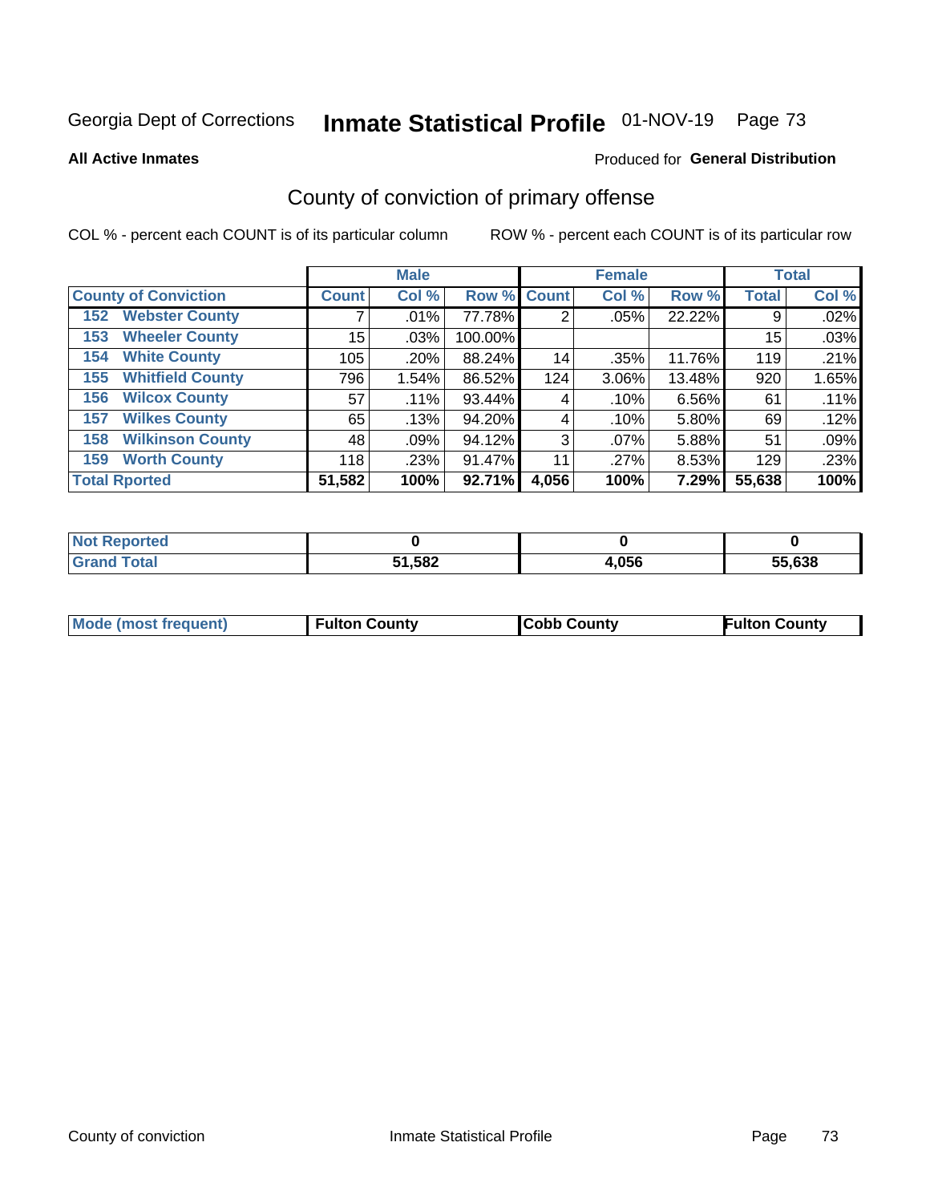Georgia Dept of Corrections **Inmate Statistical Profile** 01-NOV-19

**All Active Inmates**

Produced for **General Distribution**

## County of conviction of primary offense

COL % - percent each COUNT is of its particular column     ROW % - percent each COUNT is of its particular row

| County of Conviction | Male | | | Female | | | Total | |
|---|---|---|---|---|---|---|---|---|
| | Count | Col % | Row % | Count | Col % | Row % | Total | Col % |
| 152 Webster County | 7 | .01% | 77.78% | 2 | .05% | 22.22% | 9 | .02% |
| 153 Wheeler County | 15 | .03% | 100.00% | | | | 15 | .03% |
| 154 White County | 105 | .20% | 88.24% | 14 | .35% | 11.76% | 119 | .21% |
| 155 Whitfield County | 796 | 1.54% | 86.52% | 124 | 3.06% | 13.48% | 920 | 1.65% |
| 156 Wilcox County | 57 | .11% | 93.44% | 4 | .10% | 6.56% | 61 | .11% |
| 157 Wilkes County | 65 | .13% | 94.20% | 4 | .10% | 5.80% | 69 | .12% |
| 158 Wilkinson County | 48 | .09% | 94.12% | 3 | .07% | 5.88% | 51 | .09% |
| 159 Worth County | 118 | .23% | 91.47% | 11 | .27% | 8.53% | 129 | .23% |
| **Total Rported** | **51,582** | **100%** | **92.71%** | **4,056** | **100%** | **7.29%** | **55,638** | **100%** |

| | Male | Female | Total |
|---|---|---|---|
| Not Reported | **0** | **0** | **0** |
| Grand Total | **51,582** | **4,056** | **55,638** |

| Mode (most frequent) | Fulton County | Cobb County | Fulton County |
|---|---|---|---|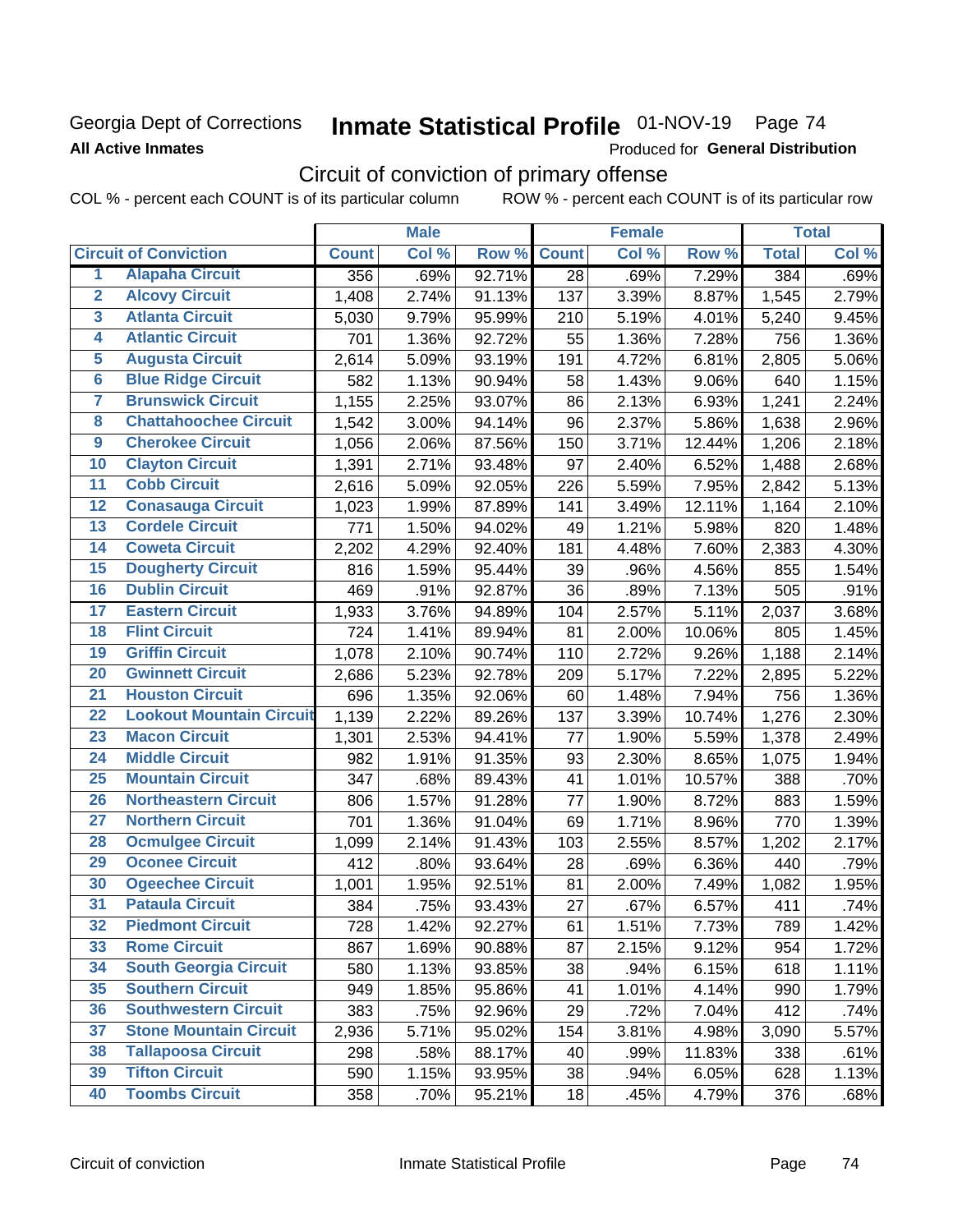Georgia Dept of Corrections **Inmate Statistical Profile** 01-NOV-19 Page 74

**All Active Inmates**

Produced for **General Distribution**

## Circuit of conviction of primary offense

COL % - percent each COUNT is of its particular column ROW % - percent each COUNT is of its particular row

| | Circuit of Conviction | Male | | | Female | | | Total | |
|---|---|---|---|---|---|---|---|---|---|
| | | Count | Col % | Row % | Count | Col % | Row % | Total | Col % |
| 1 | Alapaha Circuit | 356 | .69% | 92.71% | 28 | .69% | 7.29% | 384 | .69% |
| 2 | Alcovy Circuit | 1,408 | 2.74% | 91.13% | 137 | 3.39% | 8.87% | 1,545 | 2.79% |
| 3 | Atlanta Circuit | 5,030 | 9.79% | 95.99% | 210 | 5.19% | 4.01% | 5,240 | 9.45% |
| 4 | Atlantic Circuit | 701 | 1.36% | 92.72% | 55 | 1.36% | 7.28% | 756 | 1.36% |
| 5 | Augusta Circuit | 2,614 | 5.09% | 93.19% | 191 | 4.72% | 6.81% | 2,805 | 5.06% |
| 6 | Blue Ridge Circuit | 582 | 1.13% | 90.94% | 58 | 1.43% | 9.06% | 640 | 1.15% |
| 7 | Brunswick Circuit | 1,155 | 2.25% | 93.07% | 86 | 2.13% | 6.93% | 1,241 | 2.24% |
| 8 | Chattahoochee Circuit | 1,542 | 3.00% | 94.14% | 96 | 2.37% | 5.86% | 1,638 | 2.96% |
| 9 | Cherokee Circuit | 1,056 | 2.06% | 87.56% | 150 | 3.71% | 12.44% | 1,206 | 2.18% |
| 10 | Clayton Circuit | 1,391 | 2.71% | 93.48% | 97 | 2.40% | 6.52% | 1,488 | 2.68% |
| 11 | Cobb Circuit | 2,616 | 5.09% | 92.05% | 226 | 5.59% | 7.95% | 2,842 | 5.13% |
| 12 | Conasauga Circuit | 1,023 | 1.99% | 87.89% | 141 | 3.49% | 12.11% | 1,164 | 2.10% |
| 13 | Cordele Circuit | 771 | 1.50% | 94.02% | 49 | 1.21% | 5.98% | 820 | 1.48% |
| 14 | Coweta Circuit | 2,202 | 4.29% | 92.40% | 181 | 4.48% | 7.60% | 2,383 | 4.30% |
| 15 | Dougherty Circuit | 816 | 1.59% | 95.44% | 39 | .96% | 4.56% | 855 | 1.54% |
| 16 | Dublin Circuit | 469 | .91% | 92.87% | 36 | .89% | 7.13% | 505 | .91% |
| 17 | Eastern Circuit | 1,933 | 3.76% | 94.89% | 104 | 2.57% | 5.11% | 2,037 | 3.68% |
| 18 | Flint Circuit | 724 | 1.41% | 89.94% | 81 | 2.00% | 10.06% | 805 | 1.45% |
| 19 | Griffin Circuit | 1,078 | 2.10% | 90.74% | 110 | 2.72% | 9.26% | 1,188 | 2.14% |
| 20 | Gwinnett Circuit | 2,686 | 5.23% | 92.78% | 209 | 5.17% | 7.22% | 2,895 | 5.22% |
| 21 | Houston Circuit | 696 | 1.35% | 92.06% | 60 | 1.48% | 7.94% | 756 | 1.36% |
| 22 | Lookout Mountain Circuit | 1,139 | 2.22% | 89.26% | 137 | 3.39% | 10.74% | 1,276 | 2.30% |
| 23 | Macon Circuit | 1,301 | 2.53% | 94.41% | 77 | 1.90% | 5.59% | 1,378 | 2.49% |
| 24 | Middle Circuit | 982 | 1.91% | 91.35% | 93 | 2.30% | 8.65% | 1,075 | 1.94% |
| 25 | Mountain Circuit | 347 | .68% | 89.43% | 41 | 1.01% | 10.57% | 388 | .70% |
| 26 | Northeastern Circuit | 806 | 1.57% | 91.28% | 77 | 1.90% | 8.72% | 883 | 1.59% |
| 27 | Northern Circuit | 701 | 1.36% | 91.04% | 69 | 1.71% | 8.96% | 770 | 1.39% |
| 28 | Ocmulgee Circuit | 1,099 | 2.14% | 91.43% | 103 | 2.55% | 8.57% | 1,202 | 2.17% |
| 29 | Oconee Circuit | 412 | .80% | 93.64% | 28 | .69% | 6.36% | 440 | .79% |
| 30 | Ogeechee Circuit | 1,001 | 1.95% | 92.51% | 81 | 2.00% | 7.49% | 1,082 | 1.95% |
| 31 | Pataula Circuit | 384 | .75% | 93.43% | 27 | .67% | 6.57% | 411 | .74% |
| 32 | Piedmont Circuit | 728 | 1.42% | 92.27% | 61 | 1.51% | 7.73% | 789 | 1.42% |
| 33 | Rome Circuit | 867 | 1.69% | 90.88% | 87 | 2.15% | 9.12% | 954 | 1.72% |
| 34 | South Georgia Circuit | 580 | 1.13% | 93.85% | 38 | .94% | 6.15% | 618 | 1.11% |
| 35 | Southern Circuit | 949 | 1.85% | 95.86% | 41 | 1.01% | 4.14% | 990 | 1.79% |
| 36 | Southwestern Circuit | 383 | .75% | 92.96% | 29 | .72% | 7.04% | 412 | .74% |
| 37 | Stone Mountain Circuit | 2,936 | 5.71% | 95.02% | 154 | 3.81% | 4.98% | 3,090 | 5.57% |
| 38 | Tallapoosa Circuit | 298 | .58% | 88.17% | 40 | .99% | 11.83% | 338 | .61% |
| 39 | Tifton Circuit | 590 | 1.15% | 93.95% | 38 | .94% | 6.05% | 628 | 1.13% |
| 40 | Toombs Circuit | 358 | .70% | 95.21% | 18 | .45% | 4.79% | 376 | .68% |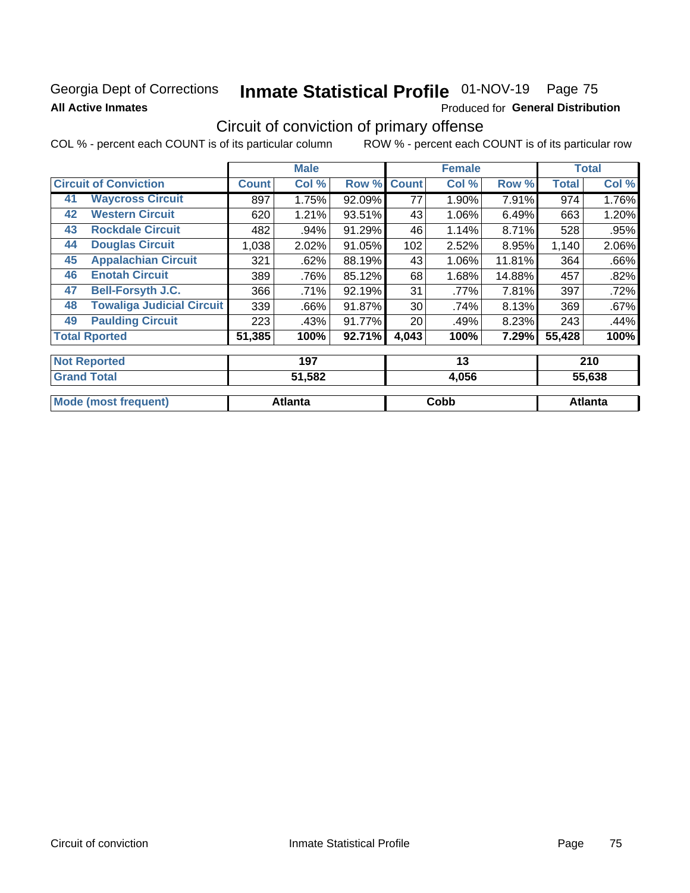Georgia Dept of Corrections **Inmate Statistical Profile** 01-NOV-19 Page 75

**All Active Inmates** Produced for **General Distribution**

## Circuit of conviction of primary offense

COL % - percent each COUNT is of its particular column ROW % - percent each COUNT is of its particular row

| Circuit of Conviction | | Male | | | Female | | | Total | |
|---|---|---|---|---|---|---|---|---|---|
| | | Count | Col % | Row % | Count | Col % | Row % | Total | Col % |
| 41 | Waycross Circuit | 897 | 1.75% | 92.09% | 77 | 1.90% | 7.91% | 974 | 1.76% |
| 42 | Western Circuit | 620 | 1.21% | 93.51% | 43 | 1.06% | 6.49% | 663 | 1.20% |
| 43 | Rockdale Circuit | 482 | .94% | 91.29% | 46 | 1.14% | 8.71% | 528 | .95% |
| 44 | Douglas Circuit | 1,038 | 2.02% | 91.05% | 102 | 2.52% | 8.95% | 1,140 | 2.06% |
| 45 | Appalachian Circuit | 321 | .62% | 88.19% | 43 | 1.06% | 11.81% | 364 | .66% |
| 46 | Enotah Circuit | 389 | .76% | 85.12% | 68 | 1.68% | 14.88% | 457 | .82% |
| 47 | Bell-Forsyth J.C. | 366 | .71% | 92.19% | 31 | .77% | 7.81% | 397 | .72% |
| 48 | Towaliga Judicial Circuit | 339 | .66% | 91.87% | 30 | .74% | 8.13% | 369 | .67% |
| 49 | Paulding Circuit | 223 | .43% | 91.77% | 20 | .49% | 8.23% | 243 | .44% |
| Total Rported | | 51,385 | 100% | 92.71% | 4,043 | 100% | 7.29% | 55,428 | 100% |

| | Male | Female | Total |
|---|---|---|---|
| Not Reported | 197 | 13 | 210 |
| Grand Total | 51,582 | 4,056 | 55,638 |

| | Male | Female | Total |
|---|---|---|---|
| Mode (most frequent) | Atlanta | Cobb | Atlanta |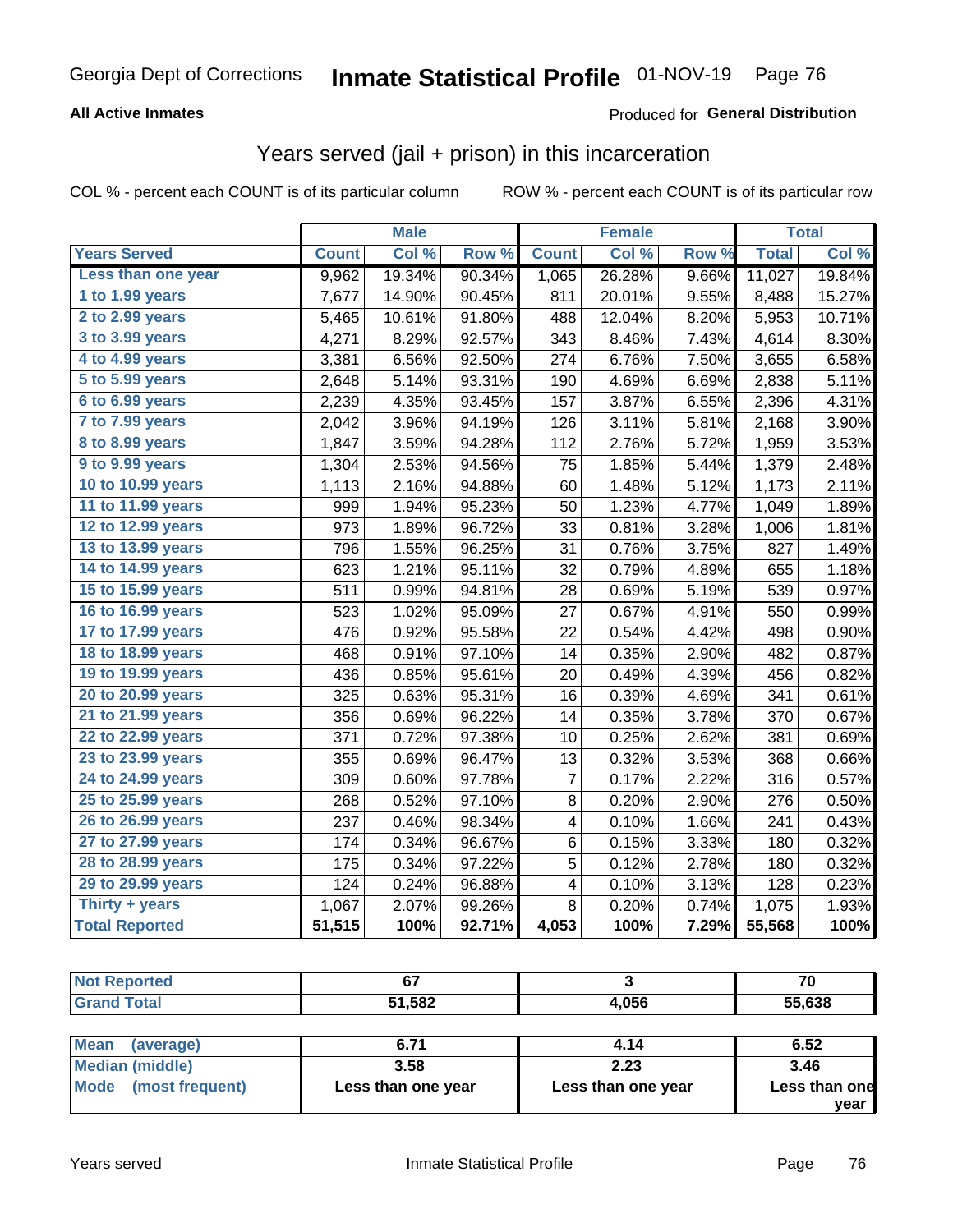Georgia Dept of Corrections **Inmate Statistical Profile** 01-NOV-19

**All Active Inmates**

Produced for **General Distribution**

## Years served (jail + prison) in this incarceration

COL % - percent each COUNT is of its particular column    ROW % - percent each COUNT is of its particular row

| | Male | | | Female | | | Total | |
|---|---|---|---|---|---|---|---|---|
| **Years Served** | **Count** | **Col %** | **Row %** | **Count** | **Col %** | **Row %** | **Total** | **Col %** |
| Less than one year | 9,962 | 19.34% | 90.34% | 1,065 | 26.28% | 9.66% | 11,027 | 19.84% |
| 1 to 1.99 years | 7,677 | 14.90% | 90.45% | 811 | 20.01% | 9.55% | 8,488 | 15.27% |
| 2 to 2.99 years | 5,465 | 10.61% | 91.80% | 488 | 12.04% | 8.20% | 5,953 | 10.71% |
| 3 to 3.99 years | 4,271 | 8.29% | 92.57% | 343 | 8.46% | 7.43% | 4,614 | 8.30% |
| 4 to 4.99 years | 3,381 | 6.56% | 92.50% | 274 | 6.76% | 7.50% | 3,655 | 6.58% |
| 5 to 5.99 years | 2,648 | 5.14% | 93.31% | 190 | 4.69% | 6.69% | 2,838 | 5.11% |
| 6 to 6.99 years | 2,239 | 4.35% | 93.45% | 157 | 3.87% | 6.55% | 2,396 | 4.31% |
| 7 to 7.99 years | 2,042 | 3.96% | 94.19% | 126 | 3.11% | 5.81% | 2,168 | 3.90% |
| 8 to 8.99 years | 1,847 | 3.59% | 94.28% | 112 | 2.76% | 5.72% | 1,959 | 3.53% |
| 9 to 9.99 years | 1,304 | 2.53% | 94.56% | 75 | 1.85% | 5.44% | 1,379 | 2.48% |
| 10 to 10.99 years | 1,113 | 2.16% | 94.88% | 60 | 1.48% | 5.12% | 1,173 | 2.11% |
| 11 to 11.99 years | 999 | 1.94% | 95.23% | 50 | 1.23% | 4.77% | 1,049 | 1.89% |
| 12 to 12.99 years | 973 | 1.89% | 96.72% | 33 | 0.81% | 3.28% | 1,006 | 1.81% |
| 13 to 13.99 years | 796 | 1.55% | 96.25% | 31 | 0.76% | 3.75% | 827 | 1.49% |
| 14 to 14.99 years | 623 | 1.21% | 95.11% | 32 | 0.79% | 4.89% | 655 | 1.18% |
| 15 to 15.99 years | 511 | 0.99% | 94.81% | 28 | 0.69% | 5.19% | 539 | 0.97% |
| 16 to 16.99 years | 523 | 1.02% | 95.09% | 27 | 0.67% | 4.91% | 550 | 0.99% |
| 17 to 17.99 years | 476 | 0.92% | 95.58% | 22 | 0.54% | 4.42% | 498 | 0.90% |
| 18 to 18.99 years | 468 | 0.91% | 97.10% | 14 | 0.35% | 2.90% | 482 | 0.87% |
| 19 to 19.99 years | 436 | 0.85% | 95.61% | 20 | 0.49% | 4.39% | 456 | 0.82% |
| 20 to 20.99 years | 325 | 0.63% | 95.31% | 16 | 0.39% | 4.69% | 341 | 0.61% |
| 21 to 21.99 years | 356 | 0.69% | 96.22% | 14 | 0.35% | 3.78% | 370 | 0.67% |
| 22 to 22.99 years | 371 | 0.72% | 97.38% | 10 | 0.25% | 2.62% | 381 | 0.69% |
| 23 to 23.99 years | 355 | 0.69% | 96.47% | 13 | 0.32% | 3.53% | 368 | 0.66% |
| 24 to 24.99 years | 309 | 0.60% | 97.78% | 7 | 0.17% | 2.22% | 316 | 0.57% |
| 25 to 25.99 years | 268 | 0.52% | 97.10% | 8 | 0.20% | 2.90% | 276 | 0.50% |
| 26 to 26.99 years | 237 | 0.46% | 98.34% | 4 | 0.10% | 1.66% | 241 | 0.43% |
| 27 to 27.99 years | 174 | 0.34% | 96.67% | 6 | 0.15% | 3.33% | 180 | 0.32% |
| 28 to 28.99 years | 175 | 0.34% | 97.22% | 5 | 0.12% | 2.78% | 180 | 0.32% |
| 29 to 29.99 years | 124 | 0.24% | 96.88% | 4 | 0.10% | 3.13% | 128 | 0.23% |
| Thirty + years | 1,067 | 2.07% | 99.26% | 8 | 0.20% | 0.74% | 1,075 | 1.93% |
| **Total Reported** | **51,515** | **100%** | **92.71%** | **4,053** | **100%** | **7.29%** | **55,568** | **100%** |

| | Male | Female | Total |
|---|---|---|---|
| Not Reported | 67 | 3 | 70 |
| Grand Total | 51,582 | 4,056 | 55,638 |

| | Male | Female | Total |
|---|---|---|---|
| Mean (average) | 6.71 | 4.14 | 6.52 |
| Median (middle) | 3.58 | 2.23 | 3.46 |
| Mode (most frequent) | Less than one year | Less than one year | Less than one year |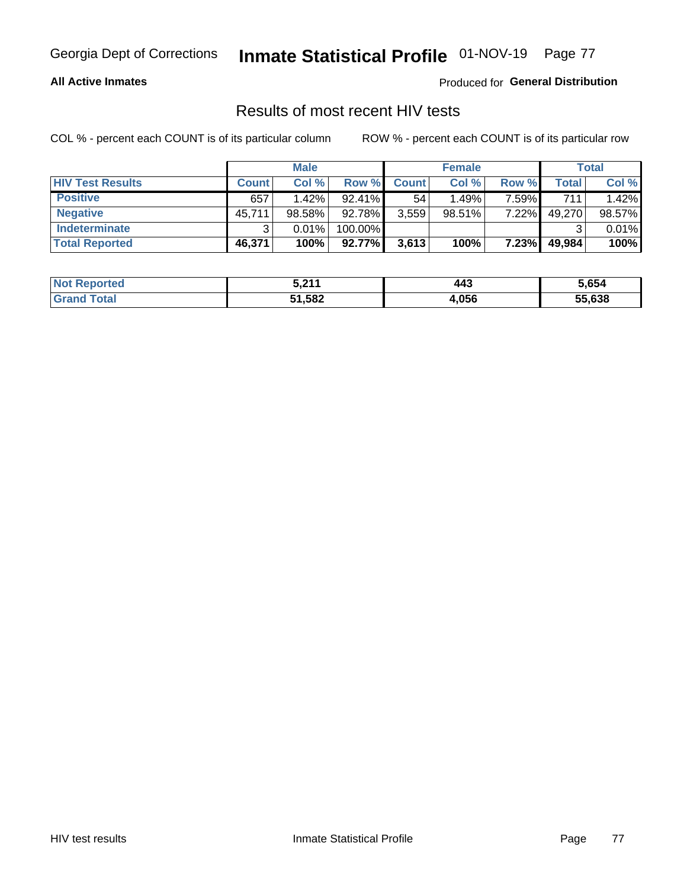Georgia Dept of Corrections **Inmate Statistical Profile** 01-NOV-19

**All Active Inmates**

Produced for **General Distribution**

## Results of most recent HIV tests

COL % - percent each COUNT is of its particular column ROW % - percent each COUNT is of its particular row

| | Male | | | Female | | | Total | |
|---|---|---|---|---|---|---|---|---|
| **HIV Test Results** | **Count** | **Col %** | **Row %** | **Count** | **Col %** | **Row %** | **Total** | **Col %** |
| **Positive** | 657 | 1.42% | 92.41% | 54 | 1.49% | 7.59% | 711 | 1.42% |
| **Negative** | 45,711 | 98.58% | 92.78% | 3,559 | 98.51% | 7.22% | 49,270 | 98.57% |
| **Indeterminate** | 3 | 0.01% | 100.00% | | | | 3 | 0.01% |
| **Total Reported** | **46,371** | **100%** | **92.77%** | **3,613** | **100%** | **7.23%** | **49,984** | **100%** |

| | Male | Female | Total |
|---|---|---|---|
| **Not Reported** | **5,211** | **443** | **5,654** |
| **Grand Total** | **51,582** | **4,056** | **55,638** |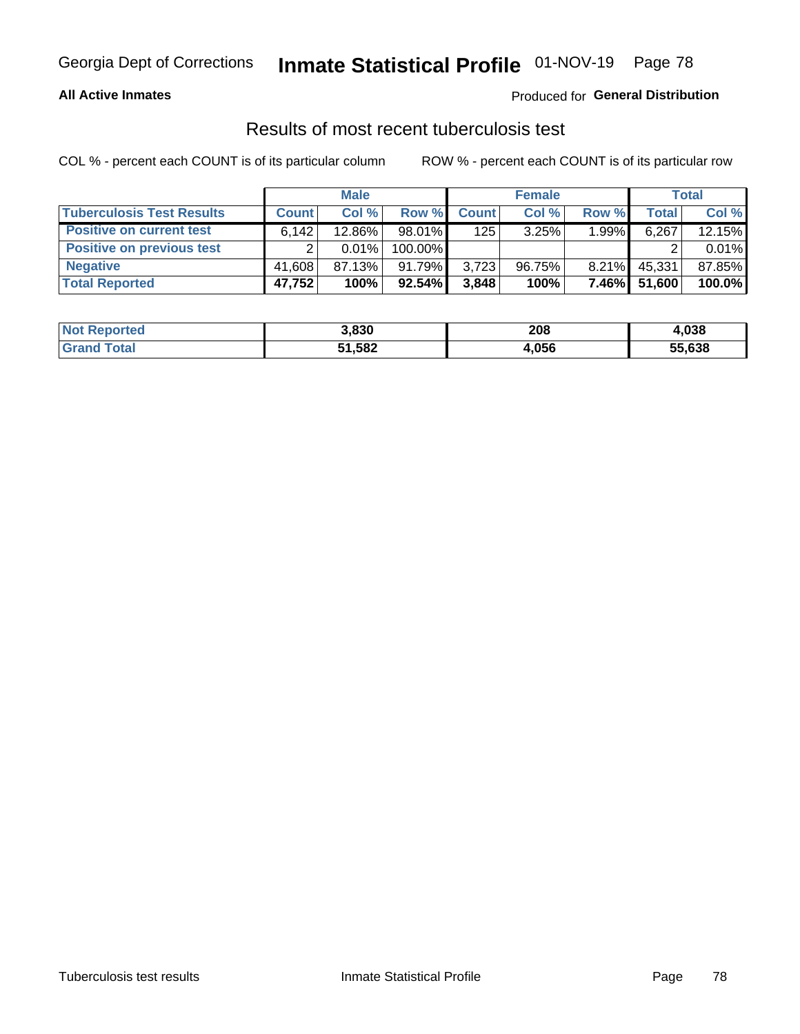**All Active Inmates**

Produced for **General Distribution**

## Results of most recent tuberculosis test

COL % - percent each COUNT is of its particular column

ROW % - percent each COUNT is of its particular row

| | Male | | | Female | | | Total | |
|---|---|---|---|---|---|---|---|---|
| **Tuberculosis Test Results** | **Count** | **Col %** | **Row %** | **Count** | **Col %** | **Row %** | **Total** | **Col %** |
| **Positive on current test** | 6,142 | 12.86% | 98.01% | 125 | 3.25% | 1.99% | 6,267 | 12.15% |
| **Positive on previous test** | 2 | 0.01% | 100.00% | | | | 2 | 0.01% |
| **Negative** | 41,608 | 87.13% | 91.79% | 3,723 | 96.75% | 8.21% | 45,331 | 87.85% |
| **Total Reported** | **47,752** | **100%** | **92.54%** | **3,848** | **100%** | **7.46%** | **51,600** | **100.0%** |

| | Male | Female | Total |
|---|---|---|---|
| **Not Reported** | **3,830** | **208** | **4,038** |
| **Grand Total** | **51,582** | **4,056** | **55,638** |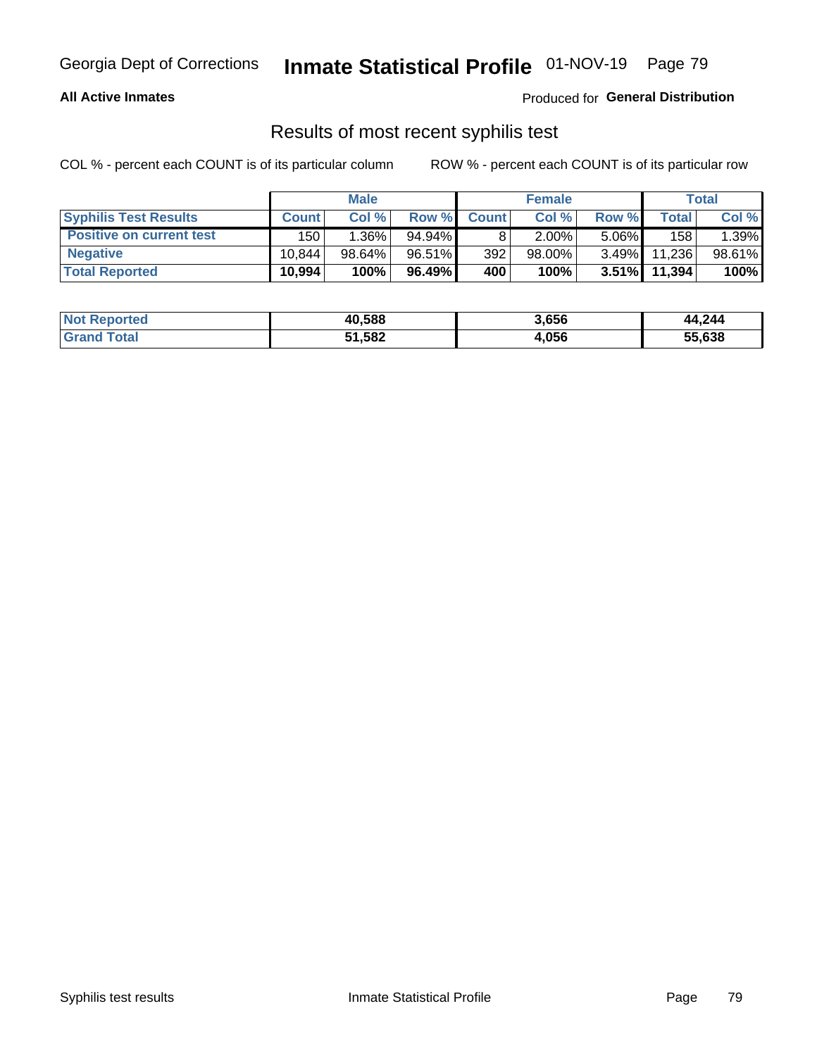Georgia Dept of Corrections **Inmate Statistical Profile** 01-NOV-19

**All Active Inmates**

Produced for **General Distribution**

## Results of most recent syphilis test

COL % - percent each COUNT is of its particular column

ROW % - percent each COUNT is of its particular row

| | Male | | | Female | | | Total | |
|---|---|---|---|---|---|---|---|---|
| **Syphilis Test Results** | **Count** | **Col %** | **Row %** | **Count** | **Col %** | **Row %** | **Total** | **Col %** |
| **Positive on current test** | 150 | 1.36% | 94.94% | 8 | 2.00% | 5.06% | 158 | 1.39% |
| **Negative** | 10,844 | 98.64% | 96.51% | 392 | 98.00% | 3.49% | 11,236 | 98.61% |
| **Total Reported** | **10,994** | **100%** | **96.49%** | **400** | **100%** | **3.51%** | **11,394** | **100%** |

| | Male | Female | Total |
|---|---|---|---|
| **Not Reported** | **40,588** | **3,656** | **44,244** |
| **Grand Total** | **51,582** | **4,056** | **55,638** |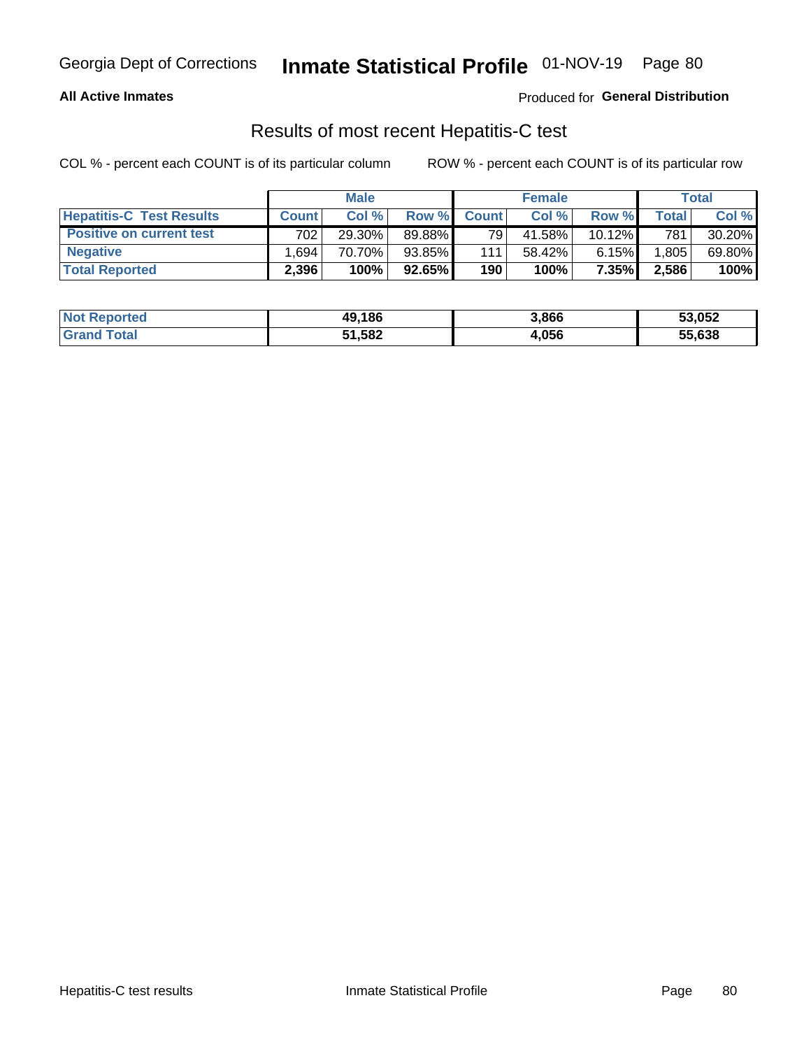Georgia Dept of Corrections **Inmate Statistical Profile** 01-NOV-19

**All Active Inmates** Produced for **General Distribution**

## Results of most recent Hepatitis-C test

COL % - percent each COUNT is of its particular column ROW % - percent each COUNT is of its particular row

| | Male | | | Female | | | Total | |
|---|---|---|---|---|---|---|---|---|
| **Hepatitis-C Test Results** | **Count** | **Col %** | **Row %** | **Count** | **Col %** | **Row %** | **Total** | **Col %** |
| **Positive on current test** | 702 | 29.30% | 89.88% | 79 | 41.58% | 10.12% | 781 | 30.20% |
| **Negative** | 1,694 | 70.70% | 93.85% | 111 | 58.42% | 6.15% | 1,805 | 69.80% |
| **Total Reported** | **2,396** | **100%** | **92.65%** | **190** | **100%** | **7.35%** | **2,586** | **100%** |

| | Male | Female | Total |
|---|---|---|---|
| **Not Reported** | **49,186** | **3,866** | **53,052** |
| **Grand Total** | **51,582** | **4,056** | **55,638** |